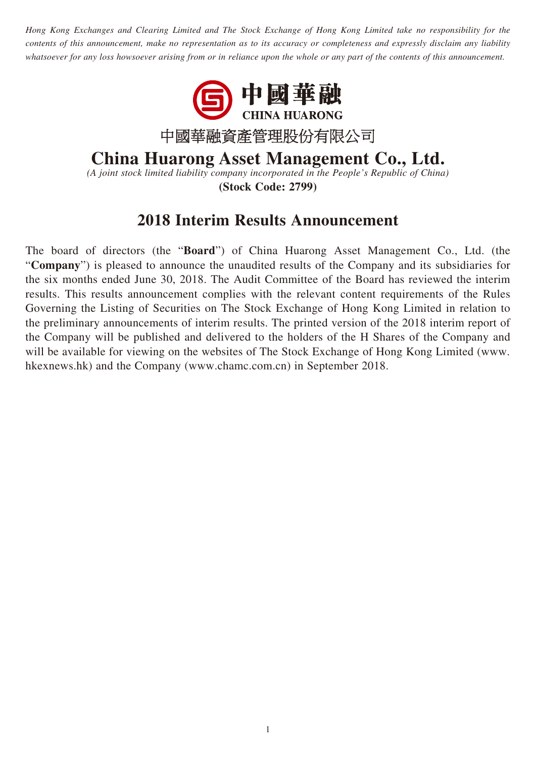*Hong Kong Exchanges and Clearing Limited and The Stock Exchange of Hong Kong Limited take no responsibility for the contents of this announcement, make no representation as to its accuracy or completeness and expressly disclaim any liability whatsoever for any loss howsoever arising from or in reliance upon the whole or any part of the contents of this announcement.*

中國華融
CHINA HUARONG

中國華融資產管理股份有限公司

# China Huarong Asset Management Co., Ltd.

*(A joint stock limited liability company incorporated in the People's Republic of China)*

**(Stock Code: 2799)**

## 2018 Interim Results Announcement

The board of directors (the "**Board**") of China Huarong Asset Management Co., Ltd. (the "**Company**") is pleased to announce the unaudited results of the Company and its subsidiaries for the six months ended June 30, 2018. The Audit Committee of the Board has reviewed the interim results. This results announcement complies with the relevant content requirements of the Rules Governing the Listing of Securities on The Stock Exchange of Hong Kong Limited in relation to the preliminary announcements of interim results. The printed version of the 2018 interim report of the Company will be published and delivered to the holders of the H Shares of the Company and will be available for viewing on the websites of The Stock Exchange of Hong Kong Limited (www.hkexnews.hk) and the Company (www.chamc.com.cn) in September 2018.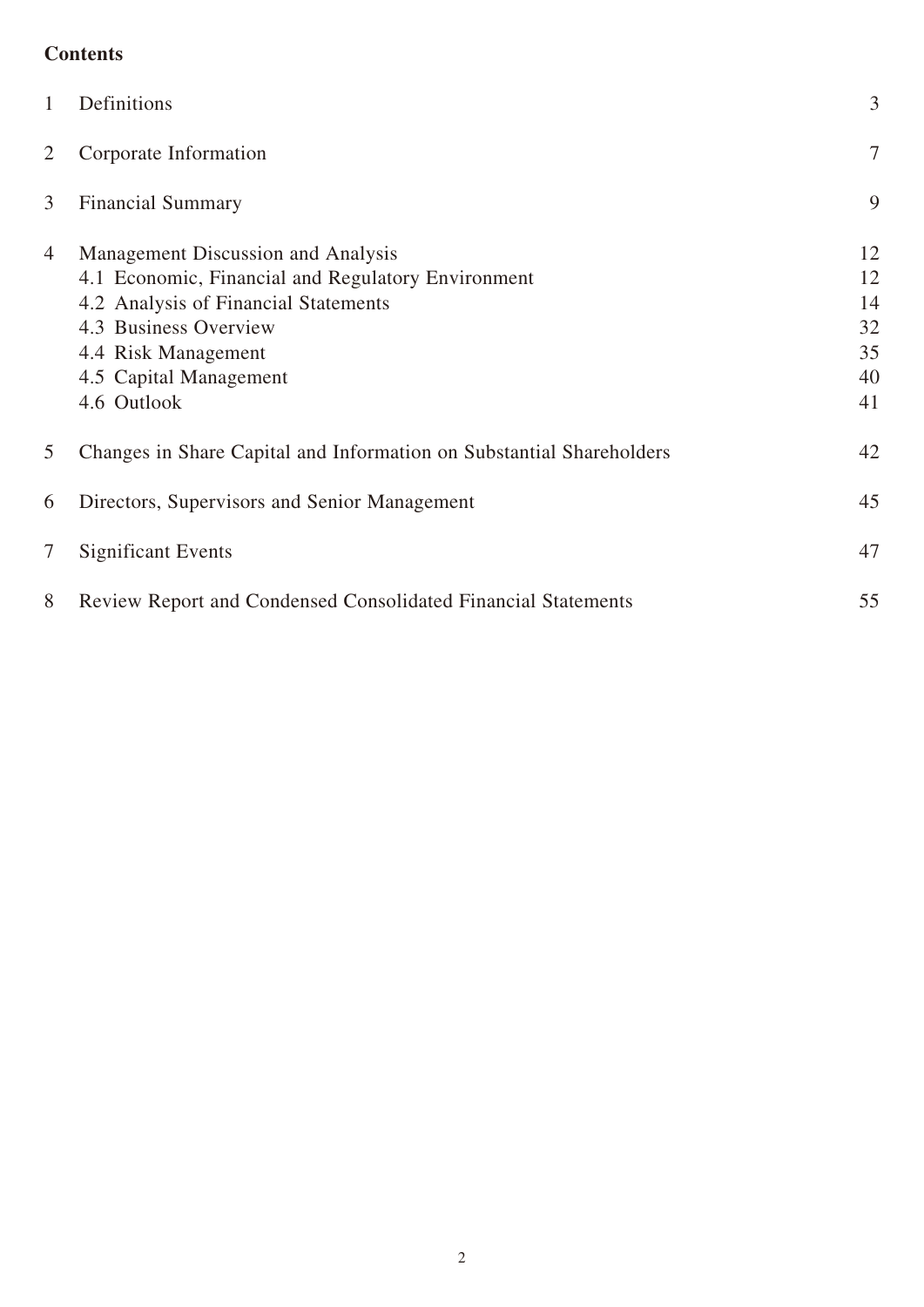## Contents

| | | |
|---|---|---|
| 1 | Definitions | 3 |
| 2 | Corporate Information | 7 |
| 3 | Financial Summary | 9 |
| 4 | Management Discussion and Analysis | 12 |
| | 4.1 Economic, Financial and Regulatory Environment | 12 |
| | 4.2 Analysis of Financial Statements | 14 |
| | 4.3 Business Overview | 32 |
| | 4.4 Risk Management | 35 |
| | 4.5 Capital Management | 40 |
| | 4.6 Outlook | 41 |
| 5 | Changes in Share Capital and Information on Substantial Shareholders | 42 |
| 6 | Directors, Supervisors and Senior Management | 45 |
| 7 | Significant Events | 47 |
| 8 | Review Report and Condensed Consolidated Financial Statements | 55 |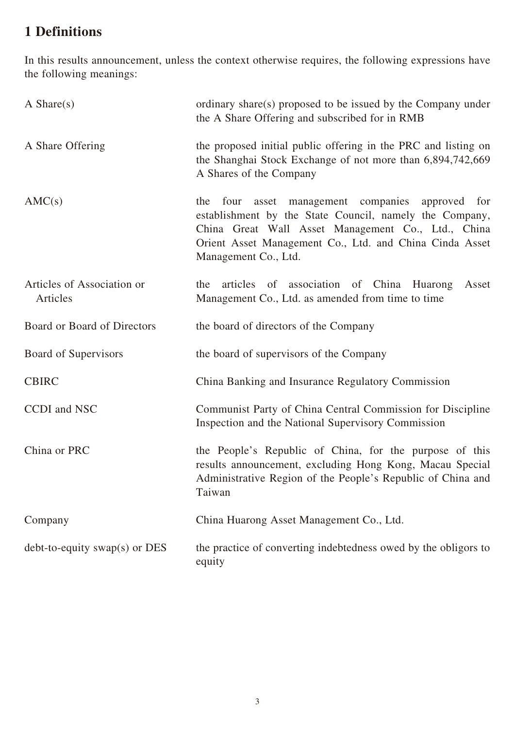# 1 Definitions

In this results announcement, unless the context otherwise requires, the following expressions have the following meanings:

| | |
|---|---|
| A Share(s) | ordinary share(s) proposed to be issued by the Company under the A Share Offering and subscribed for in RMB |
| A Share Offering | the proposed initial public offering in the PRC and listing on the Shanghai Stock Exchange of not more than 6,894,742,669 A Shares of the Company |
| AMC(s) | the four asset management companies approved for establishment by the State Council, namely the Company, China Great Wall Asset Management Co., Ltd., China Orient Asset Management Co., Ltd. and China Cinda Asset Management Co., Ltd. |
| Articles of Association or Articles | the articles of association of China Huarong Asset Management Co., Ltd. as amended from time to time |
| Board or Board of Directors | the board of directors of the Company |
| Board of Supervisors | the board of supervisors of the Company |
| CBIRC | China Banking and Insurance Regulatory Commission |
| CCDI and NSC | Communist Party of China Central Commission for Discipline Inspection and the National Supervisory Commission |
| China or PRC | the People's Republic of China, for the purpose of this results announcement, excluding Hong Kong, Macau Special Administrative Region of the People's Republic of China and Taiwan |
| Company | China Huarong Asset Management Co., Ltd. |
| debt-to-equity swap(s) or DES | the practice of converting indebtedness owed by the obligors to equity |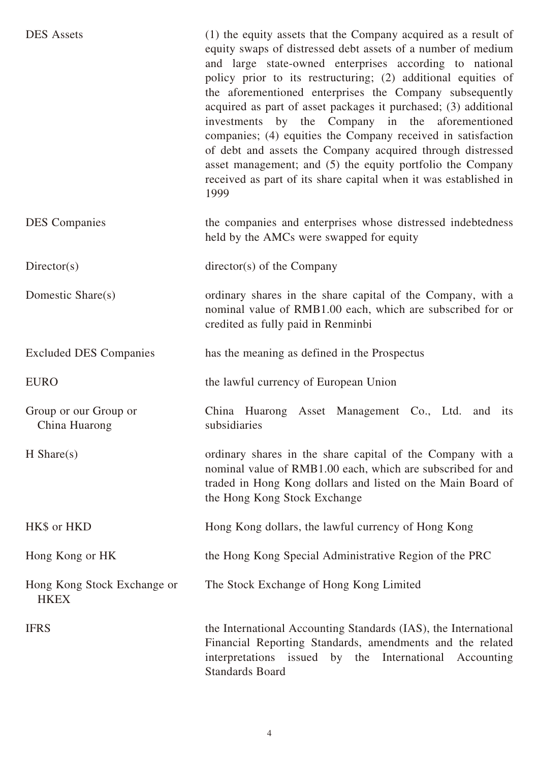| | |
|---|---|
| DES Assets | (1) the equity assets that the Company acquired as a result of equity swaps of distressed debt assets of a number of medium and large state-owned enterprises according to national policy prior to its restructuring; (2) additional equities of the aforementioned enterprises the Company subsequently acquired as part of asset packages it purchased; (3) additional investments by the Company in the aforementioned companies; (4) equities the Company received in satisfaction of debt and assets the Company acquired through distressed asset management; and (5) the equity portfolio the Company received as part of its share capital when it was established in 1999 |
| DES Companies | the companies and enterprises whose distressed indebtedness held by the AMCs were swapped for equity |
| Director(s) | director(s) of the Company |
| Domestic Share(s) | ordinary shares in the share capital of the Company, with a nominal value of RMB1.00 each, which are subscribed for or credited as fully paid in Renminbi |
| Excluded DES Companies | has the meaning as defined in the Prospectus |
| EURO | the lawful currency of European Union |
| Group or our Group or China Huarong | China Huarong Asset Management Co., Ltd. and its subsidiaries |
| H Share(s) | ordinary shares in the share capital of the Company with a nominal value of RMB1.00 each, which are subscribed for and traded in Hong Kong dollars and listed on the Main Board of the Hong Kong Stock Exchange |
| HK$ or HKD | Hong Kong dollars, the lawful currency of Hong Kong |
| Hong Kong or HK | the Hong Kong Special Administrative Region of the PRC |
| Hong Kong Stock Exchange or HKEX | The Stock Exchange of Hong Kong Limited |
| IFRS | the International Accounting Standards (IAS), the International Financial Reporting Standards, amendments and the related interpretations issued by the International Accounting Standards Board |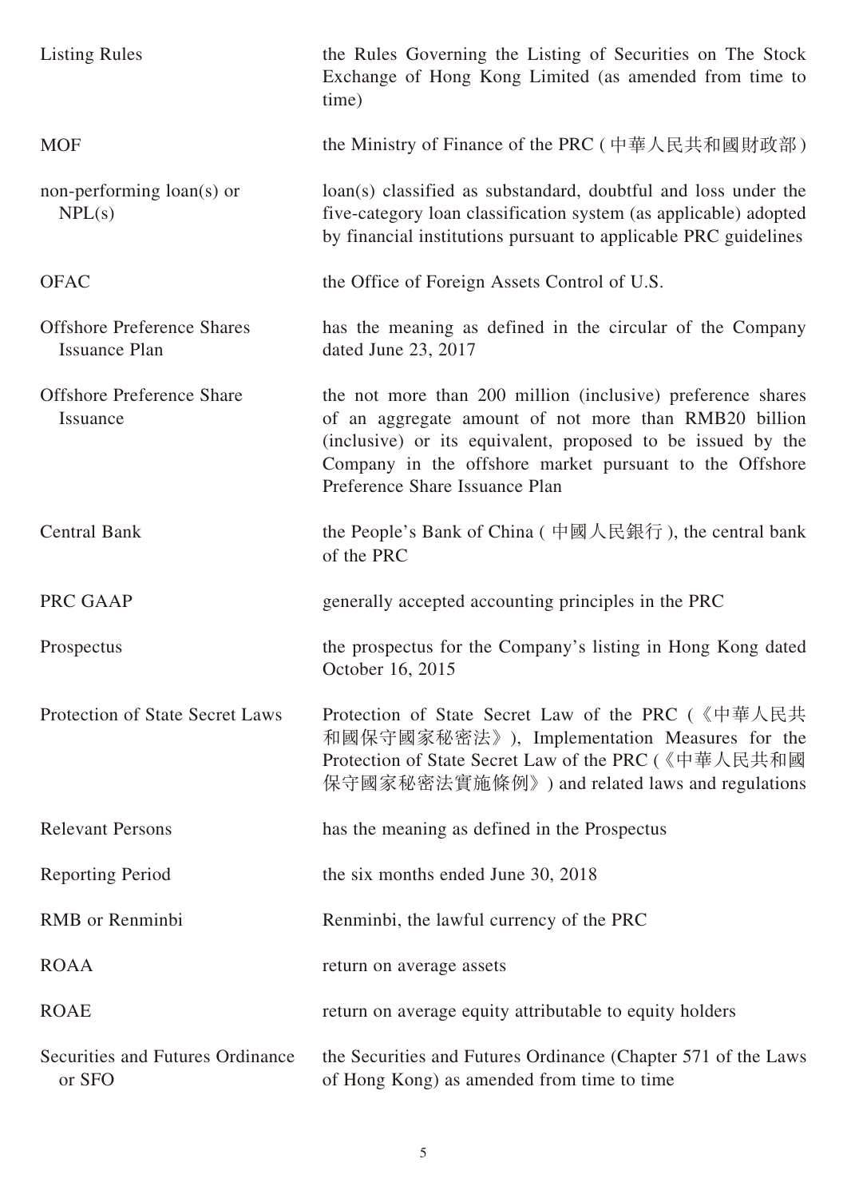| | |
|---|---|
| Listing Rules | the Rules Governing the Listing of Securities on The Stock Exchange of Hong Kong Limited (as amended from time to time) |
| MOF | the Ministry of Finance of the PRC (中華人民共和國財政部) |
| non-performing loan(s) or NPL(s) | loan(s) classified as substandard, doubtful and loss under the five-category loan classification system (as applicable) adopted by financial institutions pursuant to applicable PRC guidelines |
| OFAC | the Office of Foreign Assets Control of U.S. |
| Offshore Preference Shares Issuance Plan | has the meaning as defined in the circular of the Company dated June 23, 2017 |
| Offshore Preference Share Issuance | the not more than 200 million (inclusive) preference shares of an aggregate amount of not more than RMB20 billion (inclusive) or its equivalent, proposed to be issued by the Company in the offshore market pursuant to the Offshore Preference Share Issuance Plan |
| Central Bank | the People's Bank of China (中國人民銀行), the central bank of the PRC |
| PRC GAAP | generally accepted accounting principles in the PRC |
| Prospectus | the prospectus for the Company's listing in Hong Kong dated October 16, 2015 |
| Protection of State Secret Laws | Protection of State Secret Law of the PRC (《中華人民共和國保守國家秘密法》), Implementation Measures for the Protection of State Secret Law of the PRC (《中華人民共和國保守國家秘密法實施條例》) and related laws and regulations |
| Relevant Persons | has the meaning as defined in the Prospectus |
| Reporting Period | the six months ended June 30, 2018 |
| RMB or Renminbi | Renminbi, the lawful currency of the PRC |
| ROAA | return on average assets |
| ROAE | return on average equity attributable to equity holders |
| Securities and Futures Ordinance or SFO | the Securities and Futures Ordinance (Chapter 571 of the Laws of Hong Kong) as amended from time to time |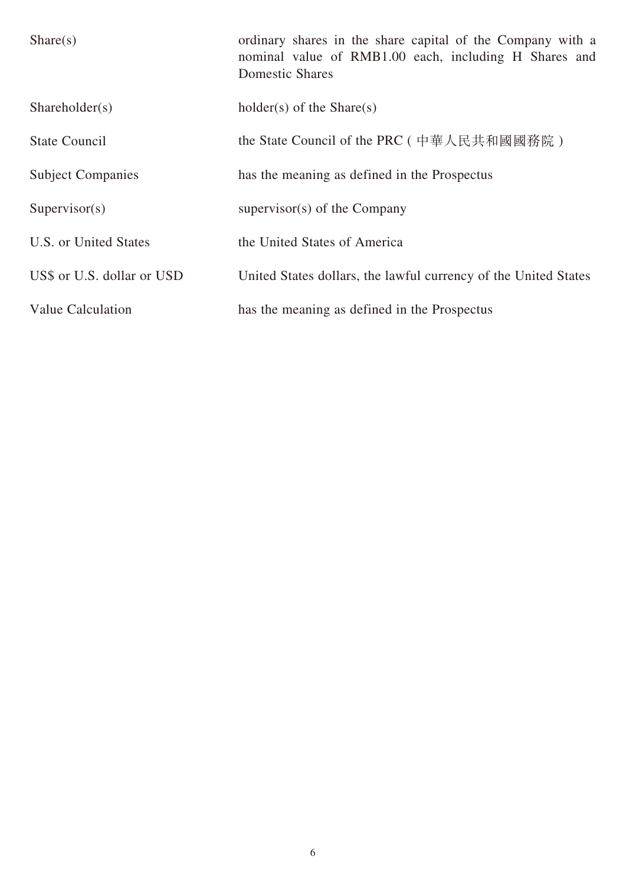| | |
|---|---|
| Share(s) | ordinary shares in the share capital of the Company with a nominal value of RMB1.00 each, including H Shares and Domestic Shares |
| Shareholder(s) | holder(s) of the Share(s) |
| State Council | the State Council of the PRC (中華人民共和國國務院) |
| Subject Companies | has the meaning as defined in the Prospectus |
| Supervisor(s) | supervisor(s) of the Company |
| U.S. or United States | the United States of America |
| US$ or U.S. dollar or USD | United States dollars, the lawful currency of the United States |
| Value Calculation | has the meaning as defined in the Prospectus |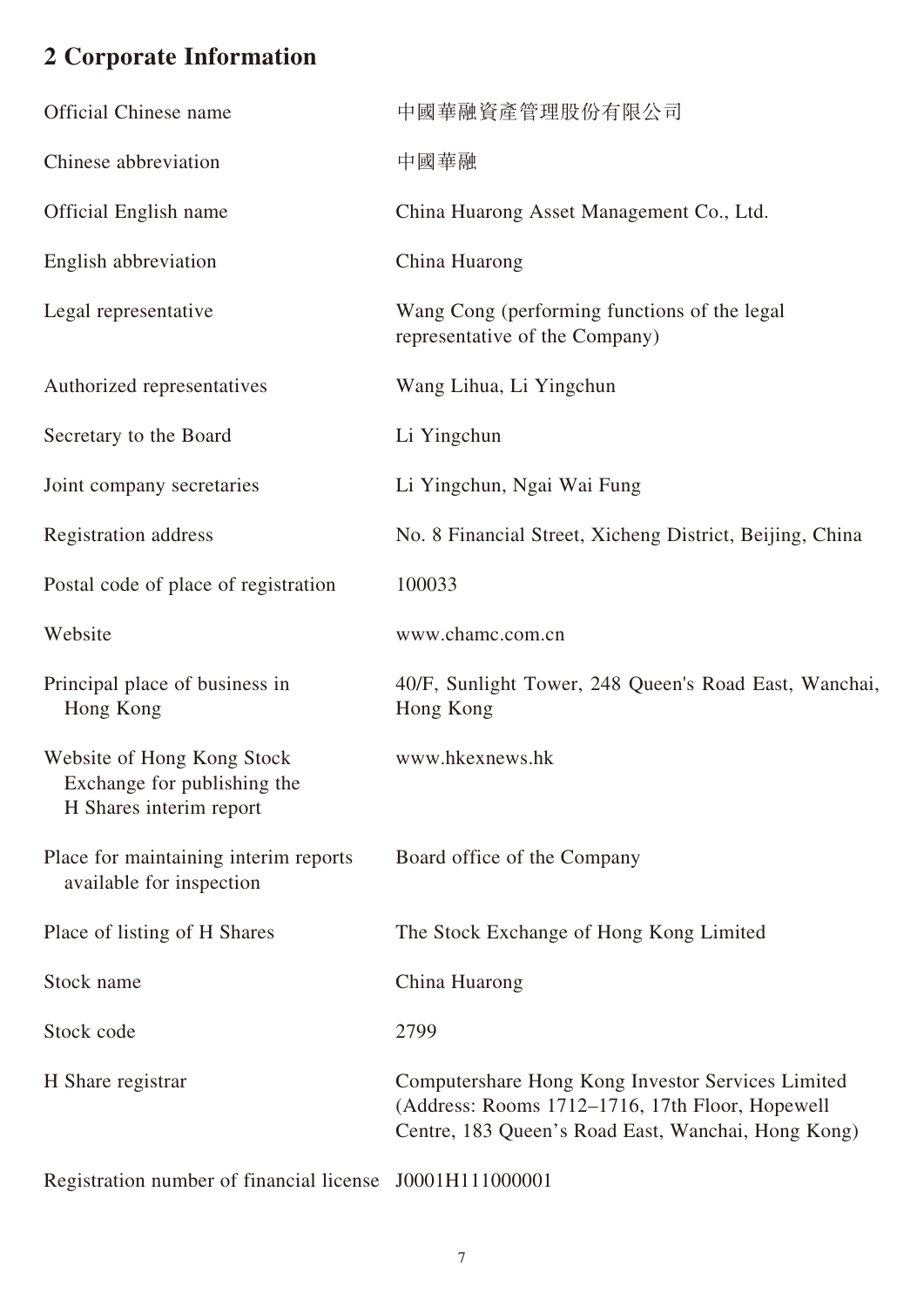## 2 Corporate Information

| | |
|---|---|
| Official Chinese name | 中國華融資產管理股份有限公司 |
| Chinese abbreviation | 中國華融 |
| Official English name | China Huarong Asset Management Co., Ltd. |
| English abbreviation | China Huarong |
| Legal representative | Wang Cong (performing functions of the legal representative of the Company) |
| Authorized representatives | Wang Lihua, Li Yingchun |
| Secretary to the Board | Li Yingchun |
| Joint company secretaries | Li Yingchun, Ngai Wai Fung |
| Registration address | No. 8 Financial Street, Xicheng District, Beijing, China |
| Postal code of place of registration | 100033 |
| Website | www.chamc.com.cn |
| Principal place of business in Hong Kong | 40/F, Sunlight Tower, 248 Queen's Road East, Wanchai, Hong Kong |
| Website of Hong Kong Stock Exchange for publishing the H Shares interim report | www.hkexnews.hk |
| Place for maintaining interim reports available for inspection | Board office of the Company |
| Place of listing of H Shares | The Stock Exchange of Hong Kong Limited |
| Stock name | China Huarong |
| Stock code | 2799 |
| H Share registrar | Computershare Hong Kong Investor Services Limited (Address: Rooms 1712–1716, 17th Floor, Hopewell Centre, 183 Queen's Road East, Wanchai, Hong Kong) |
| Registration number of financial license | J0001H111000001 |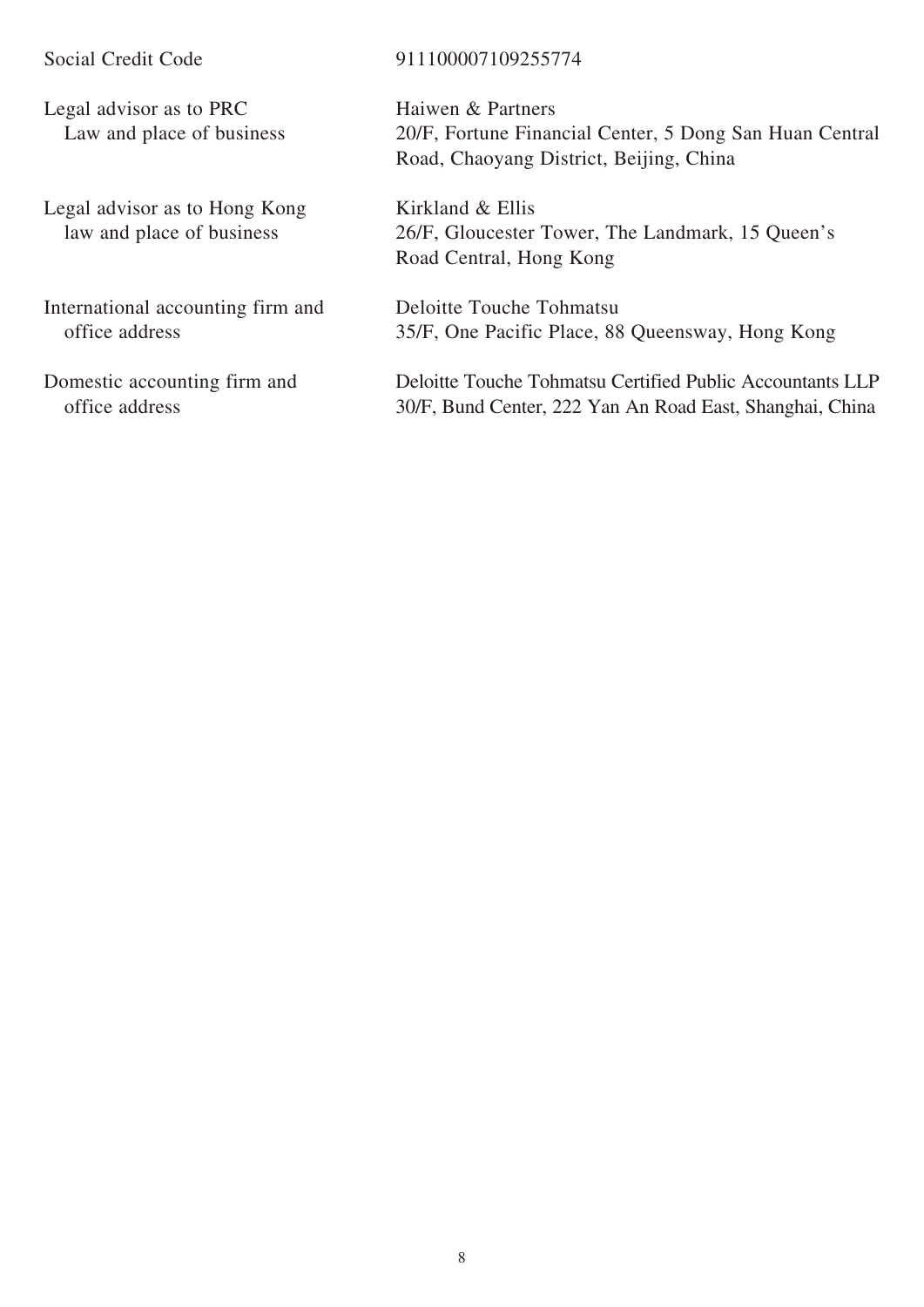| | |
|---|---|
| Social Credit Code | 911100007109255774 |
| Legal advisor as to PRC Law and place of business | Haiwen & Partners<br>20/F, Fortune Financial Center, 5 Dong San Huan Central Road, Chaoyang District, Beijing, China |
| Legal advisor as to Hong Kong law and place of business | Kirkland & Ellis<br>26/F, Gloucester Tower, The Landmark, 15 Queen's Road Central, Hong Kong |
| International accounting firm and office address | Deloitte Touche Tohmatsu<br>35/F, One Pacific Place, 88 Queensway, Hong Kong |
| Domestic accounting firm and office address | Deloitte Touche Tohmatsu Certified Public Accountants LLP<br>30/F, Bund Center, 222 Yan An Road East, Shanghai, China |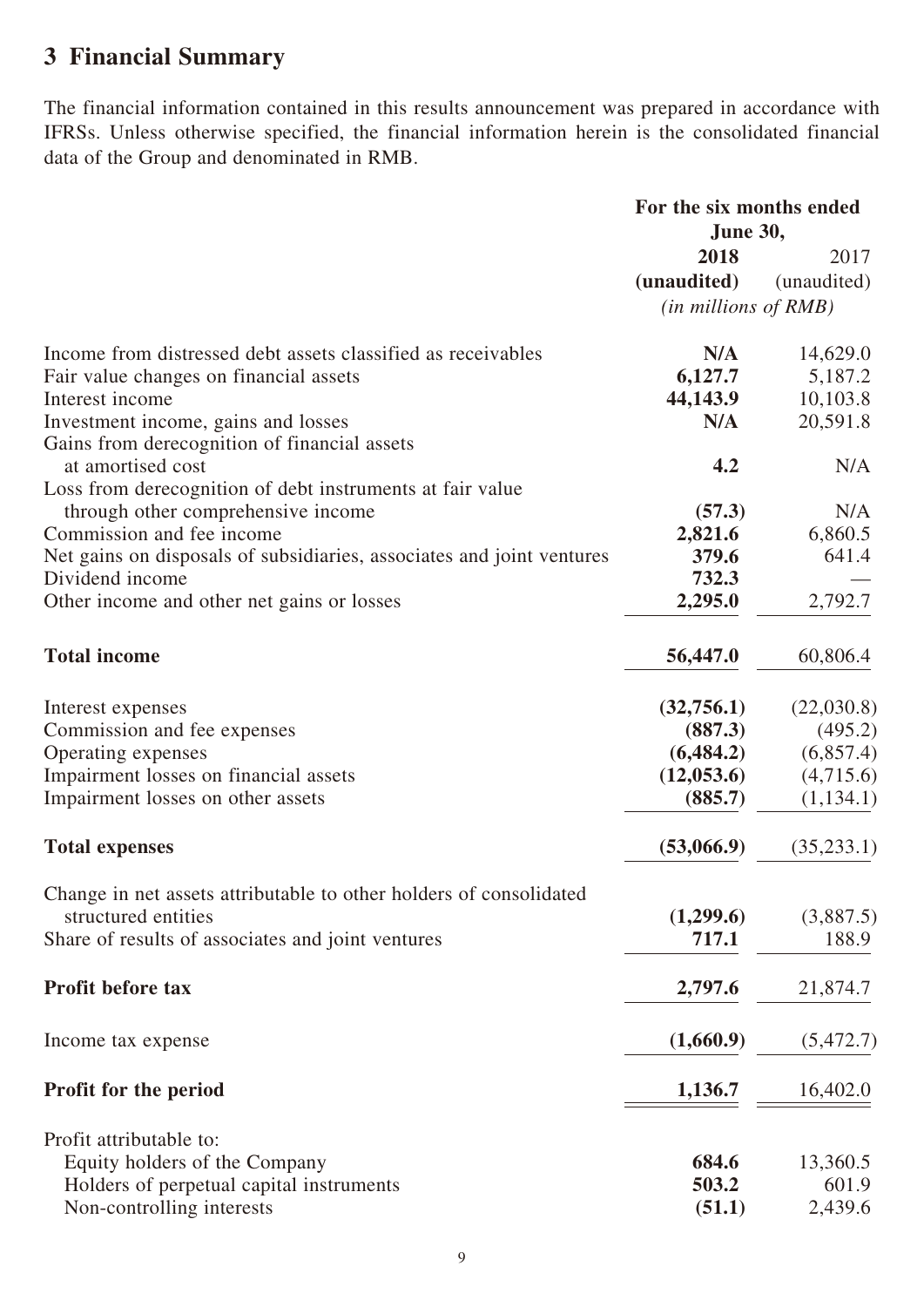## 3 Financial Summary

The financial information contained in this results announcement was prepared in accordance with IFRSs. Unless otherwise specified, the financial information herein is the consolidated financial data of the Group and denominated in RMB.

| | For the six months ended June 30, | |
|---|---|---|
| | **2018** | 2017 |
| | **(unaudited)** | (unaudited) |
| | *(in millions of RMB)* | |
| Income from distressed debt assets classified as receivables | **N/A** | 14,629.0 |
| Fair value changes on financial assets | **6,127.7** | 5,187.2 |
| Interest income | **44,143.9** | 10,103.8 |
| Investment income, gains and losses | **N/A** | 20,591.8 |
| Gains from derecognition of financial assets at amortised cost | **4.2** | N/A |
| Loss from derecognition of debt instruments at fair value through other comprehensive income | **(57.3)** | N/A |
| Commission and fee income | **2,821.6** | 6,860.5 |
| Net gains on disposals of subsidiaries, associates and joint ventures | **379.6** | 641.4 |
| Dividend income | **732.3** | — |
| Other income and other net gains or losses | **2,295.0** | 2,792.7 |
| **Total income** | **56,447.0** | 60,806.4 |
| Interest expenses | **(32,756.1)** | (22,030.8) |
| Commission and fee expenses | **(887.3)** | (495.2) |
| Operating expenses | **(6,484.2)** | (6,857.4) |
| Impairment losses on financial assets | **(12,053.6)** | (4,715.6) |
| Impairment losses on other assets | **(885.7)** | (1,134.1) |
| **Total expenses** | **(53,066.9)** | (35,233.1) |
| Change in net assets attributable to other holders of consolidated structured entities | **(1,299.6)** | (3,887.5) |
| Share of results of associates and joint ventures | **717.1** | 188.9 |
| **Profit before tax** | **2,797.6** | 21,874.7 |
| Income tax expense | **(1,660.9)** | (5,472.7) |
| **Profit for the period** | **1,136.7** | 16,402.0 |
| Profit attributable to: | | |
| Equity holders of the Company | **684.6** | 13,360.5 |
| Holders of perpetual capital instruments | **503.2** | 601.9 |
| Non-controlling interests | **(51.1)** | 2,439.6 |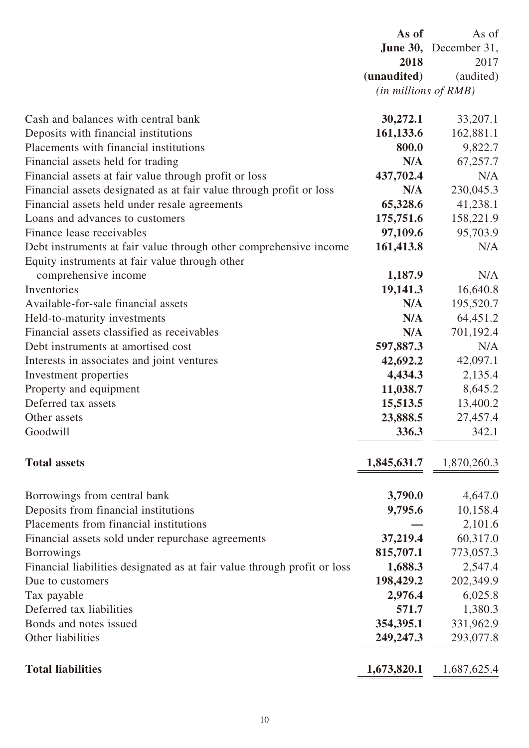| | As of June 30, 2018 (unaudited) | As of December 31, 2017 (audited) |
|---|---|---|
| | *(in millions of RMB)* | |
| Cash and balances with central bank | **30,272.1** | 33,207.1 |
| Deposits with financial institutions | **161,133.6** | 162,881.1 |
| Placements with financial institutions | **800.0** | 9,822.7 |
| Financial assets held for trading | **N/A** | 67,257.7 |
| Financial assets at fair value through profit or loss | **437,702.4** | N/A |
| Financial assets designated as at fair value through profit or loss | **N/A** | 230,045.3 |
| Financial assets held under resale agreements | **65,328.6** | 41,238.1 |
| Loans and advances to customers | **175,751.6** | 158,221.9 |
| Finance lease receivables | **97,109.6** | 95,703.9 |
| Debt instruments at fair value through other comprehensive income | **161,413.8** | N/A |
| Equity instruments at fair value through other comprehensive income | **1,187.9** | N/A |
| Inventories | **19,141.3** | 16,640.8 |
| Available-for-sale financial assets | **N/A** | 195,520.7 |
| Held-to-maturity investments | **N/A** | 64,451.2 |
| Financial assets classified as receivables | **N/A** | 701,192.4 |
| Debt instruments at amortised cost | **597,887.3** | N/A |
| Interests in associates and joint ventures | **42,692.2** | 42,097.1 |
| Investment properties | **4,434.3** | 2,135.4 |
| Property and equipment | **11,038.7** | 8,645.2 |
| Deferred tax assets | **15,513.5** | 13,400.2 |
| Other assets | **23,888.5** | 27,457.4 |
| Goodwill | **336.3** | 342.1 |
| **Total assets** | **1,845,631.7** | 1,870,260.3 |
| Borrowings from central bank | **3,790.0** | 4,647.0 |
| Deposits from financial institutions | **9,795.6** | 10,158.4 |
| Placements from financial institutions | **—** | 2,101.6 |
| Financial assets sold under repurchase agreements | **37,219.4** | 60,317.0 |
| Borrowings | **815,707.1** | 773,057.3 |
| Financial liabilities designated as at fair value through profit or loss | **1,688.3** | 2,547.4 |
| Due to customers | **198,429.2** | 202,349.9 |
| Tax payable | **2,976.4** | 6,025.8 |
| Deferred tax liabilities | **571.7** | 1,380.3 |
| Bonds and notes issued | **354,395.1** | 331,962.9 |
| Other liabilities | **249,247.3** | 293,077.8 |
| **Total liabilities** | **1,673,820.1** | 1,687,625.4 |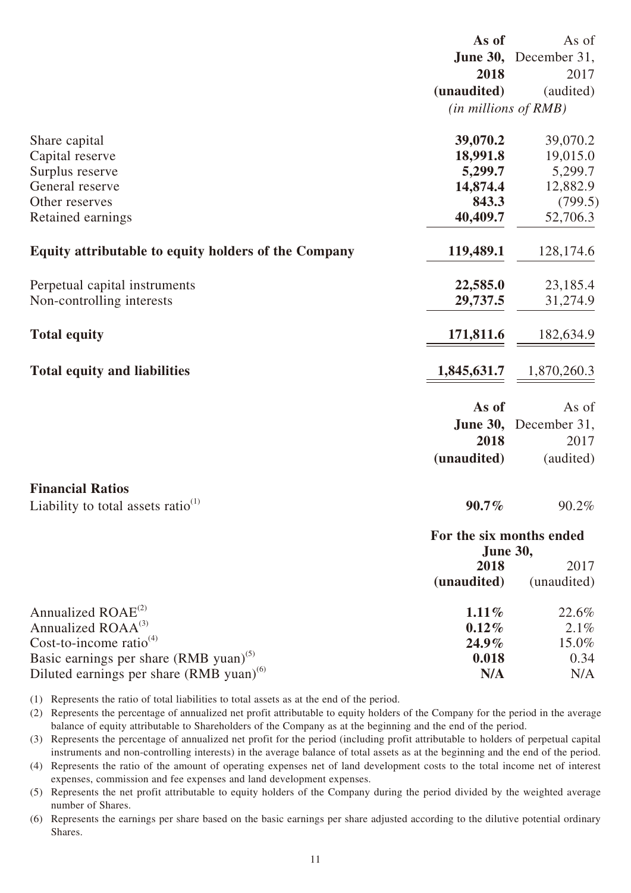| | As of June 30, 2018 (unaudited) | As of December 31, 2017 (audited) |
|---|---|---|
| | *(in millions of RMB)* | |
| Share capital | **39,070.2** | 39,070.2 |
| Capital reserve | **18,991.8** | 19,015.0 |
| Surplus reserve | **5,299.7** | 5,299.7 |
| General reserve | **14,874.4** | 12,882.9 |
| Other reserves | **843.3** | (799.5) |
| Retained earnings | **40,409.7** | 52,706.3 |
| **Equity attributable to equity holders of the Company** | **119,489.1** | 128,174.6 |
| Perpetual capital instruments | **22,585.0** | 23,185.4 |
| Non-controlling interests | **29,737.5** | 31,274.9 |
| **Total equity** | **171,811.6** | 182,634.9 |
| **Total equity and liabilities** | **1,845,631.7** | 1,870,260.3 |

| | As of June 30, 2018 (unaudited) | As of December 31, 2017 (audited) |
|---|---|---|
| **Financial Ratios** | | |
| Liability to total assets ratio[(1)] | **90.7%** | 90.2% |

| | For the six months ended June 30, 2018 (unaudited) | 2017 (unaudited) |
|---|---|---|
| Annualized ROAE[(2)] | **1.11%** | 22.6% |
| Annualized ROAA[(3)] | **0.12%** | 2.1% |
| Cost-to-income ratio[(4)] | **24.9%** | 15.0% |
| Basic earnings per share (RMB yuan)[(5)] | **0.018** | 0.34 |
| Diluted earnings per share (RMB yuan)[(6)] | **N/A** | N/A |

(1) Represents the ratio of total liabilities to total assets as at the end of the period.

(2) Represents the percentage of annualized net profit attributable to equity holders of the Company for the period in the average balance of equity attributable to Shareholders of the Company as at the beginning and the end of the period.

(3) Represents the percentage of annualized net profit for the period (including profit attributable to holders of perpetual capital instruments and non-controlling interests) in the average balance of total assets as at the beginning and the end of the period.

(4) Represents the ratio of the amount of operating expenses net of land development costs to the total income net of interest expenses, commission and fee expenses and land development expenses.

(5) Represents the net profit attributable to equity holders of the Company during the period divided by the weighted average number of Shares.

(6) Represents the earnings per share based on the basic earnings per share adjusted according to the dilutive potential ordinary Shares.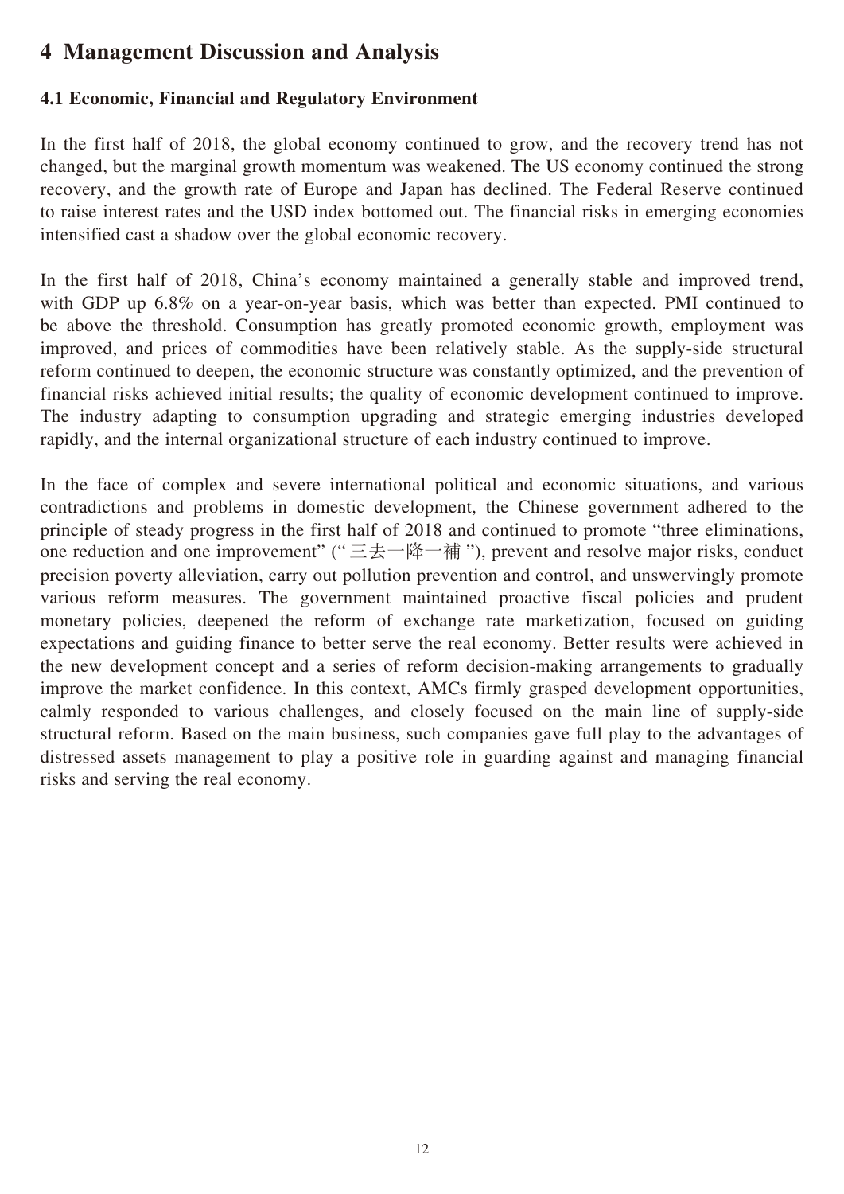# 4 Management Discussion and Analysis

## 4.1 Economic, Financial and Regulatory Environment

In the first half of 2018, the global economy continued to grow, and the recovery trend has not changed, but the marginal growth momentum was weakened. The US economy continued the strong recovery, and the growth rate of Europe and Japan has declined. The Federal Reserve continued to raise interest rates and the USD index bottomed out. The financial risks in emerging economies intensified cast a shadow over the global economic recovery.

In the first half of 2018, China's economy maintained a generally stable and improved trend, with GDP up 6.8% on a year-on-year basis, which was better than expected. PMI continued to be above the threshold. Consumption has greatly promoted economic growth, employment was improved, and prices of commodities have been relatively stable. As the supply-side structural reform continued to deepen, the economic structure was constantly optimized, and the prevention of financial risks achieved initial results; the quality of economic development continued to improve. The industry adapting to consumption upgrading and strategic emerging industries developed rapidly, and the internal organizational structure of each industry continued to improve.

In the face of complex and severe international political and economic situations, and various contradictions and problems in domestic development, the Chinese government adhered to the principle of steady progress in the first half of 2018 and continued to promote "three eliminations, one reduction and one improvement" ("三去一降一補"), prevent and resolve major risks, conduct precision poverty alleviation, carry out pollution prevention and control, and unswervingly promote various reform measures. The government maintained proactive fiscal policies and prudent monetary policies, deepened the reform of exchange rate marketization, focused on guiding expectations and guiding finance to better serve the real economy. Better results were achieved in the new development concept and a series of reform decision-making arrangements to gradually improve the market confidence. In this context, AMCs firmly grasped development opportunities, calmly responded to various challenges, and closely focused on the main line of supply-side structural reform. Based on the main business, such companies gave full play to the advantages of distressed assets management to play a positive role in guarding against and managing financial risks and serving the real economy.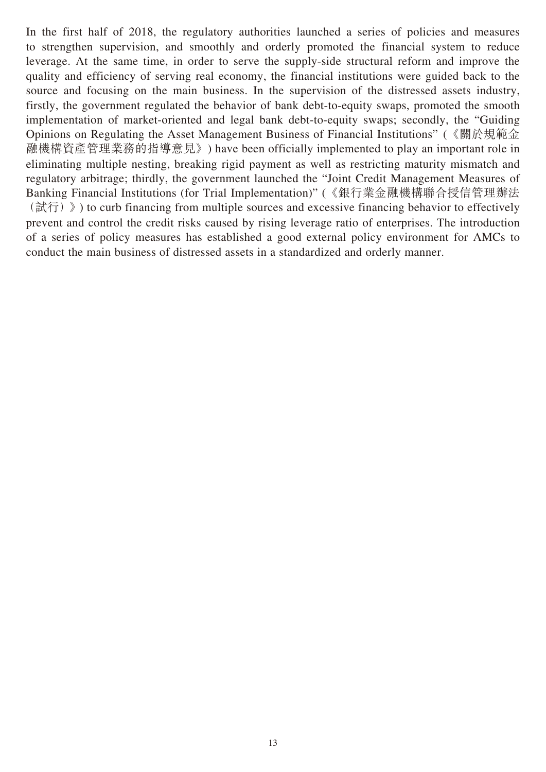In the first half of 2018, the regulatory authorities launched a series of policies and measures to strengthen supervision, and smoothly and orderly promoted the financial system to reduce leverage. At the same time, in order to serve the supply-side structural reform and improve the quality and efficiency of serving real economy, the financial institutions were guided back to the source and focusing on the main business. In the supervision of the distressed assets industry, firstly, the government regulated the behavior of bank debt-to-equity swaps, promoted the smooth implementation of market-oriented and legal bank debt-to-equity swaps; secondly, the "Guiding Opinions on Regulating the Asset Management Business of Financial Institutions" (《關於規範金融機構資產管理業務的指導意見》) have been officially implemented to play an important role in eliminating multiple nesting, breaking rigid payment as well as restricting maturity mismatch and regulatory arbitrage; thirdly, the government launched the "Joint Credit Management Measures of Banking Financial Institutions (for Trial Implementation)" (《銀行業金融機構聯合授信管理辦法（試行）》) to curb financing from multiple sources and excessive financing behavior to effectively prevent and control the credit risks caused by rising leverage ratio of enterprises. The introduction of a series of policy measures has established a good external policy environment for AMCs to conduct the main business of distressed assets in a standardized and orderly manner.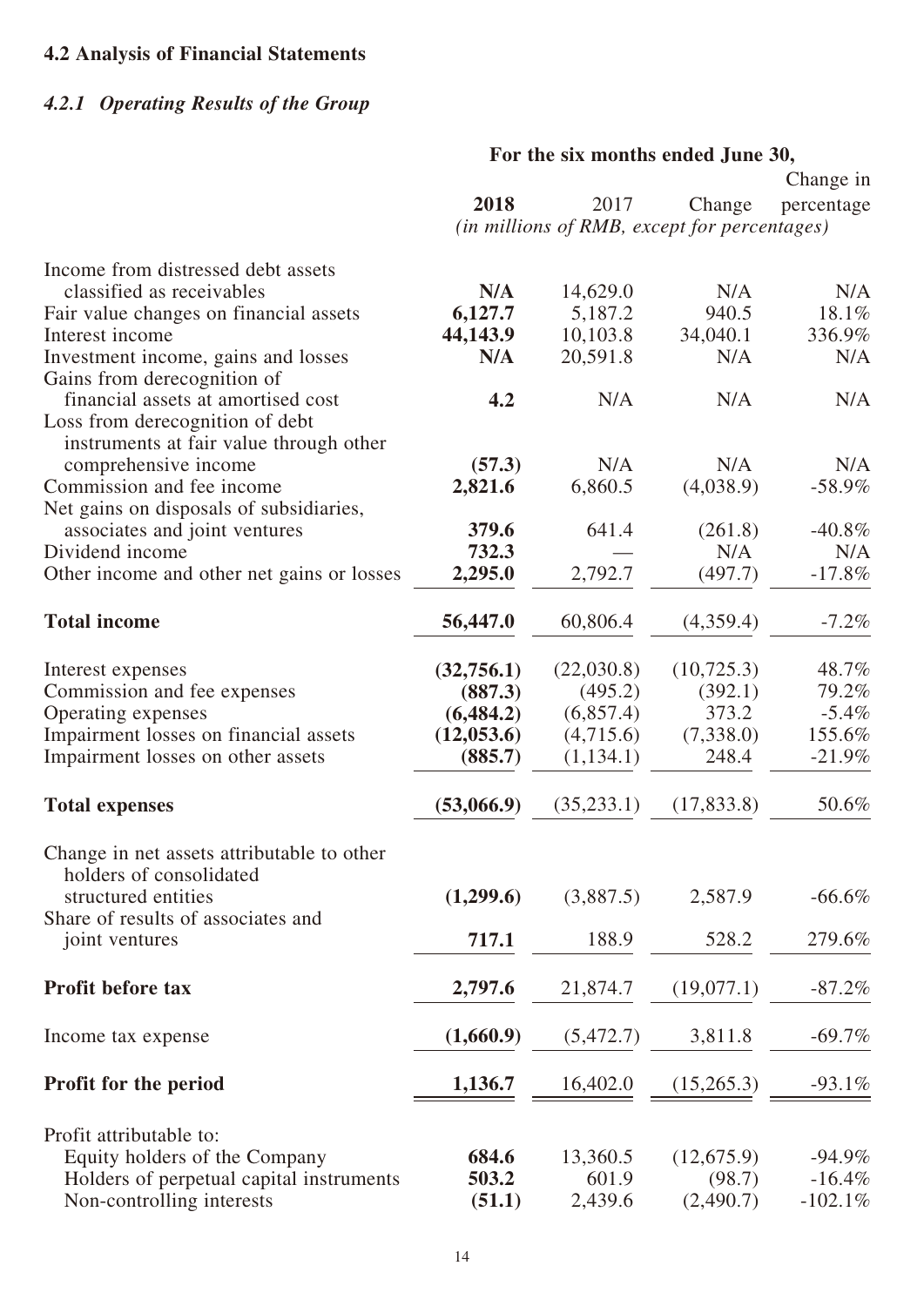## 4.2 Analysis of Financial Statements

### *4.2.1 Operating Results of the Group*

| | For the six months ended June 30, | | | |
|---|---|---|---|---|
| | **2018** | 2017 | Change | Change in percentage |
| | *(in millions of RMB, except for percentages)* | | | |
| Income from distressed debt assets classified as receivables | **N/A** | 14,629.0 | N/A | N/A |
| Fair value changes on financial assets | **6,127.7** | 5,187.2 | 940.5 | 18.1% |
| Interest income | **44,143.9** | 10,103.8 | 34,040.1 | 336.9% |
| Investment income, gains and losses | **N/A** | 20,591.8 | N/A | N/A |
| Gains from derecognition of financial assets at amortised cost | **4.2** | N/A | N/A | N/A |
| Loss from derecognition of debt instruments at fair value through other comprehensive income | **(57.3)** | N/A | N/A | N/A |
| Commission and fee income | **2,821.6** | 6,860.5 | (4,038.9) | -58.9% |
| Net gains on disposals of subsidiaries, associates and joint ventures | **379.6** | 641.4 | (261.8) | -40.8% |
| Dividend income | **732.3** | — | N/A | N/A |
| Other income and other net gains or losses | **2,295.0** | 2,792.7 | (497.7) | -17.8% |
| **Total income** | **56,447.0** | 60,806.4 | (4,359.4) | -7.2% |
| Interest expenses | **(32,756.1)** | (22,030.8) | (10,725.3) | 48.7% |
| Commission and fee expenses | **(887.3)** | (495.2) | (392.1) | 79.2% |
| Operating expenses | **(6,484.2)** | (6,857.4) | 373.2 | -5.4% |
| Impairment losses on financial assets | **(12,053.6)** | (4,715.6) | (7,338.0) | 155.6% |
| Impairment losses on other assets | **(885.7)** | (1,134.1) | 248.4 | -21.9% |
| **Total expenses** | **(53,066.9)** | (35,233.1) | (17,833.8) | 50.6% |
| Change in net assets attributable to other holders of consolidated structured entities | **(1,299.6)** | (3,887.5) | 2,587.9 | -66.6% |
| Share of results of associates and joint ventures | **717.1** | 188.9 | 528.2 | 279.6% |
| **Profit before tax** | **2,797.6** | 21,874.7 | (19,077.1) | -87.2% |
| Income tax expense | **(1,660.9)** | (5,472.7) | 3,811.8 | -69.7% |
| **Profit for the period** | **1,136.7** | 16,402.0 | (15,265.3) | -93.1% |
| Profit attributable to: | | | | |
| Equity holders of the Company | **684.6** | 13,360.5 | (12,675.9) | -94.9% |
| Holders of perpetual capital instruments | **503.2** | 601.9 | (98.7) | -16.4% |
| Non-controlling interests | **(51.1)** | 2,439.6 | (2,490.7) | -102.1% |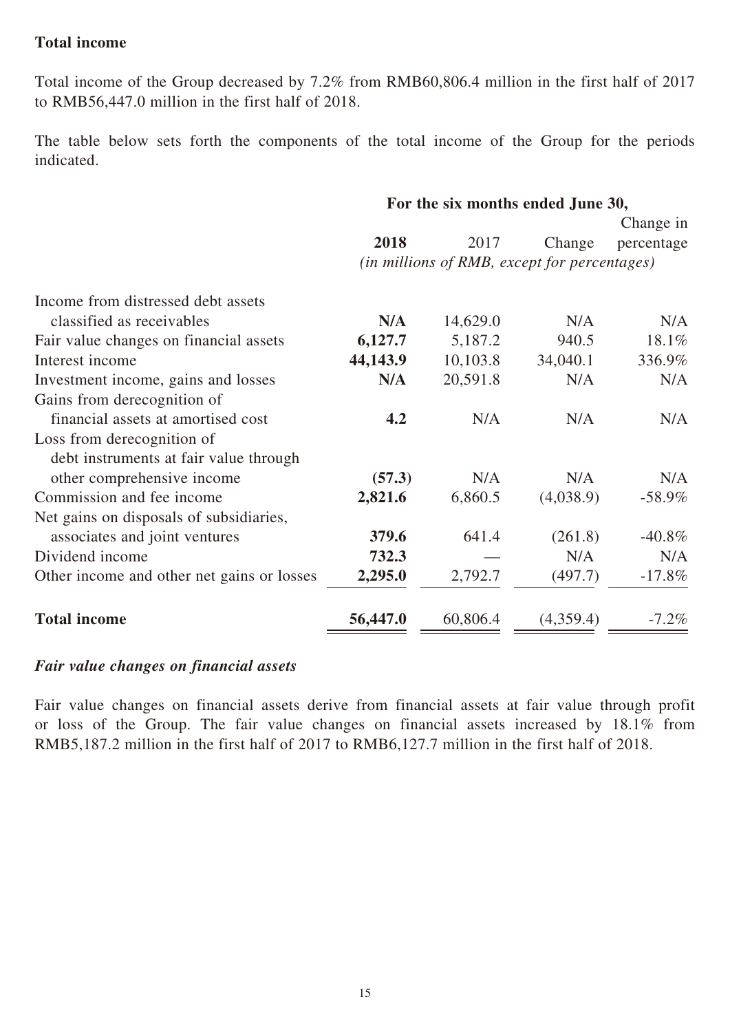**Total income**

Total income of the Group decreased by 7.2% from RMB60,806.4 million in the first half of 2017 to RMB56,447.0 million in the first half of 2018.

The table below sets forth the components of the total income of the Group for the periods indicated.

| | For the six months ended June 30, | | | |
|---|---|---|---|---|
| | **2018** | 2017 | Change | Change in percentage |
| | *(in millions of RMB, except for percentages)* | | | |
| Income from distressed debt assets classified as receivables | **N/A** | 14,629.0 | N/A | N/A |
| Fair value changes on financial assets | **6,127.7** | 5,187.2 | 940.5 | 18.1% |
| Interest income | **44,143.9** | 10,103.8 | 34,040.1 | 336.9% |
| Investment income, gains and losses | **N/A** | 20,591.8 | N/A | N/A |
| Gains from derecognition of financial assets at amortised cost | **4.2** | N/A | N/A | N/A |
| Loss from derecognition of debt instruments at fair value through other comprehensive income | **(57.3)** | N/A | N/A | N/A |
| Commission and fee income | **2,821.6** | 6,860.5 | (4,038.9) | -58.9% |
| Net gains on disposals of subsidiaries, associates and joint ventures | **379.6** | 641.4 | (261.8) | -40.8% |
| Dividend income | **732.3** | — | N/A | N/A |
| Other income and other net gains or losses | **2,295.0** | 2,792.7 | (497.7) | -17.8% |
| **Total income** | **56,447.0** | 60,806.4 | (4,359.4) | -7.2% |

***Fair value changes on financial assets***

Fair value changes on financial assets derive from financial assets at fair value through profit or loss of the Group. The fair value changes on financial assets increased by 18.1% from RMB5,187.2 million in the first half of 2017 to RMB6,127.7 million in the first half of 2018.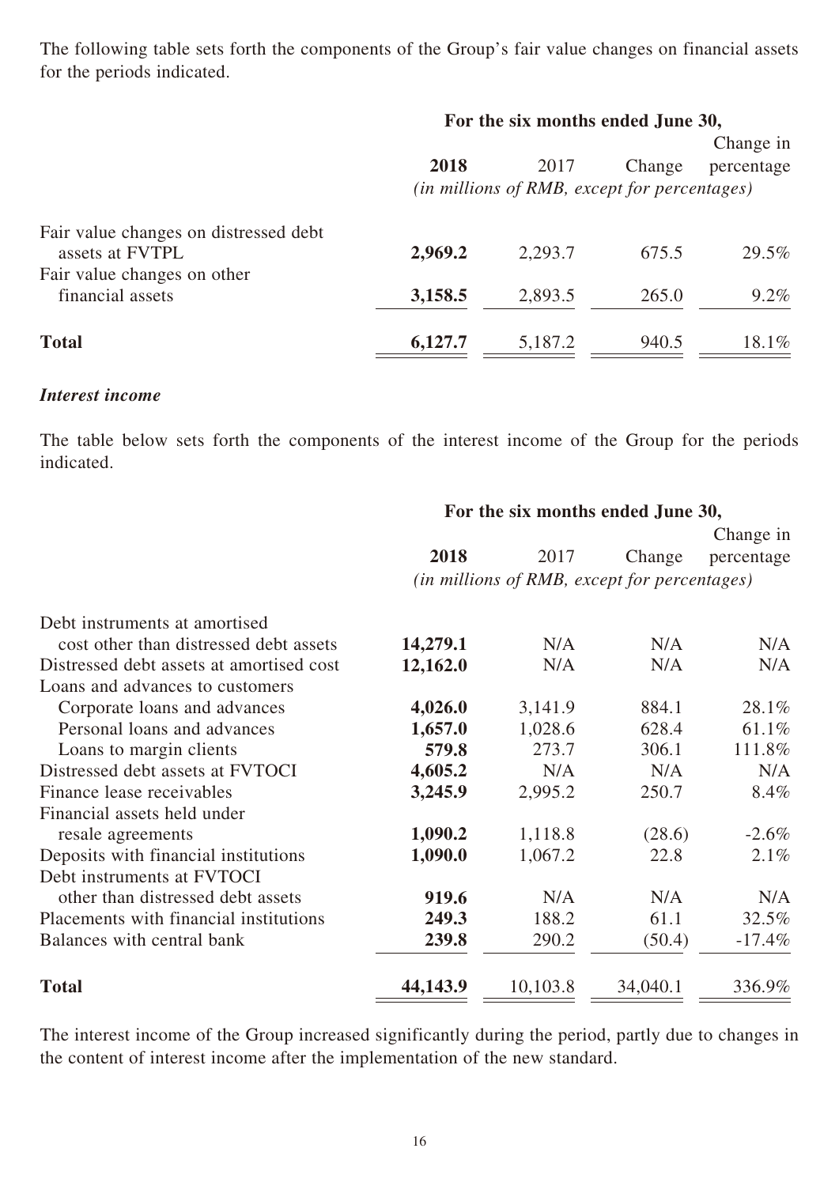The following table sets forth the components of the Group's fair value changes on financial assets for the periods indicated.

| | For the six months ended June 30, | | | |
|---|---|---|---|---|
| | **2018** | 2017 | Change | Change in percentage |
| | *(in millions of RMB, except for percentages)* | | | |
| Fair value changes on distressed debt assets at FVTPL | **2,969.2** | 2,293.7 | 675.5 | 29.5% |
| Fair value changes on other financial assets | **3,158.5** | 2,893.5 | 265.0 | 9.2% |
| **Total** | **6,127.7** | 5,187.2 | 940.5 | 18.1% |

***Interest income***

The table below sets forth the components of the interest income of the Group for the periods indicated.

| | For the six months ended June 30, | | | |
|---|---|---|---|---|
| | **2018** | 2017 | Change | Change in percentage |
| | *(in millions of RMB, except for percentages)* | | | |
| Debt instruments at amortised cost other than distressed debt assets | **14,279.1** | N/A | N/A | N/A |
| Distressed debt assets at amortised cost | **12,162.0** | N/A | N/A | N/A |
| Loans and advances to customers | | | | |
| Corporate loans and advances | **4,026.0** | 3,141.9 | 884.1 | 28.1% |
| Personal loans and advances | **1,657.0** | 1,028.6 | 628.4 | 61.1% |
| Loans to margin clients | **579.8** | 273.7 | 306.1 | 111.8% |
| Distressed debt assets at FVTOCI | **4,605.2** | N/A | N/A | N/A |
| Finance lease receivables | **3,245.9** | 2,995.2 | 250.7 | 8.4% |
| Financial assets held under resale agreements | **1,090.2** | 1,118.8 | (28.6) | -2.6% |
| Deposits with financial institutions | **1,090.0** | 1,067.2 | 22.8 | 2.1% |
| Debt instruments at FVTOCI other than distressed debt assets | **919.6** | N/A | N/A | N/A |
| Placements with financial institutions | **249.3** | 188.2 | 61.1 | 32.5% |
| Balances with central bank | **239.8** | 290.2 | (50.4) | -17.4% |
| **Total** | **44,143.9** | 10,103.8 | 34,040.1 | 336.9% |

The interest income of the Group increased significantly during the period, partly due to changes in the content of interest income after the implementation of the new standard.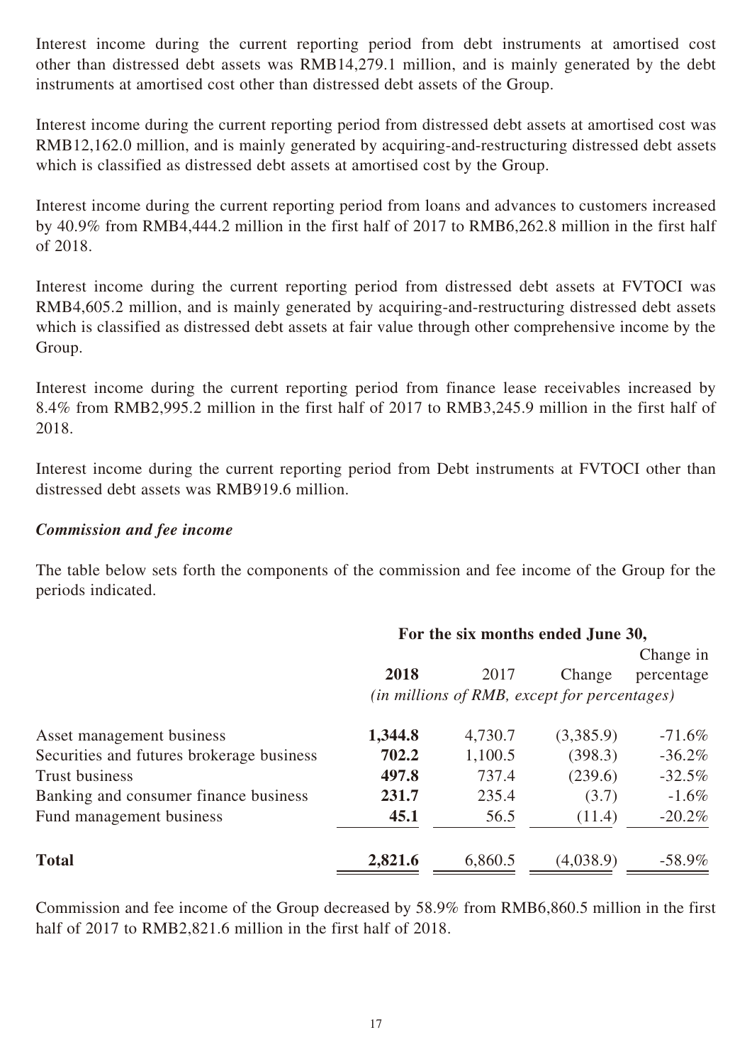Interest income during the current reporting period from debt instruments at amortised cost other than distressed debt assets was RMB14,279.1 million, and is mainly generated by the debt instruments at amortised cost other than distressed debt assets of the Group.

Interest income during the current reporting period from distressed debt assets at amortised cost was RMB12,162.0 million, and is mainly generated by acquiring-and-restructuring distressed debt assets which is classified as distressed debt assets at amortised cost by the Group.

Interest income during the current reporting period from loans and advances to customers increased by 40.9% from RMB4,444.2 million in the first half of 2017 to RMB6,262.8 million in the first half of 2018.

Interest income during the current reporting period from distressed debt assets at FVTOCI was RMB4,605.2 million, and is mainly generated by acquiring-and-restructuring distressed debt assets which is classified as distressed debt assets at fair value through other comprehensive income by the Group.

Interest income during the current reporting period from finance lease receivables increased by 8.4% from RMB2,995.2 million in the first half of 2017 to RMB3,245.9 million in the first half of 2018.

Interest income during the current reporting period from Debt instruments at FVTOCI other than distressed debt assets was RMB919.6 million.

***Commission and fee income***

The table below sets forth the components of the commission and fee income of the Group for the periods indicated.

| | For the six months ended June 30, | | | |
|---|---|---|---|---|
| | **2018** | 2017 | Change | Change in percentage |
| | *(in millions of RMB, except for percentages)* | | | |
| Asset management business | **1,344.8** | 4,730.7 | (3,385.9) | -71.6% |
| Securities and futures brokerage business | **702.2** | 1,100.5 | (398.3) | -36.2% |
| Trust business | **497.8** | 737.4 | (239.6) | -32.5% |
| Banking and consumer finance business | **231.7** | 235.4 | (3.7) | -1.6% |
| Fund management business | **45.1** | 56.5 | (11.4) | -20.2% |
| **Total** | **2,821.6** | 6,860.5 | (4,038.9) | -58.9% |

Commission and fee income of the Group decreased by 58.9% from RMB6,860.5 million in the first half of 2017 to RMB2,821.6 million in the first half of 2018.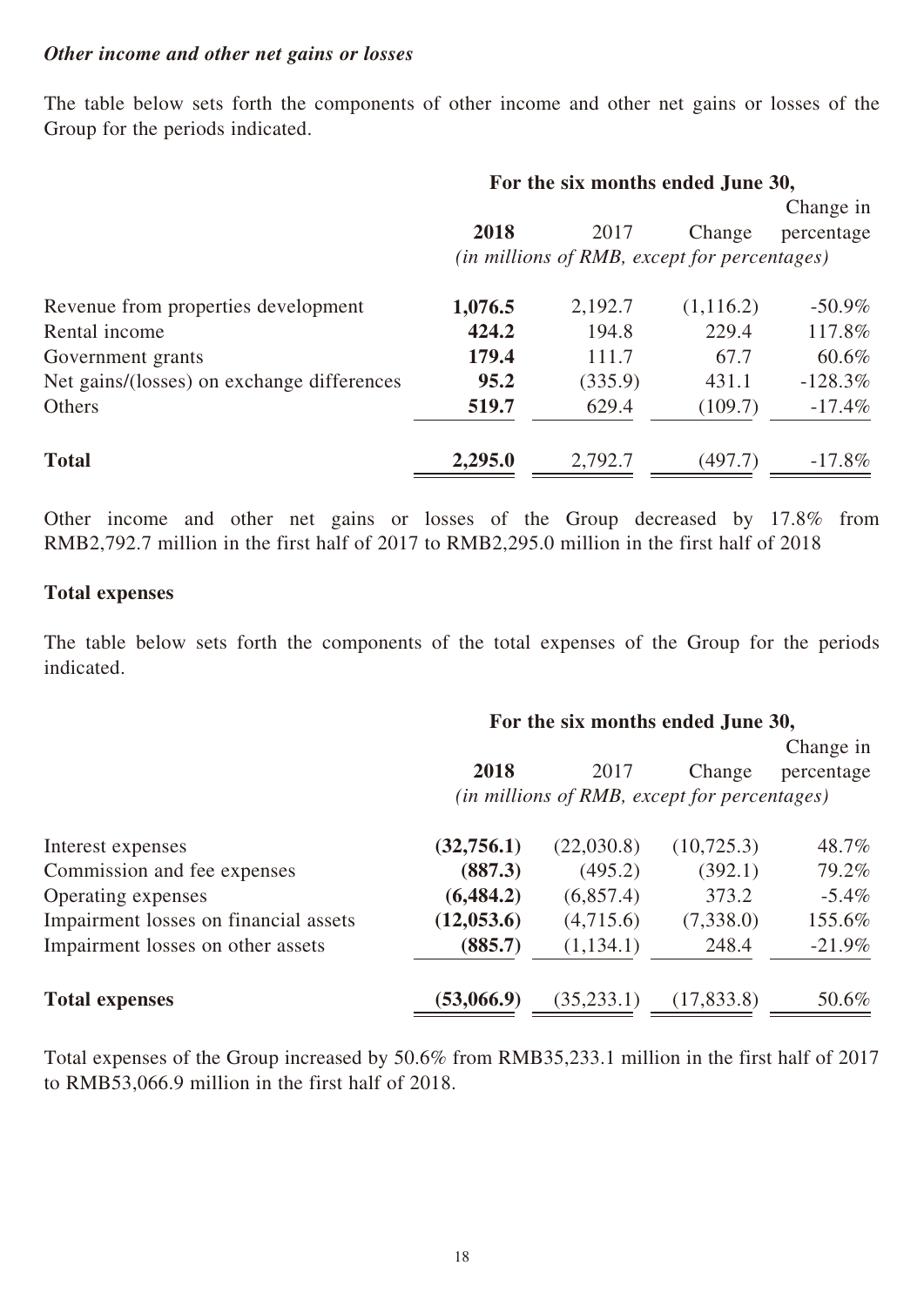***Other income and other net gains or losses***

The table below sets forth the components of other income and other net gains or losses of the Group for the periods indicated.

| | For the six months ended June 30, | | | |
|---|---|---|---|---|
| | **2018** | 2017 | Change | Change in percentage |
| | *(in millions of RMB, except for percentages)* | | | |
| Revenue from properties development | **1,076.5** | 2,192.7 | (1,116.2) | -50.9% |
| Rental income | **424.2** | 194.8 | 229.4 | 117.8% |
| Government grants | **179.4** | 111.7 | 67.7 | 60.6% |
| Net gains/(losses) on exchange differences | **95.2** | (335.9) | 431.1 | -128.3% |
| Others | **519.7** | 629.4 | (109.7) | -17.4% |
| **Total** | **2,295.0** | 2,792.7 | (497.7) | -17.8% |

Other income and other net gains or losses of the Group decreased by 17.8% from RMB2,792.7 million in the first half of 2017 to RMB2,295.0 million in the first half of 2018

**Total expenses**

The table below sets forth the components of the total expenses of the Group for the periods indicated.

| | For the six months ended June 30, | | | |
|---|---|---|---|---|
| | **2018** | 2017 | Change | Change in percentage |
| | *(in millions of RMB, except for percentages)* | | | |
| Interest expenses | **(32,756.1)** | (22,030.8) | (10,725.3) | 48.7% |
| Commission and fee expenses | **(887.3)** | (495.2) | (392.1) | 79.2% |
| Operating expenses | **(6,484.2)** | (6,857.4) | 373.2 | -5.4% |
| Impairment losses on financial assets | **(12,053.6)** | (4,715.6) | (7,338.0) | 155.6% |
| Impairment losses on other assets | **(885.7)** | (1,134.1) | 248.4 | -21.9% |
| **Total expenses** | **(53,066.9)** | (35,233.1) | (17,833.8) | 50.6% |

Total expenses of the Group increased by 50.6% from RMB35,233.1 million in the first half of 2017 to RMB53,066.9 million in the first half of 2018.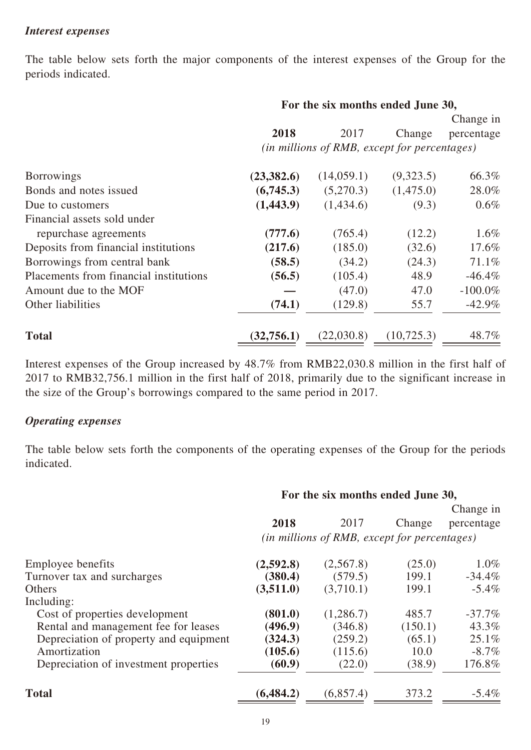***Interest expenses***

The table below sets forth the major components of the interest expenses of the Group for the periods indicated.

| | For the six months ended June 30, | | | |
|---|---|---|---|---|
| | **2018** | 2017 | Change | Change in percentage |
| | *(in millions of RMB, except for percentages)* | | | |
| Borrowings | **(23,382.6)** | (14,059.1) | (9,323.5) | 66.3% |
| Bonds and notes issued | **(6,745.3)** | (5,270.3) | (1,475.0) | 28.0% |
| Due to customers | **(1,443.9)** | (1,434.6) | (9.3) | 0.6% |
| Financial assets sold under repurchase agreements | **(777.6)** | (765.4) | (12.2) | 1.6% |
| Deposits from financial institutions | **(217.6)** | (185.0) | (32.6) | 17.6% |
| Borrowings from central bank | **(58.5)** | (34.2) | (24.3) | 71.1% |
| Placements from financial institutions | **(56.5)** | (105.4) | 48.9 | -46.4% |
| Amount due to the MOF | **—** | (47.0) | 47.0 | -100.0% |
| Other liabilities | **(74.1)** | (129.8) | 55.7 | -42.9% |
| **Total** | **(32,756.1)** | (22,030.8) | (10,725.3) | 48.7% |

Interest expenses of the Group increased by 48.7% from RMB22,030.8 million in the first half of 2017 to RMB32,756.1 million in the first half of 2018, primarily due to the significant increase in the size of the Group's borrowings compared to the same period in 2017.

***Operating expenses***

The table below sets forth the components of the operating expenses of the Group for the periods indicated.

| | For the six months ended June 30, | | | |
|---|---|---|---|---|
| | **2018** | 2017 | Change | Change in percentage |
| | *(in millions of RMB, except for percentages)* | | | |
| Employee benefits | **(2,592.8)** | (2,567.8) | (25.0) | 1.0% |
| Turnover tax and surcharges | **(380.4)** | (579.5) | 199.1 | -34.4% |
| Others | **(3,511.0)** | (3,710.1) | 199.1 | -5.4% |
| Including: | | | | |
| Cost of properties development | **(801.0)** | (1,286.7) | 485.7 | -37.7% |
| Rental and management fee for leases | **(496.9)** | (346.8) | (150.1) | 43.3% |
| Depreciation of property and equipment | **(324.3)** | (259.2) | (65.1) | 25.1% |
| Amortization | **(105.6)** | (115.6) | 10.0 | -8.7% |
| Depreciation of investment properties | **(60.9)** | (22.0) | (38.9) | 176.8% |
| **Total** | **(6,484.2)** | (6,857.4) | 373.2 | -5.4% |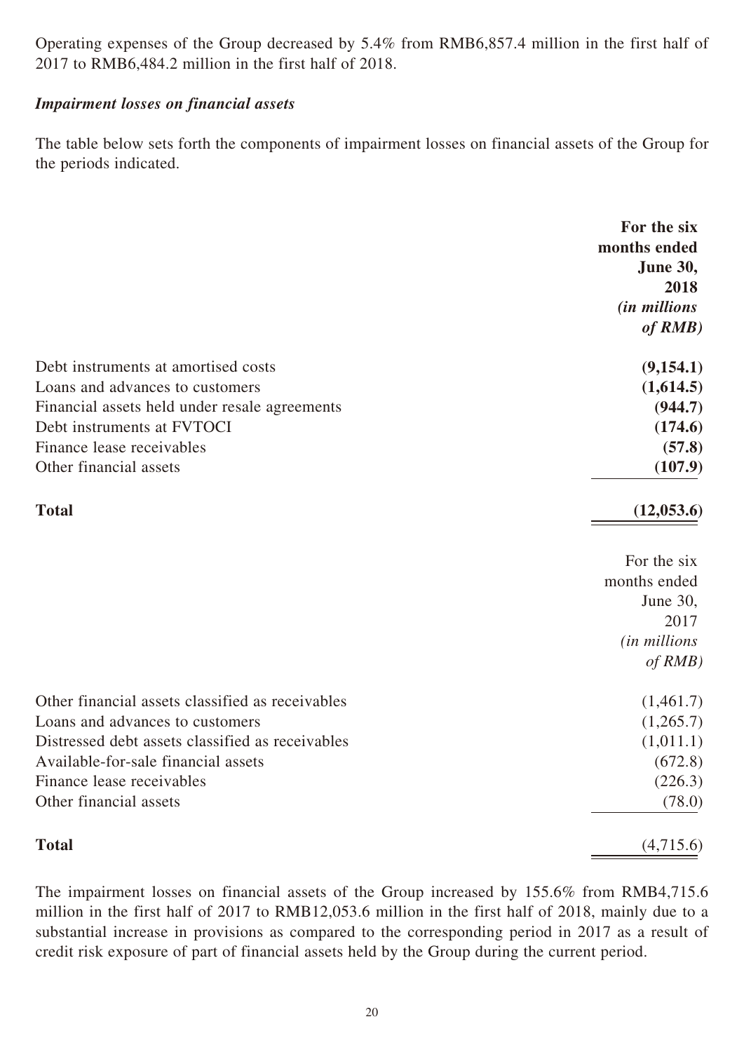Operating expenses of the Group decreased by 5.4% from RMB6,857.4 million in the first half of 2017 to RMB6,484.2 million in the first half of 2018.

***Impairment losses on financial assets***

The table below sets forth the components of impairment losses on financial assets of the Group for the periods indicated.

| | **For the six months ended June 30, 2018** *(in millions of RMB)* |
|---|---|
| Debt instruments at amortised costs | **(9,154.1)** |
| Loans and advances to customers | **(1,614.5)** |
| Financial assets held under resale agreements | **(944.7)** |
| Debt instruments at FVTOCI | **(174.6)** |
| Finance lease receivables | **(57.8)** |
| Other financial assets | **(107.9)** |
| **Total** | **(12,053.6)** |

| | For the six months ended June 30, 2017 *(in millions of RMB)* |
|---|---|
| Other financial assets classified as receivables | (1,461.7) |
| Loans and advances to customers | (1,265.7) |
| Distressed debt assets classified as receivables | (1,011.1) |
| Available-for-sale financial assets | (672.8) |
| Finance lease receivables | (226.3) |
| Other financial assets | (78.0) |
| **Total** | (4,715.6) |

The impairment losses on financial assets of the Group increased by 155.6% from RMB4,715.6 million in the first half of 2017 to RMB12,053.6 million in the first half of 2018, mainly due to a substantial increase in provisions as compared to the corresponding period in 2017 as a result of credit risk exposure of part of financial assets held by the Group during the current period.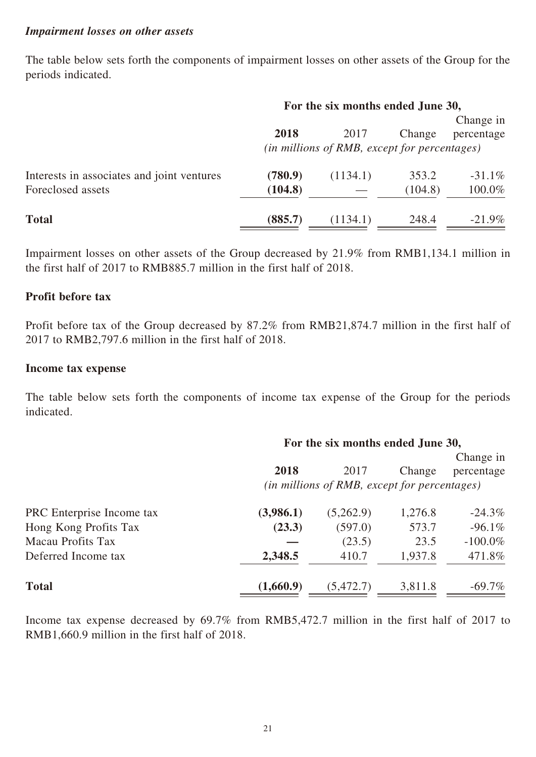### *Impairment losses on other assets*

The table below sets forth the components of impairment losses on other assets of the Group for the periods indicated.

| | For the six months ended June 30, | | | |
|---|---|---|---|---|
| | **2018** | 2017 | Change | Change in percentage |
| | *(in millions of RMB, except for percentages)* | | | |
| Interests in associates and joint ventures | **(780.9)** | (1134.1) | 353.2 | -31.1% |
| Foreclosed assets | **(104.8)** | — | (104.8) | 100.0% |
| **Total** | **(885.7)** | (1134.1) | 248.4 | -21.9% |

Impairment losses on other assets of the Group decreased by 21.9% from RMB1,134.1 million in the first half of 2017 to RMB885.7 million in the first half of 2018.

### Profit before tax

Profit before tax of the Group decreased by 87.2% from RMB21,874.7 million in the first half of 2017 to RMB2,797.6 million in the first half of 2018.

### Income tax expense

The table below sets forth the components of income tax expense of the Group for the periods indicated.

| | For the six months ended June 30, | | | |
|---|---|---|---|---|
| | **2018** | 2017 | Change | Change in percentage |
| | *(in millions of RMB, except for percentages)* | | | |
| PRC Enterprise Income tax | **(3,986.1)** | (5,262.9) | 1,276.8 | -24.3% |
| Hong Kong Profits Tax | **(23.3)** | (597.0) | 573.7 | -96.1% |
| Macau Profits Tax | **—** | (23.5) | 23.5 | -100.0% |
| Deferred Income tax | **2,348.5** | 410.7 | 1,937.8 | 471.8% |
| **Total** | **(1,660.9)** | (5,472.7) | 3,811.8 | -69.7% |

Income tax expense decreased by 69.7% from RMB5,472.7 million in the first half of 2017 to RMB1,660.9 million in the first half of 2018.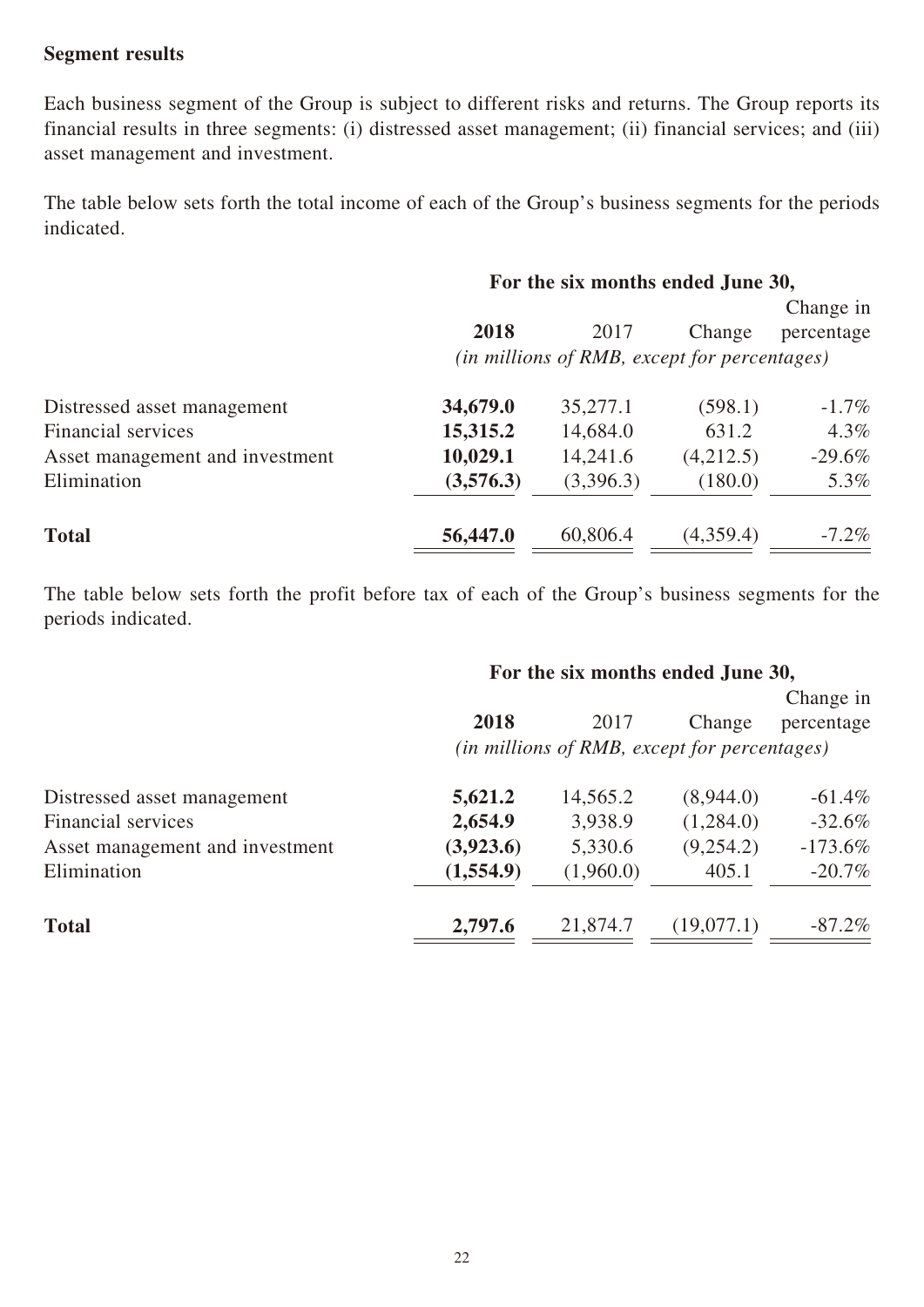**Segment results**

Each business segment of the Group is subject to different risks and returns. The Group reports its financial results in three segments: (i) distressed asset management; (ii) financial services; and (iii) asset management and investment.

The table below sets forth the total income of each of the Group's business segments for the periods indicated.

| | For the six months ended June 30, | | | |
|---|---|---|---|---|
| | **2018** | 2017 | Change | Change in percentage |
| | *(in millions of RMB, except for percentages)* | | | |
| Distressed asset management | **34,679.0** | 35,277.1 | (598.1) | -1.7% |
| Financial services | **15,315.2** | 14,684.0 | 631.2 | 4.3% |
| Asset management and investment | **10,029.1** | 14,241.6 | (4,212.5) | -29.6% |
| Elimination | **(3,576.3)** | (3,396.3) | (180.0) | 5.3% |
| **Total** | **56,447.0** | 60,806.4 | (4,359.4) | -7.2% |

The table below sets forth the profit before tax of each of the Group's business segments for the periods indicated.

| | For the six months ended June 30, | | | |
|---|---|---|---|---|
| | **2018** | 2017 | Change | Change in percentage |
| | *(in millions of RMB, except for percentages)* | | | |
| Distressed asset management | **5,621.2** | 14,565.2 | (8,944.0) | -61.4% |
| Financial services | **2,654.9** | 3,938.9 | (1,284.0) | -32.6% |
| Asset management and investment | **(3,923.6)** | 5,330.6 | (9,254.2) | -173.6% |
| Elimination | **(1,554.9)** | (1,960.0) | 405.1 | -20.7% |
| **Total** | **2,797.6** | 21,874.7 | (19,077.1) | -87.2% |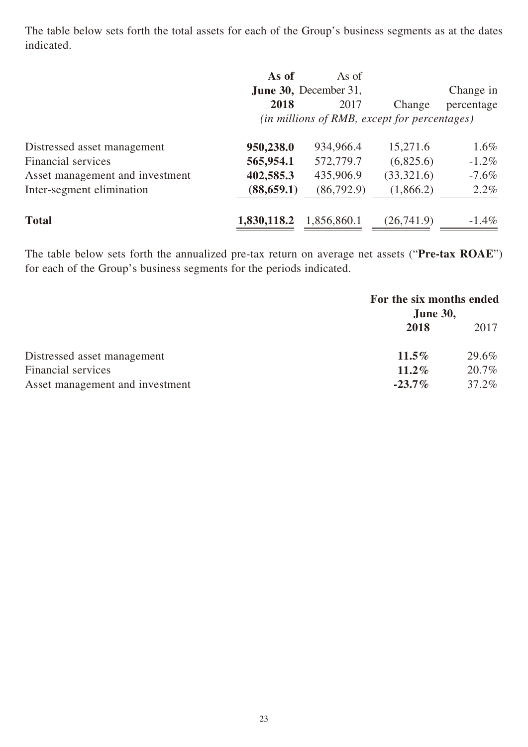The table below sets forth the total assets for each of the Group's business segments as at the dates indicated.

| | **As of June 30, 2018** | As of December 31, 2017 | Change | Change in percentage |
|---|---|---|---|---|
| | *(in millions of RMB, except for percentages)* | | | |
| Distressed asset management | **950,238.0** | 934,966.4 | 15,271.6 | 1.6% |
| Financial services | **565,954.1** | 572,779.7 | (6,825.6) | -1.2% |
| Asset management and investment | **402,585.3** | 435,906.9 | (33,321.6) | -7.6% |
| Inter-segment elimination | **(88,659.1)** | (86,792.9) | (1,866.2) | 2.2% |
| **Total** | **1,830,118.2** | 1,856,860.1 | (26,741.9) | -1.4% |

The table below sets forth the annualized pre-tax return on average net assets ("**Pre-tax ROAE**") for each of the Group's business segments for the periods indicated.

| | **For the six months ended June 30,** | |
|---|---|---|
| | **2018** | 2017 |
| Distressed asset management | **11.5%** | 29.6% |
| Financial services | **11.2%** | 20.7% |
| Asset management and investment | **-23.7%** | 37.2% |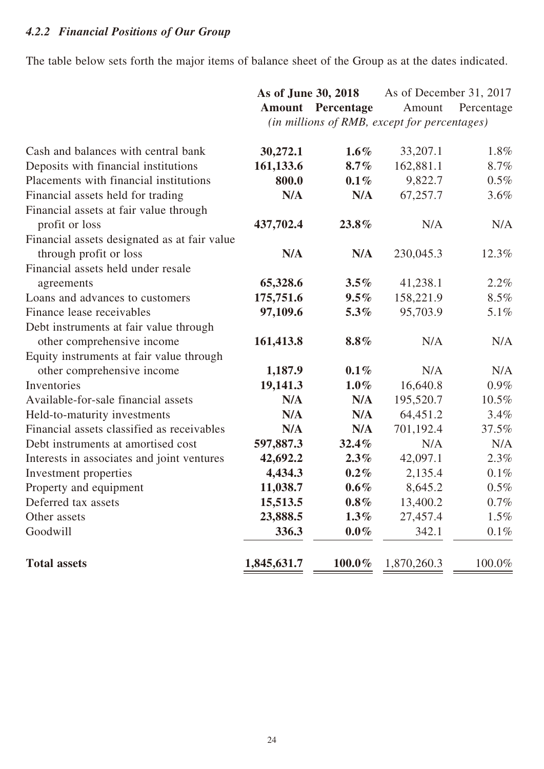#### *4.2.2 Financial Positions of Our Group*

The table below sets forth the major items of balance sheet of the Group as at the dates indicated.

| | **As of June 30, 2018** | | As of December 31, 2017 | |
|---|---|---|---|---|
| | **Amount** | **Percentage** | Amount | Percentage |
| | *(in millions of RMB, except for percentages)* | | | |
| Cash and balances with central bank | **30,272.1** | **1.6%** | 33,207.1 | 1.8% |
| Deposits with financial institutions | **161,133.6** | **8.7%** | 162,881.1 | 8.7% |
| Placements with financial institutions | **800.0** | **0.1%** | 9,822.7 | 0.5% |
| Financial assets held for trading | **N/A** | **N/A** | 67,257.7 | 3.6% |
| Financial assets at fair value through profit or loss | **437,702.4** | **23.8%** | N/A | N/A |
| Financial assets designated as at fair value through profit or loss | **N/A** | **N/A** | 230,045.3 | 12.3% |
| Financial assets held under resale agreements | **65,328.6** | **3.5%** | 41,238.1 | 2.2% |
| Loans and advances to customers | **175,751.6** | **9.5%** | 158,221.9 | 8.5% |
| Finance lease receivables | **97,109.6** | **5.3%** | 95,703.9 | 5.1% |
| Debt instruments at fair value through other comprehensive income | **161,413.8** | **8.8%** | N/A | N/A |
| Equity instruments at fair value through other comprehensive income | **1,187.9** | **0.1%** | N/A | N/A |
| Inventories | **19,141.3** | **1.0%** | 16,640.8 | 0.9% |
| Available-for-sale financial assets | **N/A** | **N/A** | 195,520.7 | 10.5% |
| Held-to-maturity investments | **N/A** | **N/A** | 64,451.2 | 3.4% |
| Financial assets classified as receivables | **N/A** | **N/A** | 701,192.4 | 37.5% |
| Debt instruments at amortised cost | **597,887.3** | **32.4%** | N/A | N/A |
| Interests in associates and joint ventures | **42,692.2** | **2.3%** | 42,097.1 | 2.3% |
| Investment properties | **4,434.3** | **0.2%** | 2,135.4 | 0.1% |
| Property and equipment | **11,038.7** | **0.6%** | 8,645.2 | 0.5% |
| Deferred tax assets | **15,513.5** | **0.8%** | 13,400.2 | 0.7% |
| Other assets | **23,888.5** | **1.3%** | 27,457.4 | 1.5% |
| Goodwill | **336.3** | **0.0%** | 342.1 | 0.1% |
| **Total assets** | **1,845,631.7** | **100.0%** | 1,870,260.3 | 100.0% |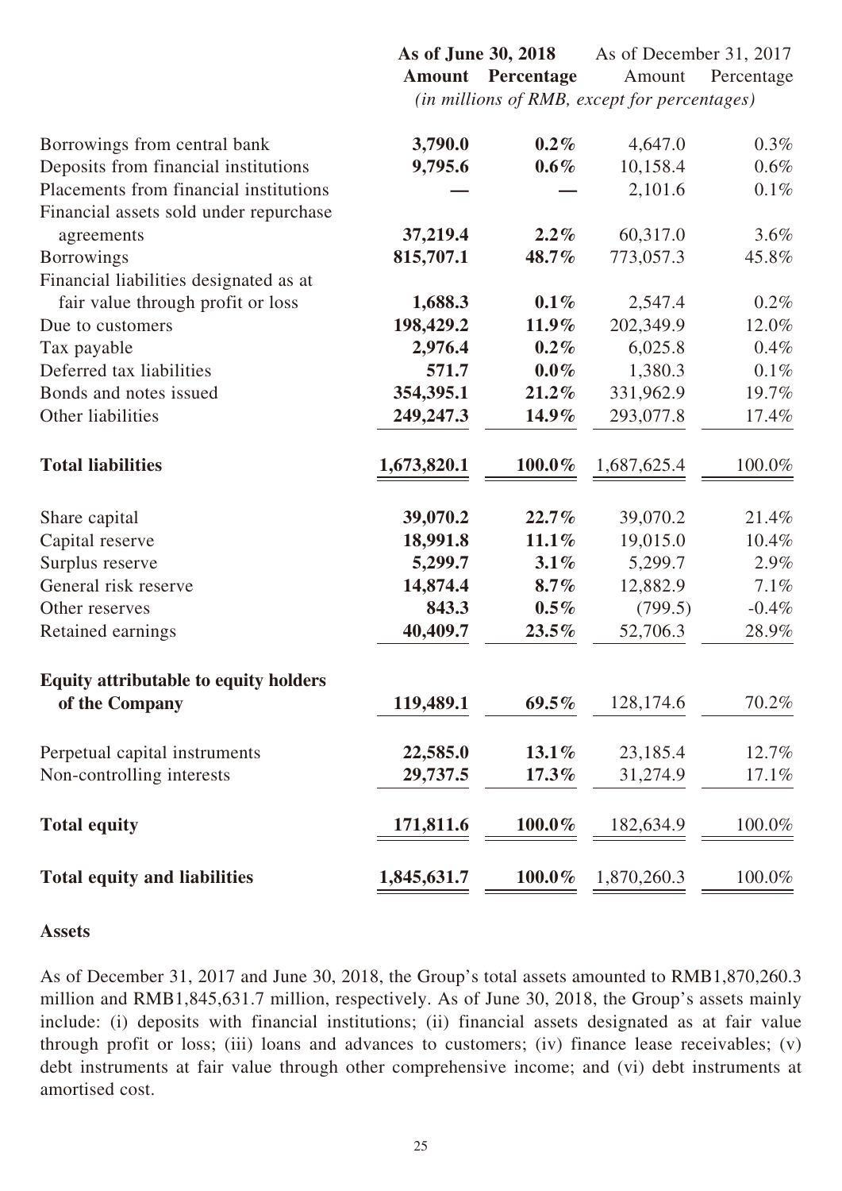| | As of June 30, 2018 | | As of December 31, 2017 | |
|---|---|---|---|---|
| | **Amount** | **Percentage** | Amount | Percentage |
| | *(in millions of RMB, except for percentages)* | | | |
| Borrowings from central bank | **3,790.0** | **0.2%** | 4,647.0 | 0.3% |
| Deposits from financial institutions | **9,795.6** | **0.6%** | 10,158.4 | 0.6% |
| Placements from financial institutions | **—** | **—** | 2,101.6 | 0.1% |
| Financial assets sold under repurchase agreements | **37,219.4** | **2.2%** | 60,317.0 | 3.6% |
| Borrowings | **815,707.1** | **48.7%** | 773,057.3 | 45.8% |
| Financial liabilities designated as at fair value through profit or loss | **1,688.3** | **0.1%** | 2,547.4 | 0.2% |
| Due to customers | **198,429.2** | **11.9%** | 202,349.9 | 12.0% |
| Tax payable | **2,976.4** | **0.2%** | 6,025.8 | 0.4% |
| Deferred tax liabilities | **571.7** | **0.0%** | 1,380.3 | 0.1% |
| Bonds and notes issued | **354,395.1** | **21.2%** | 331,962.9 | 19.7% |
| Other liabilities | **249,247.3** | **14.9%** | 293,077.8 | 17.4% |
| **Total liabilities** | **1,673,820.1** | **100.0%** | 1,687,625.4 | 100.0% |
| Share capital | **39,070.2** | **22.7%** | 39,070.2 | 21.4% |
| Capital reserve | **18,991.8** | **11.1%** | 19,015.0 | 10.4% |
| Surplus reserve | **5,299.7** | **3.1%** | 5,299.7 | 2.9% |
| General risk reserve | **14,874.4** | **8.7%** | 12,882.9 | 7.1% |
| Other reserves | **843.3** | **0.5%** | (799.5) | -0.4% |
| Retained earnings | **40,409.7** | **23.5%** | 52,706.3 | 28.9% |
| **Equity attributable to equity holders of the Company** | **119,489.1** | **69.5%** | 128,174.6 | 70.2% |
| Perpetual capital instruments | **22,585.0** | **13.1%** | 23,185.4 | 12.7% |
| Non-controlling interests | **29,737.5** | **17.3%** | 31,274.9 | 17.1% |
| **Total equity** | **171,811.6** | **100.0%** | 182,634.9 | 100.0% |
| **Total equity and liabilities** | **1,845,631.7** | **100.0%** | 1,870,260.3 | 100.0% |

**Assets**

As of December 31, 2017 and June 30, 2018, the Group's total assets amounted to RMB1,870,260.3 million and RMB1,845,631.7 million, respectively. As of June 30, 2018, the Group's assets mainly include: (i) deposits with financial institutions; (ii) financial assets designated as at fair value through profit or loss; (iii) loans and advances to customers; (iv) finance lease receivables; (v) debt instruments at fair value through other comprehensive income; and (vi) debt instruments at amortised cost.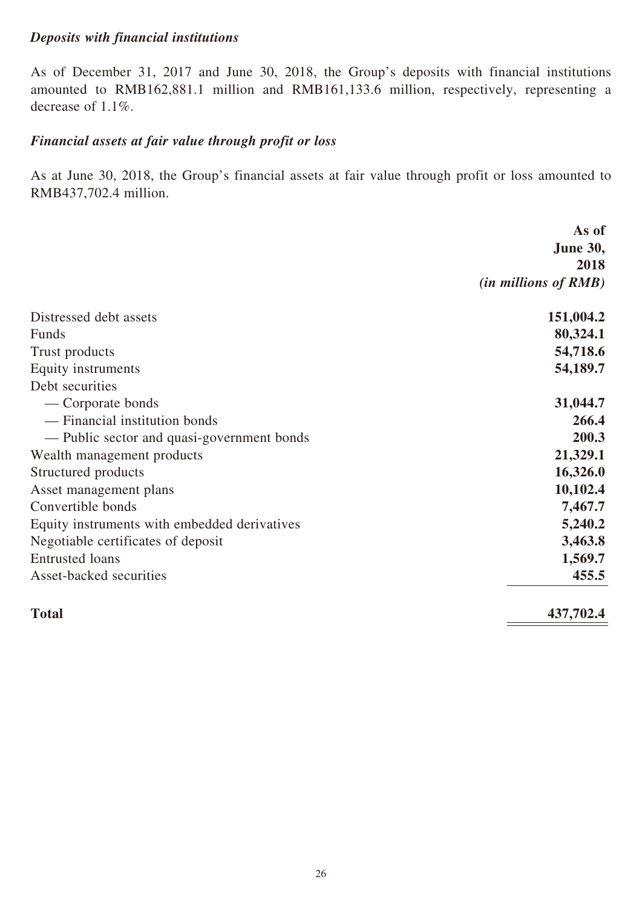***Deposits with financial institutions***

As of December 31, 2017 and June 30, 2018, the Group's deposits with financial institutions amounted to RMB162,881.1 million and RMB161,133.6 million, respectively, representing a decrease of 1.1%.

***Financial assets at fair value through profit or loss***

As at June 30, 2018, the Group's financial assets at fair value through profit or loss amounted to RMB437,702.4 million.

| | **As of June 30, 2018** |
|---|---|
| | ***(in millions of RMB)*** |
| Distressed debt assets | **151,004.2** |
| Funds | **80,324.1** |
| Trust products | **54,718.6** |
| Equity instruments | **54,189.7** |
| Debt securities | |
| — Corporate bonds | **31,044.7** |
| — Financial institution bonds | **266.4** |
| — Public sector and quasi-government bonds | **200.3** |
| Wealth management products | **21,329.1** |
| Structured products | **16,326.0** |
| Asset management plans | **10,102.4** |
| Convertible bonds | **7,467.7** |
| Equity instruments with embedded derivatives | **5,240.2** |
| Negotiable certificates of deposit | **3,463.8** |
| Entrusted loans | **1,569.7** |
| Asset-backed securities | **455.5** |
| **Total** | **437,702.4** |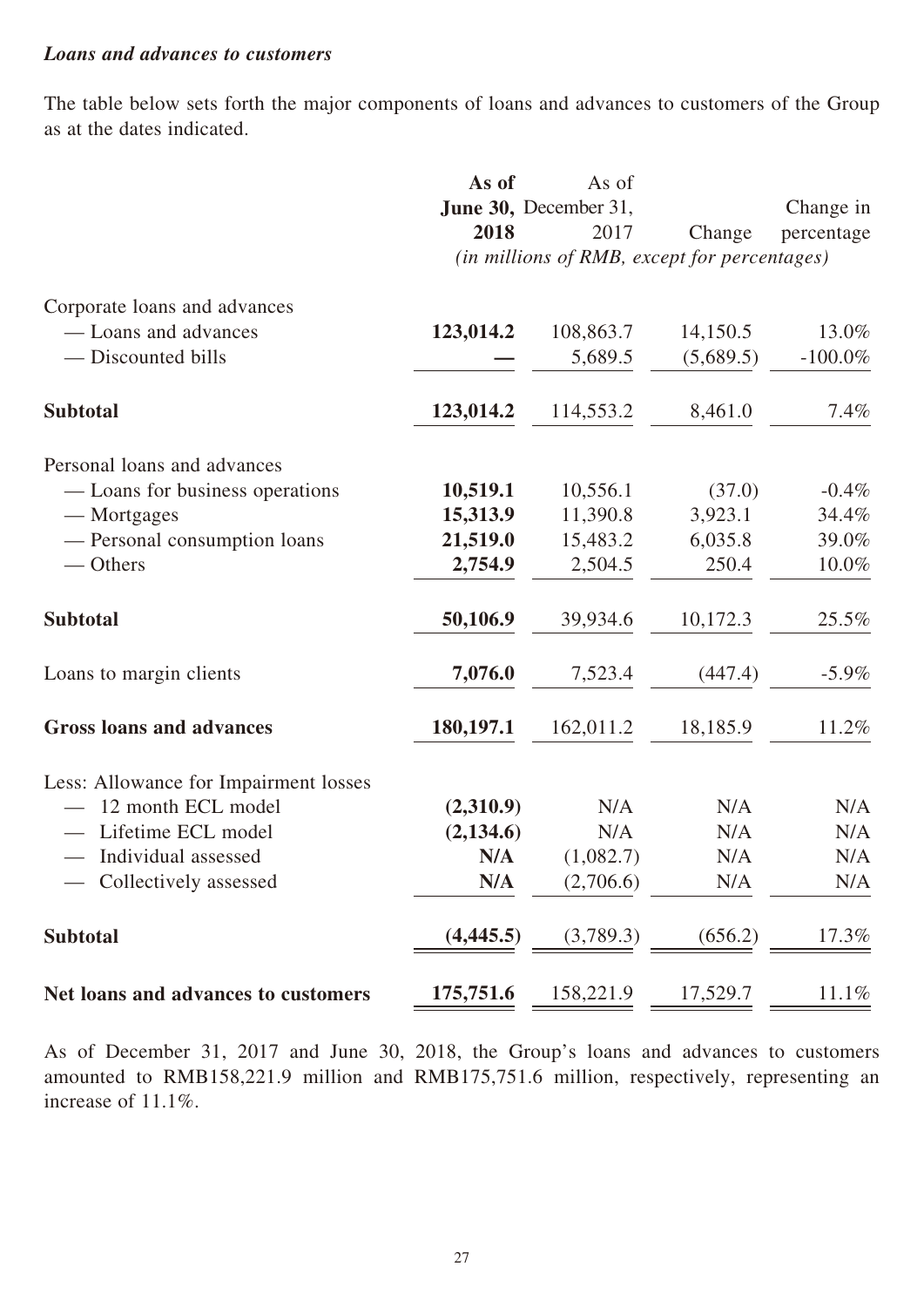***Loans and advances to customers***

The table below sets forth the major components of loans and advances to customers of the Group as at the dates indicated.

| | **As of June 30, 2018** | As of December 31, 2017 | Change | Change in percentage |
|---|---|---|---|---|
| | *(in millions of RMB, except for percentages)* | | | |
| Corporate loans and advances | | | | |
| — Loans and advances | **123,014.2** | 108,863.7 | 14,150.5 | 13.0% |
| — Discounted bills | **—** | 5,689.5 | (5,689.5) | -100.0% |
| **Subtotal** | **123,014.2** | 114,553.2 | 8,461.0 | 7.4% |
| Personal loans and advances | | | | |
| — Loans for business operations | **10,519.1** | 10,556.1 | (37.0) | -0.4% |
| — Mortgages | **15,313.9** | 11,390.8 | 3,923.1 | 34.4% |
| — Personal consumption loans | **21,519.0** | 15,483.2 | 6,035.8 | 39.0% |
| — Others | **2,754.9** | 2,504.5 | 250.4 | 10.0% |
| **Subtotal** | **50,106.9** | 39,934.6 | 10,172.3 | 25.5% |
| Loans to margin clients | **7,076.0** | 7,523.4 | (447.4) | -5.9% |
| **Gross loans and advances** | **180,197.1** | 162,011.2 | 18,185.9 | 11.2% |
| Less: Allowance for Impairment losses | | | | |
| — 12 month ECL model | **(2,310.9)** | N/A | N/A | N/A |
| — Lifetime ECL model | **(2,134.6)** | N/A | N/A | N/A |
| — Individual assessed | **N/A** | (1,082.7) | N/A | N/A |
| — Collectively assessed | **N/A** | (2,706.6) | N/A | N/A |
| **Subtotal** | **(4,445.5)** | (3,789.3) | (656.2) | 17.3% |
| **Net loans and advances to customers** | **175,751.6** | 158,221.9 | 17,529.7 | 11.1% |

As of December 31, 2017 and June 30, 2018, the Group's loans and advances to customers amounted to RMB158,221.9 million and RMB175,751.6 million, respectively, representing an increase of 11.1%.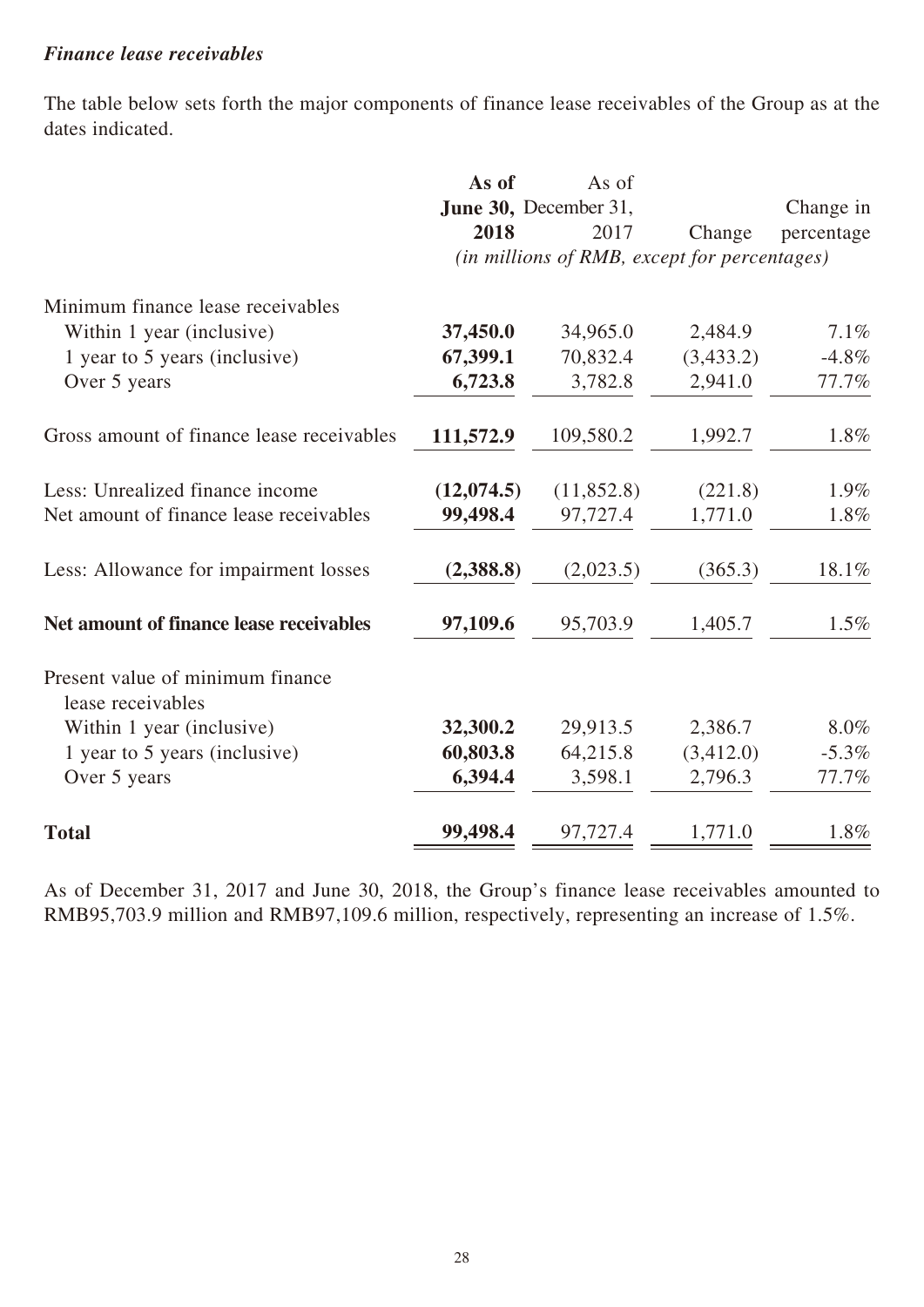***Finance lease receivables***

The table below sets forth the major components of finance lease receivables of the Group as at the dates indicated.

| | **As of June 30, 2018** | As of December 31, 2017 | Change | Change in percentage |
|---|---|---|---|---|
| | *(in millions of RMB, except for percentages)* | | | |
| Minimum finance lease receivables | | | | |
| Within 1 year (inclusive) | **37,450.0** | 34,965.0 | 2,484.9 | 7.1% |
| 1 year to 5 years (inclusive) | **67,399.1** | 70,832.4 | (3,433.2) | -4.8% |
| Over 5 years | **6,723.8** | 3,782.8 | 2,941.0 | 77.7% |
| Gross amount of finance lease receivables | **111,572.9** | 109,580.2 | 1,992.7 | 1.8% |
| Less: Unrealized finance income | **(12,074.5)** | (11,852.8) | (221.8) | 1.9% |
| Net amount of finance lease receivables | **99,498.4** | 97,727.4 | 1,771.0 | 1.8% |
| Less: Allowance for impairment losses | **(2,388.8)** | (2,023.5) | (365.3) | 18.1% |
| **Net amount of finance lease receivables** | **97,109.6** | 95,703.9 | 1,405.7 | 1.5% |
| Present value of minimum finance lease receivables | | | | |
| Within 1 year (inclusive) | **32,300.2** | 29,913.5 | 2,386.7 | 8.0% |
| 1 year to 5 years (inclusive) | **60,803.8** | 64,215.8 | (3,412.0) | -5.3% |
| Over 5 years | **6,394.4** | 3,598.1 | 2,796.3 | 77.7% |
| **Total** | **99,498.4** | 97,727.4 | 1,771.0 | 1.8% |

As of December 31, 2017 and June 30, 2018, the Group's finance lease receivables amounted to RMB95,703.9 million and RMB97,109.6 million, respectively, representing an increase of 1.5%.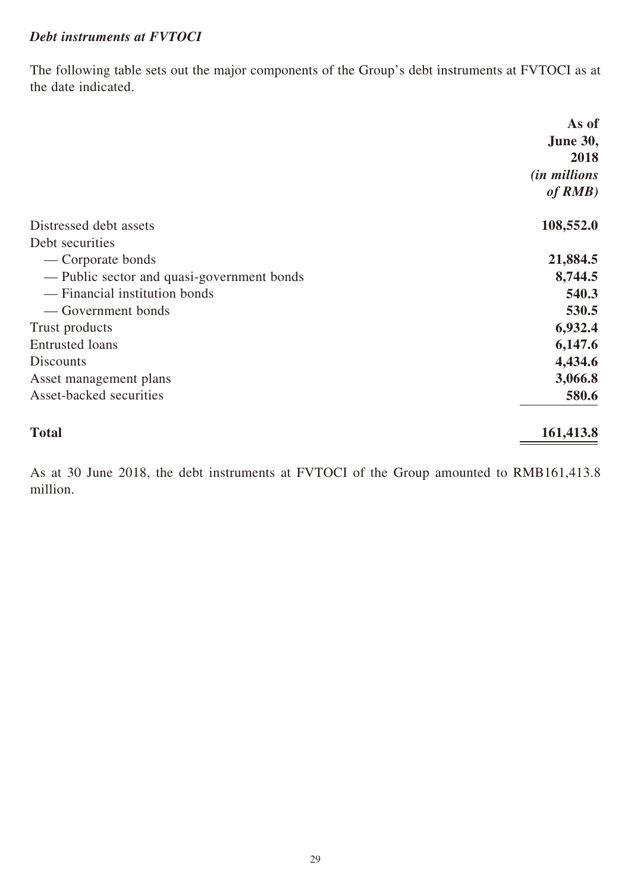***Debt instruments at FVTOCI***

The following table sets out the major components of the Group's debt instruments at FVTOCI as at the date indicated.

| | **As of June 30, 2018** *(in millions of RMB)* |
|---|---|
| Distressed debt assets | **108,552.0** |
| Debt securities | |
| — Corporate bonds | **21,884.5** |
| — Public sector and quasi-government bonds | **8,744.5** |
| — Financial institution bonds | **540.3** |
| — Government bonds | **530.5** |
| Trust products | **6,932.4** |
| Entrusted loans | **6,147.6** |
| Discounts | **4,434.6** |
| Asset management plans | **3,066.8** |
| Asset-backed securities | **580.6** |
| **Total** | **161,413.8** |

As at 30 June 2018, the debt instruments at FVTOCI of the Group amounted to RMB161,413.8 million.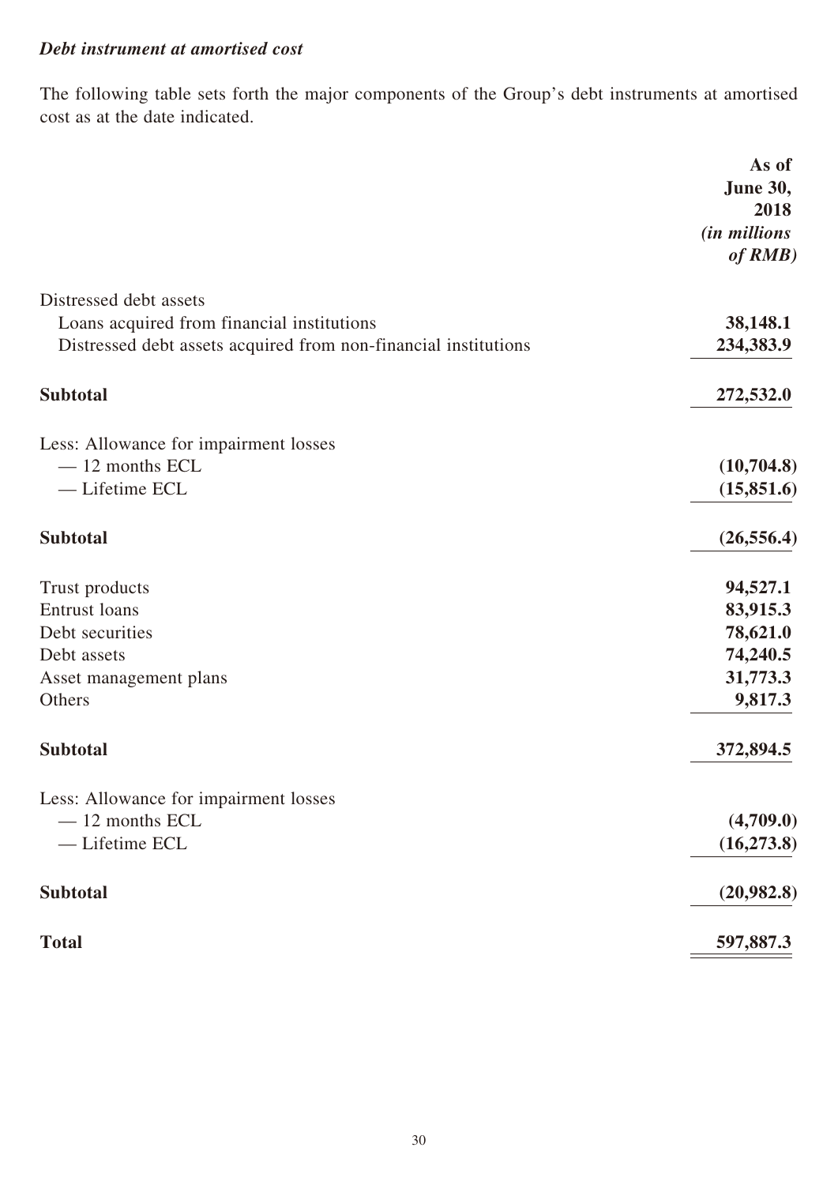### ***Debt instrument at amortised cost***

The following table sets forth the major components of the Group's debt instruments at amortised cost as at the date indicated.

| | **As of June 30, 2018** *(in millions of RMB)* |
|---|---|
| Distressed debt assets | |
| Loans acquired from financial institutions | **38,148.1** |
| Distressed debt assets acquired from non-financial institutions | **234,383.9** |
| **Subtotal** | **272,532.0** |
| Less: Allowance for impairment losses | |
| — 12 months ECL | **(10,704.8)** |
| — Lifetime ECL | **(15,851.6)** |
| **Subtotal** | **(26,556.4)** |
| Trust products | **94,527.1** |
| Entrust loans | **83,915.3** |
| Debt securities | **78,621.0** |
| Debt assets | **74,240.5** |
| Asset management plans | **31,773.3** |
| Others | **9,817.3** |
| **Subtotal** | **372,894.5** |
| Less: Allowance for impairment losses | |
| — 12 months ECL | **(4,709.0)** |
| — Lifetime ECL | **(16,273.8)** |
| **Subtotal** | **(20,982.8)** |
| **Total** | **597,887.3** |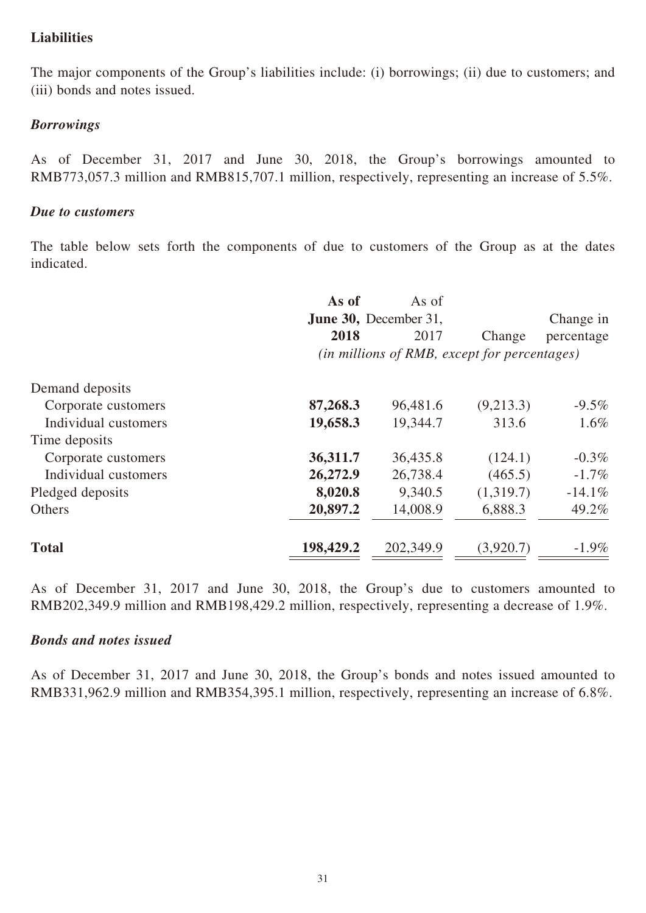**Liabilities**

The major components of the Group's liabilities include: (i) borrowings; (ii) due to customers; and (iii) bonds and notes issued.

***Borrowings***

As of December 31, 2017 and June 30, 2018, the Group's borrowings amounted to RMB773,057.3 million and RMB815,707.1 million, respectively, representing an increase of 5.5%.

***Due to customers***

The table below sets forth the components of due to customers of the Group as at the dates indicated.

| | **As of June 30, 2018** | As of December 31, 2017 | Change | Change in percentage |
|---|---|---|---|---|
| | *(in millions of RMB, except for percentages)* | | | |
| Demand deposits | | | | |
| Corporate customers | **87,268.3** | 96,481.6 | (9,213.3) | -9.5% |
| Individual customers | **19,658.3** | 19,344.7 | 313.6 | 1.6% |
| Time deposits | | | | |
| Corporate customers | **36,311.7** | 36,435.8 | (124.1) | -0.3% |
| Individual customers | **26,272.9** | 26,738.4 | (465.5) | -1.7% |
| Pledged deposits | **8,020.8** | 9,340.5 | (1,319.7) | -14.1% |
| Others | **20,897.2** | 14,008.9 | 6,888.3 | 49.2% |
| **Total** | **198,429.2** | 202,349.9 | (3,920.7) | -1.9% |

As of December 31, 2017 and June 30, 2018, the Group's due to customers amounted to RMB202,349.9 million and RMB198,429.2 million, respectively, representing a decrease of 1.9%.

***Bonds and notes issued***

As of December 31, 2017 and June 30, 2018, the Group's bonds and notes issued amounted to RMB331,962.9 million and RMB354,395.1 million, respectively, representing an increase of 6.8%.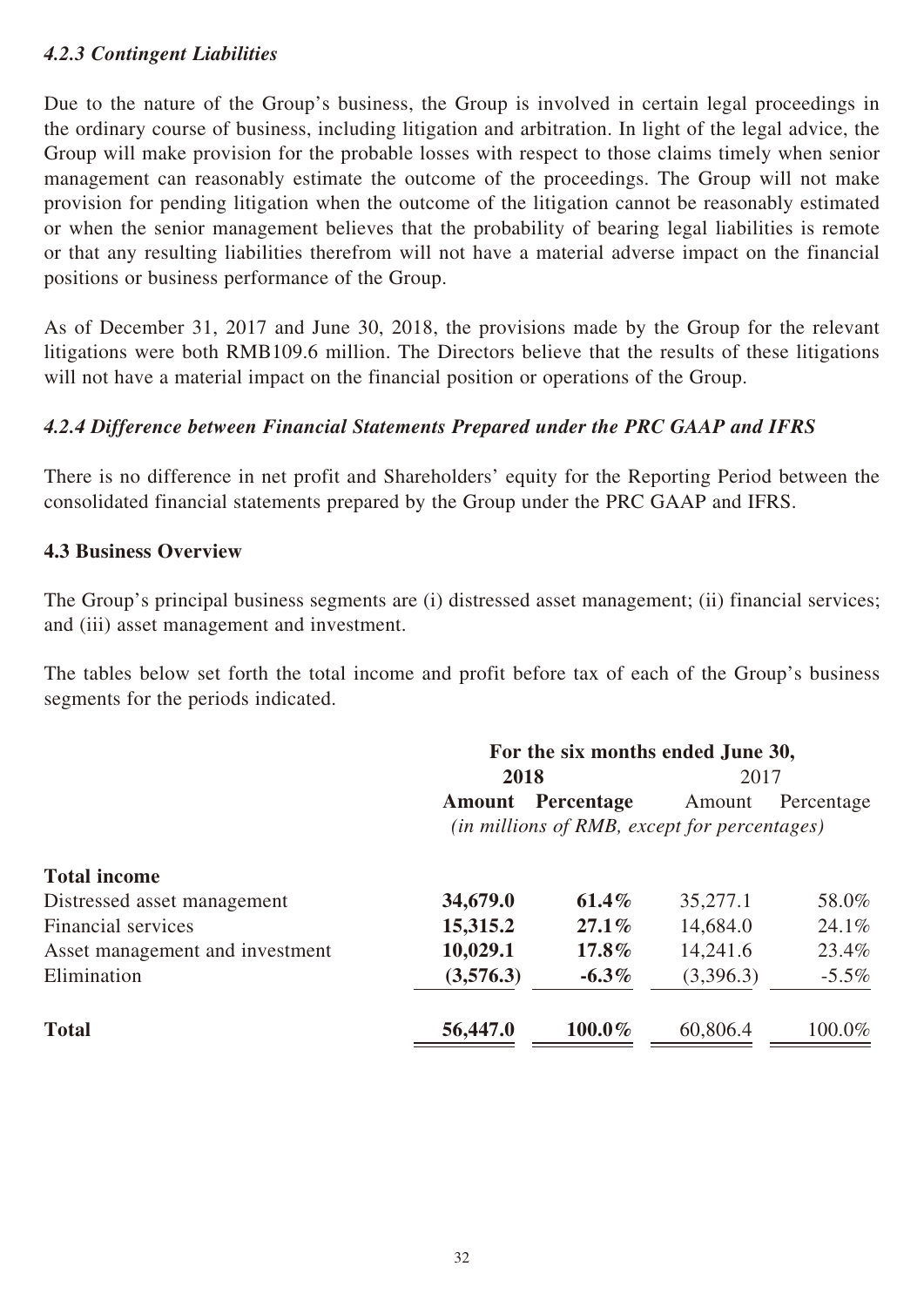#### *4.2.3 Contingent Liabilities*

Due to the nature of the Group's business, the Group is involved in certain legal proceedings in the ordinary course of business, including litigation and arbitration. In light of the legal advice, the Group will make provision for the probable losses with respect to those claims timely when senior management can reasonably estimate the outcome of the proceedings. The Group will not make provision for pending litigation when the outcome of the litigation cannot be reasonably estimated or when the senior management believes that the probability of bearing legal liabilities is remote or that any resulting liabilities therefrom will not have a material adverse impact on the financial positions or business performance of the Group.

As of December 31, 2017 and June 30, 2018, the provisions made by the Group for the relevant litigations were both RMB109.6 million. The Directors believe that the results of these litigations will not have a material impact on the financial position or operations of the Group.

#### *4.2.4 Difference between Financial Statements Prepared under the PRC GAAP and IFRS*

There is no difference in net profit and Shareholders' equity for the Reporting Period between the consolidated financial statements prepared by the Group under the PRC GAAP and IFRS.

### 4.3 Business Overview

The Group's principal business segments are (i) distressed asset management; (ii) financial services; and (iii) asset management and investment.

The tables below set forth the total income and profit before tax of each of the Group's business segments for the periods indicated.

| | For the six months ended June 30, | | | |
|---|---|---|---|---|
| | **2018** | | 2017 | |
| | **Amount** | **Percentage** | Amount | Percentage |
| | *(in millions of RMB, except for percentages)* | | | |
| **Total income** | | | | |
| Distressed asset management | **34,679.0** | **61.4%** | 35,277.1 | 58.0% |
| Financial services | **15,315.2** | **27.1%** | 14,684.0 | 24.1% |
| Asset management and investment | **10,029.1** | **17.8%** | 14,241.6 | 23.4% |
| Elimination | **(3,576.3)** | **-6.3%** | (3,396.3) | -5.5% |
| **Total** | **56,447.0** | **100.0%** | 60,806.4 | 100.0% |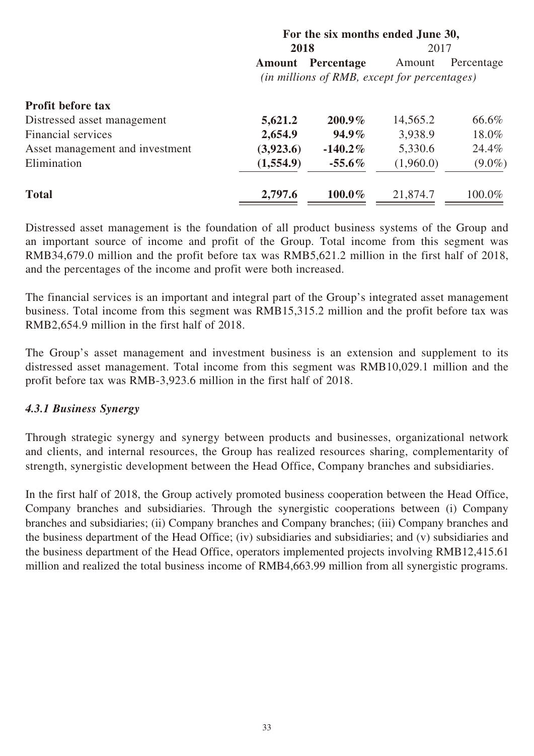| | For the six months ended June 30, | | | |
|---|---|---|---|---|
| | **2018** | | 2017 | |
| | **Amount** | **Percentage** | Amount | Percentage |
| | *(in millions of RMB, except for percentages)* | | | |
| **Profit before tax** | | | | |
| Distressed asset management | **5,621.2** | **200.9%** | 14,565.2 | 66.6% |
| Financial services | **2,654.9** | **94.9%** | 3,938.9 | 18.0% |
| Asset management and investment | **(3,923.6)** | **-140.2%** | 5,330.6 | 24.4% |
| Elimination | **(1,554.9)** | **-55.6%** | (1,960.0) | (9.0%) |
| **Total** | **2,797.6** | **100.0%** | 21,874.7 | 100.0% |

Distressed asset management is the foundation of all product business systems of the Group and an important source of income and profit of the Group. Total income from this segment was RMB34,679.0 million and the profit before tax was RMB5,621.2 million in the first half of 2018, and the percentages of the income and profit were both increased.

The financial services is an important and integral part of the Group's integrated asset management business. Total income from this segment was RMB15,315.2 million and the profit before tax was RMB2,654.9 million in the first half of 2018.

The Group's asset management and investment business is an extension and supplement to its distressed asset management. Total income from this segment was RMB10,029.1 million and the profit before tax was RMB-3,923.6 million in the first half of 2018.

### *4.3.1 Business Synergy*

Through strategic synergy and synergy between products and businesses, organizational network and clients, and internal resources, the Group has realized resources sharing, complementarity of strength, synergistic development between the Head Office, Company branches and subsidiaries.

In the first half of 2018, the Group actively promoted business cooperation between the Head Office, Company branches and subsidiaries. Through the synergistic cooperations between (i) Company branches and subsidiaries; (ii) Company branches and Company branches; (iii) Company branches and the business department of the Head Office; (iv) subsidiaries and subsidiaries; and (v) subsidiaries and the business department of the Head Office, operators implemented projects involving RMB12,415.61 million and realized the total business income of RMB4,663.99 million from all synergistic programs.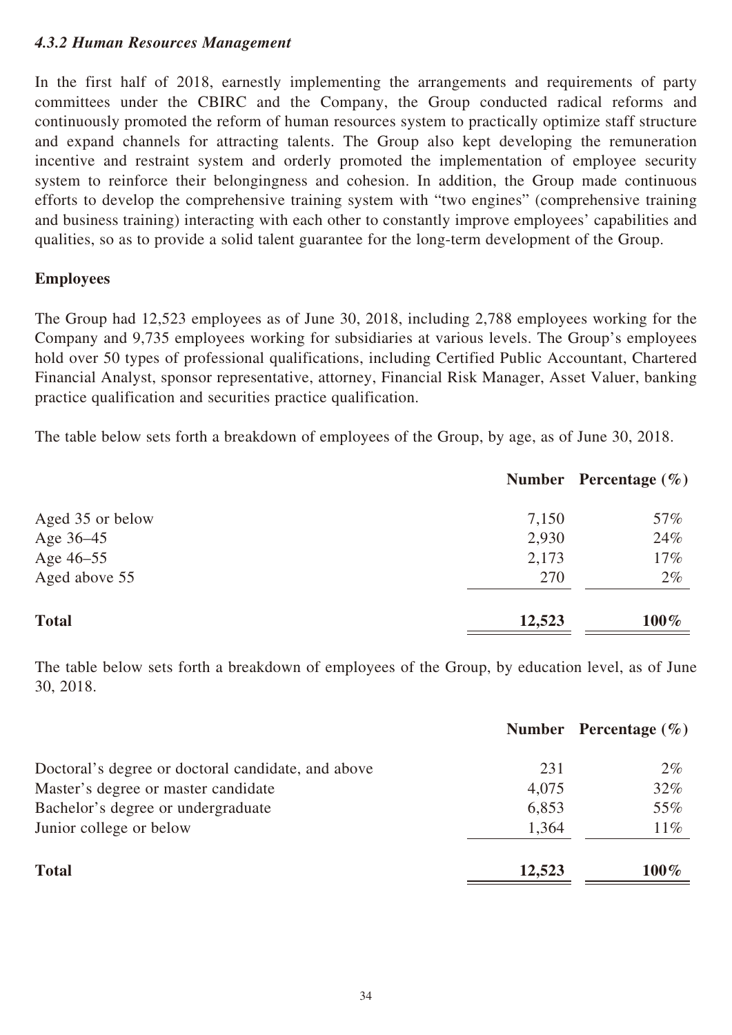#### *4.3.2 Human Resources Management*

In the first half of 2018, earnestly implementing the arrangements and requirements of party committees under the CBIRC and the Company, the Group conducted radical reforms and continuously promoted the reform of human resources system to practically optimize staff structure and expand channels for attracting talents. The Group also kept developing the remuneration incentive and restraint system and orderly promoted the implementation of employee security system to reinforce their belongingness and cohesion. In addition, the Group made continuous efforts to develop the comprehensive training system with "two engines" (comprehensive training and business training) interacting with each other to constantly improve employees' capabilities and qualities, so as to provide a solid talent guarantee for the long-term development of the Group.

**Employees**

The Group had 12,523 employees as of June 30, 2018, including 2,788 employees working for the Company and 9,735 employees working for subsidiaries at various levels. The Group's employees hold over 50 types of professional qualifications, including Certified Public Accountant, Chartered Financial Analyst, sponsor representative, attorney, Financial Risk Manager, Asset Valuer, banking practice qualification and securities practice qualification.

The table below sets forth a breakdown of employees of the Group, by age, as of June 30, 2018.

| | **Number** | **Percentage (%)** |
|---|---|---|
| Aged 35 or below | 7,150 | 57% |
| Age 36–45 | 2,930 | 24% |
| Age 46–55 | 2,173 | 17% |
| Aged above 55 | 270 | 2% |
| **Total** | **12,523** | **100%** |

The table below sets forth a breakdown of employees of the Group, by education level, as of June 30, 2018.

| | **Number** | **Percentage (%)** |
|---|---|---|
| Doctoral's degree or doctoral candidate, and above | 231 | 2% |
| Master's degree or master candidate | 4,075 | 32% |
| Bachelor's degree or undergraduate | 6,853 | 55% |
| Junior college or below | 1,364 | 11% |
| **Total** | **12,523** | **100%** |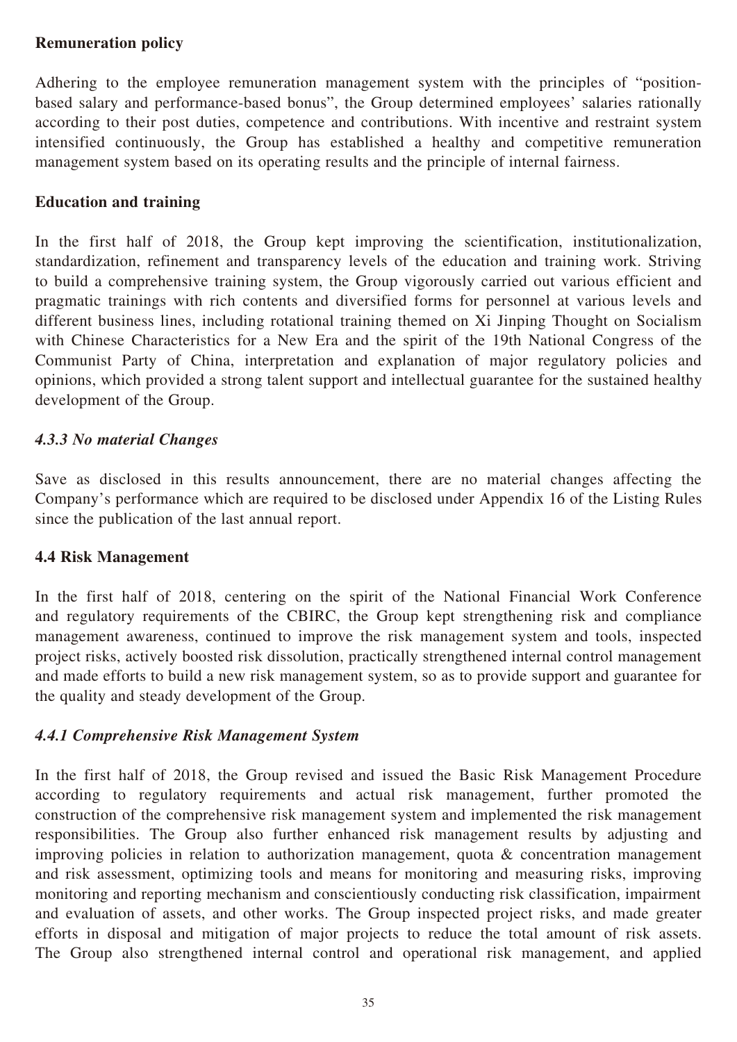**Remuneration policy**

Adhering to the employee remuneration management system with the principles of "position-based salary and performance-based bonus", the Group determined employees' salaries rationally according to their post duties, competence and contributions. With incentive and restraint system intensified continuously, the Group has established a healthy and competitive remuneration management system based on its operating results and the principle of internal fairness.

**Education and training**

In the first half of 2018, the Group kept improving the scientification, institutionalization, standardization, refinement and transparency levels of the education and training work. Striving to build a comprehensive training system, the Group vigorously carried out various efficient and pragmatic trainings with rich contents and diversified forms for personnel at various levels and different business lines, including rotational training themed on Xi Jinping Thought on Socialism with Chinese Characteristics for a New Era and the spirit of the 19th National Congress of the Communist Party of China, interpretation and explanation of major regulatory policies and opinions, which provided a strong talent support and intellectual guarantee for the sustained healthy development of the Group.

### *4.3.3 No material Changes*

Save as disclosed in this results announcement, there are no material changes affecting the Company's performance which are required to be disclosed under Appendix 16 of the Listing Rules since the publication of the last annual report.

## 4.4 Risk Management

In the first half of 2018, centering on the spirit of the National Financial Work Conference and regulatory requirements of the CBIRC, the Group kept strengthening risk and compliance management awareness, continued to improve the risk management system and tools, inspected project risks, actively boosted risk dissolution, practically strengthened internal control management and made efforts to build a new risk management system, so as to provide support and guarantee for the quality and steady development of the Group.

### *4.4.1 Comprehensive Risk Management System*

In the first half of 2018, the Group revised and issued the Basic Risk Management Procedure according to regulatory requirements and actual risk management, further promoted the construction of the comprehensive risk management system and implemented the risk management responsibilities. The Group also further enhanced risk management results by adjusting and improving policies in relation to authorization management, quota & concentration management and risk assessment, optimizing tools and means for monitoring and measuring risks, improving monitoring and reporting mechanism and conscientiously conducting risk classification, impairment and evaluation of assets, and other works. The Group inspected project risks, and made greater efforts in disposal and mitigation of major projects to reduce the total amount of risk assets. The Group also strengthened internal control and operational risk management, and applied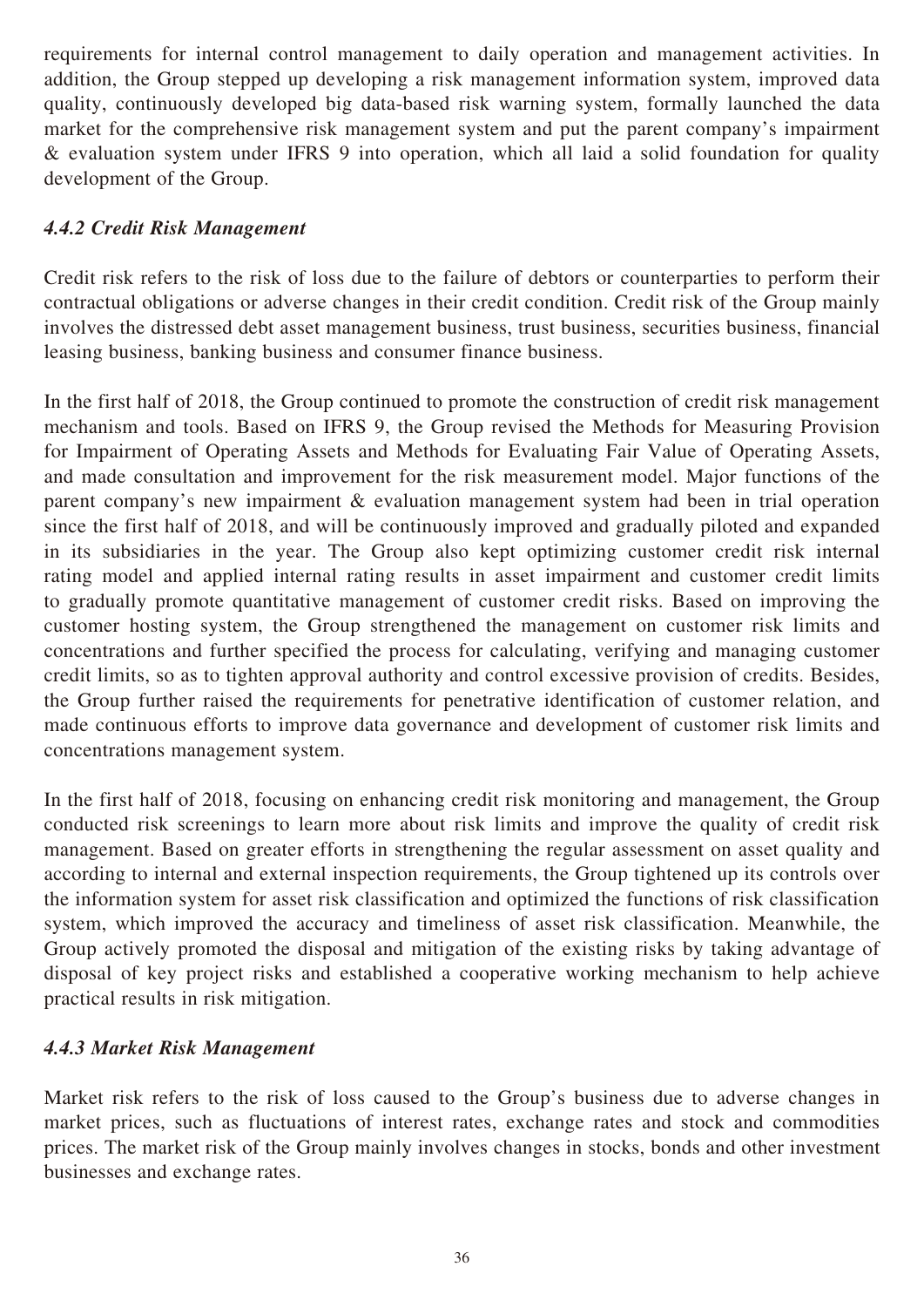requirements for internal control management to daily operation and management activities. In addition, the Group stepped up developing a risk management information system, improved data quality, continuously developed big data-based risk warning system, formally launched the data market for the comprehensive risk management system and put the parent company's impairment & evaluation system under IFRS 9 into operation, which all laid a solid foundation for quality development of the Group.

### *4.4.2 Credit Risk Management*

Credit risk refers to the risk of loss due to the failure of debtors or counterparties to perform their contractual obligations or adverse changes in their credit condition. Credit risk of the Group mainly involves the distressed debt asset management business, trust business, securities business, financial leasing business, banking business and consumer finance business.

In the first half of 2018, the Group continued to promote the construction of credit risk management mechanism and tools. Based on IFRS 9, the Group revised the Methods for Measuring Provision for Impairment of Operating Assets and Methods for Evaluating Fair Value of Operating Assets, and made consultation and improvement for the risk measurement model. Major functions of the parent company's new impairment & evaluation management system had been in trial operation since the first half of 2018, and will be continuously improved and gradually piloted and expanded in its subsidiaries in the year. The Group also kept optimizing customer credit risk internal rating model and applied internal rating results in asset impairment and customer credit limits to gradually promote quantitative management of customer credit risks. Based on improving the customer hosting system, the Group strengthened the management on customer risk limits and concentrations and further specified the process for calculating, verifying and managing customer credit limits, so as to tighten approval authority and control excessive provision of credits. Besides, the Group further raised the requirements for penetrative identification of customer relation, and made continuous efforts to improve data governance and development of customer risk limits and concentrations management system.

In the first half of 2018, focusing on enhancing credit risk monitoring and management, the Group conducted risk screenings to learn more about risk limits and improve the quality of credit risk management. Based on greater efforts in strengthening the regular assessment on asset quality and according to internal and external inspection requirements, the Group tightened up its controls over the information system for asset risk classification and optimized the functions of risk classification system, which improved the accuracy and timeliness of asset risk classification. Meanwhile, the Group actively promoted the disposal and mitigation of the existing risks by taking advantage of disposal of key project risks and established a cooperative working mechanism to help achieve practical results in risk mitigation.

### *4.4.3 Market Risk Management*

Market risk refers to the risk of loss caused to the Group's business due to adverse changes in market prices, such as fluctuations of interest rates, exchange rates and stock and commodities prices. The market risk of the Group mainly involves changes in stocks, bonds and other investment businesses and exchange rates.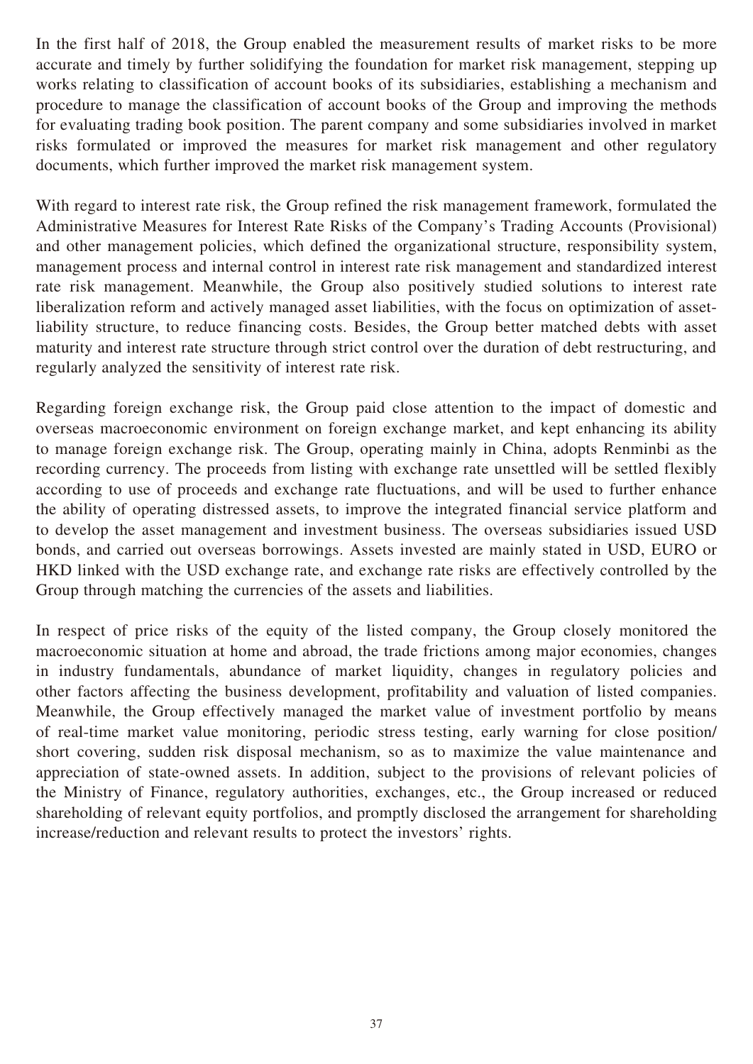In the first half of 2018, the Group enabled the measurement results of market risks to be more accurate and timely by further solidifying the foundation for market risk management, stepping up works relating to classification of account books of its subsidiaries, establishing a mechanism and procedure to manage the classification of account books of the Group and improving the methods for evaluating trading book position. The parent company and some subsidiaries involved in market risks formulated or improved the measures for market risk management and other regulatory documents, which further improved the market risk management system.

With regard to interest rate risk, the Group refined the risk management framework, formulated the Administrative Measures for Interest Rate Risks of the Company's Trading Accounts (Provisional) and other management policies, which defined the organizational structure, responsibility system, management process and internal control in interest rate risk management and standardized interest rate risk management. Meanwhile, the Group also positively studied solutions to interest rate liberalization reform and actively managed asset liabilities, with the focus on optimization of asset-liability structure, to reduce financing costs. Besides, the Group better matched debts with asset maturity and interest rate structure through strict control over the duration of debt restructuring, and regularly analyzed the sensitivity of interest rate risk.

Regarding foreign exchange risk, the Group paid close attention to the impact of domestic and overseas macroeconomic environment on foreign exchange market, and kept enhancing its ability to manage foreign exchange risk. The Group, operating mainly in China, adopts Renminbi as the recording currency. The proceeds from listing with exchange rate unsettled will be settled flexibly according to use of proceeds and exchange rate fluctuations, and will be used to further enhance the ability of operating distressed assets, to improve the integrated financial service platform and to develop the asset management and investment business. The overseas subsidiaries issued USD bonds, and carried out overseas borrowings. Assets invested are mainly stated in USD, EURO or HKD linked with the USD exchange rate, and exchange rate risks are effectively controlled by the Group through matching the currencies of the assets and liabilities.

In respect of price risks of the equity of the listed company, the Group closely monitored the macroeconomic situation at home and abroad, the trade frictions among major economies, changes in industry fundamentals, abundance of market liquidity, changes in regulatory policies and other factors affecting the business development, profitability and valuation of listed companies. Meanwhile, the Group effectively managed the market value of investment portfolio by means of real-time market value monitoring, periodic stress testing, early warning for close position/short covering, sudden risk disposal mechanism, so as to maximize the value maintenance and appreciation of state-owned assets. In addition, subject to the provisions of relevant policies of the Ministry of Finance, regulatory authorities, exchanges, etc., the Group increased or reduced shareholding of relevant equity portfolios, and promptly disclosed the arrangement for shareholding increase/reduction and relevant results to protect the investors' rights.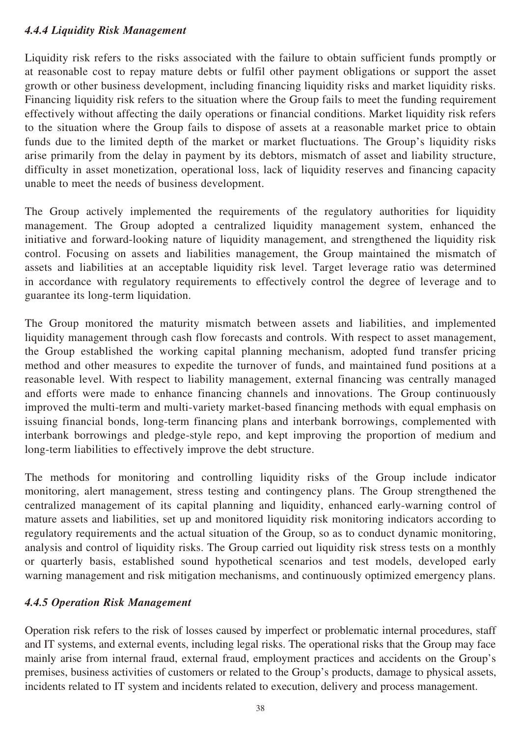#### *4.4.4 Liquidity Risk Management*

Liquidity risk refers to the risks associated with the failure to obtain sufficient funds promptly or at reasonable cost to repay mature debts or fulfil other payment obligations or support the asset growth or other business development, including financing liquidity risks and market liquidity risks. Financing liquidity risk refers to the situation where the Group fails to meet the funding requirement effectively without affecting the daily operations or financial conditions. Market liquidity risk refers to the situation where the Group fails to dispose of assets at a reasonable market price to obtain funds due to the limited depth of the market or market fluctuations. The Group's liquidity risks arise primarily from the delay in payment by its debtors, mismatch of asset and liability structure, difficulty in asset monetization, operational loss, lack of liquidity reserves and financing capacity unable to meet the needs of business development.

The Group actively implemented the requirements of the regulatory authorities for liquidity management. The Group adopted a centralized liquidity management system, enhanced the initiative and forward-looking nature of liquidity management, and strengthened the liquidity risk control. Focusing on assets and liabilities management, the Group maintained the mismatch of assets and liabilities at an acceptable liquidity risk level. Target leverage ratio was determined in accordance with regulatory requirements to effectively control the degree of leverage and to guarantee its long-term liquidation.

The Group monitored the maturity mismatch between assets and liabilities, and implemented liquidity management through cash flow forecasts and controls. With respect to asset management, the Group established the working capital planning mechanism, adopted fund transfer pricing method and other measures to expedite the turnover of funds, and maintained fund positions at a reasonable level. With respect to liability management, external financing was centrally managed and efforts were made to enhance financing channels and innovations. The Group continuously improved the multi-term and multi-variety market-based financing methods with equal emphasis on issuing financial bonds, long-term financing plans and interbank borrowings, complemented with interbank borrowings and pledge-style repo, and kept improving the proportion of medium and long-term liabilities to effectively improve the debt structure.

The methods for monitoring and controlling liquidity risks of the Group include indicator monitoring, alert management, stress testing and contingency plans. The Group strengthened the centralized management of its capital planning and liquidity, enhanced early-warning control of mature assets and liabilities, set up and monitored liquidity risk monitoring indicators according to regulatory requirements and the actual situation of the Group, so as to conduct dynamic monitoring, analysis and control of liquidity risks. The Group carried out liquidity risk stress tests on a monthly or quarterly basis, established sound hypothetical scenarios and test models, developed early warning management and risk mitigation mechanisms, and continuously optimized emergency plans.

#### *4.4.5 Operation Risk Management*

Operation risk refers to the risk of losses caused by imperfect or problematic internal procedures, staff and IT systems, and external events, including legal risks. The operational risks that the Group may face mainly arise from internal fraud, external fraud, employment practices and accidents on the Group's premises, business activities of customers or related to the Group's products, damage to physical assets, incidents related to IT system and incidents related to execution, delivery and process management.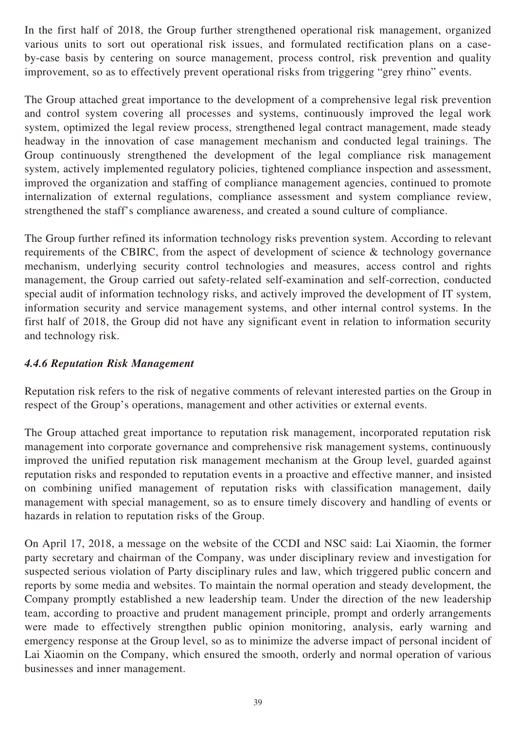In the first half of 2018, the Group further strengthened operational risk management, organized various units to sort out operational risk issues, and formulated rectification plans on a case-by-case basis by centering on source management, process control, risk prevention and quality improvement, so as to effectively prevent operational risks from triggering "grey rhino" events.

The Group attached great importance to the development of a comprehensive legal risk prevention and control system covering all processes and systems, continuously improved the legal work system, optimized the legal review process, strengthened legal contract management, made steady headway in the innovation of case management mechanism and conducted legal trainings. The Group continuously strengthened the development of the legal compliance risk management system, actively implemented regulatory policies, tightened compliance inspection and assessment, improved the organization and staffing of compliance management agencies, continued to promote internalization of external regulations, compliance assessment and system compliance review, strengthened the staff's compliance awareness, and created a sound culture of compliance.

The Group further refined its information technology risks prevention system. According to relevant requirements of the CBIRC, from the aspect of development of science & technology governance mechanism, underlying security control technologies and measures, access control and rights management, the Group carried out safety-related self-examination and self-correction, conducted special audit of information technology risks, and actively improved the development of IT system, information security and service management systems, and other internal control systems. In the first half of 2018, the Group did not have any significant event in relation to information security and technology risk.

### *4.4.6 Reputation Risk Management*

Reputation risk refers to the risk of negative comments of relevant interested parties on the Group in respect of the Group's operations, management and other activities or external events.

The Group attached great importance to reputation risk management, incorporated reputation risk management into corporate governance and comprehensive risk management systems, continuously improved the unified reputation risk management mechanism at the Group level, guarded against reputation risks and responded to reputation events in a proactive and effective manner, and insisted on combining unified management of reputation risks with classification management, daily management with special management, so as to ensure timely discovery and handling of events or hazards in relation to reputation risks of the Group.

On April 17, 2018, a message on the website of the CCDI and NSC said: Lai Xiaomin, the former party secretary and chairman of the Company, was under disciplinary review and investigation for suspected serious violation of Party disciplinary rules and law, which triggered public concern and reports by some media and websites. To maintain the normal operation and steady development, the Company promptly established a new leadership team. Under the direction of the new leadership team, according to proactive and prudent management principle, prompt and orderly arrangements were made to effectively strengthen public opinion monitoring, analysis, early warning and emergency response at the Group level, so as to minimize the adverse impact of personal incident of Lai Xiaomin on the Company, which ensured the smooth, orderly and normal operation of various businesses and inner management.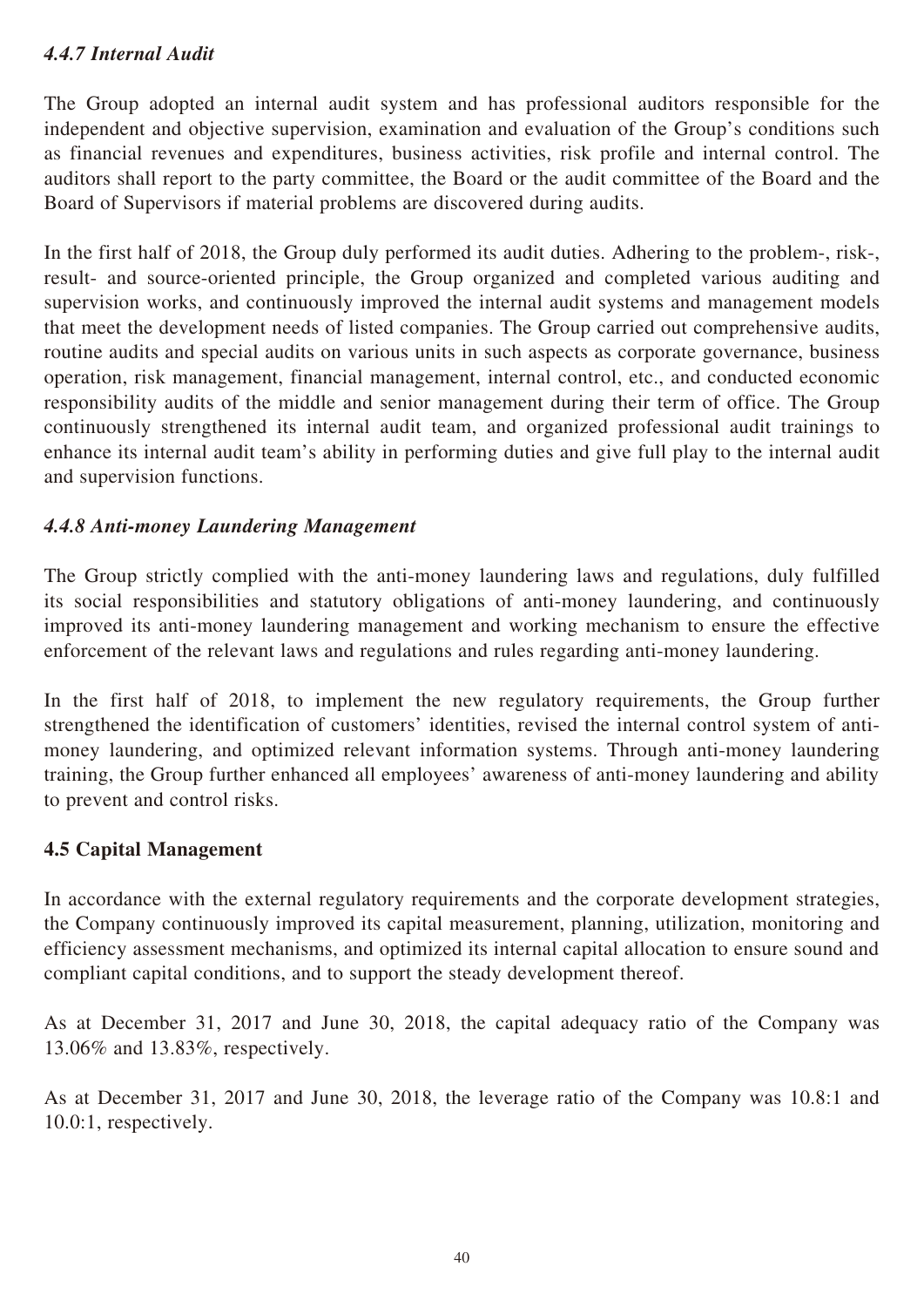#### *4.4.7 Internal Audit*

The Group adopted an internal audit system and has professional auditors responsible for the independent and objective supervision, examination and evaluation of the Group's conditions such as financial revenues and expenditures, business activities, risk profile and internal control. The auditors shall report to the party committee, the Board or the audit committee of the Board and the Board of Supervisors if material problems are discovered during audits.

In the first half of 2018, the Group duly performed its audit duties. Adhering to the problem-, risk-, result- and source-oriented principle, the Group organized and completed various auditing and supervision works, and continuously improved the internal audit systems and management models that meet the development needs of listed companies. The Group carried out comprehensive audits, routine audits and special audits on various units in such aspects as corporate governance, business operation, risk management, financial management, internal control, etc., and conducted economic responsibility audits of the middle and senior management during their term of office. The Group continuously strengthened its internal audit team, and organized professional audit trainings to enhance its internal audit team's ability in performing duties and give full play to the internal audit and supervision functions.

#### *4.4.8 Anti-money Laundering Management*

The Group strictly complied with the anti-money laundering laws and regulations, duly fulfilled its social responsibilities and statutory obligations of anti-money laundering, and continuously improved its anti-money laundering management and working mechanism to ensure the effective enforcement of the relevant laws and regulations and rules regarding anti-money laundering.

In the first half of 2018, to implement the new regulatory requirements, the Group further strengthened the identification of customers' identities, revised the internal control system of anti-money laundering, and optimized relevant information systems. Through anti-money laundering training, the Group further enhanced all employees' awareness of anti-money laundering and ability to prevent and control risks.

### 4.5 Capital Management

In accordance with the external regulatory requirements and the corporate development strategies, the Company continuously improved its capital measurement, planning, utilization, monitoring and efficiency assessment mechanisms, and optimized its internal capital allocation to ensure sound and compliant capital conditions, and to support the steady development thereof.

As at December 31, 2017 and June 30, 2018, the capital adequacy ratio of the Company was 13.06% and 13.83%, respectively.

As at December 31, 2017 and June 30, 2018, the leverage ratio of the Company was 10.8:1 and 10.0:1, respectively.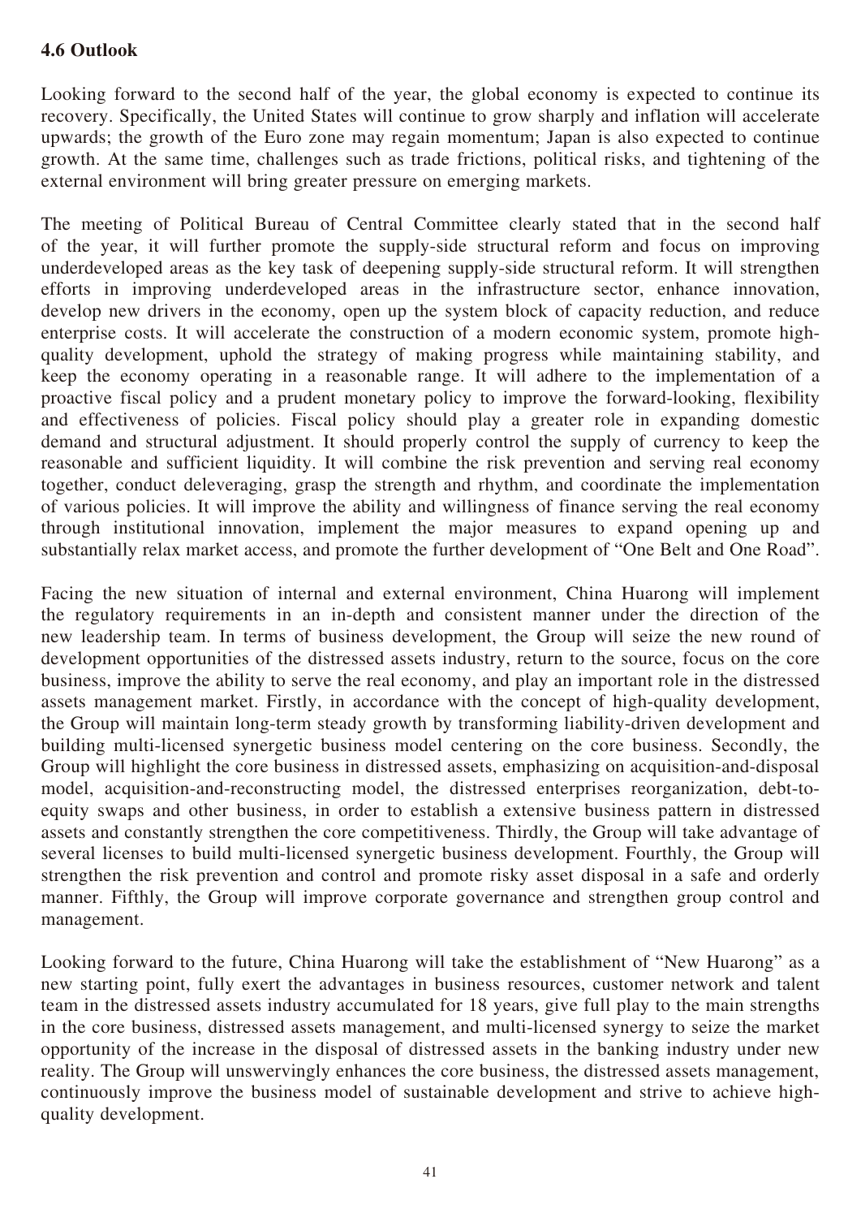### 4.6 Outlook

Looking forward to the second half of the year, the global economy is expected to continue its recovery. Specifically, the United States will continue to grow sharply and inflation will accelerate upwards; the growth of the Euro zone may regain momentum; Japan is also expected to continue growth. At the same time, challenges such as trade frictions, political risks, and tightening of the external environment will bring greater pressure on emerging markets.

The meeting of Political Bureau of Central Committee clearly stated that in the second half of the year, it will further promote the supply-side structural reform and focus on improving underdeveloped areas as the key task of deepening supply-side structural reform. It will strengthen efforts in improving underdeveloped areas in the infrastructure sector, enhance innovation, develop new drivers in the economy, open up the system block of capacity reduction, and reduce enterprise costs. It will accelerate the construction of a modern economic system, promote high-quality development, uphold the strategy of making progress while maintaining stability, and keep the economy operating in a reasonable range. It will adhere to the implementation of a proactive fiscal policy and a prudent monetary policy to improve the forward-looking, flexibility and effectiveness of policies. Fiscal policy should play a greater role in expanding domestic demand and structural adjustment. It should properly control the supply of currency to keep the reasonable and sufficient liquidity. It will combine the risk prevention and serving real economy together, conduct deleveraging, grasp the strength and rhythm, and coordinate the implementation of various policies. It will improve the ability and willingness of finance serving the real economy through institutional innovation, implement the major measures to expand opening up and substantially relax market access, and promote the further development of "One Belt and One Road".

Facing the new situation of internal and external environment, China Huarong will implement the regulatory requirements in an in-depth and consistent manner under the direction of the new leadership team. In terms of business development, the Group will seize the new round of development opportunities of the distressed assets industry, return to the source, focus on the core business, improve the ability to serve the real economy, and play an important role in the distressed assets management market. Firstly, in accordance with the concept of high-quality development, the Group will maintain long-term steady growth by transforming liability-driven development and building multi-licensed synergetic business model centering on the core business. Secondly, the Group will highlight the core business in distressed assets, emphasizing on acquisition-and-disposal model, acquisition-and-reconstructing model, the distressed enterprises reorganization, debt-to-equity swaps and other business, in order to establish a extensive business pattern in distressed assets and constantly strengthen the core competitiveness. Thirdly, the Group will take advantage of several licenses to build multi-licensed synergetic business development. Fourthly, the Group will strengthen the risk prevention and control and promote risky asset disposal in a safe and orderly manner. Fifthly, the Group will improve corporate governance and strengthen group control and management.

Looking forward to the future, China Huarong will take the establishment of "New Huarong" as a new starting point, fully exert the advantages in business resources, customer network and talent team in the distressed assets industry accumulated for 18 years, give full play to the main strengths in the core business, distressed assets management, and multi-licensed synergy to seize the market opportunity of the increase in the disposal of distressed assets in the banking industry under new reality. The Group will unswervingly enhances the core business, the distressed assets management, continuously improve the business model of sustainable development and strive to achieve high-quality development.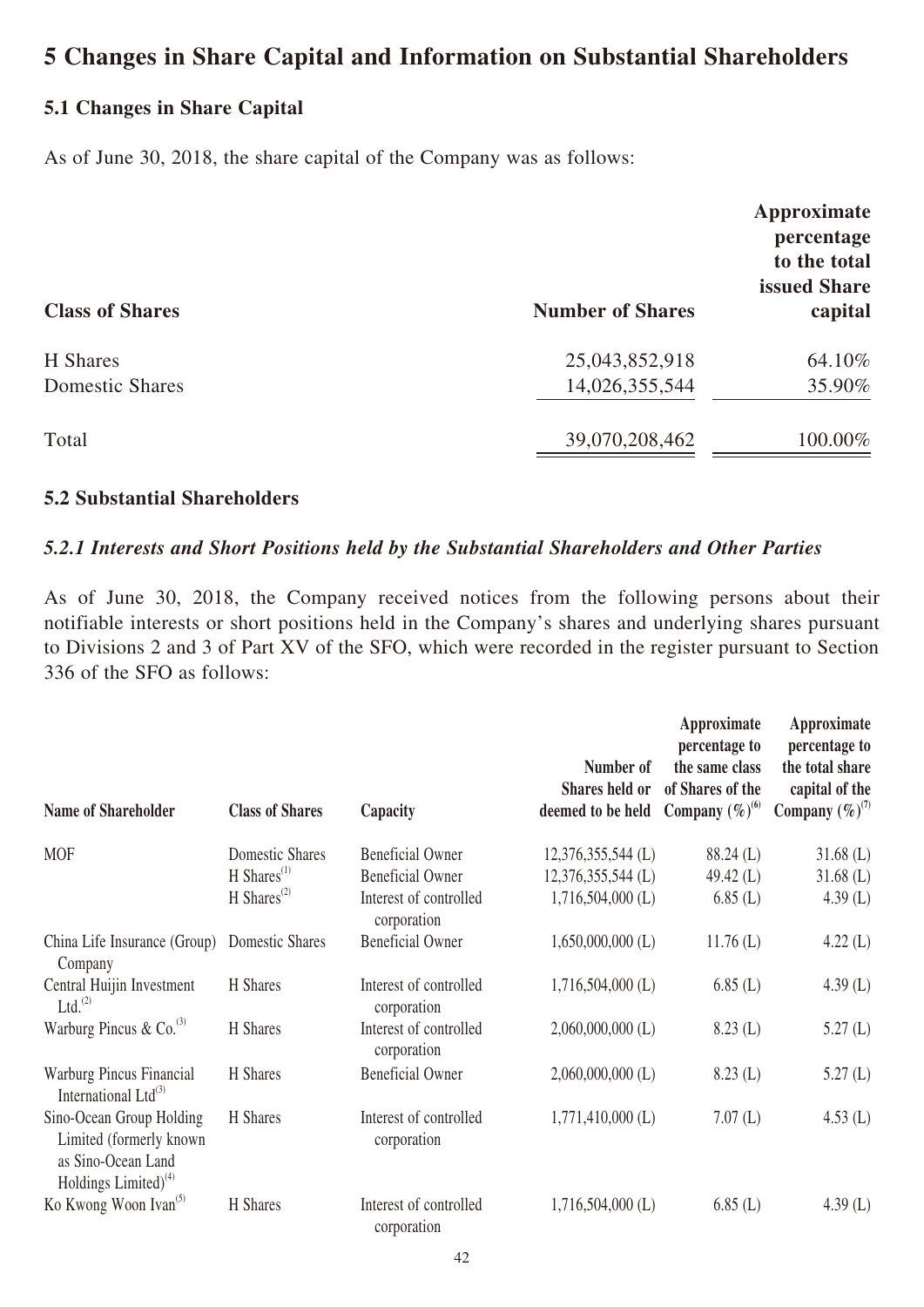# 5 Changes in Share Capital and Information on Substantial Shareholders

## 5.1 Changes in Share Capital

As of June 30, 2018, the share capital of the Company was as follows:

| Class of Shares | Number of Shares | Approximate percentage to the total issued Share capital |
|---|---|---|
| H Shares | 25,043,852,918 | 64.10% |
| Domestic Shares | 14,026,355,544 | 35.90% |
| Total | 39,070,208,462 | 100.00% |

## 5.2 Substantial Shareholders

### *5.2.1 Interests and Short Positions held by the Substantial Shareholders and Other Parties*

As of June 30, 2018, the Company received notices from the following persons about their notifiable interests or short positions held in the Company's shares and underlying shares pursuant to Divisions 2 and 3 of Part XV of the SFO, which were recorded in the register pursuant to Section 336 of the SFO as follows:

| Name of Shareholder | Class of Shares | Capacity | Number of Shares held or deemed to be held | Approximate percentage to the same class of Shares of the Company (%)[6] | Approximate percentage to the total share capital of the Company (%)[7] |
|---|---|---|---|---|---|
| MOF | Domestic Shares | Beneficial Owner | 12,376,355,544 (L) | 88.24 (L) | 31.68 (L) |
| | H Shares[1] | Beneficial Owner | 12,376,355,544 (L) | 49.42 (L) | 31.68 (L) |
| | H Shares[2] | Interest of controlled corporation | 1,716,504,000 (L) | 6.85 (L) | 4.39 (L) |
| China Life Insurance (Group) Company | Domestic Shares | Beneficial Owner | 1,650,000,000 (L) | 11.76 (L) | 4.22 (L) |
| Central Huijin Investment Ltd.[2] | H Shares | Interest of controlled corporation | 1,716,504,000 (L) | 6.85 (L) | 4.39 (L) |
| Warburg Pincus & Co.[3] | H Shares | Interest of controlled corporation | 2,060,000,000 (L) | 8.23 (L) | 5.27 (L) |
| Warburg Pincus Financial International Ltd[3] | H Shares | Beneficial Owner | 2,060,000,000 (L) | 8.23 (L) | 5.27 (L) |
| Sino-Ocean Group Holding Limited (formerly known as Sino-Ocean Land Holdings Limited)[4] | H Shares | Interest of controlled corporation | 1,771,410,000 (L) | 7.07 (L) | 4.53 (L) |
| Ko Kwong Woon Ivan[5] | H Shares | Interest of controlled corporation | 1,716,504,000 (L) | 6.85 (L) | 4.39 (L) |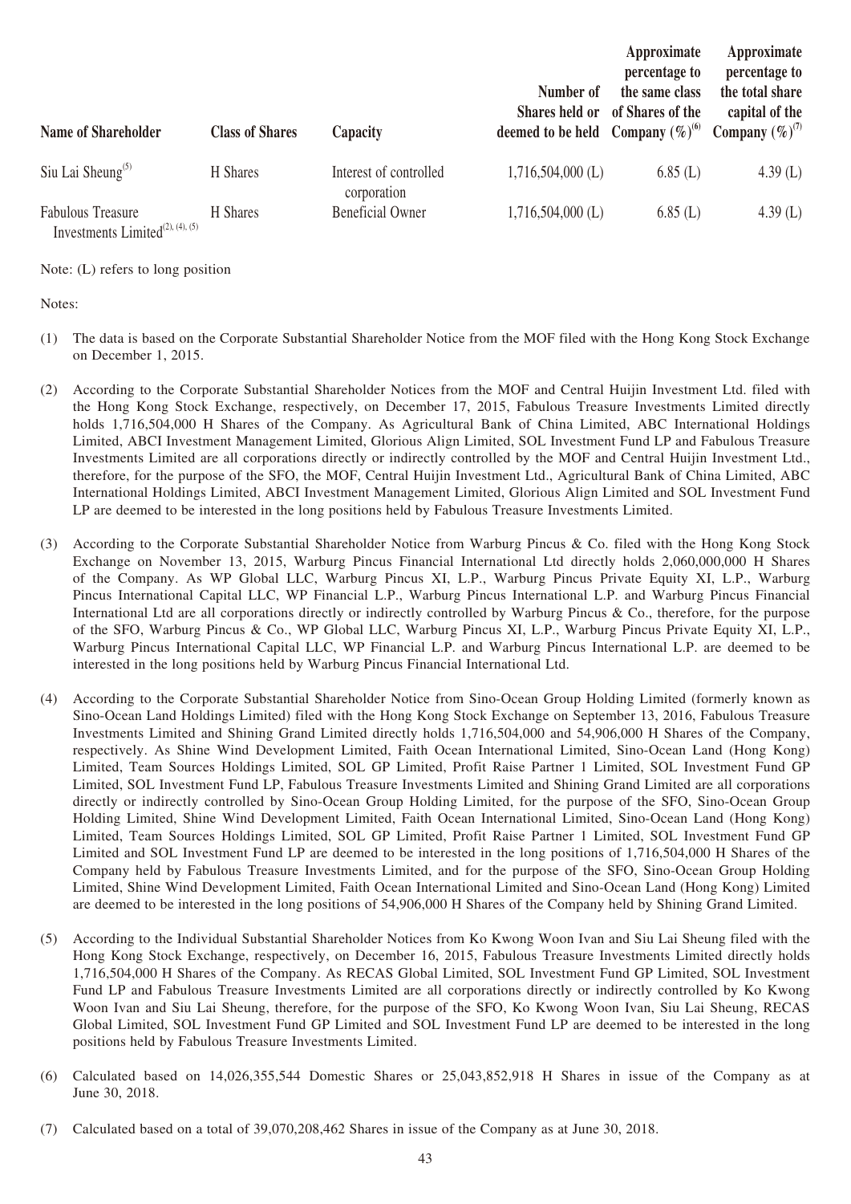| Name of Shareholder | Class of Shares | Capacity | Number of Shares held or deemed to be held | Approximate percentage to the same class of Shares of the Company (%)[(6)] | Approximate percentage to the total share capital of the Company (%)[(7)] |
|---|---|---|---|---|---|
| Siu Lai Sheung[(5)] | H Shares | Interest of controlled corporation | 1,716,504,000 (L) | 6.85 (L) | 4.39 (L) |
| Fabulous Treasure Investments Limited[(2), (4), (5)] | H Shares | Beneficial Owner | 1,716,504,000 (L) | 6.85 (L) | 4.39 (L) |

Note: (L) refers to long position

Notes:

(1) The data is based on the Corporate Substantial Shareholder Notice from the MOF filed with the Hong Kong Stock Exchange on December 1, 2015.

(2) According to the Corporate Substantial Shareholder Notices from the MOF and Central Huijin Investment Ltd. filed with the Hong Kong Stock Exchange, respectively, on December 17, 2015, Fabulous Treasure Investments Limited directly holds 1,716,504,000 H Shares of the Company. As Agricultural Bank of China Limited, ABC International Holdings Limited, ABCI Investment Management Limited, Glorious Align Limited, SOL Investment Fund LP and Fabulous Treasure Investments Limited are all corporations directly or indirectly controlled by the MOF and Central Huijin Investment Ltd., therefore, for the purpose of the SFO, the MOF, Central Huijin Investment Ltd., Agricultural Bank of China Limited, ABC International Holdings Limited, ABCI Investment Management Limited, Glorious Align Limited and SOL Investment Fund LP are deemed to be interested in the long positions held by Fabulous Treasure Investments Limited.

(3) According to the Corporate Substantial Shareholder Notice from Warburg Pincus & Co. filed with the Hong Kong Stock Exchange on November 13, 2015, Warburg Pincus Financial International Ltd directly holds 2,060,000,000 H Shares of the Company. As WP Global LLC, Warburg Pincus XI, L.P., Warburg Pincus Private Equity XI, L.P., Warburg Pincus International Capital LLC, WP Financial L.P., Warburg Pincus International L.P. and Warburg Pincus Financial International Ltd are all corporations directly or indirectly controlled by Warburg Pincus & Co., therefore, for the purpose of the SFO, Warburg Pincus & Co., WP Global LLC, Warburg Pincus XI, L.P., Warburg Pincus Private Equity XI, L.P., Warburg Pincus International Capital LLC, WP Financial L.P. and Warburg Pincus International L.P. are deemed to be interested in the long positions held by Warburg Pincus Financial International Ltd.

(4) According to the Corporate Substantial Shareholder Notice from Sino-Ocean Group Holding Limited (formerly known as Sino-Ocean Land Holdings Limited) filed with the Hong Kong Stock Exchange on September 13, 2016, Fabulous Treasure Investments Limited and Shining Grand Limited directly holds 1,716,504,000 and 54,906,000 H Shares of the Company, respectively. As Shine Wind Development Limited, Faith Ocean International Limited, Sino-Ocean Land (Hong Kong) Limited, Team Sources Holdings Limited, SOL GP Limited, Profit Raise Partner 1 Limited, SOL Investment Fund GP Limited, SOL Investment Fund LP, Fabulous Treasure Investments Limited and Shining Grand Limited are all corporations directly or indirectly controlled by Sino-Ocean Group Holding Limited, for the purpose of the SFO, Sino-Ocean Group Holding Limited, Shine Wind Development Limited, Faith Ocean International Limited, Sino-Ocean Land (Hong Kong) Limited, Team Sources Holdings Limited, SOL GP Limited, Profit Raise Partner 1 Limited, SOL Investment Fund GP Limited and SOL Investment Fund LP are deemed to be interested in the long positions of 1,716,504,000 H Shares of the Company held by Fabulous Treasure Investments Limited, and for the purpose of the SFO, Sino-Ocean Group Holding Limited, Shine Wind Development Limited, Faith Ocean International Limited and Sino-Ocean Land (Hong Kong) Limited are deemed to be interested in the long positions of 54,906,000 H Shares of the Company held by Shining Grand Limited.

(5) According to the Individual Substantial Shareholder Notices from Ko Kwong Woon Ivan and Siu Lai Sheung filed with the Hong Kong Stock Exchange, respectively, on December 16, 2015, Fabulous Treasure Investments Limited directly holds 1,716,504,000 H Shares of the Company. As RECAS Global Limited, SOL Investment Fund GP Limited, SOL Investment Fund LP and Fabulous Treasure Investments Limited are all corporations directly or indirectly controlled by Ko Kwong Woon Ivan and Siu Lai Sheung, therefore, for the purpose of the SFO, Ko Kwong Woon Ivan, Siu Lai Sheung, RECAS Global Limited, SOL Investment Fund GP Limited and SOL Investment Fund LP are deemed to be interested in the long positions held by Fabulous Treasure Investments Limited.

(6) Calculated based on 14,026,355,544 Domestic Shares or 25,043,852,918 H Shares in issue of the Company as at June 30, 2018.

(7) Calculated based on a total of 39,070,208,462 Shares in issue of the Company as at June 30, 2018.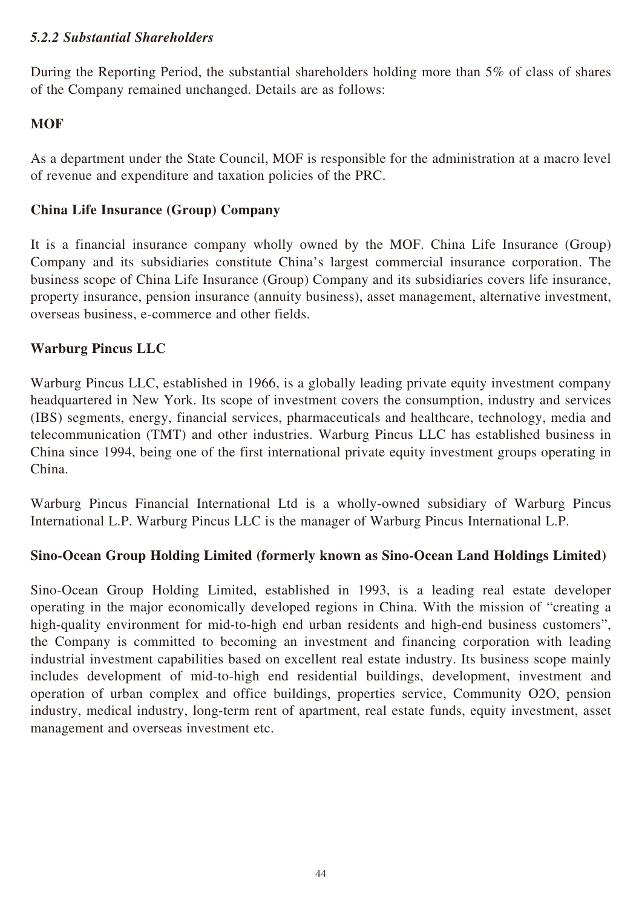### *5.2.2 Substantial Shareholders*

During the Reporting Period, the substantial shareholders holding more than 5% of class of shares of the Company remained unchanged. Details are as follows:

**MOF**

As a department under the State Council, MOF is responsible for the administration at a macro level of revenue and expenditure and taxation policies of the PRC.

**China Life Insurance (Group) Company**

It is a financial insurance company wholly owned by the MOF. China Life Insurance (Group) Company and its subsidiaries constitute China's largest commercial insurance corporation. The business scope of China Life Insurance (Group) Company and its subsidiaries covers life insurance, property insurance, pension insurance (annuity business), asset management, alternative investment, overseas business, e-commerce and other fields.

**Warburg Pincus LLC**

Warburg Pincus LLC, established in 1966, is a globally leading private equity investment company headquartered in New York. Its scope of investment covers the consumption, industry and services (IBS) segments, energy, financial services, pharmaceuticals and healthcare, technology, media and telecommunication (TMT) and other industries. Warburg Pincus LLC has established business in China since 1994, being one of the first international private equity investment groups operating in China.

Warburg Pincus Financial International Ltd is a wholly-owned subsidiary of Warburg Pincus International L.P. Warburg Pincus LLC is the manager of Warburg Pincus International L.P.

**Sino-Ocean Group Holding Limited (formerly known as Sino-Ocean Land Holdings Limited)**

Sino-Ocean Group Holding Limited, established in 1993, is a leading real estate developer operating in the major economically developed regions in China. With the mission of "creating a high-quality environment for mid-to-high end urban residents and high-end business customers", the Company is committed to becoming an investment and financing corporation with leading industrial investment capabilities based on excellent real estate industry. Its business scope mainly includes development of mid-to-high end residential buildings, development, investment and operation of urban complex and office buildings, properties service, Community O2O, pension industry, medical industry, long-term rent of apartment, real estate funds, equity investment, asset management and overseas investment etc.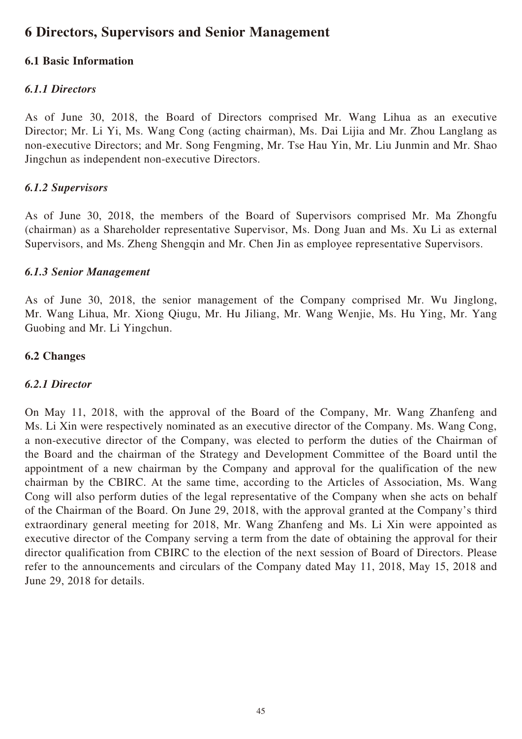# 6 Directors, Supervisors and Senior Management

## 6.1 Basic Information

### *6.1.1 Directors*

As of June 30, 2018, the Board of Directors comprised Mr. Wang Lihua as an executive Director; Mr. Li Yi, Ms. Wang Cong (acting chairman), Ms. Dai Lijia and Mr. Zhou Langlang as non-executive Directors; and Mr. Song Fengming, Mr. Tse Hau Yin, Mr. Liu Junmin and Mr. Shao Jingchun as independent non-executive Directors.

### *6.1.2 Supervisors*

As of June 30, 2018, the members of the Board of Supervisors comprised Mr. Ma Zhongfu (chairman) as a Shareholder representative Supervisor, Ms. Dong Juan and Ms. Xu Li as external Supervisors, and Ms. Zheng Shengqin and Mr. Chen Jin as employee representative Supervisors.

### *6.1.3 Senior Management*

As of June 30, 2018, the senior management of the Company comprised Mr. Wu Jinglong, Mr. Wang Lihua, Mr. Xiong Qiugu, Mr. Hu Jiliang, Mr. Wang Wenjie, Ms. Hu Ying, Mr. Yang Guobing and Mr. Li Yingchun.

## 6.2 Changes

### *6.2.1 Director*

On May 11, 2018, with the approval of the Board of the Company, Mr. Wang Zhanfeng and Ms. Li Xin were respectively nominated as an executive director of the Company. Ms. Wang Cong, a non-executive director of the Company, was elected to perform the duties of the Chairman of the Board and the chairman of the Strategy and Development Committee of the Board until the appointment of a new chairman by the Company and approval for the qualification of the new chairman by the CBIRC. At the same time, according to the Articles of Association, Ms. Wang Cong will also perform duties of the legal representative of the Company when she acts on behalf of the Chairman of the Board. On June 29, 2018, with the approval granted at the Company's third extraordinary general meeting for 2018, Mr. Wang Zhanfeng and Ms. Li Xin were appointed as executive director of the Company serving a term from the date of obtaining the approval for their director qualification from CBIRC to the election of the next session of Board of Directors. Please refer to the announcements and circulars of the Company dated May 11, 2018, May 15, 2018 and June 29, 2018 for details.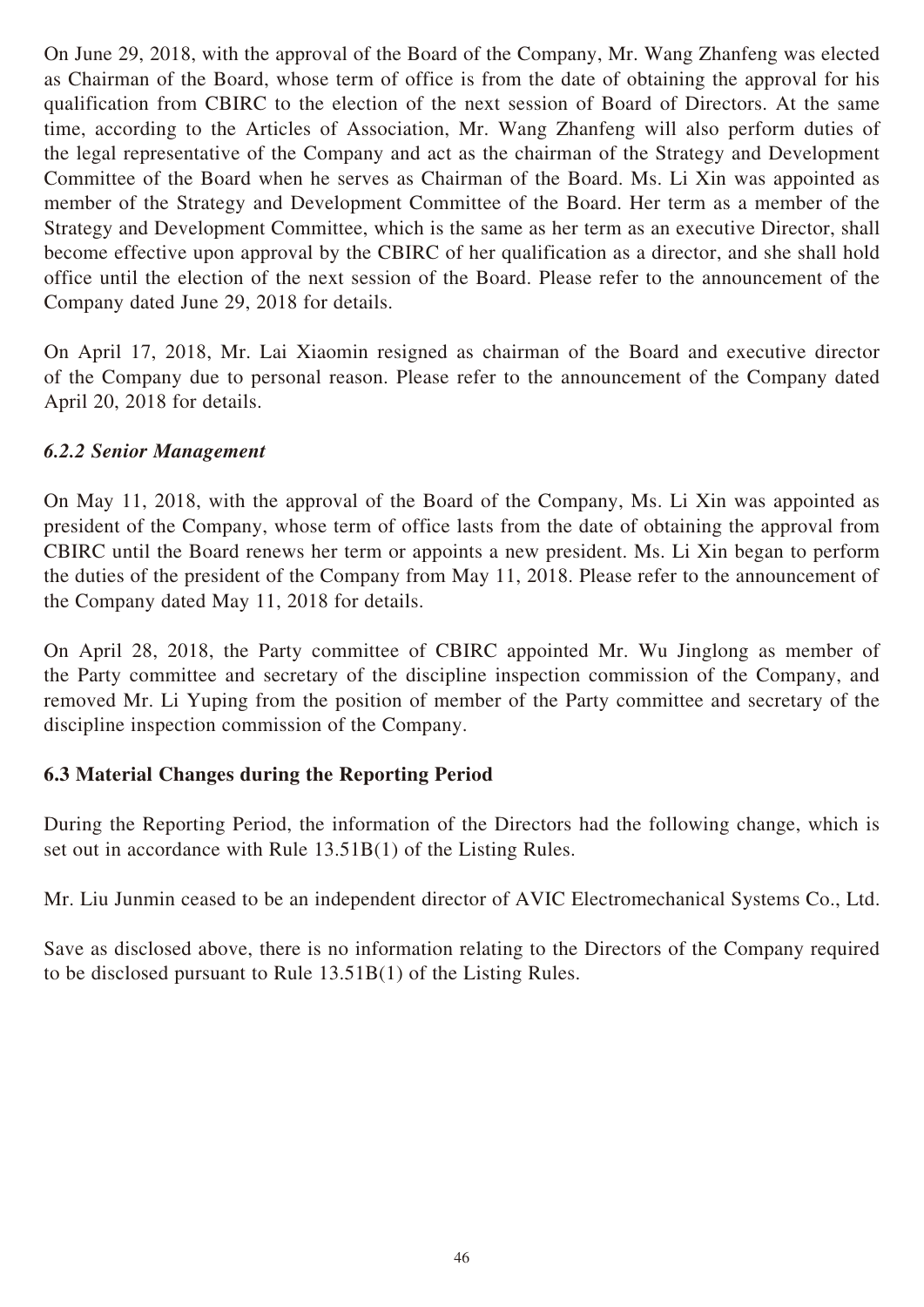On June 29, 2018, with the approval of the Board of the Company, Mr. Wang Zhanfeng was elected as Chairman of the Board, whose term of office is from the date of obtaining the approval for his qualification from CBIRC to the election of the next session of Board of Directors. At the same time, according to the Articles of Association, Mr. Wang Zhanfeng will also perform duties of the legal representative of the Company and act as the chairman of the Strategy and Development Committee of the Board when he serves as Chairman of the Board. Ms. Li Xin was appointed as member of the Strategy and Development Committee of the Board. Her term as a member of the Strategy and Development Committee, which is the same as her term as an executive Director, shall become effective upon approval by the CBIRC of her qualification as a director, and she shall hold office until the election of the next session of the Board. Please refer to the announcement of the Company dated June 29, 2018 for details.

On April 17, 2018, Mr. Lai Xiaomin resigned as chairman of the Board and executive director of the Company due to personal reason. Please refer to the announcement of the Company dated April 20, 2018 for details.

### *6.2.2 Senior Management*

On May 11, 2018, with the approval of the Board of the Company, Ms. Li Xin was appointed as president of the Company, whose term of office lasts from the date of obtaining the approval from CBIRC until the Board renews her term or appoints a new president. Ms. Li Xin began to perform the duties of the president of the Company from May 11, 2018. Please refer to the announcement of the Company dated May 11, 2018 for details.

On April 28, 2018, the Party committee of CBIRC appointed Mr. Wu Jinglong as member of the Party committee and secretary of the discipline inspection commission of the Company, and removed Mr. Li Yuping from the position of member of the Party committee and secretary of the discipline inspection commission of the Company.

## 6.3 Material Changes during the Reporting Period

During the Reporting Period, the information of the Directors had the following change, which is set out in accordance with Rule 13.51B(1) of the Listing Rules.

Mr. Liu Junmin ceased to be an independent director of AVIC Electromechanical Systems Co., Ltd.

Save as disclosed above, there is no information relating to the Directors of the Company required to be disclosed pursuant to Rule 13.51B(1) of the Listing Rules.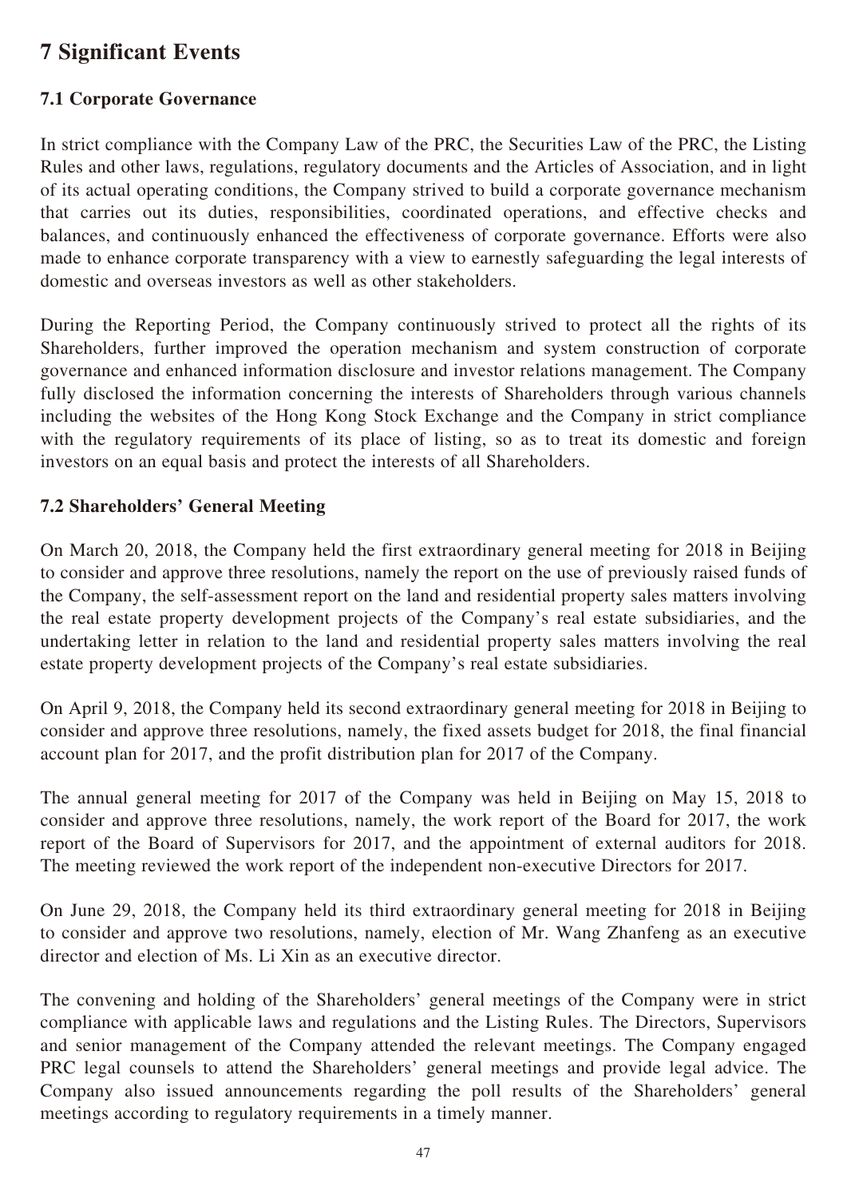# 7 Significant Events

## 7.1 Corporate Governance

In strict compliance with the Company Law of the PRC, the Securities Law of the PRC, the Listing Rules and other laws, regulations, regulatory documents and the Articles of Association, and in light of its actual operating conditions, the Company strived to build a corporate governance mechanism that carries out its duties, responsibilities, coordinated operations, and effective checks and balances, and continuously enhanced the effectiveness of corporate governance. Efforts were also made to enhance corporate transparency with a view to earnestly safeguarding the legal interests of domestic and overseas investors as well as other stakeholders.

During the Reporting Period, the Company continuously strived to protect all the rights of its Shareholders, further improved the operation mechanism and system construction of corporate governance and enhanced information disclosure and investor relations management. The Company fully disclosed the information concerning the interests of Shareholders through various channels including the websites of the Hong Kong Stock Exchange and the Company in strict compliance with the regulatory requirements of its place of listing, so as to treat its domestic and foreign investors on an equal basis and protect the interests of all Shareholders.

## 7.2 Shareholders' General Meeting

On March 20, 2018, the Company held the first extraordinary general meeting for 2018 in Beijing to consider and approve three resolutions, namely the report on the use of previously raised funds of the Company, the self-assessment report on the land and residential property sales matters involving the real estate property development projects of the Company's real estate subsidiaries, and the undertaking letter in relation to the land and residential property sales matters involving the real estate property development projects of the Company's real estate subsidiaries.

On April 9, 2018, the Company held its second extraordinary general meeting for 2018 in Beijing to consider and approve three resolutions, namely, the fixed assets budget for 2018, the final financial account plan for 2017, and the profit distribution plan for 2017 of the Company.

The annual general meeting for 2017 of the Company was held in Beijing on May 15, 2018 to consider and approve three resolutions, namely, the work report of the Board for 2017, the work report of the Board of Supervisors for 2017, and the appointment of external auditors for 2018. The meeting reviewed the work report of the independent non-executive Directors for 2017.

On June 29, 2018, the Company held its third extraordinary general meeting for 2018 in Beijing to consider and approve two resolutions, namely, election of Mr. Wang Zhanfeng as an executive director and election of Ms. Li Xin as an executive director.

The convening and holding of the Shareholders' general meetings of the Company were in strict compliance with applicable laws and regulations and the Listing Rules. The Directors, Supervisors and senior management of the Company attended the relevant meetings. The Company engaged PRC legal counsels to attend the Shareholders' general meetings and provide legal advice. The Company also issued announcements regarding the poll results of the Shareholders' general meetings according to regulatory requirements in a timely manner.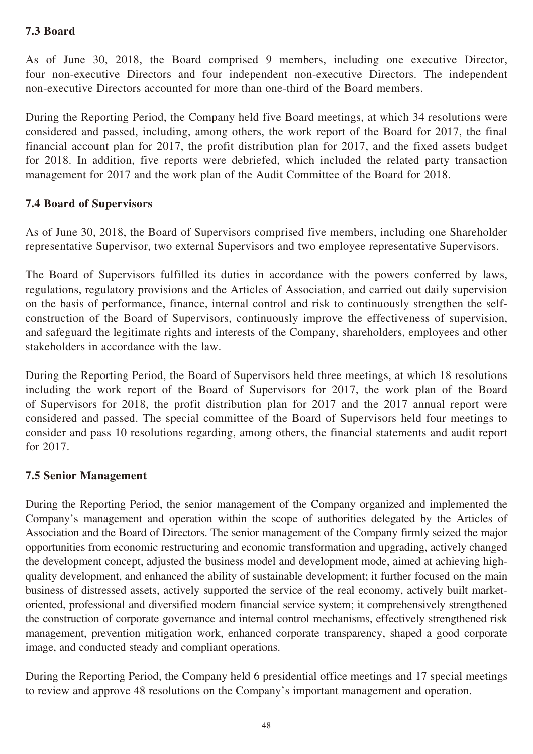## 7.3 Board

As of June 30, 2018, the Board comprised 9 members, including one executive Director, four non-executive Directors and four independent non-executive Directors. The independent non-executive Directors accounted for more than one-third of the Board members.

During the Reporting Period, the Company held five Board meetings, at which 34 resolutions were considered and passed, including, among others, the work report of the Board for 2017, the final financial account plan for 2017, the profit distribution plan for 2017, and the fixed assets budget for 2018. In addition, five reports were debriefed, which included the related party transaction management for 2017 and the work plan of the Audit Committee of the Board for 2018.

## 7.4 Board of Supervisors

As of June 30, 2018, the Board of Supervisors comprised five members, including one Shareholder representative Supervisor, two external Supervisors and two employee representative Supervisors.

The Board of Supervisors fulfilled its duties in accordance with the powers conferred by laws, regulations, regulatory provisions and the Articles of Association, and carried out daily supervision on the basis of performance, finance, internal control and risk to continuously strengthen the self-construction of the Board of Supervisors, continuously improve the effectiveness of supervision, and safeguard the legitimate rights and interests of the Company, shareholders, employees and other stakeholders in accordance with the law.

During the Reporting Period, the Board of Supervisors held three meetings, at which 18 resolutions including the work report of the Board of Supervisors for 2017, the work plan of the Board of Supervisors for 2018, the profit distribution plan for 2017 and the 2017 annual report were considered and passed. The special committee of the Board of Supervisors held four meetings to consider and pass 10 resolutions regarding, among others, the financial statements and audit report for 2017.

## 7.5 Senior Management

During the Reporting Period, the senior management of the Company organized and implemented the Company's management and operation within the scope of authorities delegated by the Articles of Association and the Board of Directors. The senior management of the Company firmly seized the major opportunities from economic restructuring and economic transformation and upgrading, actively changed the development concept, adjusted the business model and development mode, aimed at achieving high-quality development, and enhanced the ability of sustainable development; it further focused on the main business of distressed assets, actively supported the service of the real economy, actively built market-oriented, professional and diversified modern financial service system; it comprehensively strengthened the construction of corporate governance and internal control mechanisms, effectively strengthened risk management, prevention mitigation work, enhanced corporate transparency, shaped a good corporate image, and conducted steady and compliant operations.

During the Reporting Period, the Company held 6 presidential office meetings and 17 special meetings to review and approve 48 resolutions on the Company's important management and operation.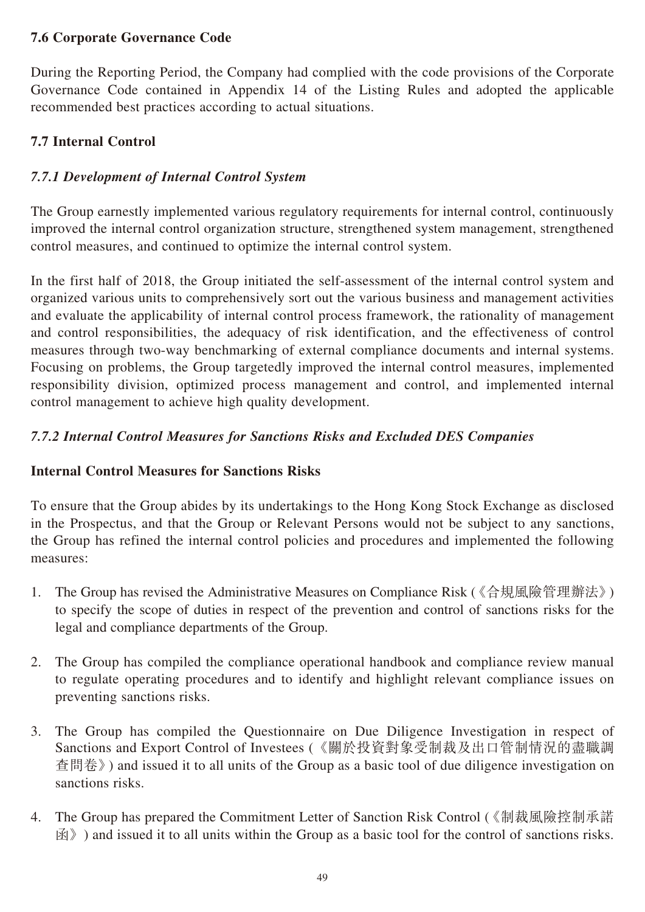### 7.6 Corporate Governance Code

During the Reporting Period, the Company had complied with the code provisions of the Corporate Governance Code contained in Appendix 14 of the Listing Rules and adopted the applicable recommended best practices according to actual situations.

### 7.7 Internal Control

#### *7.7.1 Development of Internal Control System*

The Group earnestly implemented various regulatory requirements for internal control, continuously improved the internal control organization structure, strengthened system management, strengthened control measures, and continued to optimize the internal control system.

In the first half of 2018, the Group initiated the self-assessment of the internal control system and organized various units to comprehensively sort out the various business and management activities and evaluate the applicability of internal control process framework, the rationality of management and control responsibilities, the adequacy of risk identification, and the effectiveness of control measures through two-way benchmarking of external compliance documents and internal systems. Focusing on problems, the Group targetedly improved the internal control measures, implemented responsibility division, optimized process management and control, and implemented internal control management to achieve high quality development.

#### *7.7.2 Internal Control Measures for Sanctions Risks and Excluded DES Companies*

**Internal Control Measures for Sanctions Risks**

To ensure that the Group abides by its undertakings to the Hong Kong Stock Exchange as disclosed in the Prospectus, and that the Group or Relevant Persons would not be subject to any sanctions, the Group has refined the internal control policies and procedures and implemented the following measures:

1. The Group has revised the Administrative Measures on Compliance Risk (《合規風險管理辦法》) to specify the scope of duties in respect of the prevention and control of sanctions risks for the legal and compliance departments of the Group.

2. The Group has compiled the compliance operational handbook and compliance review manual to regulate operating procedures and to identify and highlight relevant compliance issues on preventing sanctions risks.

3. The Group has compiled the Questionnaire on Due Diligence Investigation in respect of Sanctions and Export Control of Investees (《關於投資對象受制裁及出口管制情況的盡職調查問卷》) and issued it to all units of the Group as a basic tool of due diligence investigation on sanctions risks.

4. The Group has prepared the Commitment Letter of Sanction Risk Control (《制裁風險控制承諾函》) and issued it to all units within the Group as a basic tool for the control of sanctions risks.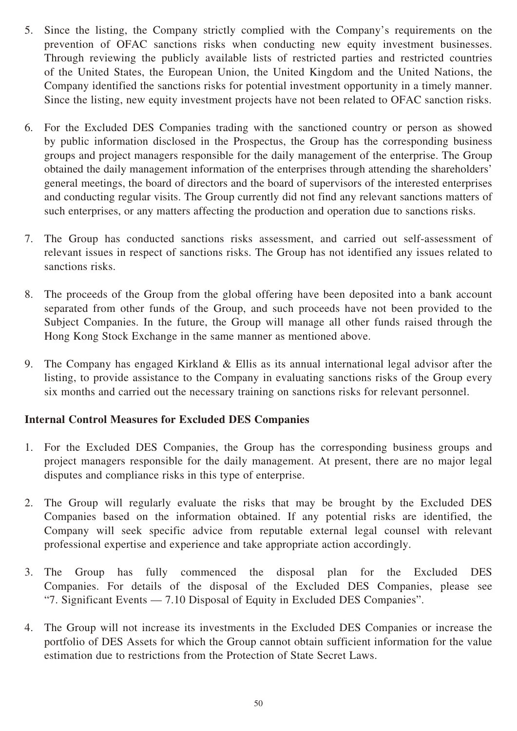5. Since the listing, the Company strictly complied with the Company's requirements on the prevention of OFAC sanctions risks when conducting new equity investment businesses. Through reviewing the publicly available lists of restricted parties and restricted countries of the United States, the European Union, the United Kingdom and the United Nations, the Company identified the sanctions risks for potential investment opportunity in a timely manner. Since the listing, new equity investment projects have not been related to OFAC sanction risks.

6. For the Excluded DES Companies trading with the sanctioned country or person as showed by public information disclosed in the Prospectus, the Group has the corresponding business groups and project managers responsible for the daily management of the enterprise. The Group obtained the daily management information of the enterprises through attending the shareholders' general meetings, the board of directors and the board of supervisors of the interested enterprises and conducting regular visits. The Group currently did not find any relevant sanctions matters of such enterprises, or any matters affecting the production and operation due to sanctions risks.

7. The Group has conducted sanctions risks assessment, and carried out self-assessment of relevant issues in respect of sanctions risks. The Group has not identified any issues related to sanctions risks.

8. The proceeds of the Group from the global offering have been deposited into a bank account separated from other funds of the Group, and such proceeds have not been provided to the Subject Companies. In the future, the Group will manage all other funds raised through the Hong Kong Stock Exchange in the same manner as mentioned above.

9. The Company has engaged Kirkland & Ellis as its annual international legal advisor after the listing, to provide assistance to the Company in evaluating sanctions risks of the Group every six months and carried out the necessary training on sanctions risks for relevant personnel.

**Internal Control Measures for Excluded DES Companies**

1. For the Excluded DES Companies, the Group has the corresponding business groups and project managers responsible for the daily management. At present, there are no major legal disputes and compliance risks in this type of enterprise.

2. The Group will regularly evaluate the risks that may be brought by the Excluded DES Companies based on the information obtained. If any potential risks are identified, the Company will seek specific advice from reputable external legal counsel with relevant professional expertise and experience and take appropriate action accordingly.

3. The Group has fully commenced the disposal plan for the Excluded DES Companies. For details of the disposal of the Excluded DES Companies, please see "7. Significant Events — 7.10 Disposal of Equity in Excluded DES Companies".

4. The Group will not increase its investments in the Excluded DES Companies or increase the portfolio of DES Assets for which the Group cannot obtain sufficient information for the value estimation due to restrictions from the Protection of State Secret Laws.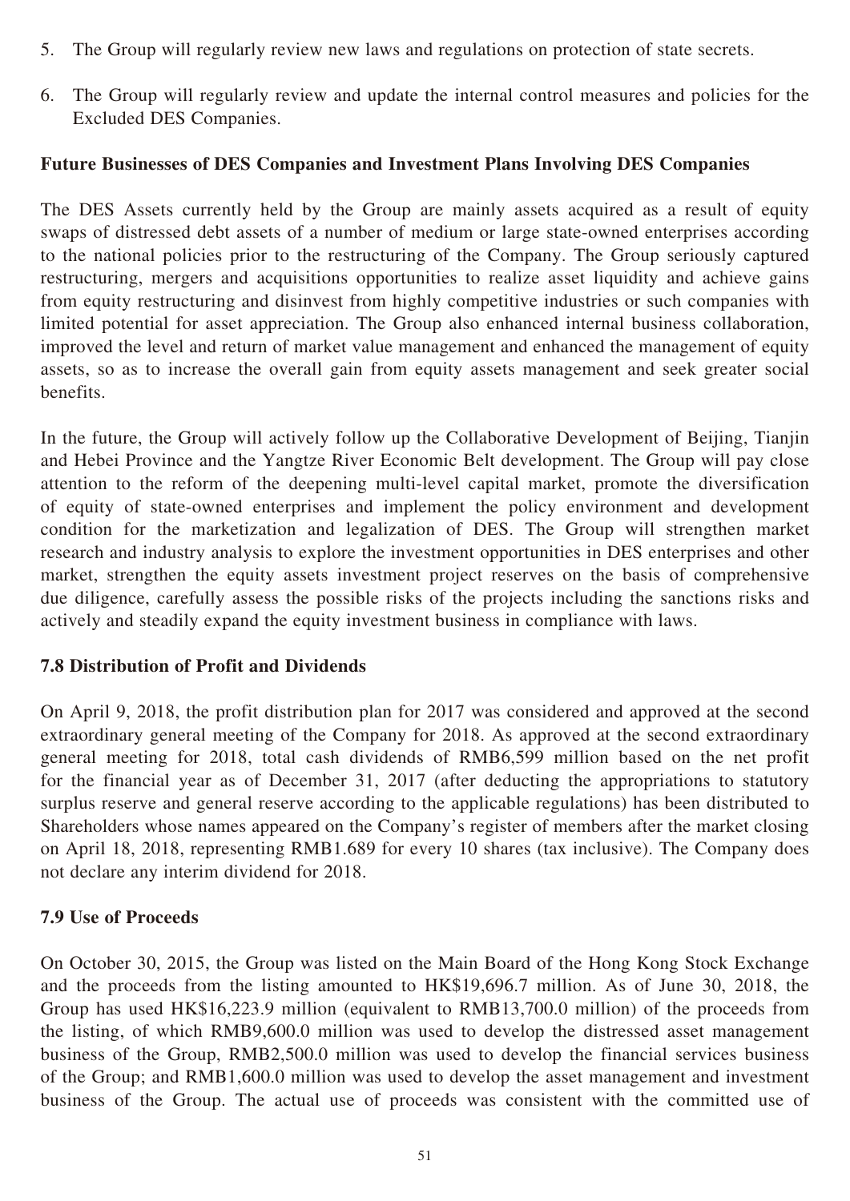5. The Group will regularly review new laws and regulations on protection of state secrets.

6. The Group will regularly review and update the internal control measures and policies for the Excluded DES Companies.

**Future Businesses of DES Companies and Investment Plans Involving DES Companies**

The DES Assets currently held by the Group are mainly assets acquired as a result of equity swaps of distressed debt assets of a number of medium or large state-owned enterprises according to the national policies prior to the restructuring of the Company. The Group seriously captured restructuring, mergers and acquisitions opportunities to realize asset liquidity and achieve gains from equity restructuring and disinvest from highly competitive industries or such companies with limited potential for asset appreciation. The Group also enhanced internal business collaboration, improved the level and return of market value management and enhanced the management of equity assets, so as to increase the overall gain from equity assets management and seek greater social benefits.

In the future, the Group will actively follow up the Collaborative Development of Beijing, Tianjin and Hebei Province and the Yangtze River Economic Belt development. The Group will pay close attention to the reform of the deepening multi-level capital market, promote the diversification of equity of state-owned enterprises and implement the policy environment and development condition for the marketization and legalization of DES. The Group will strengthen market research and industry analysis to explore the investment opportunities in DES enterprises and other market, strengthen the equity assets investment project reserves on the basis of comprehensive due diligence, carefully assess the possible risks of the projects including the sanctions risks and actively and steadily expand the equity investment business in compliance with laws.

## 7.8 Distribution of Profit and Dividends

On April 9, 2018, the profit distribution plan for 2017 was considered and approved at the second extraordinary general meeting of the Company for 2018. As approved at the second extraordinary general meeting for 2018, total cash dividends of RMB6,599 million based on the net profit for the financial year as of December 31, 2017 (after deducting the appropriations to statutory surplus reserve and general reserve according to the applicable regulations) has been distributed to Shareholders whose names appeared on the Company's register of members after the market closing on April 18, 2018, representing RMB1.689 for every 10 shares (tax inclusive). The Company does not declare any interim dividend for 2018.

## 7.9 Use of Proceeds

On October 30, 2015, the Group was listed on the Main Board of the Hong Kong Stock Exchange and the proceeds from the listing amounted to HK$19,696.7 million. As of June 30, 2018, the Group has used HK$16,223.9 million (equivalent to RMB13,700.0 million) of the proceeds from the listing, of which RMB9,600.0 million was used to develop the distressed asset management business of the Group, RMB2,500.0 million was used to develop the financial services business of the Group; and RMB1,600.0 million was used to develop the asset management and investment business of the Group. The actual use of proceeds was consistent with the committed use of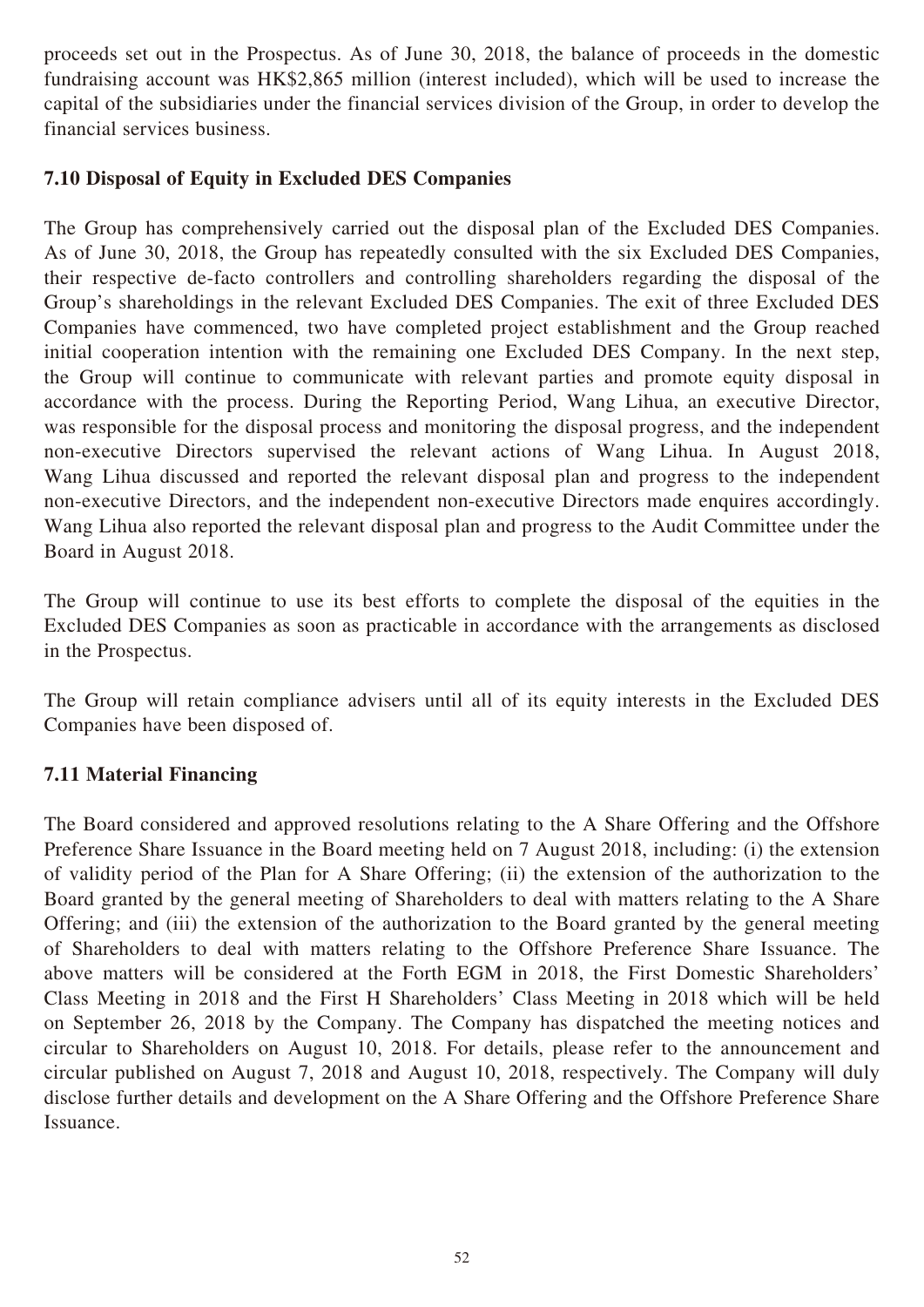proceeds set out in the Prospectus. As of June 30, 2018, the balance of proceeds in the domestic fundraising account was HK$2,865 million (interest included), which will be used to increase the capital of the subsidiaries under the financial services division of the Group, in order to develop the financial services business.

### 7.10 Disposal of Equity in Excluded DES Companies

The Group has comprehensively carried out the disposal plan of the Excluded DES Companies. As of June 30, 2018, the Group has repeatedly consulted with the six Excluded DES Companies, their respective de-facto controllers and controlling shareholders regarding the disposal of the Group's shareholdings in the relevant Excluded DES Companies. The exit of three Excluded DES Companies have commenced, two have completed project establishment and the Group reached initial cooperation intention with the remaining one Excluded DES Company. In the next step, the Group will continue to communicate with relevant parties and promote equity disposal in accordance with the process. During the Reporting Period, Wang Lihua, an executive Director, was responsible for the disposal process and monitoring the disposal progress, and the independent non-executive Directors supervised the relevant actions of Wang Lihua. In August 2018, Wang Lihua discussed and reported the relevant disposal plan and progress to the independent non-executive Directors, and the independent non-executive Directors made enquires accordingly. Wang Lihua also reported the relevant disposal plan and progress to the Audit Committee under the Board in August 2018.

The Group will continue to use its best efforts to complete the disposal of the equities in the Excluded DES Companies as soon as practicable in accordance with the arrangements as disclosed in the Prospectus.

The Group will retain compliance advisers until all of its equity interests in the Excluded DES Companies have been disposed of.

### 7.11 Material Financing

The Board considered and approved resolutions relating to the A Share Offering and the Offshore Preference Share Issuance in the Board meeting held on 7 August 2018, including: (i) the extension of validity period of the Plan for A Share Offering; (ii) the extension of the authorization to the Board granted by the general meeting of Shareholders to deal with matters relating to the A Share Offering; and (iii) the extension of the authorization to the Board granted by the general meeting of Shareholders to deal with matters relating to the Offshore Preference Share Issuance. The above matters will be considered at the Forth EGM in 2018, the First Domestic Shareholders' Class Meeting in 2018 and the First H Shareholders' Class Meeting in 2018 which will be held on September 26, 2018 by the Company. The Company has dispatched the meeting notices and circular to Shareholders on August 10, 2018. For details, please refer to the announcement and circular published on August 7, 2018 and August 10, 2018, respectively. The Company will duly disclose further details and development on the A Share Offering and the Offshore Preference Share Issuance.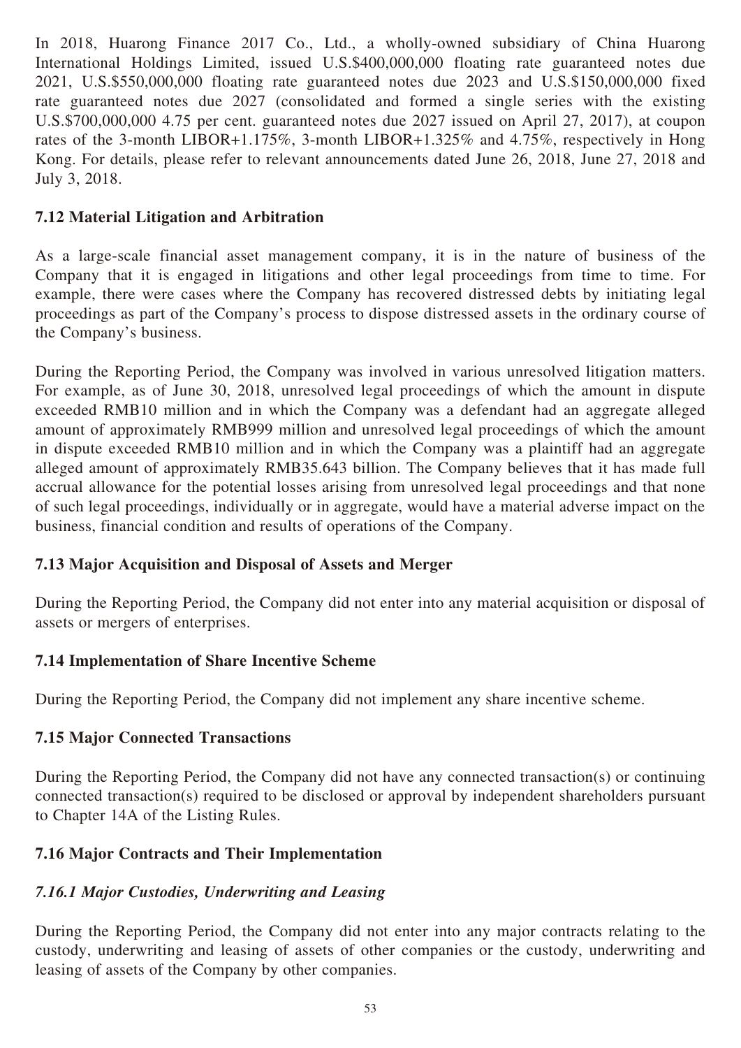In 2018, Huarong Finance 2017 Co., Ltd., a wholly-owned subsidiary of China Huarong International Holdings Limited, issued U.S.$400,000,000 floating rate guaranteed notes due 2021, U.S.$550,000,000 floating rate guaranteed notes due 2023 and U.S.$150,000,000 fixed rate guaranteed notes due 2027 (consolidated and formed a single series with the existing U.S.$700,000,000 4.75 per cent. guaranteed notes due 2027 issued on April 27, 2017), at coupon rates of the 3-month LIBOR+1.175%, 3-month LIBOR+1.325% and 4.75%, respectively in Hong Kong. For details, please refer to relevant announcements dated June 26, 2018, June 27, 2018 and July 3, 2018.

## 7.12 Material Litigation and Arbitration

As a large-scale financial asset management company, it is in the nature of business of the Company that it is engaged in litigations and other legal proceedings from time to time. For example, there were cases where the Company has recovered distressed debts by initiating legal proceedings as part of the Company's process to dispose distressed assets in the ordinary course of the Company's business.

During the Reporting Period, the Company was involved in various unresolved litigation matters. For example, as of June 30, 2018, unresolved legal proceedings of which the amount in dispute exceeded RMB10 million and in which the Company was a defendant had an aggregate alleged amount of approximately RMB999 million and unresolved legal proceedings of which the amount in dispute exceeded RMB10 million and in which the Company was a plaintiff had an aggregate alleged amount of approximately RMB35.643 billion. The Company believes that it has made full accrual allowance for the potential losses arising from unresolved legal proceedings and that none of such legal proceedings, individually or in aggregate, would have a material adverse impact on the business, financial condition and results of operations of the Company.

## 7.13 Major Acquisition and Disposal of Assets and Merger

During the Reporting Period, the Company did not enter into any material acquisition or disposal of assets or mergers of enterprises.

## 7.14 Implementation of Share Incentive Scheme

During the Reporting Period, the Company did not implement any share incentive scheme.

## 7.15 Major Connected Transactions

During the Reporting Period, the Company did not have any connected transaction(s) or continuing connected transaction(s) required to be disclosed or approval by independent shareholders pursuant to Chapter 14A of the Listing Rules.

## 7.16 Major Contracts and Their Implementation

### *7.16.1 Major Custodies, Underwriting and Leasing*

During the Reporting Period, the Company did not enter into any major contracts relating to the custody, underwriting and leasing of assets of other companies or the custody, underwriting and leasing of assets of the Company by other companies.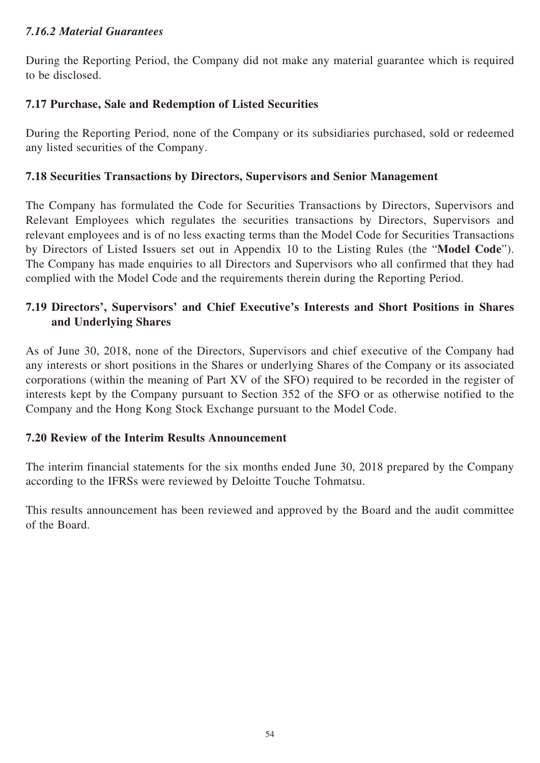#### *7.16.2 Material Guarantees*

During the Reporting Period, the Company did not make any material guarantee which is required to be disclosed.

### 7.17 Purchase, Sale and Redemption of Listed Securities

During the Reporting Period, none of the Company or its subsidiaries purchased, sold or redeemed any listed securities of the Company.

### 7.18 Securities Transactions by Directors, Supervisors and Senior Management

The Company has formulated the Code for Securities Transactions by Directors, Supervisors and Relevant Employees which regulates the securities transactions by Directors, Supervisors and relevant employees and is of no less exacting terms than the Model Code for Securities Transactions by Directors of Listed Issuers set out in Appendix 10 to the Listing Rules (the "**Model Code**"). The Company has made enquiries to all Directors and Supervisors who all confirmed that they had complied with the Model Code and the requirements therein during the Reporting Period.

### 7.19 Directors', Supervisors' and Chief Executive's Interests and Short Positions in Shares and Underlying Shares

As of June 30, 2018, none of the Directors, Supervisors and chief executive of the Company had any interests or short positions in the Shares or underlying Shares of the Company or its associated corporations (within the meaning of Part XV of the SFO) required to be recorded in the register of interests kept by the Company pursuant to Section 352 of the SFO or as otherwise notified to the Company and the Hong Kong Stock Exchange pursuant to the Model Code.

### 7.20 Review of the Interim Results Announcement

The interim financial statements for the six months ended June 30, 2018 prepared by the Company according to the IFRSs were reviewed by Deloitte Touche Tohmatsu.

This results announcement has been reviewed and approved by the Board and the audit committee of the Board.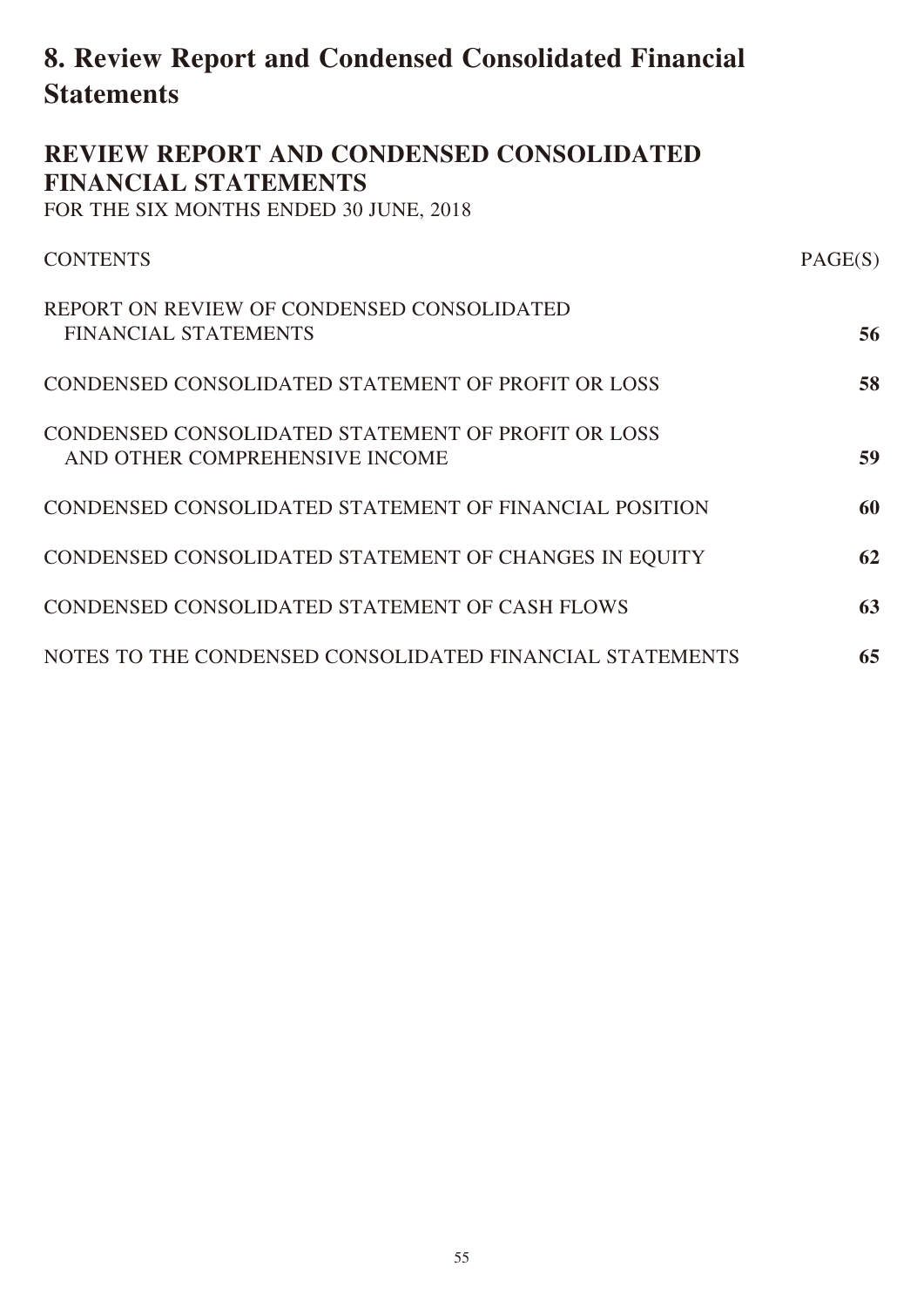# 8. Review Report and Condensed Consolidated Financial Statements

## REVIEW REPORT AND CONDENSED CONSOLIDATED FINANCIAL STATEMENTS

FOR THE SIX MONTHS ENDED 30 JUNE, 2018

| CONTENTS | PAGE(S) |
|---|---|
| REPORT ON REVIEW OF CONDENSED CONSOLIDATED FINANCIAL STATEMENTS | **56** |
| CONDENSED CONSOLIDATED STATEMENT OF PROFIT OR LOSS | **58** |
| CONDENSED CONSOLIDATED STATEMENT OF PROFIT OR LOSS AND OTHER COMPREHENSIVE INCOME | **59** |
| CONDENSED CONSOLIDATED STATEMENT OF FINANCIAL POSITION | **60** |
| CONDENSED CONSOLIDATED STATEMENT OF CHANGES IN EQUITY | **62** |
| CONDENSED CONSOLIDATED STATEMENT OF CASH FLOWS | **63** |
| NOTES TO THE CONDENSED CONSOLIDATED FINANCIAL STATEMENTS | **65** |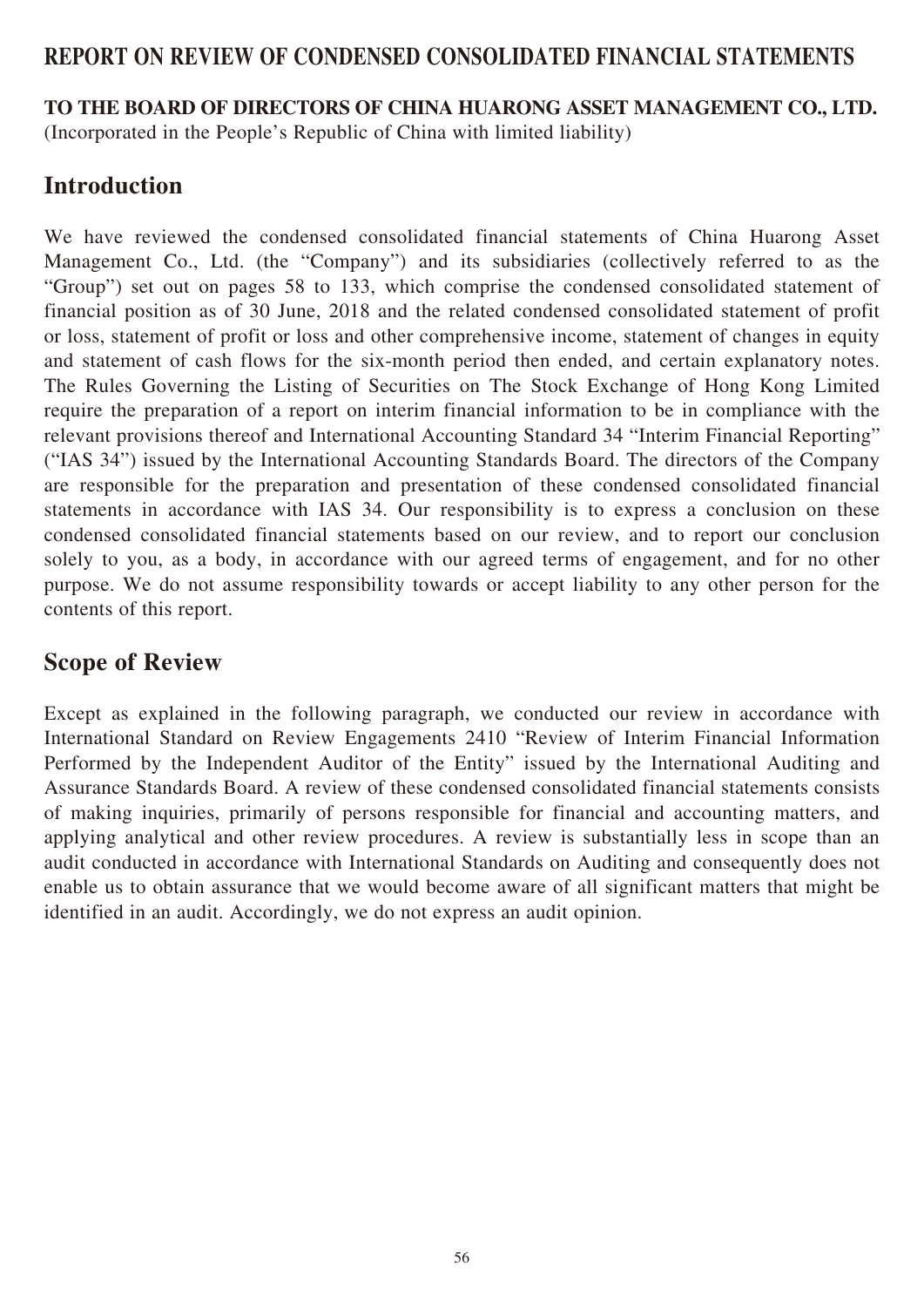# REPORT ON REVIEW OF CONDENSED CONSOLIDATED FINANCIAL STATEMENTS

**TO THE BOARD OF DIRECTORS OF CHINA HUARONG ASSET MANAGEMENT CO., LTD.**
(Incorporated in the People's Republic of China with limited liability)

## Introduction

We have reviewed the condensed consolidated financial statements of China Huarong Asset Management Co., Ltd. (the "Company") and its subsidiaries (collectively referred to as the "Group") set out on pages 58 to 133, which comprise the condensed consolidated statement of financial position as of 30 June, 2018 and the related condensed consolidated statement of profit or loss, statement of profit or loss and other comprehensive income, statement of changes in equity and statement of cash flows for the six-month period then ended, and certain explanatory notes. The Rules Governing the Listing of Securities on The Stock Exchange of Hong Kong Limited require the preparation of a report on interim financial information to be in compliance with the relevant provisions thereof and International Accounting Standard 34 "Interim Financial Reporting" ("IAS 34") issued by the International Accounting Standards Board. The directors of the Company are responsible for the preparation and presentation of these condensed consolidated financial statements in accordance with IAS 34. Our responsibility is to express a conclusion on these condensed consolidated financial statements based on our review, and to report our conclusion solely to you, as a body, in accordance with our agreed terms of engagement, and for no other purpose. We do not assume responsibility towards or accept liability to any other person for the contents of this report.

## Scope of Review

Except as explained in the following paragraph, we conducted our review in accordance with International Standard on Review Engagements 2410 "Review of Interim Financial Information Performed by the Independent Auditor of the Entity" issued by the International Auditing and Assurance Standards Board. A review of these condensed consolidated financial statements consists of making inquiries, primarily of persons responsible for financial and accounting matters, and applying analytical and other review procedures. A review is substantially less in scope than an audit conducted in accordance with International Standards on Auditing and consequently does not enable us to obtain assurance that we would become aware of all significant matters that might be identified in an audit. Accordingly, we do not express an audit opinion.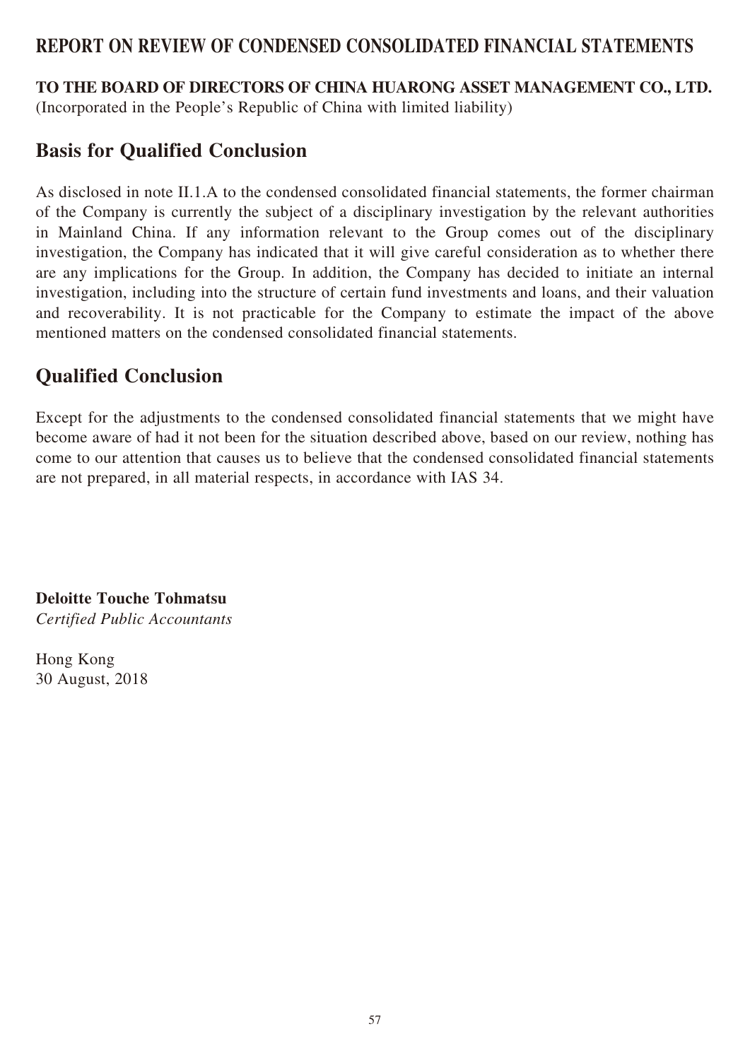# REPORT ON REVIEW OF CONDENSED CONSOLIDATED FINANCIAL STATEMENTS

**TO THE BOARD OF DIRECTORS OF CHINA HUARONG ASSET MANAGEMENT CO., LTD.**
(Incorporated in the People's Republic of China with limited liability)

## Basis for Qualified Conclusion

As disclosed in note II.1.A to the condensed consolidated financial statements, the former chairman of the Company is currently the subject of a disciplinary investigation by the relevant authorities in Mainland China. If any information relevant to the Group comes out of the disciplinary investigation, the Company has indicated that it will give careful consideration as to whether there are any implications for the Group. In addition, the Company has decided to initiate an internal investigation, including into the structure of certain fund investments and loans, and their valuation and recoverability. It is not practicable for the Company to estimate the impact of the above mentioned matters on the condensed consolidated financial statements.

## Qualified Conclusion

Except for the adjustments to the condensed consolidated financial statements that we might have become aware of had it not been for the situation described above, based on our review, nothing has come to our attention that causes us to believe that the condensed consolidated financial statements are not prepared, in all material respects, in accordance with IAS 34.

**Deloitte Touche Tohmatsu**
*Certified Public Accountants*

Hong Kong
30 August, 2018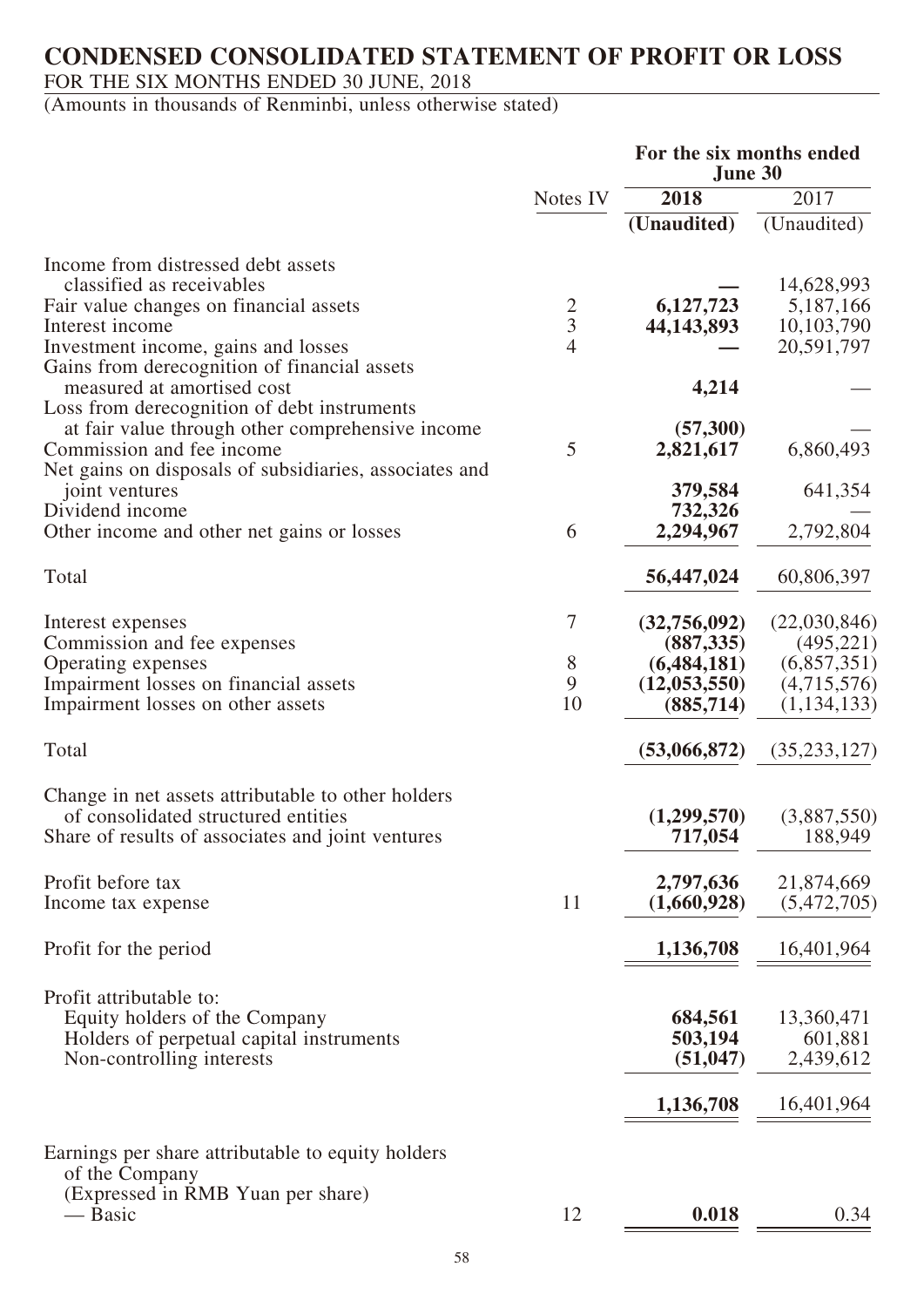# CONDENSED CONSOLIDATED STATEMENT OF PROFIT OR LOSS

FOR THE SIX MONTHS ENDED 30 JUNE, 2018

(Amounts in thousands of Renminbi, unless otherwise stated)

| | Notes IV | For the six months ended June 30 | |
|---|---|---|---|
| | | **2018** | 2017 |
| | | **(Unaudited)** | (Unaudited) |
| Income from distressed debt assets classified as receivables | | **—** | 14,628,993 |
| Fair value changes on financial assets | 2 | **6,127,723** | 5,187,166 |
| Interest income | 3 | **44,143,893** | 10,103,790 |
| Investment income, gains and losses | 4 | **—** | 20,591,797 |
| Gains from derecognition of financial assets measured at amortised cost | | **4,214** | — |
| Loss from derecognition of debt instruments at fair value through other comprehensive income | | **(57,300)** | — |
| Commission and fee income | 5 | **2,821,617** | 6,860,493 |
| Net gains on disposals of subsidiaries, associates and joint ventures | | **379,584** | 641,354 |
| Dividend income | | **732,326** | — |
| Other income and other net gains or losses | 6 | **2,294,967** | 2,792,804 |
| Total | | **56,447,024** | 60,806,397 |
| Interest expenses | 7 | **(32,756,092)** | (22,030,846) |
| Commission and fee expenses | | **(887,335)** | (495,221) |
| Operating expenses | 8 | **(6,484,181)** | (6,857,351) |
| Impairment losses on financial assets | 9 | **(12,053,550)** | (4,715,576) |
| Impairment losses on other assets | 10 | **(885,714)** | (1,134,133) |
| Total | | **(53,066,872)** | (35,233,127) |
| Change in net assets attributable to other holders of consolidated structured entities | | **(1,299,570)** | (3,887,550) |
| Share of results of associates and joint ventures | | **717,054** | 188,949 |
| Profit before tax | | **2,797,636** | 21,874,669 |
| Income tax expense | 11 | **(1,660,928)** | (5,472,705) |
| Profit for the period | | **1,136,708** | 16,401,964 |
| Profit attributable to: | | | |
| Equity holders of the Company | | **684,561** | 13,360,471 |
| Holders of perpetual capital instruments | | **503,194** | 601,881 |
| Non-controlling interests | | **(51,047)** | 2,439,612 |
| | | **1,136,708** | 16,401,964 |
| Earnings per share attributable to equity holders of the Company (Expressed in RMB Yuan per share) | | | |
| — Basic | 12 | **0.018** | 0.34 |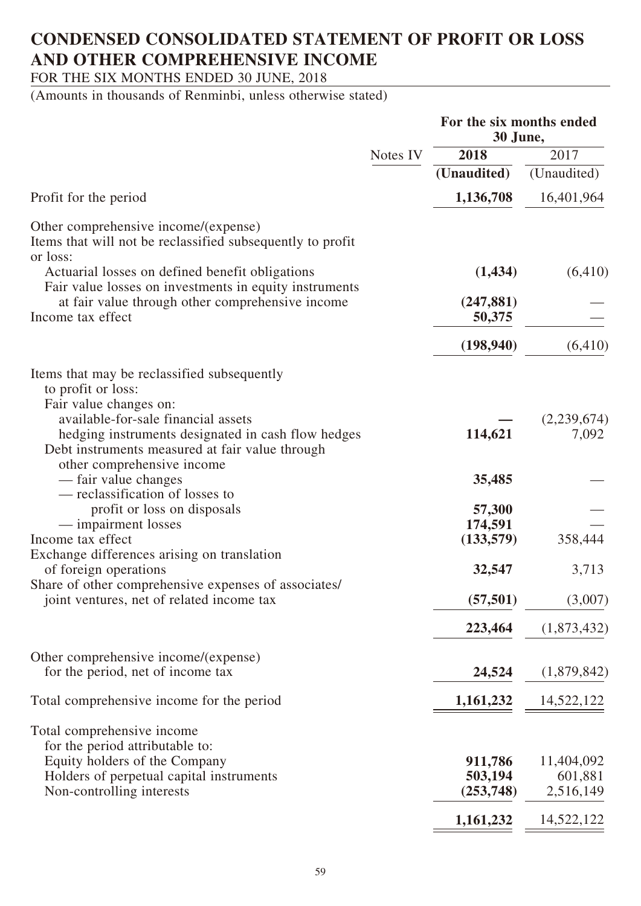# CONDENSED CONSOLIDATED STATEMENT OF PROFIT OR LOSS AND OTHER COMPREHENSIVE INCOME

FOR THE SIX MONTHS ENDED 30 JUNE, 2018

(Amounts in thousands of Renminbi, unless otherwise stated)

| | Notes IV | For the six months ended 30 June, 2018 (Unaudited) | 2017 (Unaudited) |
|---|---|---|---|
| Profit for the period | | **1,136,708** | 16,401,964 |
| Other comprehensive income/(expense) | | | |
| Items that will not be reclassified subsequently to profit or loss: | | | |
| Actuarial losses on defined benefit obligations | | **(1,434)** | (6,410) |
| Fair value losses on investments in equity instruments at fair value through other comprehensive income | | **(247,881)** | — |
| Income tax effect | | **50,375** | — |
| | | **(198,940)** | (6,410) |
| Items that may be reclassified subsequently to profit or loss: | | | |
| Fair value changes on: | | | |
| available-for-sale financial assets | | **—** | (2,239,674) |
| hedging instruments designated in cash flow hedges | | **114,621** | 7,092 |
| Debt instruments measured at fair value through other comprehensive income | | | |
| — fair value changes | | **35,485** | — |
| — reclassification of losses to profit or loss on disposals | | **57,300** | — |
| — impairment losses | | **174,591** | — |
| Income tax effect | | **(133,579)** | 358,444 |
| Exchange differences arising on translation of foreign operations | | **32,547** | 3,713 |
| Share of other comprehensive expenses of associates/joint ventures, net of related income tax | | **(57,501)** | (3,007) |
| | | **223,464** | (1,873,432) |
| Other comprehensive income/(expense) for the period, net of income tax | | **24,524** | (1,879,842) |
| Total comprehensive income for the period | | **1,161,232** | 14,522,122 |
| Total comprehensive income for the period attributable to: | | | |
| Equity holders of the Company | | **911,786** | 11,404,092 |
| Holders of perpetual capital instruments | | **503,194** | 601,881 |
| Non-controlling interests | | **(253,748)** | 2,516,149 |
| | | **1,161,232** | 14,522,122 |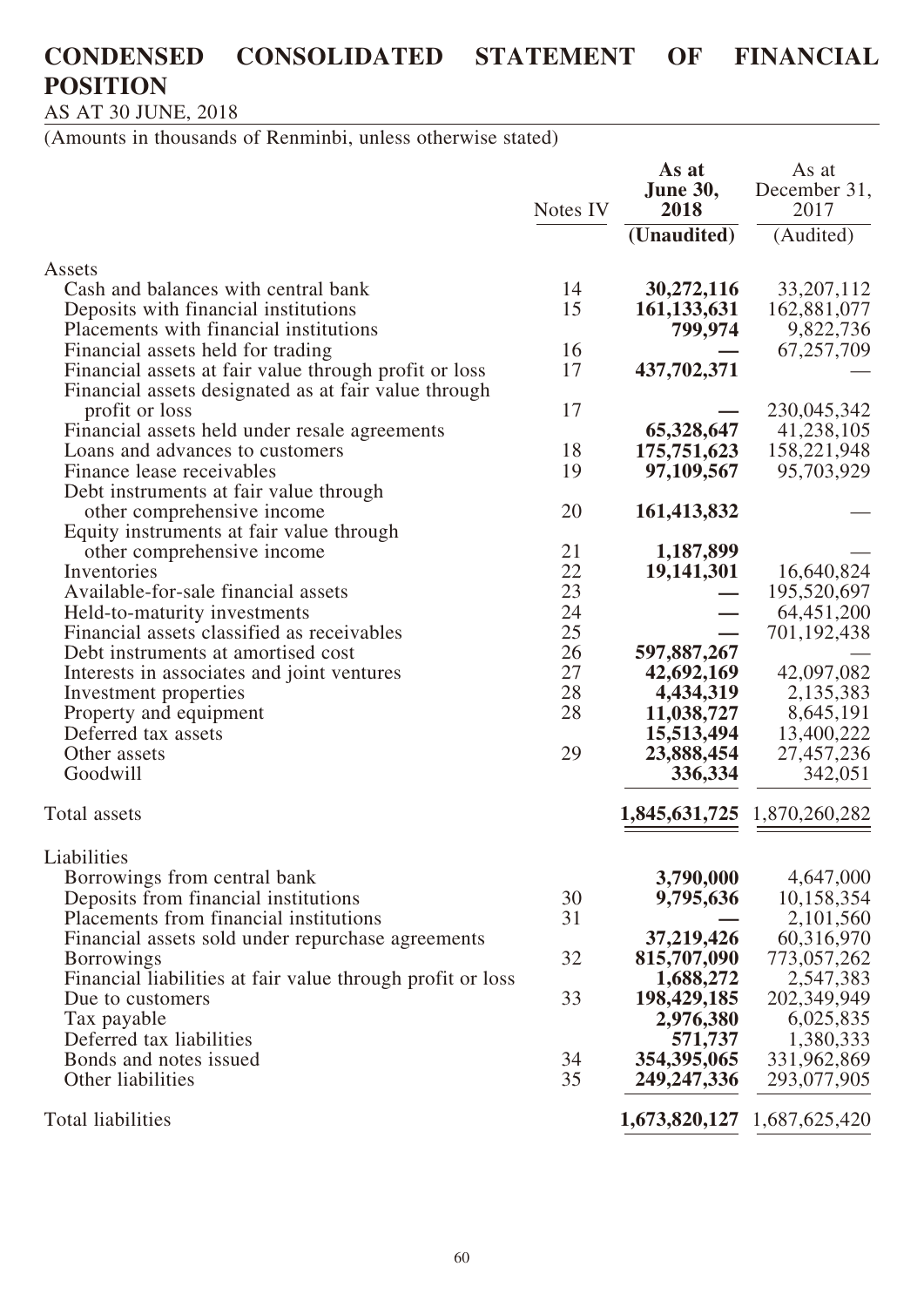# CONDENSED CONSOLIDATED STATEMENT OF FINANCIAL POSITION

AS AT 30 JUNE, 2018

(Amounts in thousands of Renminbi, unless otherwise stated)

| | Notes IV | As at June 30, 2018 | As at December 31, 2017 |
|---|---|---|---|
| | | **(Unaudited)** | (Audited) |
| Assets | | | |
| Cash and balances with central bank | 14 | **30,272,116** | 33,207,112 |
| Deposits with financial institutions | 15 | **161,133,631** | 162,881,077 |
| Placements with financial institutions | | **799,974** | 9,822,736 |
| Financial assets held for trading | 16 | **—** | 67,257,709 |
| Financial assets at fair value through profit or loss | 17 | **437,702,371** | — |
| Financial assets designated as at fair value through profit or loss | 17 | **—** | 230,045,342 |
| Financial assets held under resale agreements | | **65,328,647** | 41,238,105 |
| Loans and advances to customers | 18 | **175,751,623** | 158,221,948 |
| Finance lease receivables | 19 | **97,109,567** | 95,703,929 |
| Debt instruments at fair value through other comprehensive income | 20 | **161,413,832** | — |
| Equity instruments at fair value through other comprehensive income | 21 | **1,187,899** | — |
| Inventories | 22 | **19,141,301** | 16,640,824 |
| Available-for-sale financial assets | 23 | **—** | 195,520,697 |
| Held-to-maturity investments | 24 | **—** | 64,451,200 |
| Financial assets classified as receivables | 25 | **—** | 701,192,438 |
| Debt instruments at amortised cost | 26 | **597,887,267** | — |
| Interests in associates and joint ventures | 27 | **42,692,169** | 42,097,082 |
| Investment properties | 28 | **4,434,319** | 2,135,383 |
| Property and equipment | 28 | **11,038,727** | 8,645,191 |
| Deferred tax assets | | **15,513,494** | 13,400,222 |
| Other assets | 29 | **23,888,454** | 27,457,236 |
| Goodwill | | **336,334** | 342,051 |
| Total assets | | **1,845,631,725** | 1,870,260,282 |
| Liabilities | | | |
| Borrowings from central bank | | **3,790,000** | 4,647,000 |
| Deposits from financial institutions | 30 | **9,795,636** | 10,158,354 |
| Placements from financial institutions | 31 | **—** | 2,101,560 |
| Financial assets sold under repurchase agreements | | **37,219,426** | 60,316,970 |
| Borrowings | 32 | **815,707,090** | 773,057,262 |
| Financial liabilities at fair value through profit or loss | | **1,688,272** | 2,547,383 |
| Due to customers | 33 | **198,429,185** | 202,349,949 |
| Tax payable | | **2,976,380** | 6,025,835 |
| Deferred tax liabilities | | **571,737** | 1,380,333 |
| Bonds and notes issued | 34 | **354,395,065** | 331,962,869 |
| Other liabilities | 35 | **249,247,336** | 293,077,905 |
| Total liabilities | | **1,673,820,127** | 1,687,625,420 |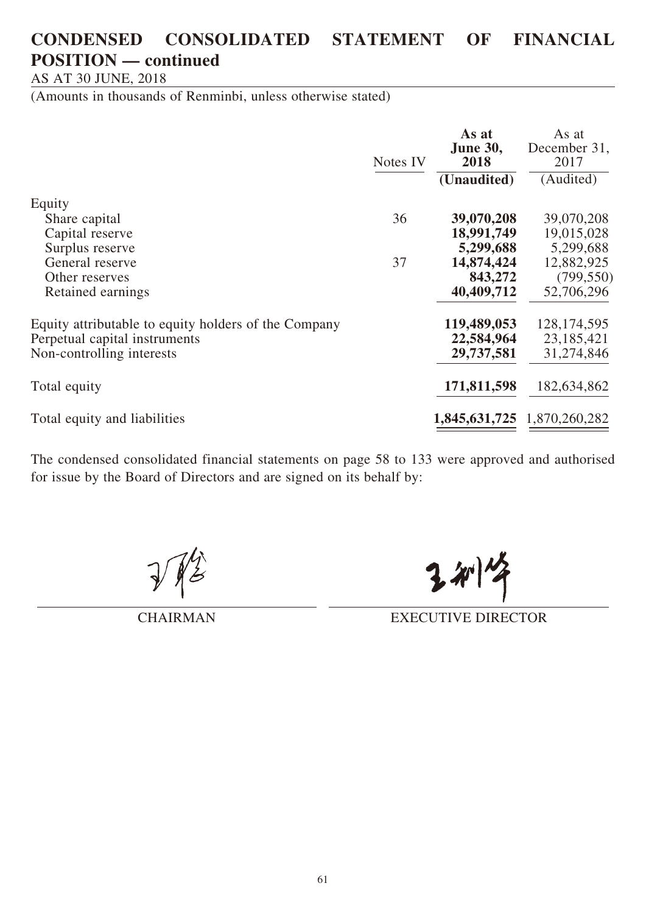# CONDENSED CONSOLIDATED STATEMENT OF FINANCIAL POSITION — continued

AS AT 30 JUNE, 2018

(Amounts in thousands of Renminbi, unless otherwise stated)

| | Notes IV | As at June 30, 2018 | As at December 31, 2017 |
|---|---|---|---|
| | | **(Unaudited)** | (Audited) |
| Equity | | | |
| Share capital | 36 | **39,070,208** | 39,070,208 |
| Capital reserve | | **18,991,749** | 19,015,028 |
| Surplus reserve | | **5,299,688** | 5,299,688 |
| General reserve | 37 | **14,874,424** | 12,882,925 |
| Other reserves | | **843,272** | (799,550) |
| Retained earnings | | **40,409,712** | 52,706,296 |
| Equity attributable to equity holders of the Company | | **119,489,053** | 128,174,595 |
| Perpetual capital instruments | | **22,584,964** | 23,185,421 |
| Non-controlling interests | | **29,737,581** | 31,274,846 |
| Total equity | | **171,811,598** | 182,634,862 |
| Total equity and liabilities | | **1,845,631,725** | 1,870,260,282 |

The condensed consolidated financial statements on page 58 to 133 were approved and authorised for issue by the Board of Directors and are signed on its behalf by:

CHAIRMAN

EXECUTIVE DIRECTOR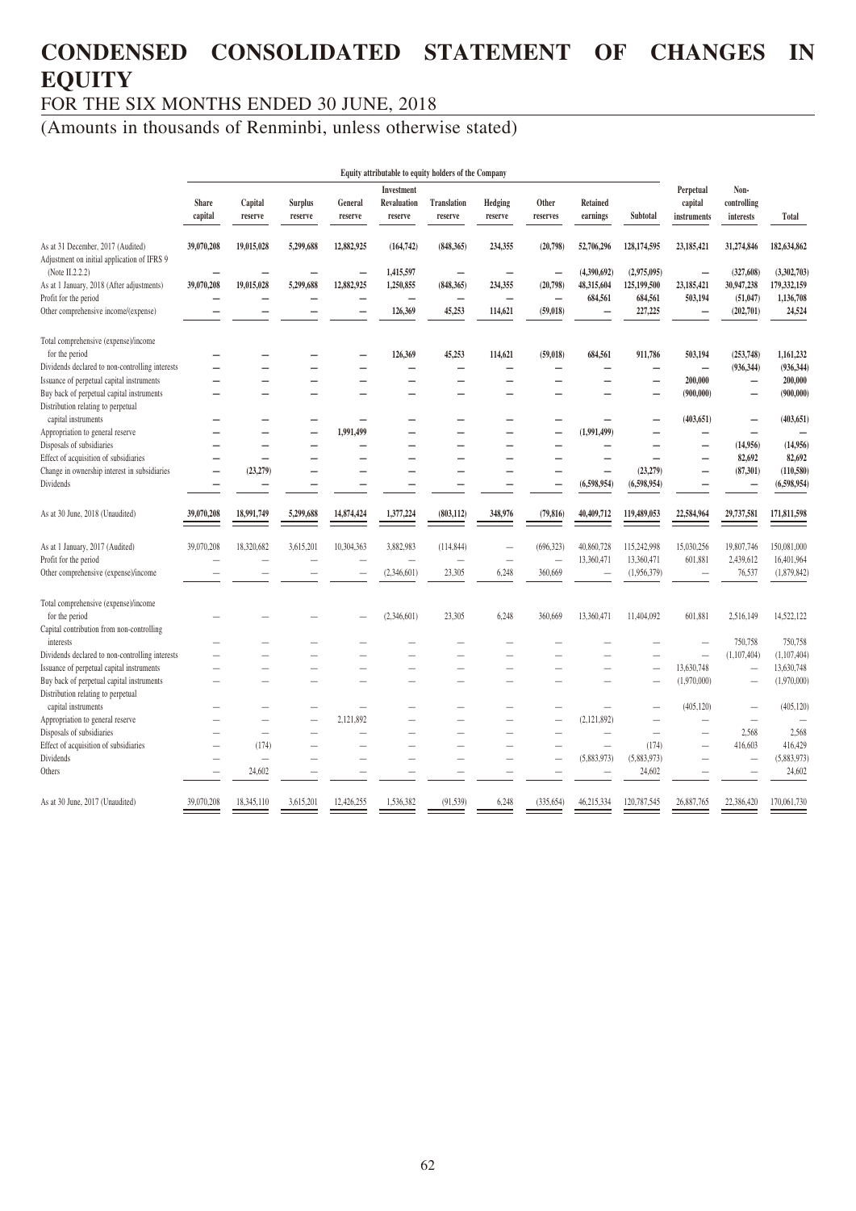# CONDENSED CONSOLIDATED STATEMENT OF CHANGES IN EQUITY

FOR THE SIX MONTHS ENDED 30 JUNE, 2018

(Amounts in thousands of Renminbi, unless otherwise stated)

| | Equity attributable to equity holders of the Company | | | | | | | | | | | | |
|---|---|---|---|---|---|---|---|---|---|---|---|---|---|
| | Share capital | Capital reserve | Surplus reserve | General reserve | Investment Revaluation reserve | Translation reserve | Hedging reserve | Other reserves | Retained earnings | Subtotal | Perpetual capital instruments | Non-controlling interests | Total |
| **As at 31 December, 2017 (Audited)** | **39,070,208** | **19,015,028** | **5,299,688** | **12,882,925** | **(164,742)** | **(848,365)** | **234,355** | **(20,798)** | **52,706,296** | **128,174,595** | **23,185,421** | **31,274,846** | **182,634,862** |
| **Adjustment on initial application of IFRS 9 (Note II.2.2.2)** | **–** | **–** | **–** | **–** | **1,415,597** | **–** | **–** | **–** | **(4,390,692)** | **(2,975,095)** | **–** | **(327,608)** | **(3,302,703)** |
| **As at 1 January, 2018 (After adjustments)** | **39,070,208** | **19,015,028** | **5,299,688** | **12,882,925** | **1,250,855** | **(848,365)** | **234,355** | **(20,798)** | **48,315,604** | **125,199,500** | **23,185,421** | **30,947,238** | **179,332,159** |
| **Profit for the period** | **–** | **–** | **–** | **–** | **–** | **–** | **–** | **–** | **684,561** | **684,561** | **503,194** | **(51,047)** | **1,136,708** |
| **Other comprehensive income/(expense)** | **–** | **–** | **–** | **–** | **126,369** | **45,253** | **114,621** | **(59,018)** | **–** | **227,225** | **–** | **(202,701)** | **24,524** |
| **Total comprehensive (expense)/income for the period** | **–** | **–** | **–** | **–** | **126,369** | **45,253** | **114,621** | **(59,018)** | **684,561** | **911,786** | **503,194** | **(253,748)** | **1,161,232** |
| **Dividends declared to non-controlling interests** | **–** | **–** | **–** | **–** | **–** | **–** | **–** | **–** | **–** | **–** | **–** | **(936,344)** | **(936,344)** |
| **Issuance of perpetual capital instruments** | **–** | **–** | **–** | **–** | **–** | **–** | **–** | **–** | **–** | **–** | **200,000** | **–** | **200,000** |
| **Buy back of perpetual capital instruments** | **–** | **–** | **–** | **–** | **–** | **–** | **–** | **–** | **–** | **–** | **(900,000)** | **–** | **(900,000)** |
| **Distribution relating to perpetual capital instruments** | **–** | **–** | **–** | **–** | **–** | **–** | **–** | **–** | **–** | **–** | **(403,651)** | **–** | **(403,651)** |
| **Appropriation to general reserve** | **–** | **–** | **–** | **1,991,499** | **–** | **–** | **–** | **–** | **(1,991,499)** | **–** | **–** | **–** | **–** |
| **Disposals of subsidiaries** | **–** | **–** | **–** | **–** | **–** | **–** | **–** | **–** | **–** | **–** | **–** | **(14,956)** | **(14,956)** |
| **Effect of acquisition of subsidiaries** | **–** | **–** | **–** | **–** | **–** | **–** | **–** | **–** | **–** | **–** | **–** | **82,692** | **82,692** |
| **Change in ownership interest in subsidiaries** | **–** | **(23,279)** | **–** | **–** | **–** | **–** | **–** | **–** | **–** | **(23,279)** | **–** | **(87,301)** | **(110,580)** |
| **Dividends** | **–** | **–** | **–** | **–** | **–** | **–** | **–** | **–** | **(6,598,954)** | **(6,598,954)** | **–** | **–** | **(6,598,954)** |
| **As at 30 June, 2018 (Unaudited)** | **39,070,208** | **18,991,749** | **5,299,688** | **14,874,424** | **1,377,224** | **(803,112)** | **348,976** | **(79,816)** | **40,409,712** | **119,489,053** | **22,584,964** | **29,737,581** | **171,811,598** |
| As at 1 January, 2017 (Audited) | 39,070,208 | 18,320,682 | 3,615,201 | 10,304,363 | 3,882,983 | (114,844) | – | (696,323) | 40,860,728 | 115,242,998 | 15,030,256 | 19,807,746 | 150,081,000 |
| Profit for the period | – | – | – | – | – | – | – | – | 13,360,471 | 13,360,471 | 601,881 | 2,439,612 | 16,401,964 |
| Other comprehensive (expense)/income | – | – | – | – | (2,346,601) | 23,305 | 6,248 | 360,669 | – | (1,956,379) | – | 76,537 | (1,879,842) |
| Total comprehensive (expense)/income for the period | – | – | – | – | (2,346,601) | 23,305 | 6,248 | 360,669 | 13,360,471 | 11,404,092 | 601,881 | 2,516,149 | 14,522,122 |
| Capital contribution from non-controlling interests | – | – | – | – | – | – | – | – | – | – | – | 750,758 | 750,758 |
| Dividends declared to non-controlling interests | – | – | – | – | – | – | – | – | – | – | – | (1,107,404) | (1,107,404) |
| Issuance of perpetual capital instruments | – | – | – | – | – | – | – | – | – | – | 13,630,748 | – | 13,630,748 |
| Buy back of perpetual capital instruments | – | – | – | – | – | – | – | – | – | – | (1,970,000) | – | (1,970,000) |
| Distribution relating to perpetual capital instruments | – | – | – | – | – | – | – | – | – | – | (405,120) | – | (405,120) |
| Appropriation to general reserve | – | – | – | 2,121,892 | – | – | – | – | (2,121,892) | – | – | – | – |
| Disposals of subsidiaries | – | – | – | – | – | – | – | – | – | – | – | 2,568 | 2,568 |
| Effect of acquisition of subsidiaries | – | (174) | – | – | – | – | – | – | – | (174) | – | 416,603 | 416,429 |
| Dividends | – | – | – | – | – | – | – | – | (5,883,973) | (5,883,973) | – | – | (5,883,973) |
| Others | – | 24,602 | – | – | – | – | – | – | – | 24,602 | – | – | 24,602 |
| As at 30 June, 2017 (Unaudited) | 39,070,208 | 18,345,110 | 3,615,201 | 12,426,255 | 1,536,382 | (91,539) | 6,248 | (335,654) | 46,215,334 | 120,787,545 | 26,887,765 | 22,386,420 | 170,061,730 |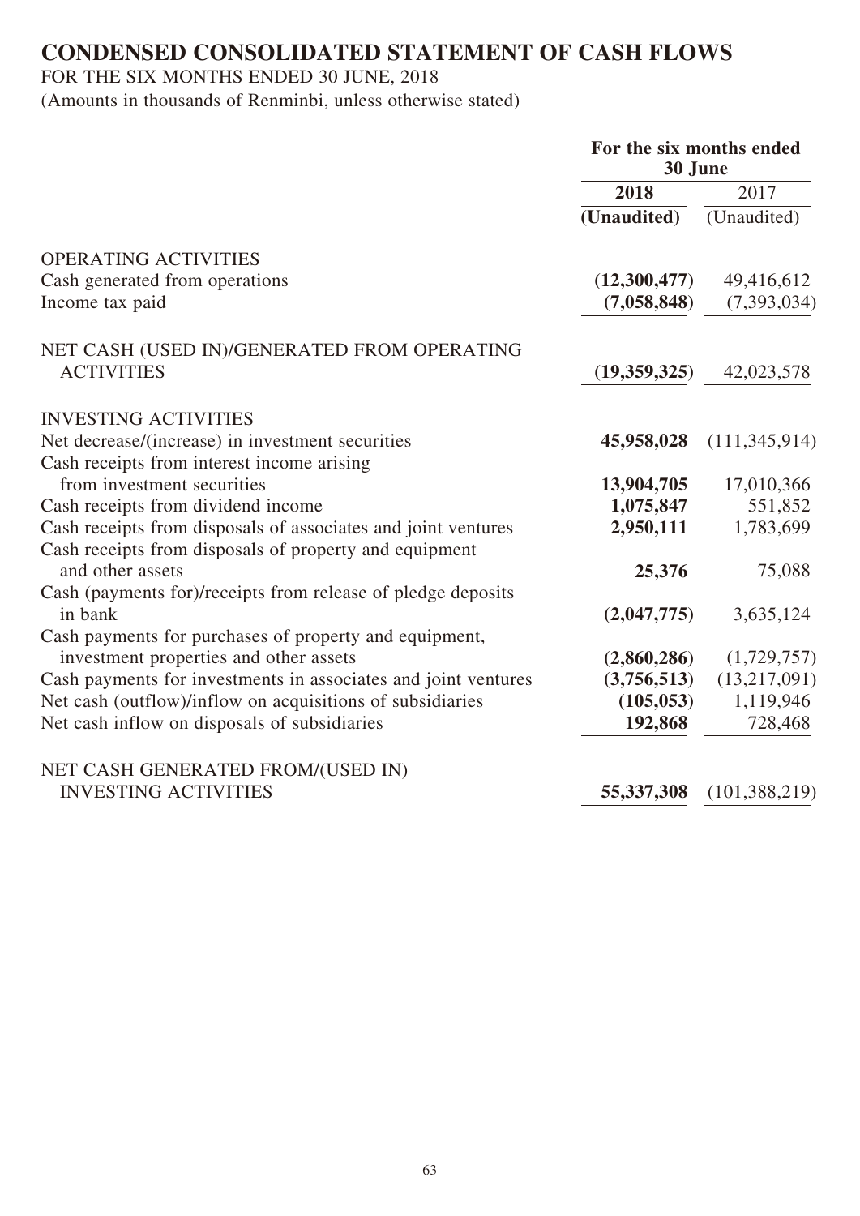# CONDENSED CONSOLIDATED STATEMENT OF CASH FLOWS

FOR THE SIX MONTHS ENDED 30 JUNE, 2018

(Amounts in thousands of Renminbi, unless otherwise stated)

| | For the six months ended 30 June | |
|---|---|---|
| | **2018** | 2017 |
| | **(Unaudited)** | (Unaudited) |
| OPERATING ACTIVITIES | | |
| Cash generated from operations | **(12,300,477)** | 49,416,612 |
| Income tax paid | **(7,058,848)** | (7,393,034) |
| NET CASH (USED IN)/GENERATED FROM OPERATING ACTIVITIES | **(19,359,325)** | 42,023,578 |
| INVESTING ACTIVITIES | | |
| Net decrease/(increase) in investment securities | **45,958,028** | (111,345,914) |
| Cash receipts from interest income arising from investment securities | **13,904,705** | 17,010,366 |
| Cash receipts from dividend income | **1,075,847** | 551,852 |
| Cash receipts from disposals of associates and joint ventures | **2,950,111** | 1,783,699 |
| Cash receipts from disposals of property and equipment and other assets | **25,376** | 75,088 |
| Cash (payments for)/receipts from release of pledge deposits in bank | **(2,047,775)** | 3,635,124 |
| Cash payments for purchases of property and equipment, investment properties and other assets | **(2,860,286)** | (1,729,757) |
| Cash payments for investments in associates and joint ventures | **(3,756,513)** | (13,217,091) |
| Net cash (outflow)/inflow on acquisitions of subsidiaries | **(105,053)** | 1,119,946 |
| Net cash inflow on disposals of subsidiaries | **192,868** | 728,468 |
| NET CASH GENERATED FROM/(USED IN) INVESTING ACTIVITIES | **55,337,308** | (101,388,219) |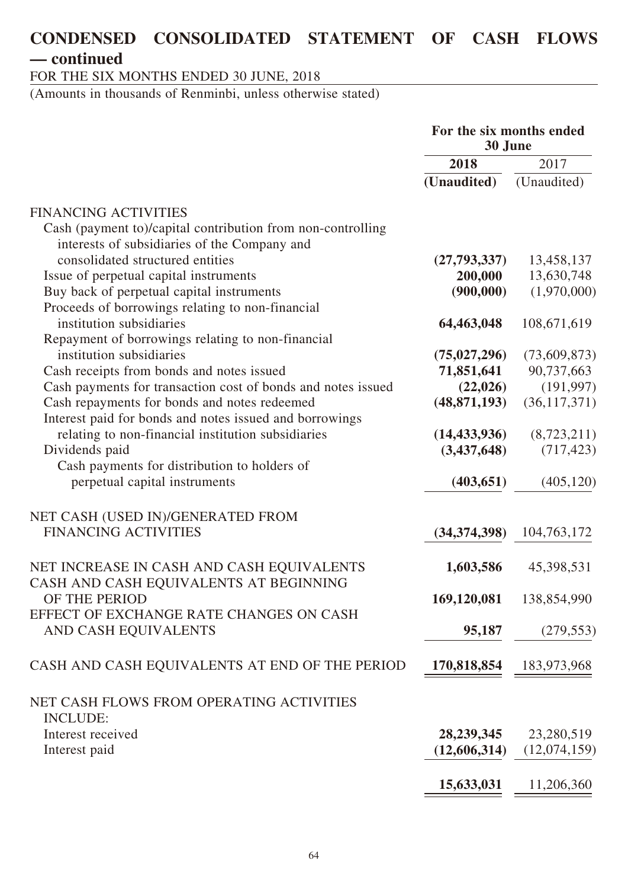# CONDENSED CONSOLIDATED STATEMENT OF CASH FLOWS — continued

FOR THE SIX MONTHS ENDED 30 JUNE, 2018

(Amounts in thousands of Renminbi, unless otherwise stated)

| | For the six months ended 30 June | |
|---|---|---|
| | **2018** | 2017 |
| | **(Unaudited)** | (Unaudited) |
| FINANCING ACTIVITIES | | |
| Cash (payment to)/capital contribution from non-controlling interests of subsidiaries of the Company and consolidated structured entities | **(27,793,337)** | 13,458,137 |
| Issue of perpetual capital instruments | **200,000** | 13,630,748 |
| Buy back of perpetual capital instruments | **(900,000)** | (1,970,000) |
| Proceeds of borrowings relating to non-financial institution subsidiaries | **64,463,048** | 108,671,619 |
| Repayment of borrowings relating to non-financial institution subsidiaries | **(75,027,296)** | (73,609,873) |
| Cash receipts from bonds and notes issued | **71,851,641** | 90,737,663 |
| Cash payments for transaction cost of bonds and notes issued | **(22,026)** | (191,997) |
| Cash repayments for bonds and notes redeemed | **(48,871,193)** | (36,117,371) |
| Interest paid for bonds and notes issued and borrowings relating to non-financial institution subsidiaries | **(14,433,936)** | (8,723,211) |
| Dividends paid | **(3,437,648)** | (717,423) |
| Cash payments for distribution to holders of perpetual capital instruments | **(403,651)** | (405,120) |
| NET CASH (USED IN)/GENERATED FROM FINANCING ACTIVITIES | **(34,374,398)** | 104,763,172 |
| NET INCREASE IN CASH AND CASH EQUIVALENTS | **1,603,586** | 45,398,531 |
| CASH AND CASH EQUIVALENTS AT BEGINNING OF THE PERIOD | **169,120,081** | 138,854,990 |
| EFFECT OF EXCHANGE RATE CHANGES ON CASH AND CASH EQUIVALENTS | **95,187** | (279,553) |
| CASH AND CASH EQUIVALENTS AT END OF THE PERIOD | **170,818,854** | 183,973,968 |
| NET CASH FLOWS FROM OPERATING ACTIVITIES INCLUDE: | | |
| Interest received | **28,239,345** | 23,280,519 |
| Interest paid | **(12,606,314)** | (12,074,159) |
| | **15,633,031** | 11,206,360 |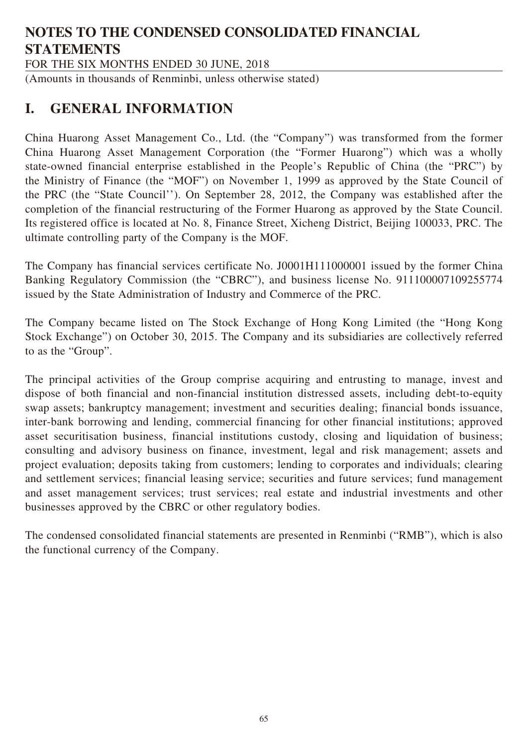# NOTES TO THE CONDENSED CONSOLIDATED FINANCIAL STATEMENTS

FOR THE SIX MONTHS ENDED 30 JUNE, 2018

(Amounts in thousands of Renminbi, unless otherwise stated)

## I. GENERAL INFORMATION

China Huarong Asset Management Co., Ltd. (the "Company") was transformed from the former China Huarong Asset Management Corporation (the "Former Huarong") which was a wholly state-owned financial enterprise established in the People's Republic of China (the "PRC") by the Ministry of Finance (the "MOF") on November 1, 1999 as approved by the State Council of the PRC (the "State Council''). On September 28, 2012, the Company was established after the completion of the financial restructuring of the Former Huarong as approved by the State Council. Its registered office is located at No. 8, Finance Street, Xicheng District, Beijing 100033, PRC. The ultimate controlling party of the Company is the MOF.

The Company has financial services certificate No. J0001H111000001 issued by the former China Banking Regulatory Commission (the "CBRC"), and business license No. 911100007109255774 issued by the State Administration of Industry and Commerce of the PRC.

The Company became listed on The Stock Exchange of Hong Kong Limited (the "Hong Kong Stock Exchange") on October 30, 2015. The Company and its subsidiaries are collectively referred to as the "Group".

The principal activities of the Group comprise acquiring and entrusting to manage, invest and dispose of both financial and non-financial institution distressed assets, including debt-to-equity swap assets; bankruptcy management; investment and securities dealing; financial bonds issuance, inter-bank borrowing and lending, commercial financing for other financial institutions; approved asset securitisation business, financial institutions custody, closing and liquidation of business; consulting and advisory business on finance, investment, legal and risk management; assets and project evaluation; deposits taking from customers; lending to corporates and individuals; clearing and settlement services; financial leasing service; securities and future services; fund management and asset management services; trust services; real estate and industrial investments and other businesses approved by the CBRC or other regulatory bodies.

The condensed consolidated financial statements are presented in Renminbi ("RMB"), which is also the functional currency of the Company.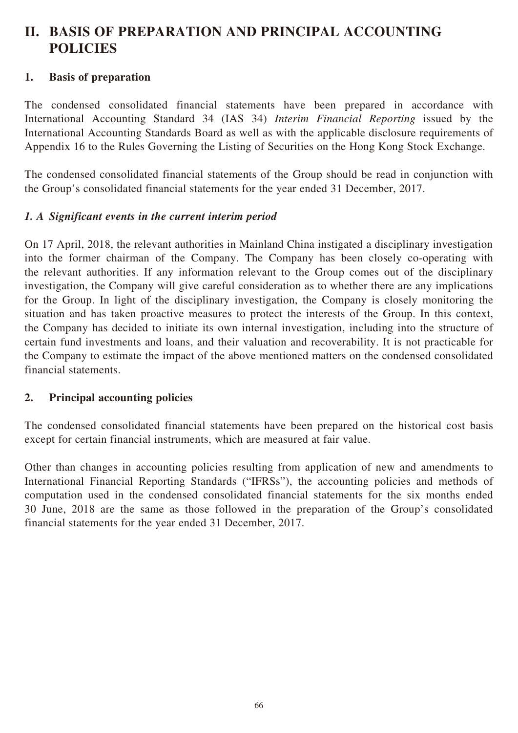# II. BASIS OF PREPARATION AND PRINCIPAL ACCOUNTING POLICIES

## 1. Basis of preparation

The condensed consolidated financial statements have been prepared in accordance with International Accounting Standard 34 (IAS 34) *Interim Financial Reporting* issued by the International Accounting Standards Board as well as with the applicable disclosure requirements of Appendix 16 to the Rules Governing the Listing of Securities on the Hong Kong Stock Exchange.

The condensed consolidated financial statements of the Group should be read in conjunction with the Group's consolidated financial statements for the year ended 31 December, 2017.

### *1. A Significant events in the current interim period*

On 17 April, 2018, the relevant authorities in Mainland China instigated a disciplinary investigation into the former chairman of the Company. The Company has been closely co-operating with the relevant authorities. If any information relevant to the Group comes out of the disciplinary investigation, the Company will give careful consideration as to whether there are any implications for the Group. In light of the disciplinary investigation, the Company is closely monitoring the situation and has taken proactive measures to protect the interests of the Group. In this context, the Company has decided to initiate its own internal investigation, including into the structure of certain fund investments and loans, and their valuation and recoverability. It is not practicable for the Company to estimate the impact of the above mentioned matters on the condensed consolidated financial statements.

## 2. Principal accounting policies

The condensed consolidated financial statements have been prepared on the historical cost basis except for certain financial instruments, which are measured at fair value.

Other than changes in accounting policies resulting from application of new and amendments to International Financial Reporting Standards ("IFRSs"), the accounting policies and methods of computation used in the condensed consolidated financial statements for the six months ended 30 June, 2018 are the same as those followed in the preparation of the Group's consolidated financial statements for the year ended 31 December, 2017.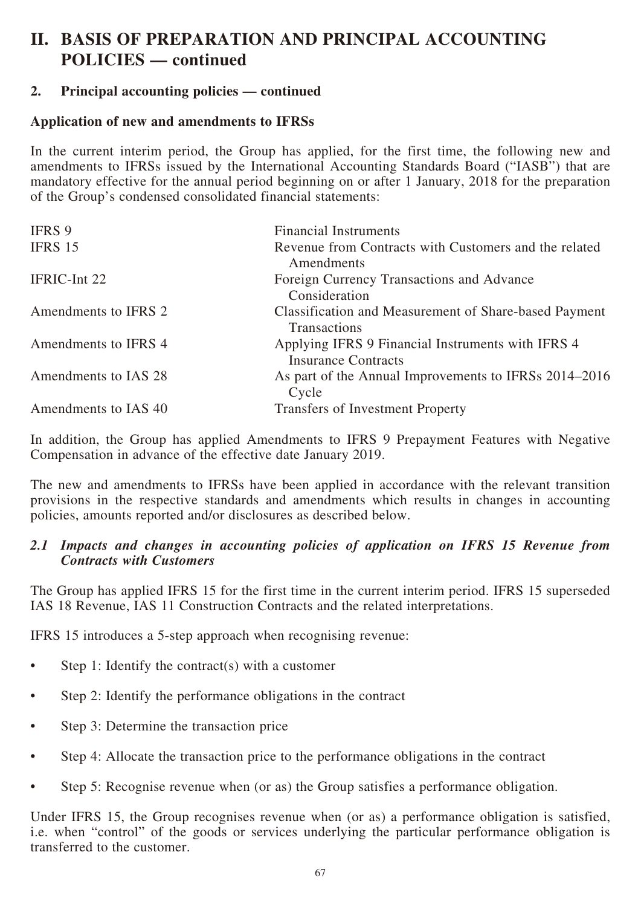# II. BASIS OF PREPARATION AND PRINCIPAL ACCOUNTING POLICIES — continued

## 2. Principal accounting policies — continued

### Application of new and amendments to IFRSs

In the current interim period, the Group has applied, for the first time, the following new and amendments to IFRSs issued by the International Accounting Standards Board ("IASB") that are mandatory effective for the annual period beginning on or after 1 January, 2018 for the preparation of the Group's condensed consolidated financial statements:

| | |
|---|---|
| IFRS 9 | Financial Instruments |
| IFRS 15 | Revenue from Contracts with Customers and the related Amendments |
| IFRIC-Int 22 | Foreign Currency Transactions and Advance Consideration |
| Amendments to IFRS 2 | Classification and Measurement of Share-based Payment Transactions |
| Amendments to IFRS 4 | Applying IFRS 9 Financial Instruments with IFRS 4 Insurance Contracts |
| Amendments to IAS 28 | As part of the Annual Improvements to IFRSs 2014–2016 Cycle |
| Amendments to IAS 40 | Transfers of Investment Property |

In addition, the Group has applied Amendments to IFRS 9 Prepayment Features with Negative Compensation in advance of the effective date January 2019.

The new and amendments to IFRSs have been applied in accordance with the relevant transition provisions in the respective standards and amendments which results in changes in accounting policies, amounts reported and/or disclosures as described below.

### *2.1 Impacts and changes in accounting policies of application on IFRS 15 Revenue from Contracts with Customers*

The Group has applied IFRS 15 for the first time in the current interim period. IFRS 15 superseded IAS 18 Revenue, IAS 11 Construction Contracts and the related interpretations.

IFRS 15 introduces a 5-step approach when recognising revenue:

- Step 1: Identify the contract(s) with a customer
- Step 2: Identify the performance obligations in the contract
- Step 3: Determine the transaction price
- Step 4: Allocate the transaction price to the performance obligations in the contract
- Step 5: Recognise revenue when (or as) the Group satisfies a performance obligation.

Under IFRS 15, the Group recognises revenue when (or as) a performance obligation is satisfied, i.e. when "control" of the goods or services underlying the particular performance obligation is transferred to the customer.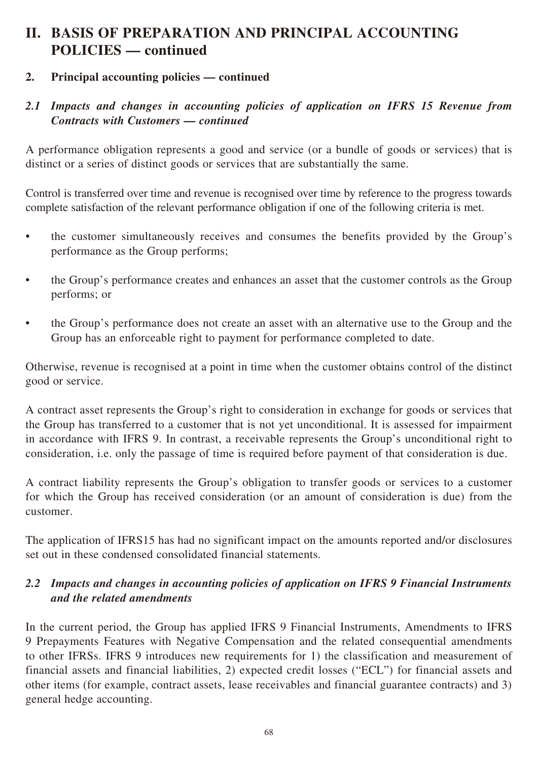# II. BASIS OF PREPARATION AND PRINCIPAL ACCOUNTING POLICIES — continued

## 2. Principal accounting policies — continued

### *2.1 Impacts and changes in accounting policies of application on IFRS 15 Revenue from Contracts with Customers — continued*

A performance obligation represents a good and service (or a bundle of goods or services) that is distinct or a series of distinct goods or services that are substantially the same.

Control is transferred over time and revenue is recognised over time by reference to the progress towards complete satisfaction of the relevant performance obligation if one of the following criteria is met.

- the customer simultaneously receives and consumes the benefits provided by the Group's performance as the Group performs;
- the Group's performance creates and enhances an asset that the customer controls as the Group performs; or
- the Group's performance does not create an asset with an alternative use to the Group and the Group has an enforceable right to payment for performance completed to date.

Otherwise, revenue is recognised at a point in time when the customer obtains control of the distinct good or service.

A contract asset represents the Group's right to consideration in exchange for goods or services that the Group has transferred to a customer that is not yet unconditional. It is assessed for impairment in accordance with IFRS 9. In contrast, a receivable represents the Group's unconditional right to consideration, i.e. only the passage of time is required before payment of that consideration is due.

A contract liability represents the Group's obligation to transfer goods or services to a customer for which the Group has received consideration (or an amount of consideration is due) from the customer.

The application of IFRS15 has had no significant impact on the amounts reported and/or disclosures set out in these condensed consolidated financial statements.

### *2.2 Impacts and changes in accounting policies of application on IFRS 9 Financial Instruments and the related amendments*

In the current period, the Group has applied IFRS 9 Financial Instruments, Amendments to IFRS 9 Prepayments Features with Negative Compensation and the related consequential amendments to other IFRSs. IFRS 9 introduces new requirements for 1) the classification and measurement of financial assets and financial liabilities, 2) expected credit losses ("ECL") for financial assets and other items (for example, contract assets, lease receivables and financial guarantee contracts) and 3) general hedge accounting.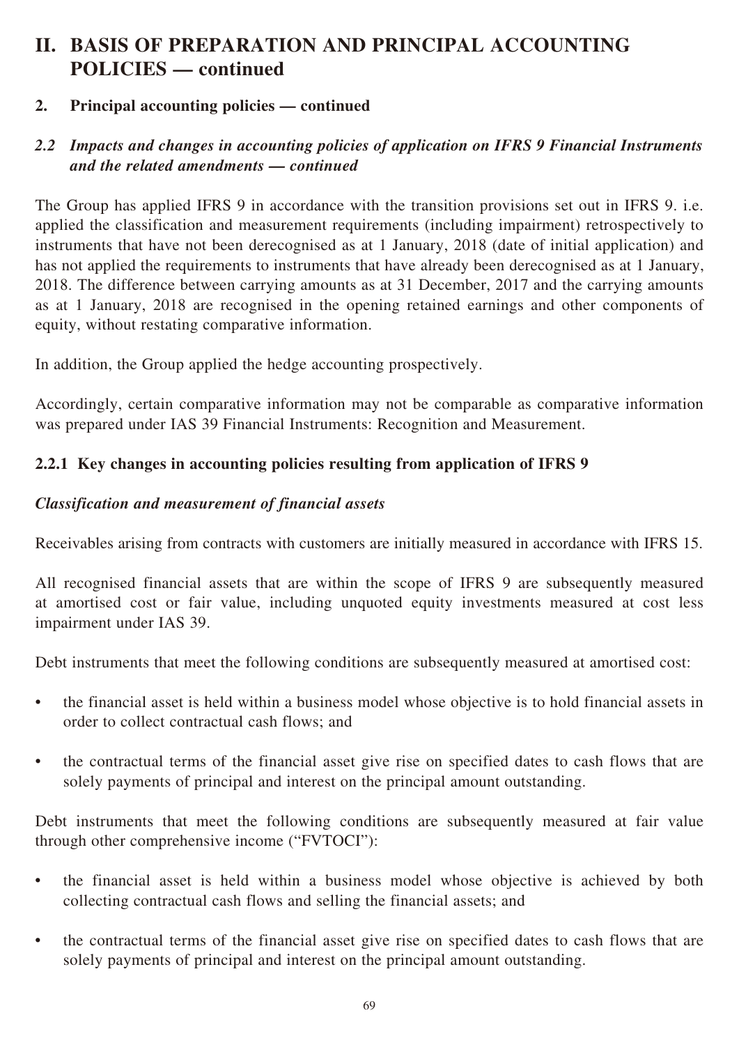# II. BASIS OF PREPARATION AND PRINCIPAL ACCOUNTING POLICIES — continued

## 2. Principal accounting policies — continued

### *2.2 Impacts and changes in accounting policies of application on IFRS 9 Financial Instruments and the related amendments — continued*

The Group has applied IFRS 9 in accordance with the transition provisions set out in IFRS 9. i.e. applied the classification and measurement requirements (including impairment) retrospectively to instruments that have not been derecognised as at 1 January, 2018 (date of initial application) and has not applied the requirements to instruments that have already been derecognised as at 1 January, 2018. The difference between carrying amounts as at 31 December, 2017 and the carrying amounts as at 1 January, 2018 are recognised in the opening retained earnings and other components of equity, without restating comparative information.

In addition, the Group applied the hedge accounting prospectively.

Accordingly, certain comparative information may not be comparable as comparative information was prepared under IAS 39 Financial Instruments: Recognition and Measurement.

#### 2.2.1 Key changes in accounting policies resulting from application of IFRS 9

***Classification and measurement of financial assets***

Receivables arising from contracts with customers are initially measured in accordance with IFRS 15.

All recognised financial assets that are within the scope of IFRS 9 are subsequently measured at amortised cost or fair value, including unquoted equity investments measured at cost less impairment under IAS 39.

Debt instruments that meet the following conditions are subsequently measured at amortised cost:

- the financial asset is held within a business model whose objective is to hold financial assets in order to collect contractual cash flows; and
- the contractual terms of the financial asset give rise on specified dates to cash flows that are solely payments of principal and interest on the principal amount outstanding.

Debt instruments that meet the following conditions are subsequently measured at fair value through other comprehensive income ("FVTOCI"):

- the financial asset is held within a business model whose objective is achieved by both collecting contractual cash flows and selling the financial assets; and
- the contractual terms of the financial asset give rise on specified dates to cash flows that are solely payments of principal and interest on the principal amount outstanding.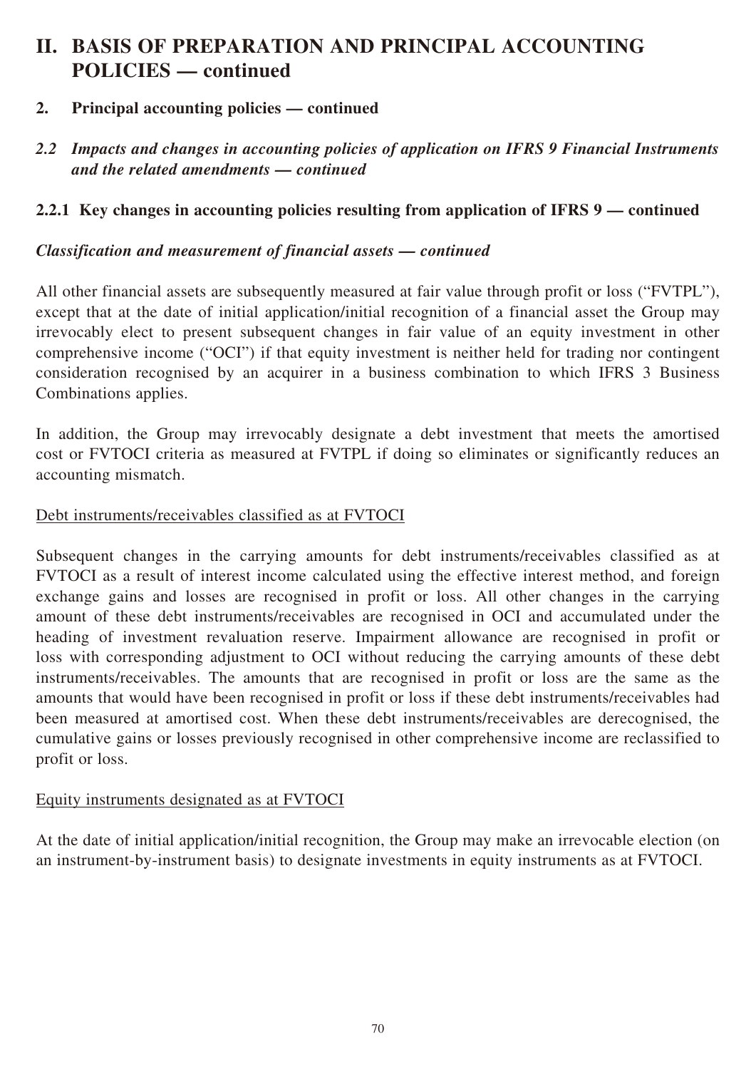# II. BASIS OF PREPARATION AND PRINCIPAL ACCOUNTING POLICIES — continued

## 2. Principal accounting policies — continued

### *2.2 Impacts and changes in accounting policies of application on IFRS 9 Financial Instruments and the related amendments — continued*

#### 2.2.1 Key changes in accounting policies resulting from application of IFRS 9 — continued

***Classification and measurement of financial assets — continued***

All other financial assets are subsequently measured at fair value through profit or loss ("FVTPL"), except that at the date of initial application/initial recognition of a financial asset the Group may irrevocably elect to present subsequent changes in fair value of an equity investment in other comprehensive income ("OCI") if that equity investment is neither held for trading nor contingent consideration recognised by an acquirer in a business combination to which IFRS 3 Business Combinations applies.

In addition, the Group may irrevocably designate a debt investment that meets the amortised cost or FVTOCI criteria as measured at FVTPL if doing so eliminates or significantly reduces an accounting mismatch.

<u>Debt instruments/receivables classified as at FVTOCI</u>

Subsequent changes in the carrying amounts for debt instruments/receivables classified as at FVTOCI as a result of interest income calculated using the effective interest method, and foreign exchange gains and losses are recognised in profit or loss. All other changes in the carrying amount of these debt instruments/receivables are recognised in OCI and accumulated under the heading of investment revaluation reserve. Impairment allowance are recognised in profit or loss with corresponding adjustment to OCI without reducing the carrying amounts of these debt instruments/receivables. The amounts that are recognised in profit or loss are the same as the amounts that would have been recognised in profit or loss if these debt instruments/receivables had been measured at amortised cost. When these debt instruments/receivables are derecognised, the cumulative gains or losses previously recognised in other comprehensive income are reclassified to profit or loss.

<u>Equity instruments designated as at FVTOCI</u>

At the date of initial application/initial recognition, the Group may make an irrevocable election (on an instrument-by-instrument basis) to designate investments in equity instruments as at FVTOCI.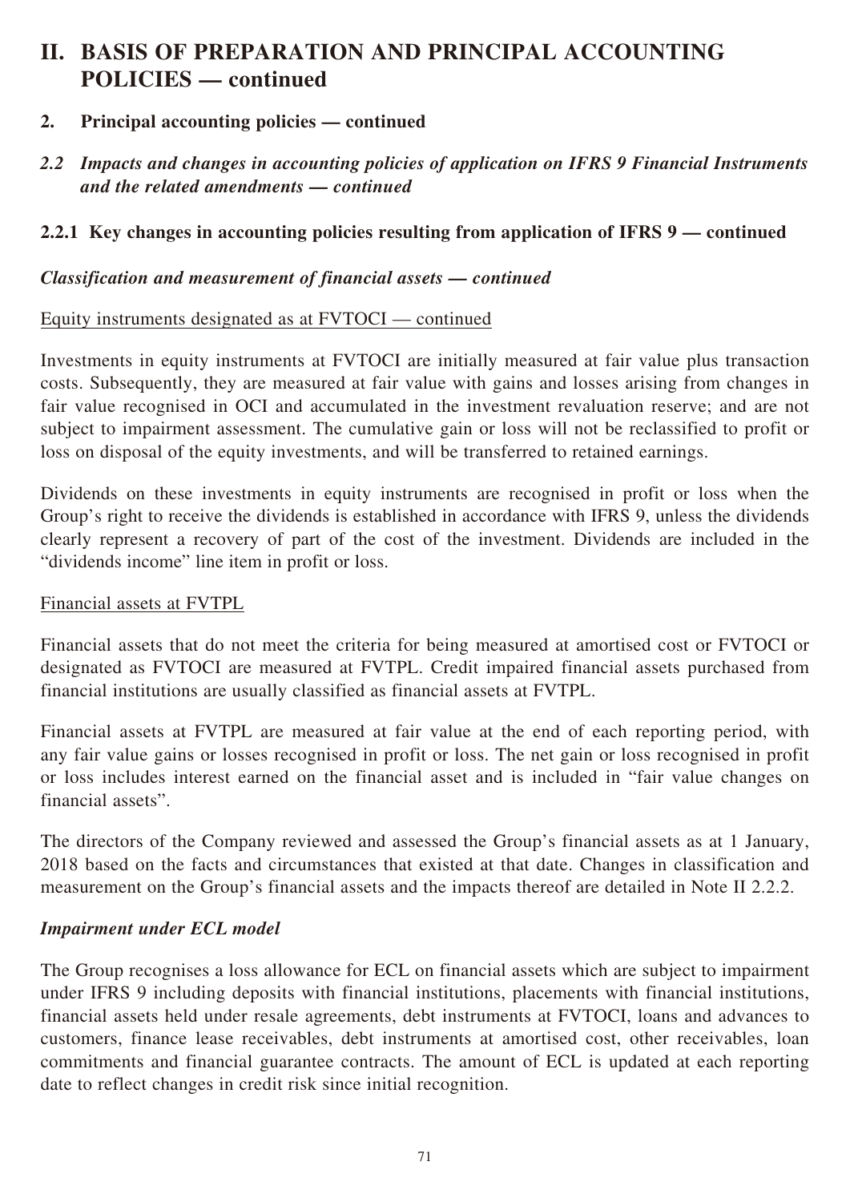# II. BASIS OF PREPARATION AND PRINCIPAL ACCOUNTING POLICIES — continued

## 2. Principal accounting policies — continued

### *2.2 Impacts and changes in accounting policies of application on IFRS 9 Financial Instruments and the related amendments — continued*

### 2.2.1 Key changes in accounting policies resulting from application of IFRS 9 — continued

***Classification and measurement of financial assets — continued***

Equity instruments designated as at FVTOCI — continued

Investments in equity instruments at FVTOCI are initially measured at fair value plus transaction costs. Subsequently, they are measured at fair value with gains and losses arising from changes in fair value recognised in OCI and accumulated in the investment revaluation reserve; and are not subject to impairment assessment. The cumulative gain or loss will not be reclassified to profit or loss on disposal of the equity investments, and will be transferred to retained earnings.

Dividends on these investments in equity instruments are recognised in profit or loss when the Group's right to receive the dividends is established in accordance with IFRS 9, unless the dividends clearly represent a recovery of part of the cost of the investment. Dividends are included in the "dividends income" line item in profit or loss.

Financial assets at FVTPL

Financial assets that do not meet the criteria for being measured at amortised cost or FVTOCI or designated as FVTOCI are measured at FVTPL. Credit impaired financial assets purchased from financial institutions are usually classified as financial assets at FVTPL.

Financial assets at FVTPL are measured at fair value at the end of each reporting period, with any fair value gains or losses recognised in profit or loss. The net gain or loss recognised in profit or loss includes interest earned on the financial asset and is included in "fair value changes on financial assets".

The directors of the Company reviewed and assessed the Group's financial assets as at 1 January, 2018 based on the facts and circumstances that existed at that date. Changes in classification and measurement on the Group's financial assets and the impacts thereof are detailed in Note II 2.2.2.

***Impairment under ECL model***

The Group recognises a loss allowance for ECL on financial assets which are subject to impairment under IFRS 9 including deposits with financial institutions, placements with financial institutions, financial assets held under resale agreements, debt instruments at FVTOCI, loans and advances to customers, finance lease receivables, debt instruments at amortised cost, other receivables, loan commitments and financial guarantee contracts. The amount of ECL is updated at each reporting date to reflect changes in credit risk since initial recognition.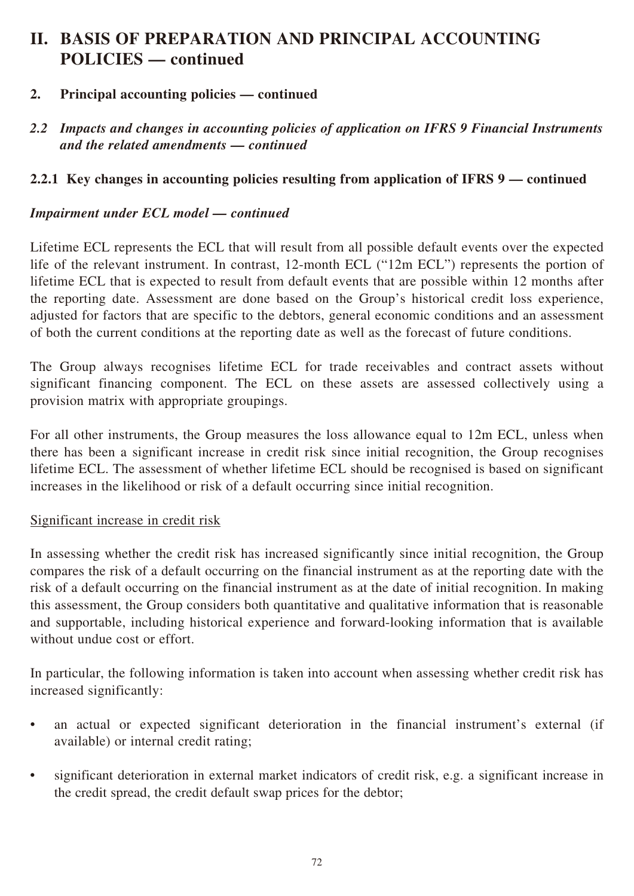# II. BASIS OF PREPARATION AND PRINCIPAL ACCOUNTING POLICIES — continued

## 2. Principal accounting policies — continued

### *2.2 Impacts and changes in accounting policies of application on IFRS 9 Financial Instruments and the related amendments — continued*

### 2.2.1 Key changes in accounting policies resulting from application of IFRS 9 — continued

***Impairment under ECL model — continued***

Lifetime ECL represents the ECL that will result from all possible default events over the expected life of the relevant instrument. In contrast, 12-month ECL ("12m ECL") represents the portion of lifetime ECL that is expected to result from default events that are possible within 12 months after the reporting date. Assessment are done based on the Group's historical credit loss experience, adjusted for factors that are specific to the debtors, general economic conditions and an assessment of both the current conditions at the reporting date as well as the forecast of future conditions.

The Group always recognises lifetime ECL for trade receivables and contract assets without significant financing component. The ECL on these assets are assessed collectively using a provision matrix with appropriate groupings.

For all other instruments, the Group measures the loss allowance equal to 12m ECL, unless when there has been a significant increase in credit risk since initial recognition, the Group recognises lifetime ECL. The assessment of whether lifetime ECL should be recognised is based on significant increases in the likelihood or risk of a default occurring since initial recognition.

<u>Significant increase in credit risk</u>

In assessing whether the credit risk has increased significantly since initial recognition, the Group compares the risk of a default occurring on the financial instrument as at the reporting date with the risk of a default occurring on the financial instrument as at the date of initial recognition. In making this assessment, the Group considers both quantitative and qualitative information that is reasonable and supportable, including historical experience and forward-looking information that is available without undue cost or effort.

In particular, the following information is taken into account when assessing whether credit risk has increased significantly:

- an actual or expected significant deterioration in the financial instrument's external (if available) or internal credit rating;
- significant deterioration in external market indicators of credit risk, e.g. a significant increase in the credit spread, the credit default swap prices for the debtor;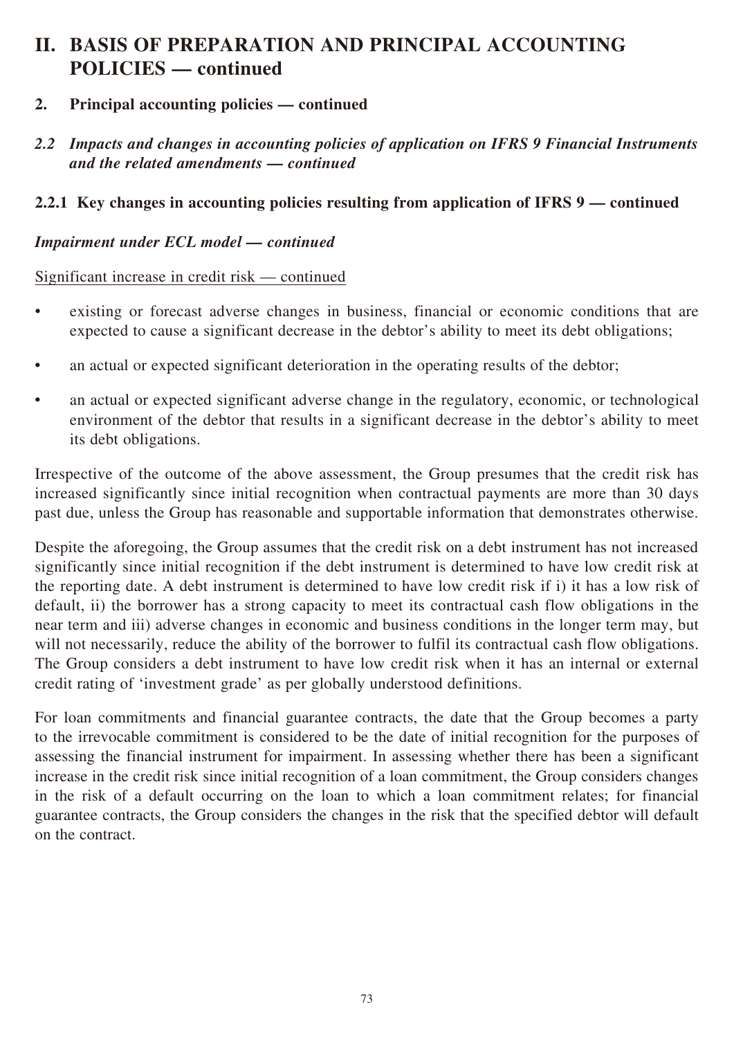# II. BASIS OF PREPARATION AND PRINCIPAL ACCOUNTING POLICIES — continued

## 2. Principal accounting policies — continued

### *2.2 Impacts and changes in accounting policies of application on IFRS 9 Financial Instruments and the related amendments — continued*

### 2.2.1 Key changes in accounting policies resulting from application of IFRS 9 — continued

***Impairment under ECL model — continued***

Significant increase in credit risk — continued

- existing or forecast adverse changes in business, financial or economic conditions that are expected to cause a significant decrease in the debtor's ability to meet its debt obligations;
- an actual or expected significant deterioration in the operating results of the debtor;
- an actual or expected significant adverse change in the regulatory, economic, or technological environment of the debtor that results in a significant decrease in the debtor's ability to meet its debt obligations.

Irrespective of the outcome of the above assessment, the Group presumes that the credit risk has increased significantly since initial recognition when contractual payments are more than 30 days past due, unless the Group has reasonable and supportable information that demonstrates otherwise.

Despite the aforegoing, the Group assumes that the credit risk on a debt instrument has not increased significantly since initial recognition if the debt instrument is determined to have low credit risk at the reporting date. A debt instrument is determined to have low credit risk if i) it has a low risk of default, ii) the borrower has a strong capacity to meet its contractual cash flow obligations in the near term and iii) adverse changes in economic and business conditions in the longer term may, but will not necessarily, reduce the ability of the borrower to fulfil its contractual cash flow obligations. The Group considers a debt instrument to have low credit risk when it has an internal or external credit rating of 'investment grade' as per globally understood definitions.

For loan commitments and financial guarantee contracts, the date that the Group becomes a party to the irrevocable commitment is considered to be the date of initial recognition for the purposes of assessing the financial instrument for impairment. In assessing whether there has been a significant increase in the credit risk since initial recognition of a loan commitment, the Group considers changes in the risk of a default occurring on the loan to which a loan commitment relates; for financial guarantee contracts, the Group considers the changes in the risk that the specified debtor will default on the contract.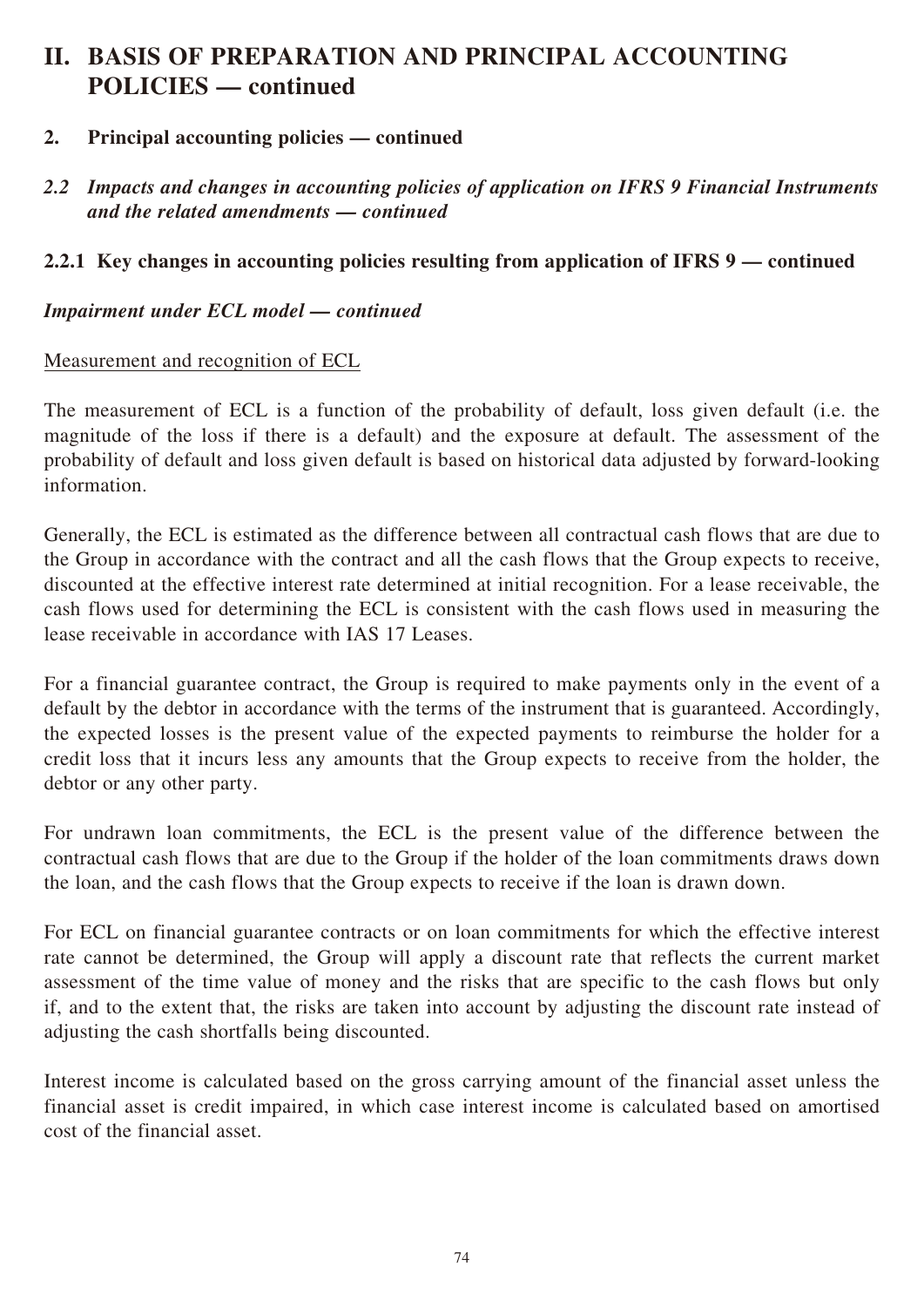# II. BASIS OF PREPARATION AND PRINCIPAL ACCOUNTING POLICIES — continued

## 2. Principal accounting policies — continued

### *2.2 Impacts and changes in accounting policies of application on IFRS 9 Financial Instruments and the related amendments — continued*

#### 2.2.1 Key changes in accounting policies resulting from application of IFRS 9 — continued

***Impairment under ECL model — continued***

<u>Measurement and recognition of ECL</u>

The measurement of ECL is a function of the probability of default, loss given default (i.e. the magnitude of the loss if there is a default) and the exposure at default. The assessment of the probability of default and loss given default is based on historical data adjusted by forward-looking information.

Generally, the ECL is estimated as the difference between all contractual cash flows that are due to the Group in accordance with the contract and all the cash flows that the Group expects to receive, discounted at the effective interest rate determined at initial recognition. For a lease receivable, the cash flows used for determining the ECL is consistent with the cash flows used in measuring the lease receivable in accordance with IAS 17 Leases.

For a financial guarantee contract, the Group is required to make payments only in the event of a default by the debtor in accordance with the terms of the instrument that is guaranteed. Accordingly, the expected losses is the present value of the expected payments to reimburse the holder for a credit loss that it incurs less any amounts that the Group expects to receive from the holder, the debtor or any other party.

For undrawn loan commitments, the ECL is the present value of the difference between the contractual cash flows that are due to the Group if the holder of the loan commitments draws down the loan, and the cash flows that the Group expects to receive if the loan is drawn down.

For ECL on financial guarantee contracts or on loan commitments for which the effective interest rate cannot be determined, the Group will apply a discount rate that reflects the current market assessment of the time value of money and the risks that are specific to the cash flows but only if, and to the extent that, the risks are taken into account by adjusting the discount rate instead of adjusting the cash shortfalls being discounted.

Interest income is calculated based on the gross carrying amount of the financial asset unless the financial asset is credit impaired, in which case interest income is calculated based on amortised cost of the financial asset.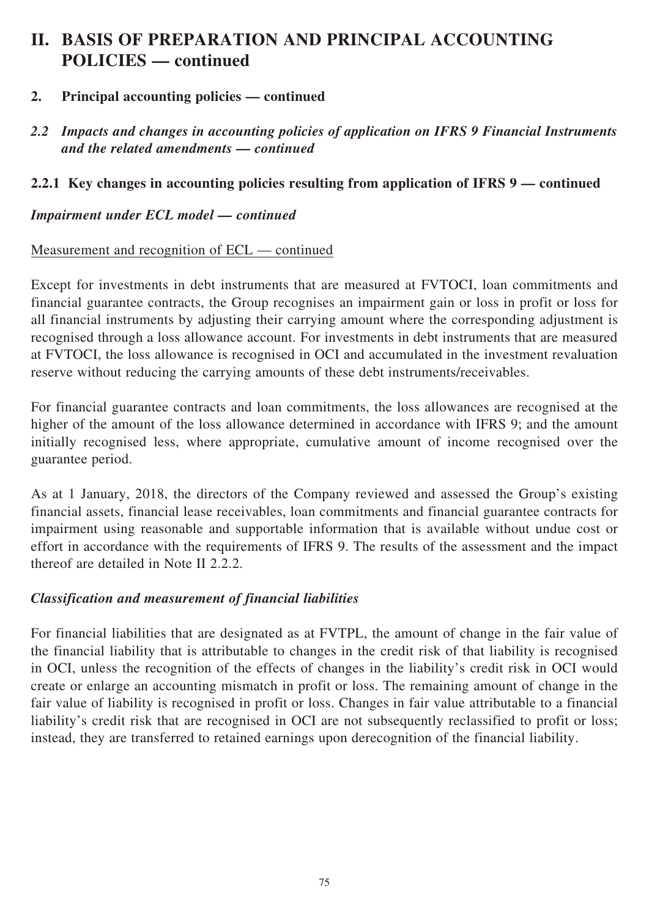# II. BASIS OF PREPARATION AND PRINCIPAL ACCOUNTING POLICIES — continued

## 2. Principal accounting policies — continued

### *2.2 Impacts and changes in accounting policies of application on IFRS 9 Financial Instruments and the related amendments — continued*

### 2.2.1 Key changes in accounting policies resulting from application of IFRS 9 — continued

***Impairment under ECL model — continued***

Measurement and recognition of ECL — continued

Except for investments in debt instruments that are measured at FVTOCI, loan commitments and financial guarantee contracts, the Group recognises an impairment gain or loss in profit or loss for all financial instruments by adjusting their carrying amount where the corresponding adjustment is recognised through a loss allowance account. For investments in debt instruments that are measured at FVTOCI, the loss allowance is recognised in OCI and accumulated in the investment revaluation reserve without reducing the carrying amounts of these debt instruments/receivables.

For financial guarantee contracts and loan commitments, the loss allowances are recognised at the higher of the amount of the loss allowance determined in accordance with IFRS 9; and the amount initially recognised less, where appropriate, cumulative amount of income recognised over the guarantee period.

As at 1 January, 2018, the directors of the Company reviewed and assessed the Group's existing financial assets, financial lease receivables, loan commitments and financial guarantee contracts for impairment using reasonable and supportable information that is available without undue cost or effort in accordance with the requirements of IFRS 9. The results of the assessment and the impact thereof are detailed in Note II 2.2.2.

***Classification and measurement of financial liabilities***

For financial liabilities that are designated as at FVTPL, the amount of change in the fair value of the financial liability that is attributable to changes in the credit risk of that liability is recognised in OCI, unless the recognition of the effects of changes in the liability's credit risk in OCI would create or enlarge an accounting mismatch in profit or loss. The remaining amount of change in the fair value of liability is recognised in profit or loss. Changes in fair value attributable to a financial liability's credit risk that are recognised in OCI are not subsequently reclassified to profit or loss; instead, they are transferred to retained earnings upon derecognition of the financial liability.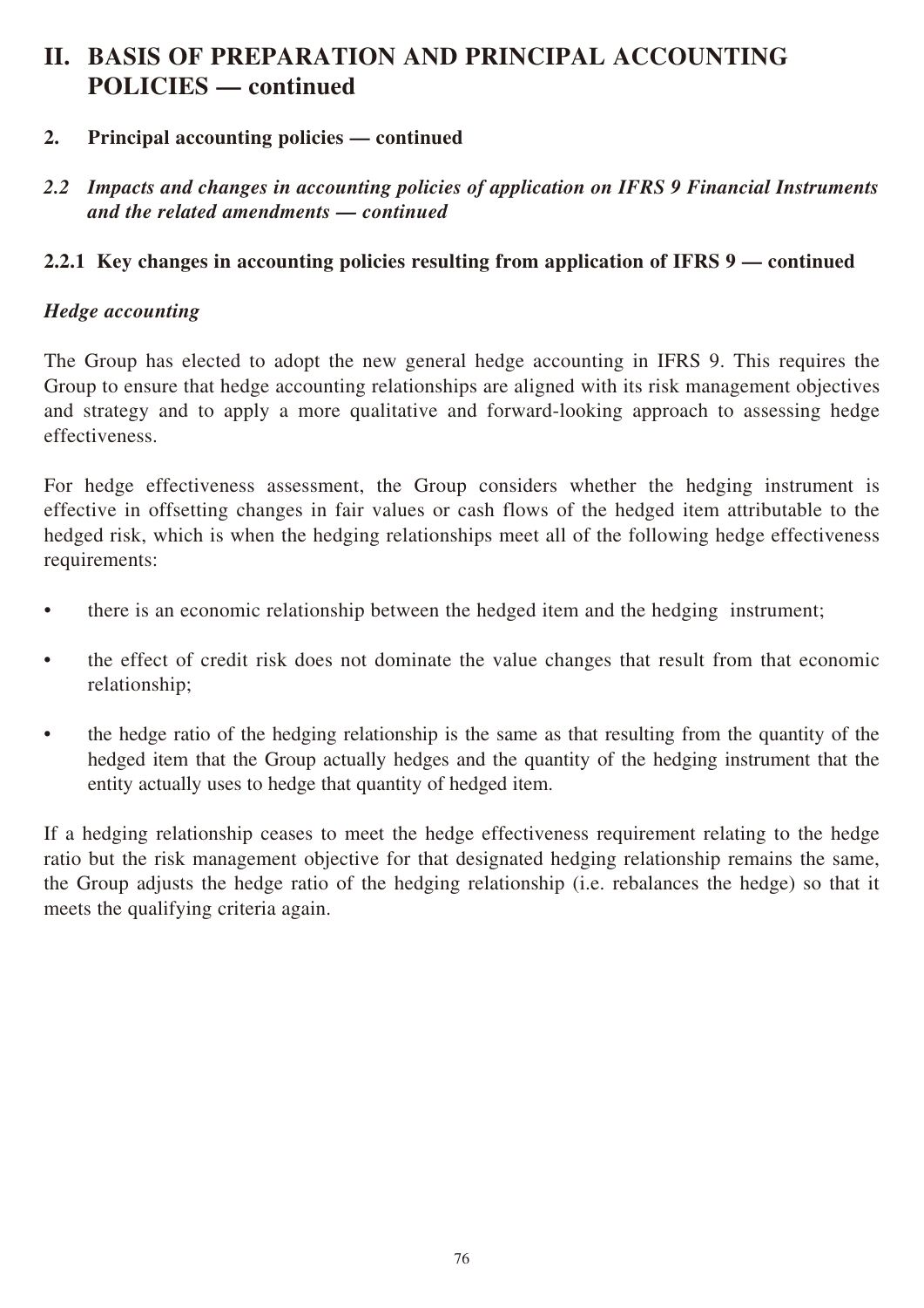# II. BASIS OF PREPARATION AND PRINCIPAL ACCOUNTING POLICIES — continued

## 2. Principal accounting policies — continued

### *2.2 Impacts and changes in accounting policies of application on IFRS 9 Financial Instruments and the related amendments — continued*

#### 2.2.1 Key changes in accounting policies resulting from application of IFRS 9 — continued

***Hedge accounting***

The Group has elected to adopt the new general hedge accounting in IFRS 9. This requires the Group to ensure that hedge accounting relationships are aligned with its risk management objectives and strategy and to apply a more qualitative and forward-looking approach to assessing hedge effectiveness.

For hedge effectiveness assessment, the Group considers whether the hedging instrument is effective in offsetting changes in fair values or cash flows of the hedged item attributable to the hedged risk, which is when the hedging relationships meet all of the following hedge effectiveness requirements:

- there is an economic relationship between the hedged item and the hedging instrument;
- the effect of credit risk does not dominate the value changes that result from that economic relationship;
- the hedge ratio of the hedging relationship is the same as that resulting from the quantity of the hedged item that the Group actually hedges and the quantity of the hedging instrument that the entity actually uses to hedge that quantity of hedged item.

If a hedging relationship ceases to meet the hedge effectiveness requirement relating to the hedge ratio but the risk management objective for that designated hedging relationship remains the same, the Group adjusts the hedge ratio of the hedging relationship (i.e. rebalances the hedge) so that it meets the qualifying criteria again.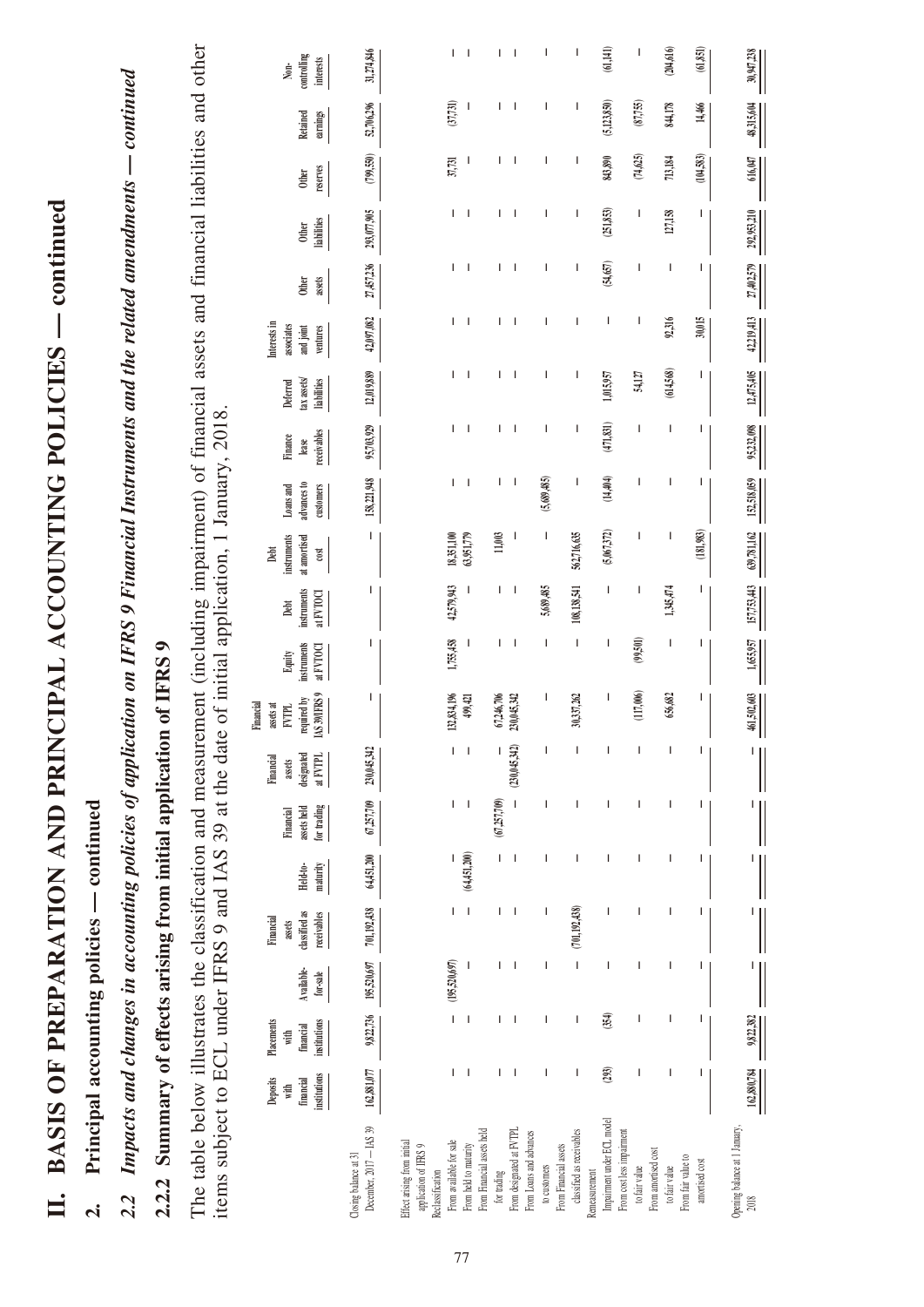# II. BASIS OF PREPARATION AND PRINCIPAL ACCOUNTING POLICIES — continued

## 2. Principal accounting policies — continued

### *2.2 Impacts and changes in accounting policies of application on IFRS 9 Financial Instruments and the related amendments — continued*

### 2.2.2 Summary of effects arising from initial application of IFRS 9

The table below illustrates the classification and measurement (including impairment) of financial assets and financial liabilities and other items subject to ECL under IFRS 9 and IAS 39 at the date of initial application, 1 January, 2018.

| | Deposits with financial institutions | Placements with financial institutions | Available-for-sale | Financial assets classified as receivables | Held-to-maturity | Financial assets held for trading | Financial assets designated at FVTPL | Financial assets at FVTPL required by IAS 39/IFRS 9 | Equity instruments at FVTOCI | Debt instruments at FVTOCI | Debt instruments at amortised cost | Loans and advances to customers | Finance lease receivables | Deferred tax assets/ liabilities | Interests in associates and joint ventures | Other assets | Other liabilities | Other reserves | Retained earnings | Non-controlling interests |
|---|---|---|---|---|---|---|---|---|---|---|---|---|---|---|---|---|---|---|---|---|
| Closing balance at 31 December, 2017 — IAS 39 | 162,881,077 | 9,822,736 | 195,520,697 | 701,192,438 | 64,451,200 | 67,257,709 | 230,045,342 | — | — | — | — | 158,221,948 | 95,703,929 | 12,019,889 | 42,097,082 | 27,457,236 | 293,077,905 | (799,550) | 52,706,296 | 31,274,846 |
| Effect arising from initial application of IFRS 9 | | | | | | | | | | | | | | | | | | | | |
| Reclassification | | | | | | | | | | | | | | | | | | | | |
| From available for sale | — | — | (195,520,697) | — | — | — | — | 132,834,196 | 1,755,458 | 42,579,943 | 18,351,100 | — | — | — | — | — | — | 37,731 | (37,731) | — |
| From held to maturity | — | — | — | — | (64,451,200) | — | — | 499,421 | — | — | 63,951,779 | — | — | — | — | — | — | — | — | — |
| From Financial assets held for trading | — | — | — | — | — | (67,257,709) | — | 67,246,706 | — | — | 11,003 | — | — | — | — | — | — | — | — | — |
| From designated at FVTPL | — | — | — | — | — | — | (230,045,342) | 230,045,342 | — | — | — | — | — | — | — | — | — | — | — | — |
| From Loans and advances to customers | — | — | — | — | — | — | — | — | — | 5,689,485 | — | (5,689,485) | — | — | — | — | — | — | — | — |
| From Financial assets classified as receivables | — | — | — | (701,192,438) | — | — | — | 30,337,262 | — | 108,138,541 | 562,716,635 | — | — | — | — | — | — | — | — | — |
| Remeasurement | | | | | | | | | | | | | | | | | | | | |
| Impairment under ECL model | (293) | (354) | — | — | — | — | — | — | — | — | (5,067,372) | (14,404) | (471,831) | 1,015,957 | — | (54,657) | (251,853) | 843,890 | (5,123,850) | (61,141) |
| From cost less impairment to fair value | — | — | — | — | — | — | — | (117,006) | (99,501) | — | — | — | — | 54,127 | — | — | — | (74,625) | (87,755) | — |
| From amortised cost to fair value | — | — | — | — | — | — | — | 656,682 | — | 1,345,474 | — | — | — | (614,568) | 92,316 | — | 127,158 | 713,184 | 844,178 | (204,616) |
| From fair value to amortised cost | — | — | — | — | — | — | — | — | — | — | (181,983) | — | — | — | 30,015 | — | — | (104,583) | 14,466 | (61,851) |
| Opening balance at 1 January, 2018 | 162,880,784 | 9,822,382 | — | — | — | — | — | 461,502,603 | 1,655,957 | 157,753,443 | 639,781,162 | 152,518,059 | 95,232,098 | 12,475,405 | 42,219,413 | 27,402,579 | 292,953,210 | 616,047 | 48,315,604 | 30,947,238 |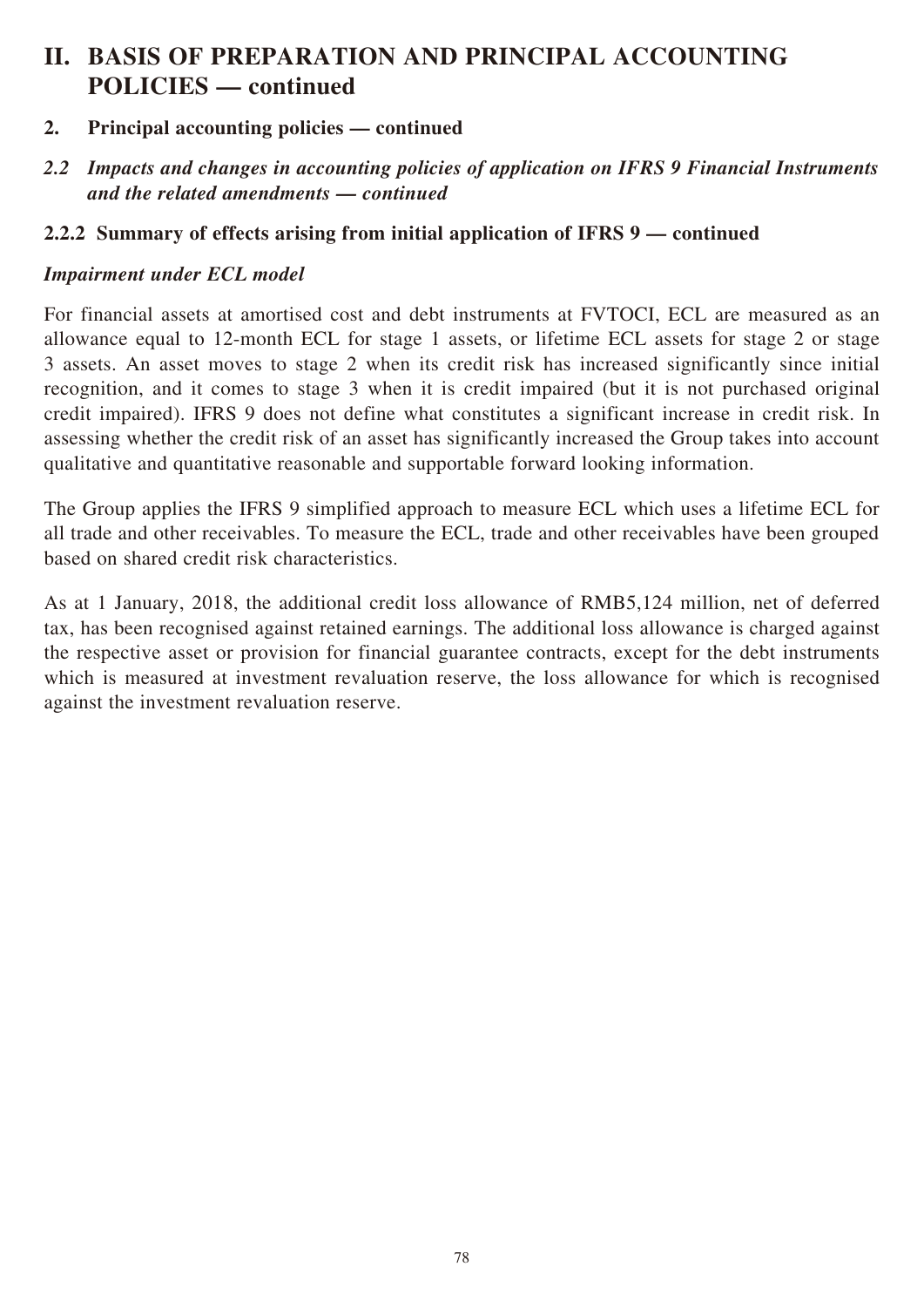# II. BASIS OF PREPARATION AND PRINCIPAL ACCOUNTING POLICIES — continued

## 2. Principal accounting policies — continued

### *2.2 Impacts and changes in accounting policies of application on IFRS 9 Financial Instruments and the related amendments — continued*

#### 2.2.2 Summary of effects arising from initial application of IFRS 9 — continued

***Impairment under ECL model***

For financial assets at amortised cost and debt instruments at FVTOCI, ECL are measured as an allowance equal to 12-month ECL for stage 1 assets, or lifetime ECL assets for stage 2 or stage 3 assets. An asset moves to stage 2 when its credit risk has increased significantly since initial recognition, and it comes to stage 3 when it is credit impaired (but it is not purchased original credit impaired). IFRS 9 does not define what constitutes a significant increase in credit risk. In assessing whether the credit risk of an asset has significantly increased the Group takes into account qualitative and quantitative reasonable and supportable forward looking information.

The Group applies the IFRS 9 simplified approach to measure ECL which uses a lifetime ECL for all trade and other receivables. To measure the ECL, trade and other receivables have been grouped based on shared credit risk characteristics.

As at 1 January, 2018, the additional credit loss allowance of RMB5,124 million, net of deferred tax, has been recognised against retained earnings. The additional loss allowance is charged against the respective asset or provision for financial guarantee contracts, except for the debt instruments which is measured at investment revaluation reserve, the loss allowance for which is recognised against the investment revaluation reserve.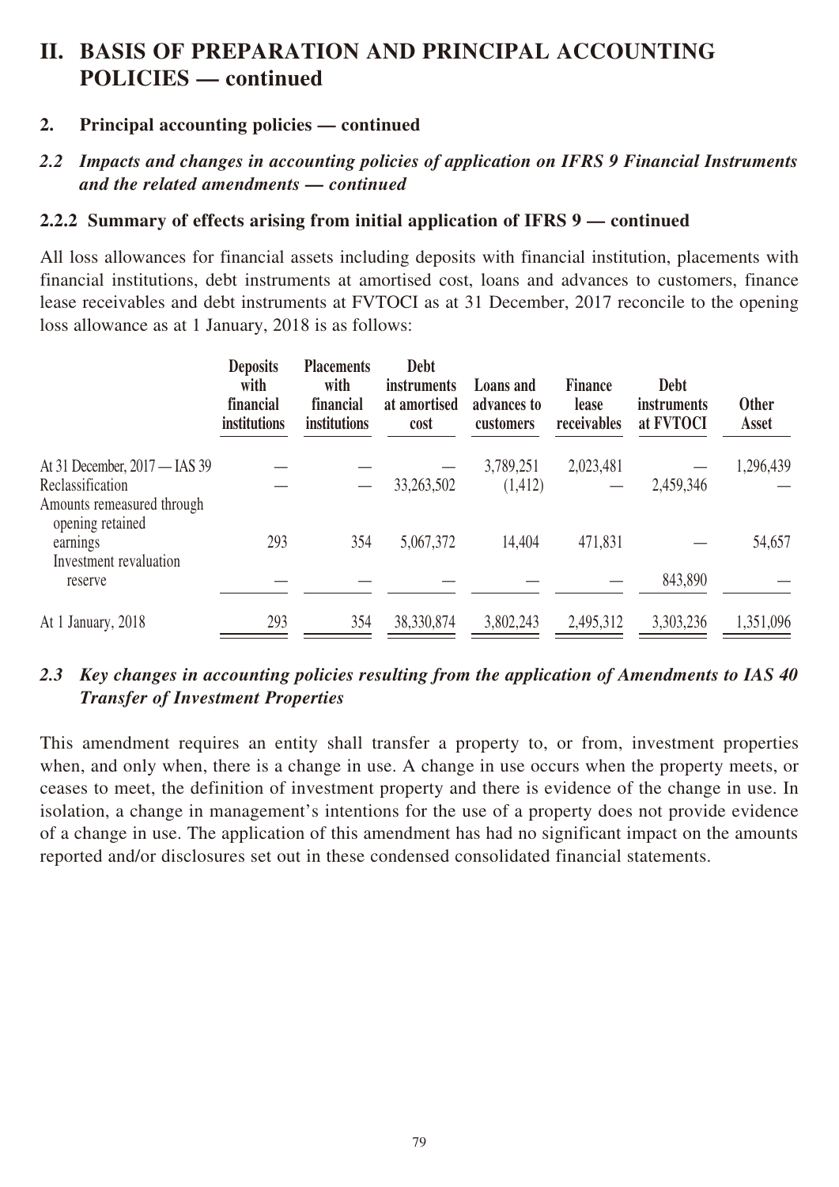# II. BASIS OF PREPARATION AND PRINCIPAL ACCOUNTING POLICIES — continued

## 2. Principal accounting policies — continued

### *2.2 Impacts and changes in accounting policies of application on IFRS 9 Financial Instruments and the related amendments — continued*

### 2.2.2 Summary of effects arising from initial application of IFRS 9 — continued

All loss allowances for financial assets including deposits with financial institution, placements with financial institutions, debt instruments at amortised cost, loans and advances to customers, finance lease receivables and debt instruments at FVTOCI as at 31 December, 2017 reconcile to the opening loss allowance as at 1 January, 2018 is as follows:

| | Deposits with financial institutions | Placements with financial institutions | Debt instruments at amortised cost | Loans and advances to customers | Finance lease receivables | Debt instruments at FVTOCI | Other Asset |
|---|---|---|---|---|---|---|---|
| At 31 December, 2017 — IAS 39 | — | — | — | 3,789,251 | 2,023,481 | — | 1,296,439 |
| Reclassification | — | — | 33,263,502 | (1,412) | — | 2,459,346 | — |
| Amounts remeasured through opening retained earnings | 293 | 354 | 5,067,372 | 14,404 | 471,831 | — | 54,657 |
| Investment revaluation reserve | — | — | — | — | — | 843,890 | — |
| At 1 January, 2018 | 293 | 354 | 38,330,874 | 3,802,243 | 2,495,312 | 3,303,236 | 1,351,096 |

### *2.3 Key changes in accounting policies resulting from the application of Amendments to IAS 40 Transfer of Investment Properties*

This amendment requires an entity shall transfer a property to, or from, investment properties when, and only when, there is a change in use. A change in use occurs when the property meets, or ceases to meet, the definition of investment property and there is evidence of the change in use. In isolation, a change in management's intentions for the use of a property does not provide evidence of a change in use. The application of this amendment has had no significant impact on the amounts reported and/or disclosures set out in these condensed consolidated financial statements.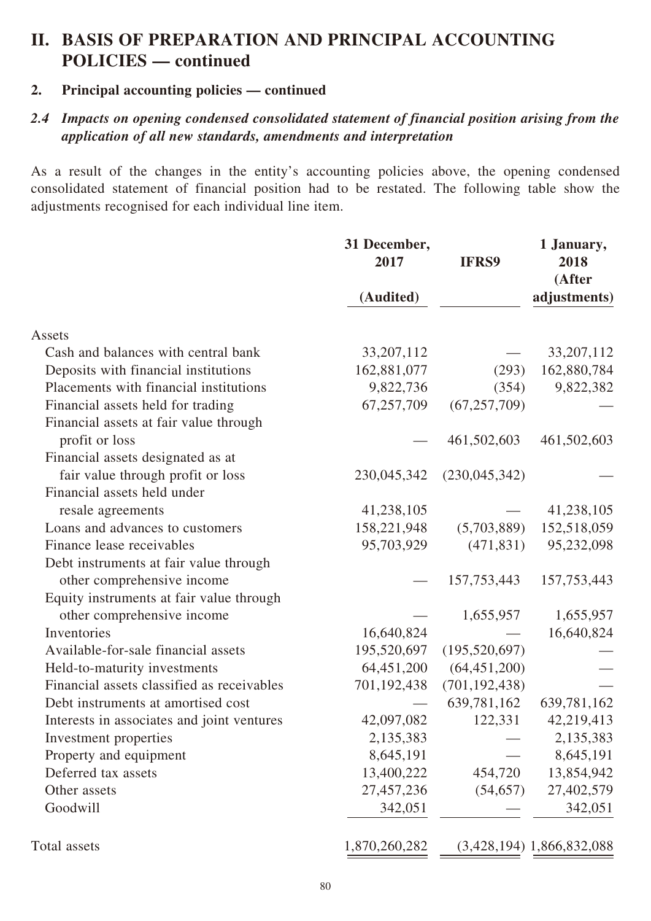# II. BASIS OF PREPARATION AND PRINCIPAL ACCOUNTING POLICIES — continued

## 2. Principal accounting policies — continued

### *2.4 Impacts on opening condensed consolidated statement of financial position arising from the application of all new standards, amendments and interpretation*

As a result of the changes in the entity's accounting policies above, the opening condensed consolidated statement of financial position had to be restated. The following table show the adjustments recognised for each individual line item.

| | 31 December, 2017 (Audited) | IFRS9 | 1 January, 2018 (After adjustments) |
|---|---|---|---|
| Assets | | | |
| Cash and balances with central bank | 33,207,112 | — | 33,207,112 |
| Deposits with financial institutions | 162,881,077 | (293) | 162,880,784 |
| Placements with financial institutions | 9,822,736 | (354) | 9,822,382 |
| Financial assets held for trading | 67,257,709 | (67,257,709) | — |
| Financial assets at fair value through profit or loss | — | 461,502,603 | 461,502,603 |
| Financial assets designated as at fair value through profit or loss | 230,045,342 | (230,045,342) | — |
| Financial assets held under resale agreements | 41,238,105 | — | 41,238,105 |
| Loans and advances to customers | 158,221,948 | (5,703,889) | 152,518,059 |
| Finance lease receivables | 95,703,929 | (471,831) | 95,232,098 |
| Debt instruments at fair value through other comprehensive income | — | 157,753,443 | 157,753,443 |
| Equity instruments at fair value through other comprehensive income | — | 1,655,957 | 1,655,957 |
| Inventories | 16,640,824 | — | 16,640,824 |
| Available-for-sale financial assets | 195,520,697 | (195,520,697) | — |
| Held-to-maturity investments | 64,451,200 | (64,451,200) | — |
| Financial assets classified as receivables | 701,192,438 | (701,192,438) | — |
| Debt instruments at amortised cost | — | 639,781,162 | 639,781,162 |
| Interests in associates and joint ventures | 42,097,082 | 122,331 | 42,219,413 |
| Investment properties | 2,135,383 | — | 2,135,383 |
| Property and equipment | 8,645,191 | — | 8,645,191 |
| Deferred tax assets | 13,400,222 | 454,720 | 13,854,942 |
| Other assets | 27,457,236 | (54,657) | 27,402,579 |
| Goodwill | 342,051 | — | 342,051 |
| Total assets | 1,870,260,282 | (3,428,194) | 1,866,832,088 |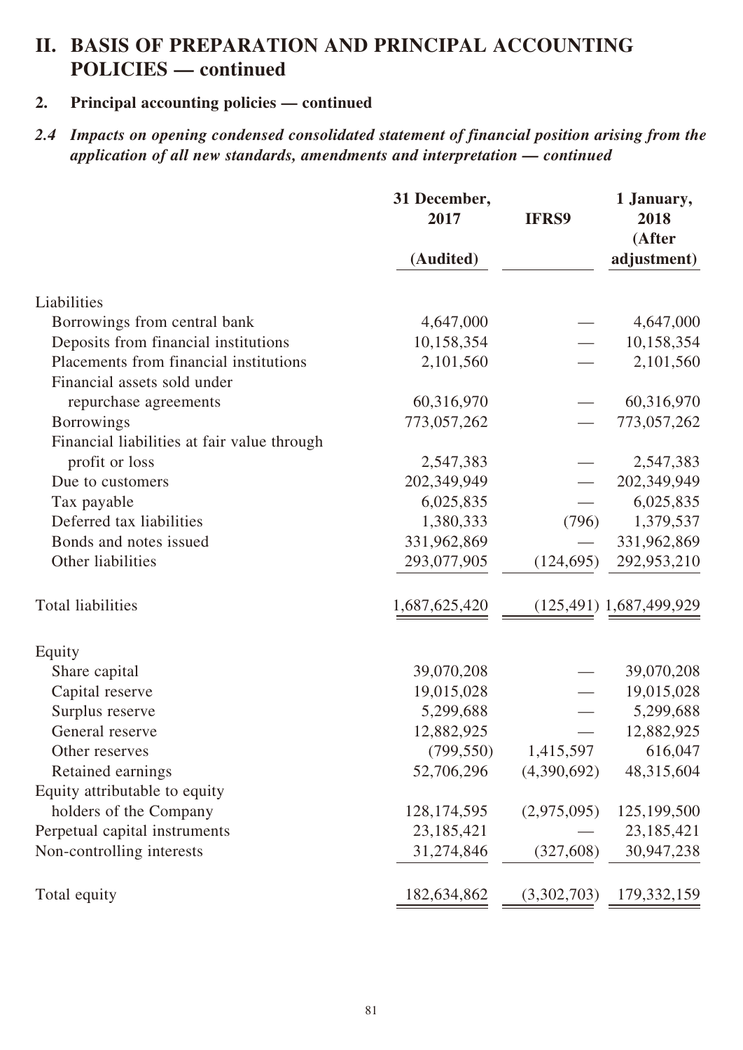# II. BASIS OF PREPARATION AND PRINCIPAL ACCOUNTING POLICIES — continued

## 2. Principal accounting policies — continued

### *2.4 Impacts on opening condensed consolidated statement of financial position arising from the application of all new standards, amendments and interpretation — continued*

| | 31 December, 2017 (Audited) | IFRS9 | 1 January, 2018 (After adjustment) |
|---|---|---|---|
| Liabilities | | | |
| Borrowings from central bank | 4,647,000 | — | 4,647,000 |
| Deposits from financial institutions | 10,158,354 | — | 10,158,354 |
| Placements from financial institutions | 2,101,560 | — | 2,101,560 |
| Financial assets sold under repurchase agreements | 60,316,970 | — | 60,316,970 |
| Borrowings | 773,057,262 | — | 773,057,262 |
| Financial liabilities at fair value through profit or loss | 2,547,383 | — | 2,547,383 |
| Due to customers | 202,349,949 | — | 202,349,949 |
| Tax payable | 6,025,835 | — | 6,025,835 |
| Deferred tax liabilities | 1,380,333 | (796) | 1,379,537 |
| Bonds and notes issued | 331,962,869 | — | 331,962,869 |
| Other liabilities | 293,077,905 | (124,695) | 292,953,210 |
| Total liabilities | 1,687,625,420 | (125,491) | 1,687,499,929 |
| Equity | | | |
| Share capital | 39,070,208 | — | 39,070,208 |
| Capital reserve | 19,015,028 | — | 19,015,028 |
| Surplus reserve | 5,299,688 | — | 5,299,688 |
| General reserve | 12,882,925 | — | 12,882,925 |
| Other reserves | (799,550) | 1,415,597 | 616,047 |
| Retained earnings | 52,706,296 | (4,390,692) | 48,315,604 |
| Equity attributable to equity holders of the Company | 128,174,595 | (2,975,095) | 125,199,500 |
| Perpetual capital instruments | 23,185,421 | — | 23,185,421 |
| Non-controlling interests | 31,274,846 | (327,608) | 30,947,238 |
| Total equity | 182,634,862 | (3,302,703) | 179,332,159 |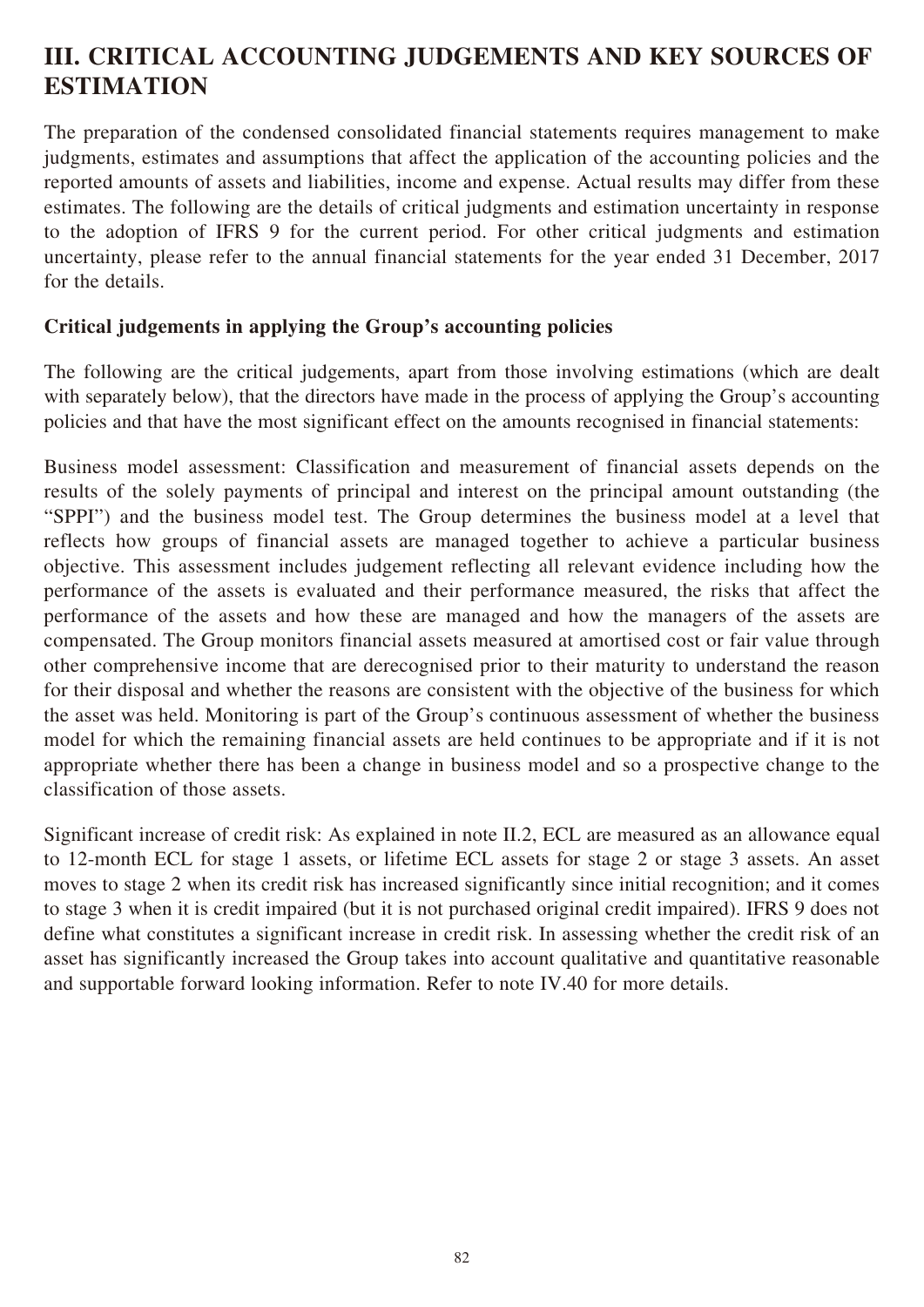# III. CRITICAL ACCOUNTING JUDGEMENTS AND KEY SOURCES OF ESTIMATION

The preparation of the condensed consolidated financial statements requires management to make judgments, estimates and assumptions that affect the application of the accounting policies and the reported amounts of assets and liabilities, income and expense. Actual results may differ from these estimates. The following are the details of critical judgments and estimation uncertainty in response to the adoption of IFRS 9 for the current period. For other critical judgments and estimation uncertainty, please refer to the annual financial statements for the year ended 31 December, 2017 for the details.

## Critical judgements in applying the Group's accounting policies

The following are the critical judgements, apart from those involving estimations (which are dealt with separately below), that the directors have made in the process of applying the Group's accounting policies and that have the most significant effect on the amounts recognised in financial statements:

Business model assessment: Classification and measurement of financial assets depends on the results of the solely payments of principal and interest on the principal amount outstanding (the "SPPI") and the business model test. The Group determines the business model at a level that reflects how groups of financial assets are managed together to achieve a particular business objective. This assessment includes judgement reflecting all relevant evidence including how the performance of the assets is evaluated and their performance measured, the risks that affect the performance of the assets and how these are managed and how the managers of the assets are compensated. The Group monitors financial assets measured at amortised cost or fair value through other comprehensive income that are derecognised prior to their maturity to understand the reason for their disposal and whether the reasons are consistent with the objective of the business for which the asset was held. Monitoring is part of the Group's continuous assessment of whether the business model for which the remaining financial assets are held continues to be appropriate and if it is not appropriate whether there has been a change in business model and so a prospective change to the classification of those assets.

Significant increase of credit risk: As explained in note II.2, ECL are measured as an allowance equal to 12-month ECL for stage 1 assets, or lifetime ECL assets for stage 2 or stage 3 assets. An asset moves to stage 2 when its credit risk has increased significantly since initial recognition; and it comes to stage 3 when it is credit impaired (but it is not purchased original credit impaired). IFRS 9 does not define what constitutes a significant increase in credit risk. In assessing whether the credit risk of an asset has significantly increased the Group takes into account qualitative and quantitative reasonable and supportable forward looking information. Refer to note IV.40 for more details.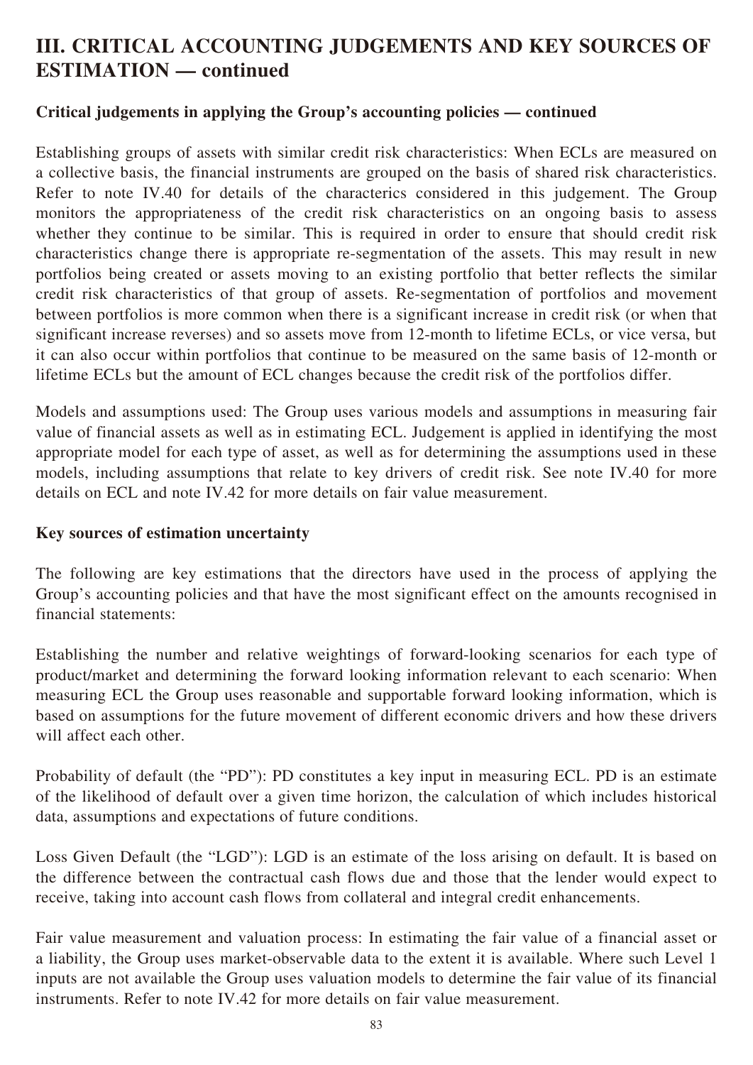# III. CRITICAL ACCOUNTING JUDGEMENTS AND KEY SOURCES OF ESTIMATION — continued

**Critical judgements in applying the Group's accounting policies — continued**

Establishing groups of assets with similar credit risk characteristics: When ECLs are measured on a collective basis, the financial instruments are grouped on the basis of shared risk characteristics. Refer to note IV.40 for details of the characterics considered in this judgement. The Group monitors the appropriateness of the credit risk characteristics on an ongoing basis to assess whether they continue to be similar. This is required in order to ensure that should credit risk characteristics change there is appropriate re-segmentation of the assets. This may result in new portfolios being created or assets moving to an existing portfolio that better reflects the similar credit risk characteristics of that group of assets. Re-segmentation of portfolios and movement between portfolios is more common when there is a significant increase in credit risk (or when that significant increase reverses) and so assets move from 12-month to lifetime ECLs, or vice versa, but it can also occur within portfolios that continue to be measured on the same basis of 12-month or lifetime ECLs but the amount of ECL changes because the credit risk of the portfolios differ.

Models and assumptions used: The Group uses various models and assumptions in measuring fair value of financial assets as well as in estimating ECL. Judgement is applied in identifying the most appropriate model for each type of asset, as well as for determining the assumptions used in these models, including assumptions that relate to key drivers of credit risk. See note IV.40 for more details on ECL and note IV.42 for more details on fair value measurement.

**Key sources of estimation uncertainty**

The following are key estimations that the directors have used in the process of applying the Group's accounting policies and that have the most significant effect on the amounts recognised in financial statements:

Establishing the number and relative weightings of forward-looking scenarios for each type of product/market and determining the forward looking information relevant to each scenario: When measuring ECL the Group uses reasonable and supportable forward looking information, which is based on assumptions for the future movement of different economic drivers and how these drivers will affect each other.

Probability of default (the "PD"): PD constitutes a key input in measuring ECL. PD is an estimate of the likelihood of default over a given time horizon, the calculation of which includes historical data, assumptions and expectations of future conditions.

Loss Given Default (the "LGD"): LGD is an estimate of the loss arising on default. It is based on the difference between the contractual cash flows due and those that the lender would expect to receive, taking into account cash flows from collateral and integral credit enhancements.

Fair value measurement and valuation process: In estimating the fair value of a financial asset or a liability, the Group uses market-observable data to the extent it is available. Where such Level 1 inputs are not available the Group uses valuation models to determine the fair value of its financial instruments. Refer to note IV.42 for more details on fair value measurement.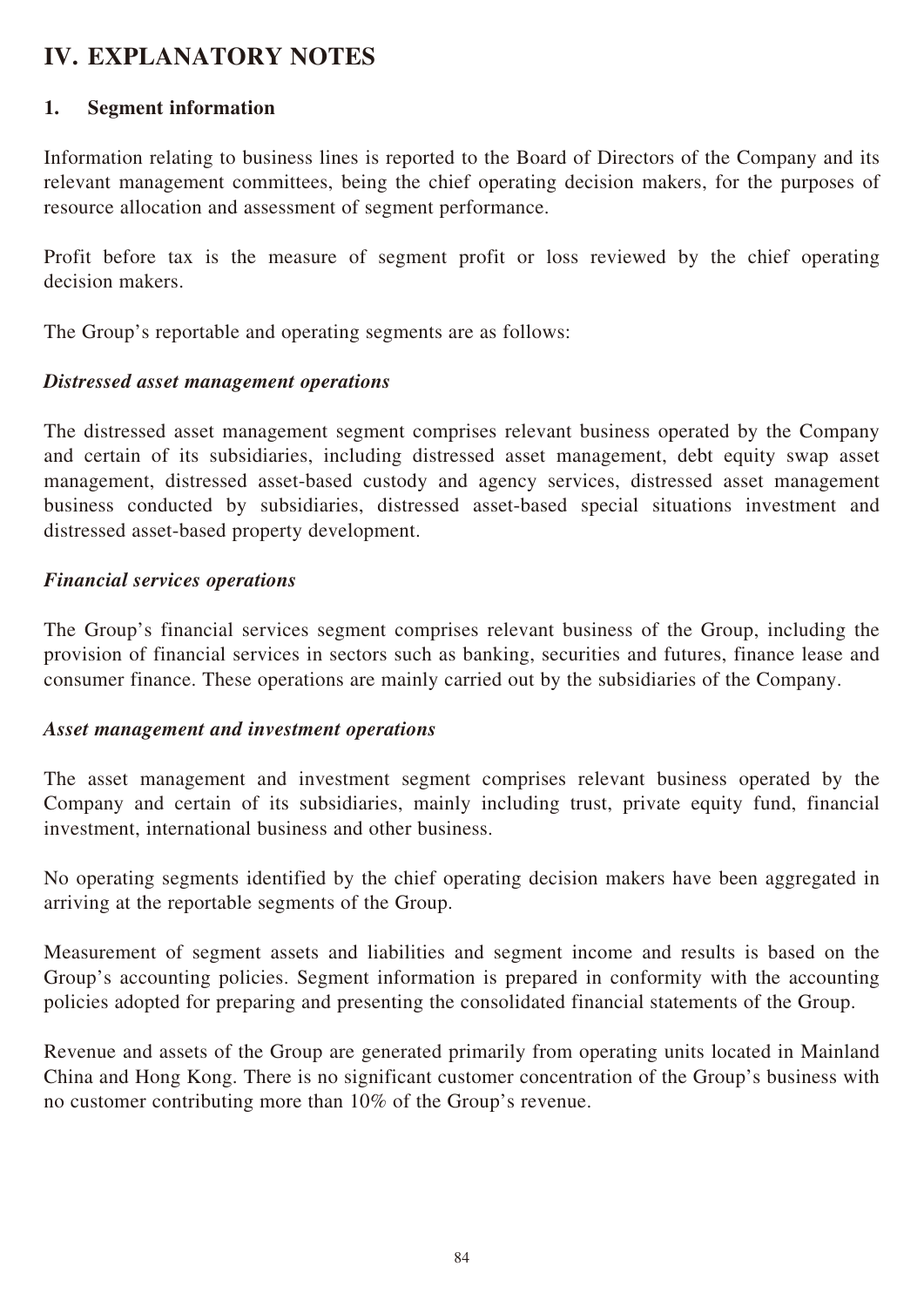# IV. EXPLANATORY NOTES

## 1. Segment information

Information relating to business lines is reported to the Board of Directors of the Company and its relevant management committees, being the chief operating decision makers, for the purposes of resource allocation and assessment of segment performance.

Profit before tax is the measure of segment profit or loss reviewed by the chief operating decision makers.

The Group's reportable and operating segments are as follows:

***Distressed asset management operations***

The distressed asset management segment comprises relevant business operated by the Company and certain of its subsidiaries, including distressed asset management, debt equity swap asset management, distressed asset-based custody and agency services, distressed asset management business conducted by subsidiaries, distressed asset-based special situations investment and distressed asset-based property development.

***Financial services operations***

The Group's financial services segment comprises relevant business of the Group, including the provision of financial services in sectors such as banking, securities and futures, finance lease and consumer finance. These operations are mainly carried out by the subsidiaries of the Company.

***Asset management and investment operations***

The asset management and investment segment comprises relevant business operated by the Company and certain of its subsidiaries, mainly including trust, private equity fund, financial investment, international business and other business.

No operating segments identified by the chief operating decision makers have been aggregated in arriving at the reportable segments of the Group.

Measurement of segment assets and liabilities and segment income and results is based on the Group's accounting policies. Segment information is prepared in conformity with the accounting policies adopted for preparing and presenting the consolidated financial statements of the Group.

Revenue and assets of the Group are generated primarily from operating units located in Mainland China and Hong Kong. There is no significant customer concentration of the Group's business with no customer contributing more than 10% of the Group's revenue.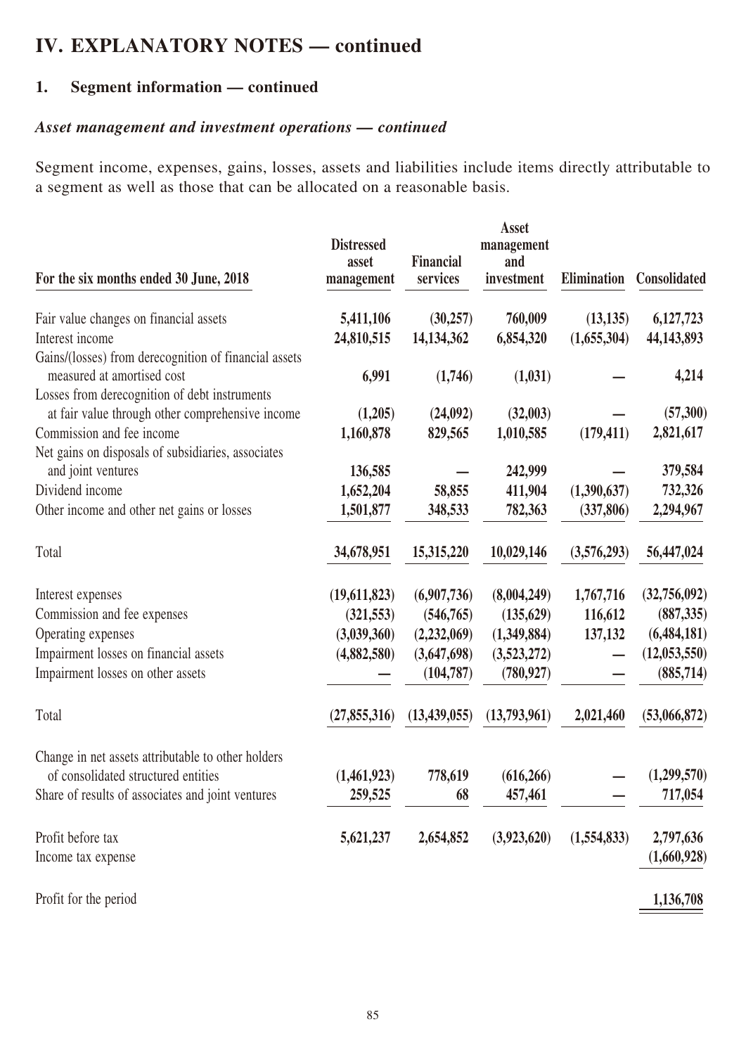# IV. EXPLANATORY NOTES — continued

## 1. Segment information — continued

### *Asset management and investment operations — continued*

Segment income, expenses, gains, losses, assets and liabilities include items directly attributable to a segment as well as those that can be allocated on a reasonable basis.

| For the six months ended 30 June, 2018 | Distressed asset management | Financial services | Asset management and investment | Elimination | Consolidated |
|---|---|---|---|---|---|
| Fair value changes on financial assets | 5,411,106 | (30,257) | 760,009 | (13,135) | 6,127,723 |
| Interest income | 24,810,515 | 14,134,362 | 6,854,320 | (1,655,304) | 44,143,893 |
| Gains/(losses) from derecognition of financial assets measured at amortised cost | 6,991 | (1,746) | (1,031) | — | 4,214 |
| Losses from derecognition of debt instruments at fair value through other comprehensive income | (1,205) | (24,092) | (32,003) | — | (57,300) |
| Commission and fee income | 1,160,878 | 829,565 | 1,010,585 | (179,411) | 2,821,617 |
| Net gains on disposals of subsidiaries, associates and joint ventures | 136,585 | — | 242,999 | — | 379,584 |
| Dividend income | 1,652,204 | 58,855 | 411,904 | (1,390,637) | 732,326 |
| Other income and other net gains or losses | 1,501,877 | 348,533 | 782,363 | (337,806) | 2,294,967 |
| Total | 34,678,951 | 15,315,220 | 10,029,146 | (3,576,293) | 56,447,024 |
| Interest expenses | (19,611,823) | (6,907,736) | (8,004,249) | 1,767,716 | (32,756,092) |
| Commission and fee expenses | (321,553) | (546,765) | (135,629) | 116,612 | (887,335) |
| Operating expenses | (3,039,360) | (2,232,069) | (1,349,884) | 137,132 | (6,484,181) |
| Impairment losses on financial assets | (4,882,580) | (3,647,698) | (3,523,272) | — | (12,053,550) |
| Impairment losses on other assets | — | (104,787) | (780,927) | — | (885,714) |
| Total | (27,855,316) | (13,439,055) | (13,793,961) | 2,021,460 | (53,066,872) |
| Change in net assets attributable to other holders of consolidated structured entities | (1,461,923) | 778,619 | (616,266) | — | (1,299,570) |
| Share of results of associates and joint ventures | 259,525 | 68 | 457,461 | — | 717,054 |
| Profit before tax | 5,621,237 | 2,654,852 | (3,923,620) | (1,554,833) | 2,797,636 |
| Income tax expense | | | | | (1,660,928) |
| Profit for the period | | | | | 1,136,708 |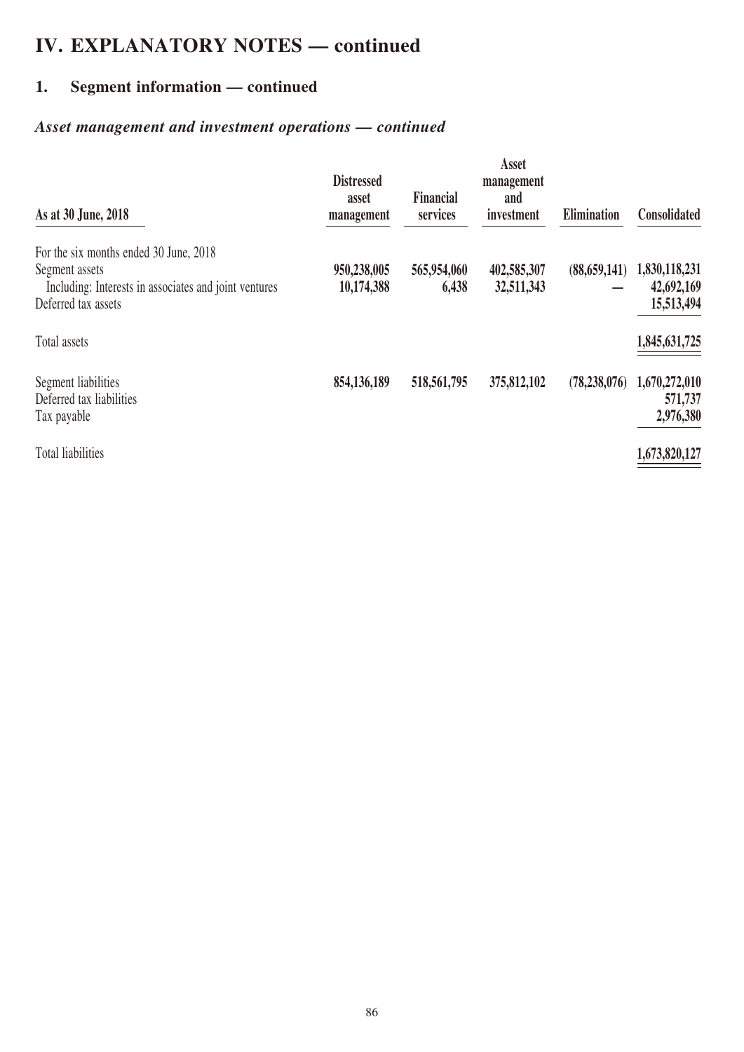# IV. EXPLANATORY NOTES — continued

## 1. Segment information — continued

### *Asset management and investment operations — continued*

| As at 30 June, 2018 | Distressed asset management | Financial services | Asset management and investment | Elimination | Consolidated |
|---|---|---|---|---|---|
| For the six months ended 30 June, 2018 | | | | | |
| Segment assets | **950,238,005** | **565,954,060** | **402,585,307** | **(88,659,141)** | **1,830,118,231** |
| Including: Interests in associates and joint ventures | **10,174,388** | **6,438** | **32,511,343** | **—** | **42,692,169** |
| Deferred tax assets | | | | | **15,513,494** |
| Total assets | | | | | **1,845,631,725** |
| Segment liabilities | **854,136,189** | **518,561,795** | **375,812,102** | **(78,238,076)** | **1,670,272,010** |
| Deferred tax liabilities | | | | | **571,737** |
| Tax payable | | | | | **2,976,380** |
| Total liabilities | | | | | **1,673,820,127** |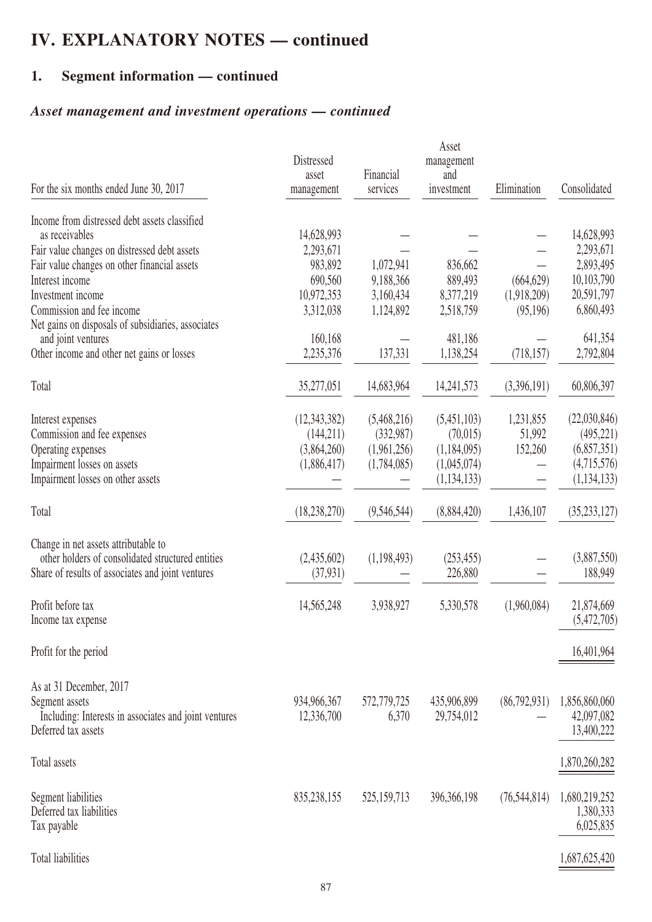# IV. EXPLANATORY NOTES — continued

## 1. Segment information — continued

### *Asset management and investment operations — continued*

| For the six months ended June 30, 2017 | Distressed asset management | Financial services | Asset management and investment | Elimination | Consolidated |
|---|---|---|---|---|---|
| Income from distressed debt assets classified as receivables | 14,628,993 | — | — | — | 14,628,993 |
| Fair value changes on distressed debt assets | 2,293,671 | — | — | — | 2,293,671 |
| Fair value changes on other financial assets | 983,892 | 1,072,941 | 836,662 | — | 2,893,495 |
| Interest income | 690,560 | 9,188,366 | 889,493 | (664,629) | 10,103,790 |
| Investment income | 10,972,353 | 3,160,434 | 8,377,219 | (1,918,209) | 20,591,797 |
| Commission and fee income | 3,312,038 | 1,124,892 | 2,518,759 | (95,196) | 6,860,493 |
| Net gains on disposals of subsidiaries, associates and joint ventures | 160,168 | — | 481,186 | — | 641,354 |
| Other income and other net gains or losses | 2,235,376 | 137,331 | 1,138,254 | (718,157) | 2,792,804 |
| Total | 35,277,051 | 14,683,964 | 14,241,573 | (3,396,191) | 60,806,397 |
| Interest expenses | (12,343,382) | (5,468,216) | (5,451,103) | 1,231,855 | (22,030,846) |
| Commission and fee expenses | (144,211) | (332,987) | (70,015) | 51,992 | (495,221) |
| Operating expenses | (3,864,260) | (1,961,256) | (1,184,095) | 152,260 | (6,857,351) |
| Impairment losses on assets | (1,886,417) | (1,784,085) | (1,045,074) | — | (4,715,576) |
| Impairment losses on other assets | — | — | (1,134,133) | — | (1,134,133) |
| Total | (18,238,270) | (9,546,544) | (8,884,420) | 1,436,107 | (35,233,127) |
| Change in net assets attributable to other holders of consolidated structured entities | (2,435,602) | (1,198,493) | (253,455) | — | (3,887,550) |
| Share of results of associates and joint ventures | (37,931) | — | 226,880 | — | 188,949 |
| Profit before tax | 14,565,248 | 3,938,927 | 5,330,578 | (1,960,084) | 21,874,669 |
| Income tax expense | | | | | (5,472,705) |
| Profit for the period | | | | | 16,401,964 |
| As at 31 December, 2017 | | | | | |
| Segment assets | 934,966,367 | 572,779,725 | 435,906,899 | (86,792,931) | 1,856,860,060 |
| Including: Interests in associates and joint ventures | 12,336,700 | 6,370 | 29,754,012 | — | 42,097,082 |
| Deferred tax assets | | | | | 13,400,222 |
| Total assets | | | | | 1,870,260,282 |
| Segment liabilities | 835,238,155 | 525,159,713 | 396,366,198 | (76,544,814) | 1,680,219,252 |
| Deferred tax liabilities | | | | | 1,380,333 |
| Tax payable | | | | | 6,025,835 |
| Total liabilities | | | | | 1,687,625,420 |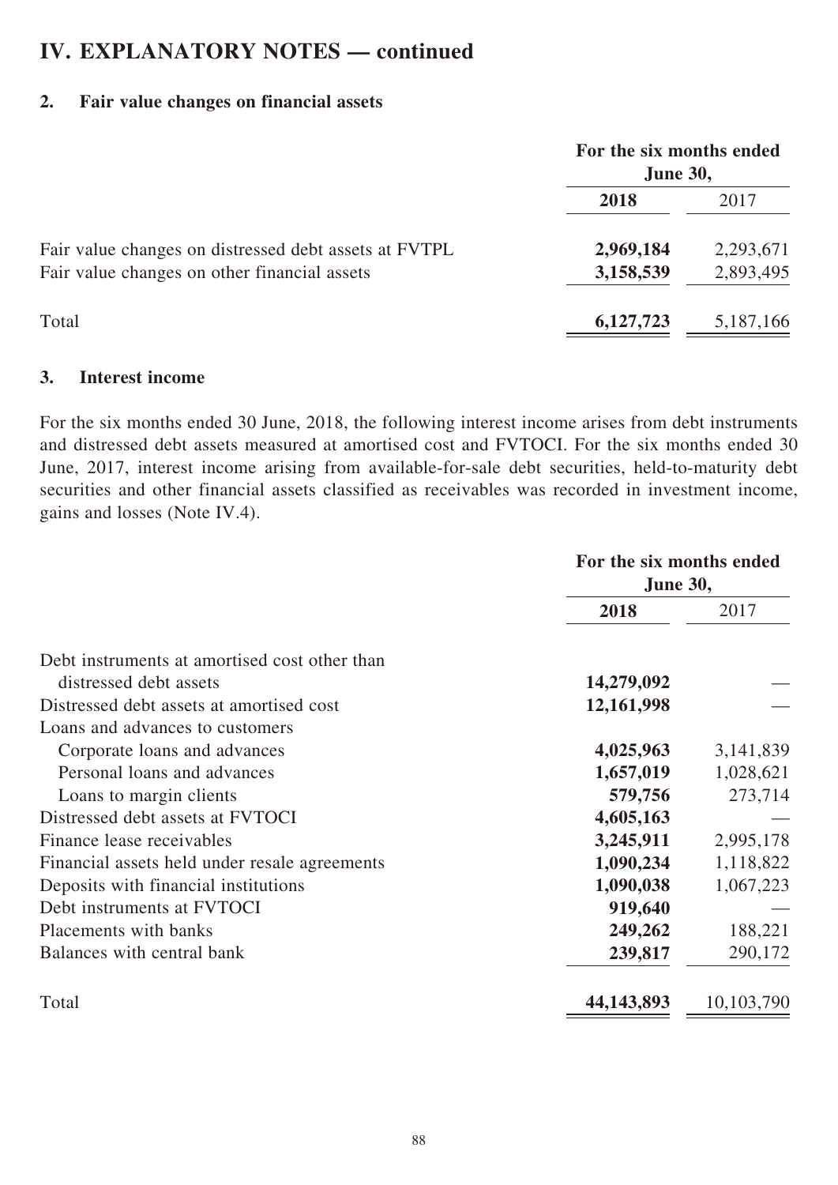# IV. EXPLANATORY NOTES — continued

## 2. Fair value changes on financial assets

| | For the six months ended June 30, | |
|---|---|---|
| | **2018** | 2017 |
| Fair value changes on distressed debt assets at FVTPL | **2,969,184** | 2,293,671 |
| Fair value changes on other financial assets | **3,158,539** | 2,893,495 |
| Total | **6,127,723** | 5,187,166 |

## 3. Interest income

For the six months ended 30 June, 2018, the following interest income arises from debt instruments and distressed debt assets measured at amortised cost and FVTOCI. For the six months ended 30 June, 2017, interest income arising from available-for-sale debt securities, held-to-maturity debt securities and other financial assets classified as receivables was recorded in investment income, gains and losses (Note IV.4).

| | For the six months ended June 30, | |
|---|---|---|
| | **2018** | 2017 |
| Debt instruments at amortised cost other than distressed debt assets | **14,279,092** | — |
| Distressed debt assets at amortised cost | **12,161,998** | — |
| Loans and advances to customers | | |
| Corporate loans and advances | **4,025,963** | 3,141,839 |
| Personal loans and advances | **1,657,019** | 1,028,621 |
| Loans to margin clients | **579,756** | 273,714 |
| Distressed debt assets at FVTOCI | **4,605,163** | — |
| Finance lease receivables | **3,245,911** | 2,995,178 |
| Financial assets held under resale agreements | **1,090,234** | 1,118,822 |
| Deposits with financial institutions | **1,090,038** | 1,067,223 |
| Debt instruments at FVTOCI | **919,640** | — |
| Placements with banks | **249,262** | 188,221 |
| Balances with central bank | **239,817** | 290,172 |
| Total | **44,143,893** | 10,103,790 |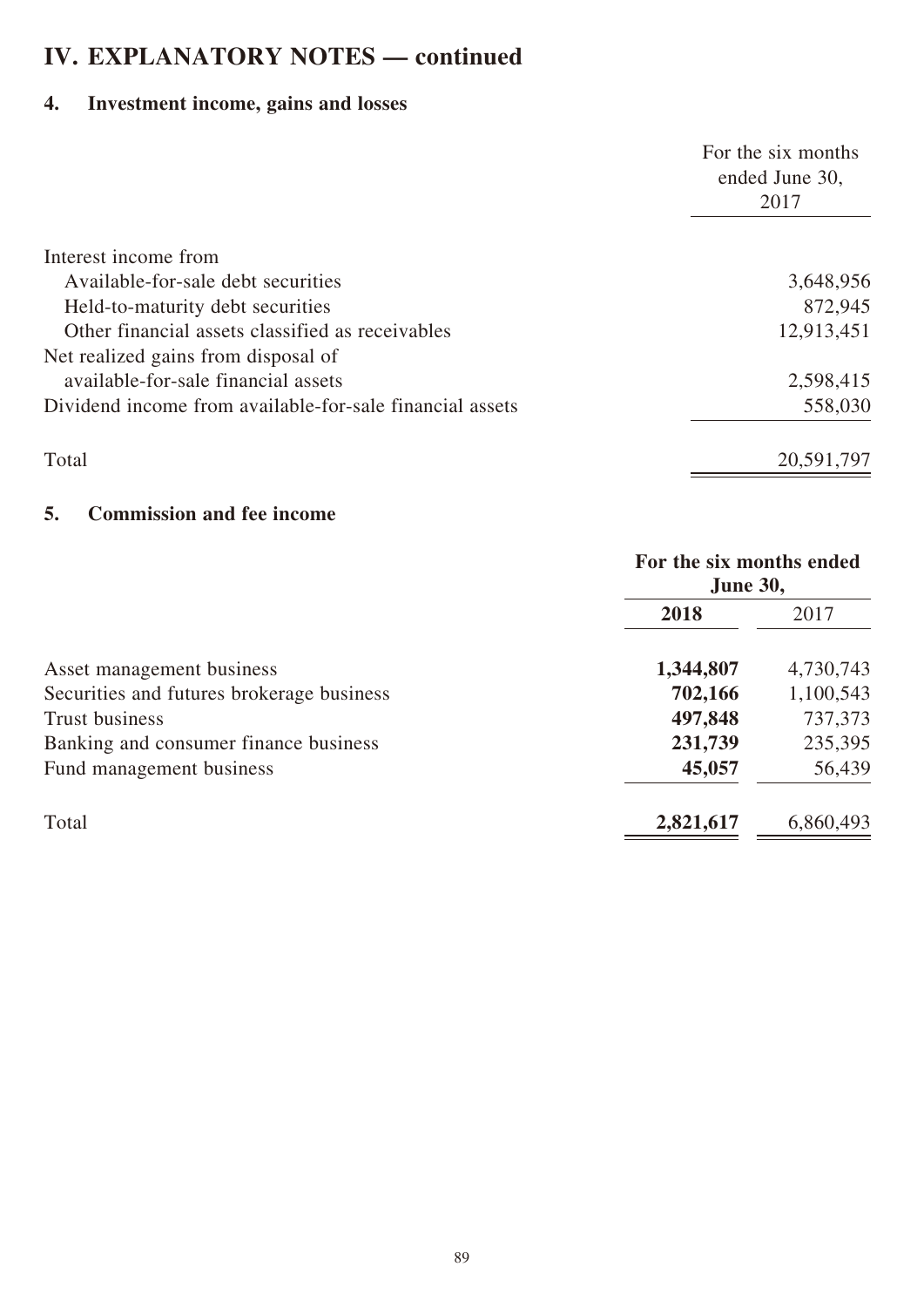# IV. EXPLANATORY NOTES — continued

## 4. Investment income, gains and losses

| | For the six months ended June 30, 2017 |
|---|---|
| Interest income from | |
| Available-for-sale debt securities | 3,648,956 |
| Held-to-maturity debt securities | 872,945 |
| Other financial assets classified as receivables | 12,913,451 |
| Net realized gains from disposal of available-for-sale financial assets | 2,598,415 |
| Dividend income from available-for-sale financial assets | 558,030 |
| Total | 20,591,797 |

## 5. Commission and fee income

| | **For the six months ended June 30,** | |
|---|---|---|
| | **2018** | 2017 |
| Asset management business | **1,344,807** | 4,730,743 |
| Securities and futures brokerage business | **702,166** | 1,100,543 |
| Trust business | **497,848** | 737,373 |
| Banking and consumer finance business | **231,739** | 235,395 |
| Fund management business | **45,057** | 56,439 |
| Total | **2,821,617** | 6,860,493 |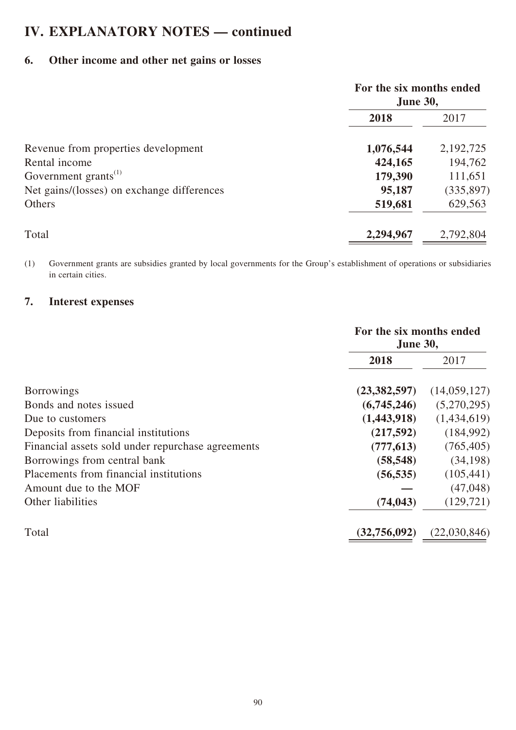# IV. EXPLANATORY NOTES — continued

## 6. Other income and other net gains or losses

| | For the six months ended June 30, | |
|---|---|---|
| | **2018** | 2017 |
| Revenue from properties development | **1,076,544** | 2,192,725 |
| Rental income | **424,165** | 194,762 |
| Government grants[(1)] | **179,390** | 111,651 |
| Net gains/(losses) on exchange differences | **95,187** | (335,897) |
| Others | **519,681** | 629,563 |
| Total | **2,294,967** | 2,792,804 |

(1) Government grants are subsidies granted by local governments for the Group's establishment of operations or subsidiaries in certain cities.

## 7. Interest expenses

| | For the six months ended June 30, | |
|---|---|---|
| | **2018** | 2017 |
| Borrowings | **(23,382,597)** | (14,059,127) |
| Bonds and notes issued | **(6,745,246)** | (5,270,295) |
| Due to customers | **(1,443,918)** | (1,434,619) |
| Deposits from financial institutions | **(217,592)** | (184,992) |
| Financial assets sold under repurchase agreements | **(777,613)** | (765,405) |
| Borrowings from central bank | **(58,548)** | (34,198) |
| Placements from financial institutions | **(56,535)** | (105,441) |
| Amount due to the MOF | **—** | (47,048) |
| Other liabilities | **(74,043)** | (129,721) |
| Total | **(32,756,092)** | (22,030,846) |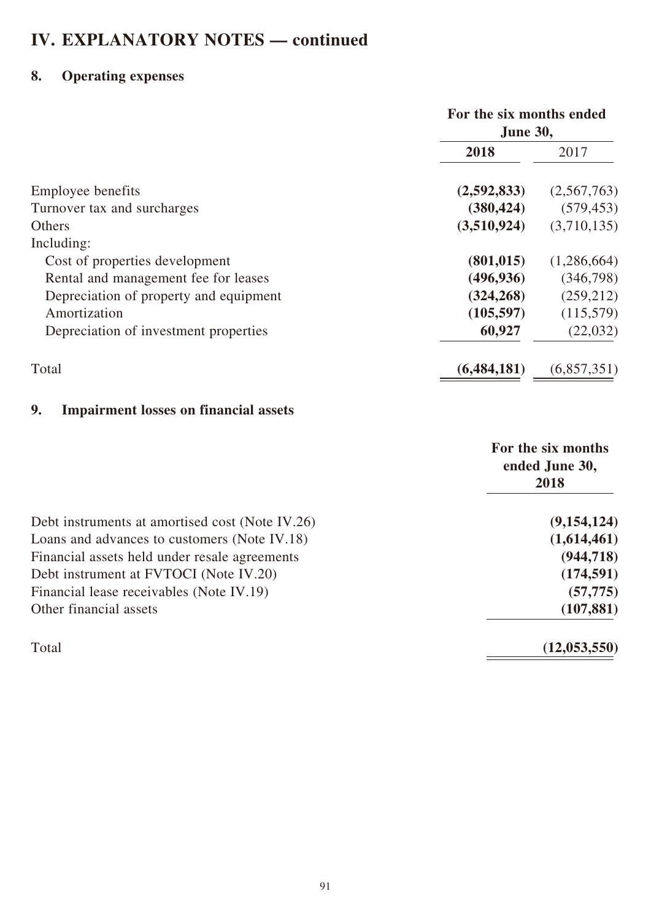# IV. EXPLANATORY NOTES — continued

## 8. Operating expenses

| | For the six months ended June 30, | |
|---|---|---|
| | **2018** | 2017 |
| Employee benefits | **(2,592,833)** | (2,567,763) |
| Turnover tax and surcharges | **(380,424)** | (579,453) |
| Others | **(3,510,924)** | (3,710,135) |
| Including: | | |
| Cost of properties development | **(801,015)** | (1,286,664) |
| Rental and management fee for leases | **(496,936)** | (346,798) |
| Depreciation of property and equipment | **(324,268)** | (259,212) |
| Amortization | **(105,597)** | (115,579) |
| Depreciation of investment properties | **60,927** | (22,032) |
| Total | **(6,484,181)** | (6,857,351) |

## 9. Impairment losses on financial assets

| | For the six months ended June 30, 2018 |
|---|---|
| Debt instruments at amortised cost (Note IV.26) | **(9,154,124)** |
| Loans and advances to customers (Note IV.18) | **(1,614,461)** |
| Financial assets held under resale agreements | **(944,718)** |
| Debt instrument at FVTOCI (Note IV.20) | **(174,591)** |
| Financial lease receivables (Note IV.19) | **(57,775)** |
| Other financial assets | **(107,881)** |
| Total | **(12,053,550)** |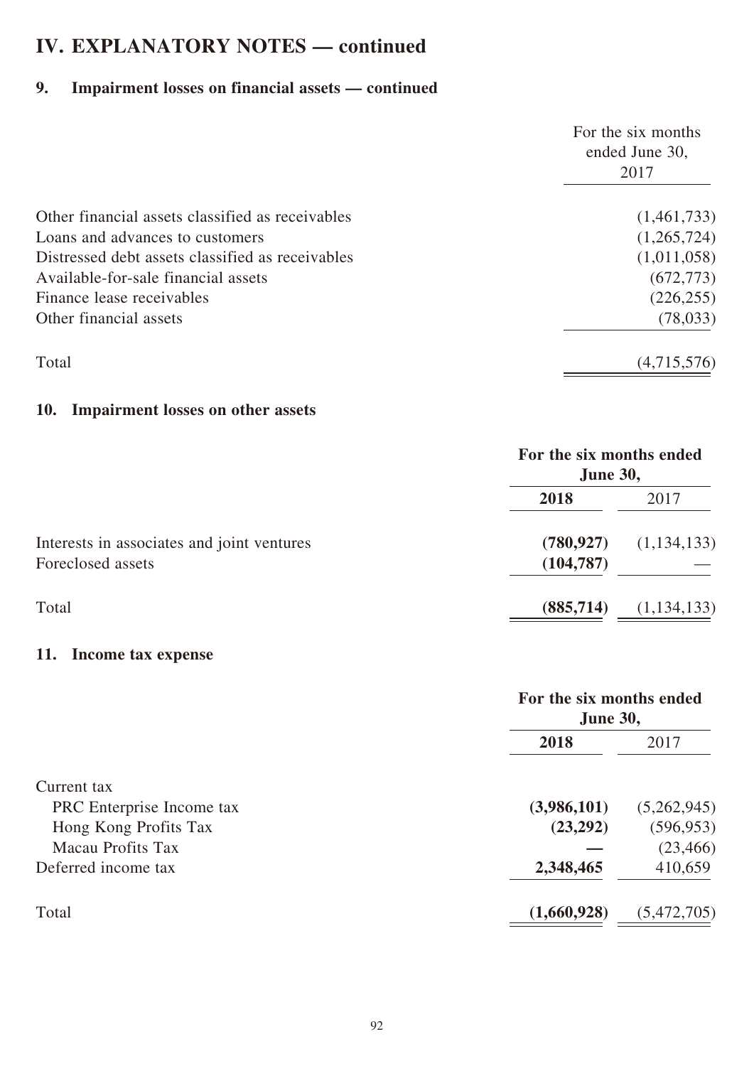# IV. EXPLANATORY NOTES — continued

## 9. Impairment losses on financial assets — continued

| | For the six months ended June 30, 2017 |
|---|---|
| Other financial assets classified as receivables | (1,461,733) |
| Loans and advances to customers | (1,265,724) |
| Distressed debt assets classified as receivables | (1,011,058) |
| Available-for-sale financial assets | (672,773) |
| Finance lease receivables | (226,255) |
| Other financial assets | (78,033) |
| Total | (4,715,576) |

## 10. Impairment losses on other assets

| | For the six months ended June 30, | |
|---|---|---|
| | **2018** | 2017 |
| Interests in associates and joint ventures | **(780,927)** | (1,134,133) |
| Foreclosed assets | **(104,787)** | — |
| Total | **(885,714)** | (1,134,133) |

## 11. Income tax expense

| | For the six months ended June 30, | |
|---|---|---|
| | **2018** | 2017 |
| Current tax | | |
| PRC Enterprise Income tax | **(3,986,101)** | (5,262,945) |
| Hong Kong Profits Tax | **(23,292)** | (596,953) |
| Macau Profits Tax | **—** | (23,466) |
| Deferred income tax | **2,348,465** | 410,659 |
| Total | **(1,660,928)** | (5,472,705) |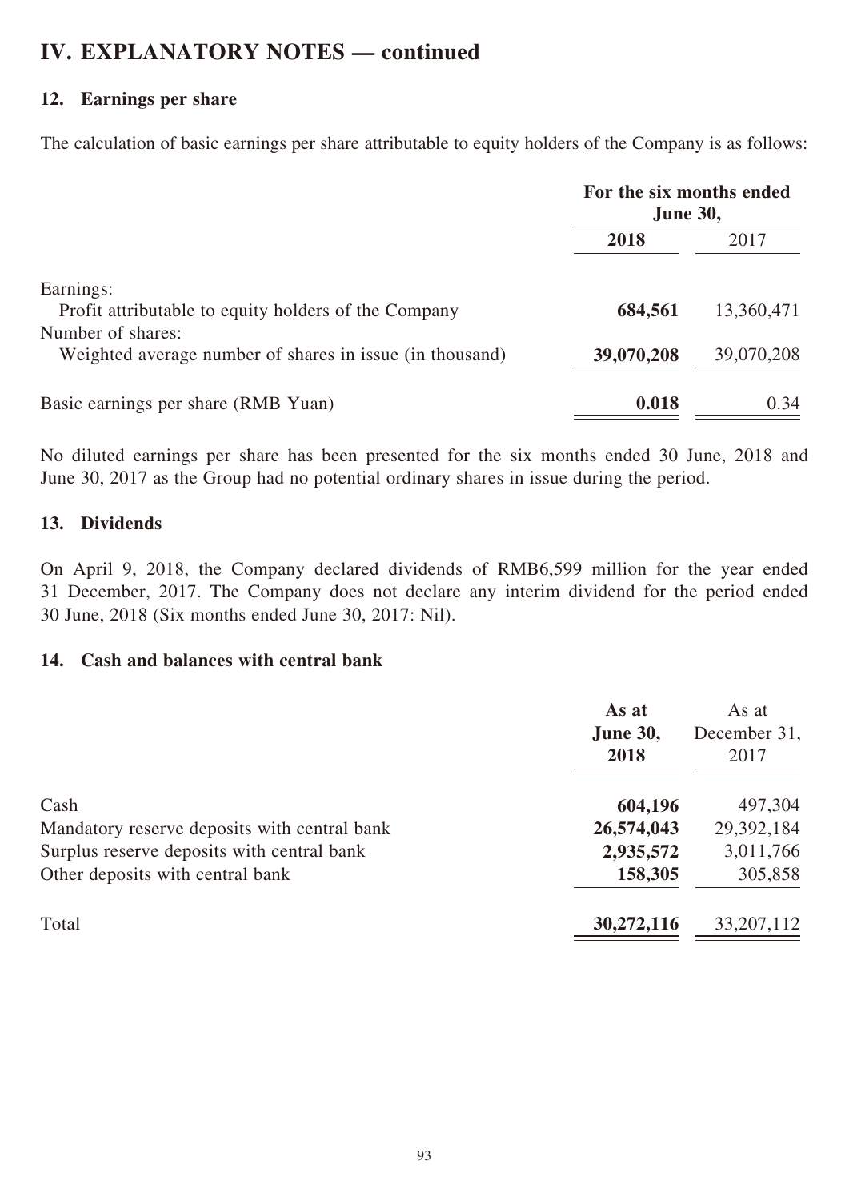# IV. EXPLANATORY NOTES — continued

### 12. Earnings per share

The calculation of basic earnings per share attributable to equity holders of the Company is as follows:

| | For the six months ended June 30, | |
|---|---|---|
| | **2018** | 2017 |
| Earnings: | | |
| Profit attributable to equity holders of the Company | **684,561** | 13,360,471 |
| Number of shares: | | |
| Weighted average number of shares in issue (in thousand) | **39,070,208** | 39,070,208 |
| Basic earnings per share (RMB Yuan) | **0.018** | 0.34 |

No diluted earnings per share has been presented for the six months ended 30 June, 2018 and June 30, 2017 as the Group had no potential ordinary shares in issue during the period.

### 13. Dividends

On April 9, 2018, the Company declared dividends of RMB6,599 million for the year ended 31 December, 2017. The Company does not declare any interim dividend for the period ended 30 June, 2018 (Six months ended June 30, 2017: Nil).

### 14. Cash and balances with central bank

| | **As at June 30, 2018** | As at December 31, 2017 |
|---|---|---|
| Cash | **604,196** | 497,304 |
| Mandatory reserve deposits with central bank | **26,574,043** | 29,392,184 |
| Surplus reserve deposits with central bank | **2,935,572** | 3,011,766 |
| Other deposits with central bank | **158,305** | 305,858 |
| Total | **30,272,116** | 33,207,112 |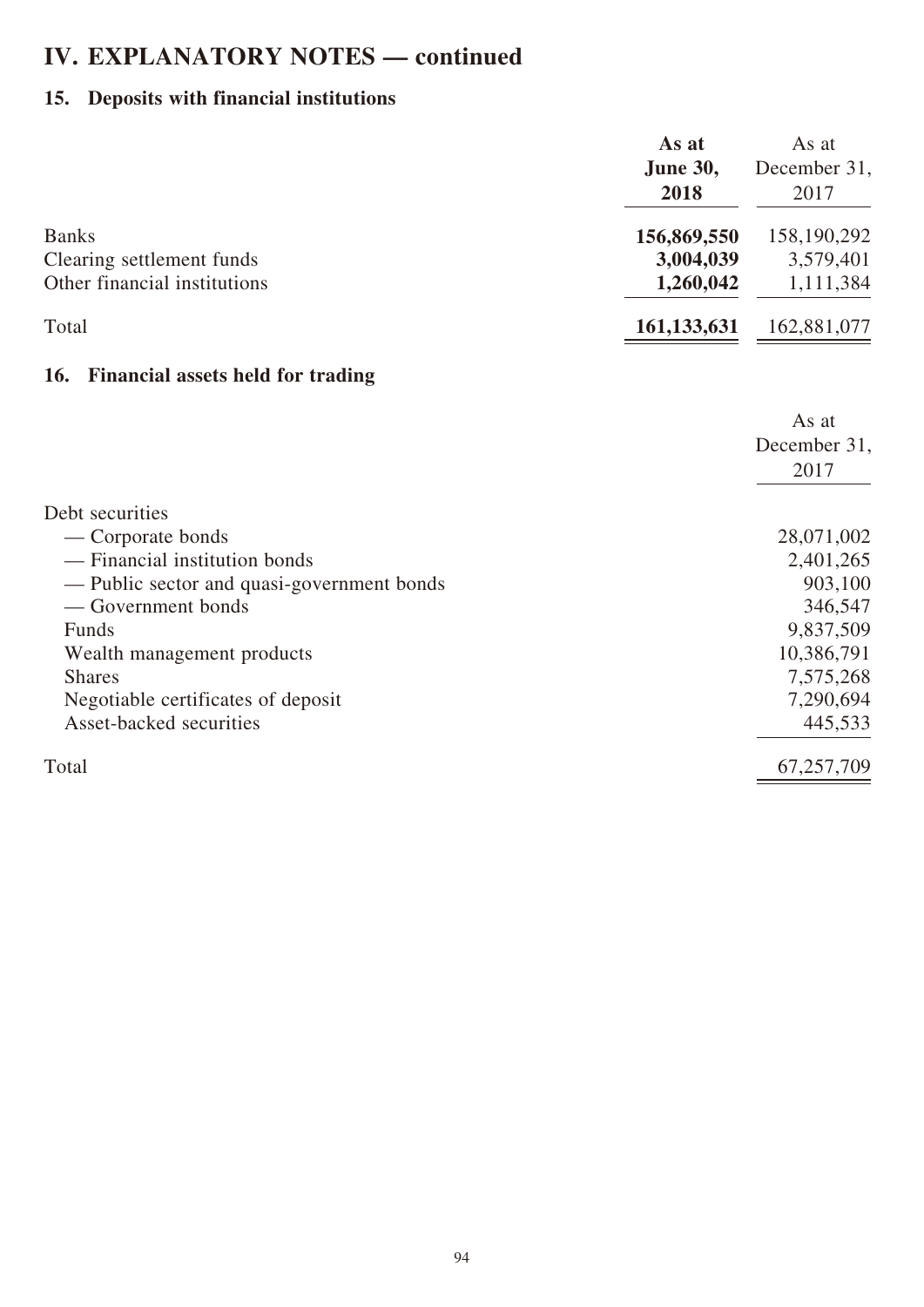# IV. EXPLANATORY NOTES — continued

## 15. Deposits with financial institutions

| | **As at June 30, 2018** | As at December 31, 2017 |
|---|---|---|
| Banks | **156,869,550** | 158,190,292 |
| Clearing settlement funds | **3,004,039** | 3,579,401 |
| Other financial institutions | **1,260,042** | 1,111,384 |
| Total | **161,133,631** | 162,881,077 |

## 16. Financial assets held for trading

| | As at December 31, 2017 |
|---|---|
| Debt securities | |
| — Corporate bonds | 28,071,002 |
| — Financial institution bonds | 2,401,265 |
| — Public sector and quasi-government bonds | 903,100 |
| — Government bonds | 346,547 |
| Funds | 9,837,509 |
| Wealth management products | 10,386,791 |
| Shares | 7,575,268 |
| Negotiable certificates of deposit | 7,290,694 |
| Asset-backed securities | 445,533 |
| Total | 67,257,709 |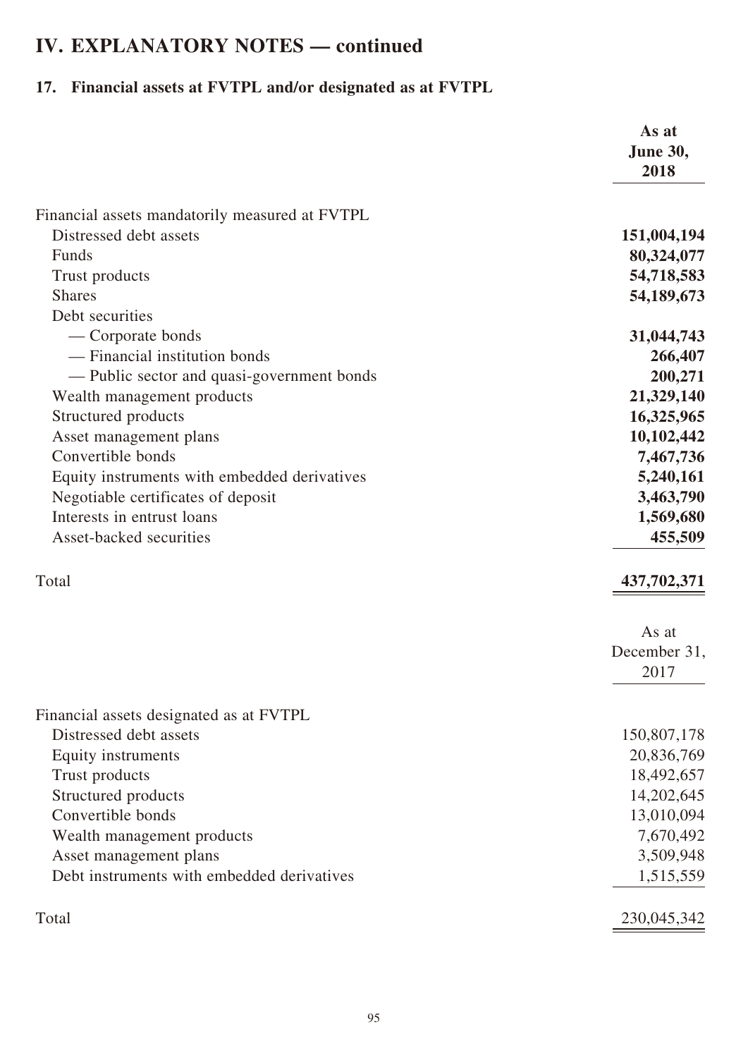# IV. EXPLANATORY NOTES — continued

## 17. Financial assets at FVTPL and/or designated as at FVTPL

| | As at June 30, 2018 |
|---|---|
| Financial assets mandatorily measured at FVTPL | |
| Distressed debt assets | **151,004,194** |
| Funds | **80,324,077** |
| Trust products | **54,718,583** |
| Shares | **54,189,673** |
| Debt securities | |
| — Corporate bonds | **31,044,743** |
| — Financial institution bonds | **266,407** |
| — Public sector and quasi-government bonds | **200,271** |
| Wealth management products | **21,329,140** |
| Structured products | **16,325,965** |
| Asset management plans | **10,102,442** |
| Convertible bonds | **7,467,736** |
| Equity instruments with embedded derivatives | **5,240,161** |
| Negotiable certificates of deposit | **3,463,790** |
| Interests in entrust loans | **1,569,680** |
| Asset-backed securities | **455,509** |
| Total | **437,702,371** |

| | As at December 31, 2017 |
|---|---|
| Financial assets designated as at FVTPL | |
| Distressed debt assets | 150,807,178 |
| Equity instruments | 20,836,769 |
| Trust products | 18,492,657 |
| Structured products | 14,202,645 |
| Convertible bonds | 13,010,094 |
| Wealth management products | 7,670,492 |
| Asset management plans | 3,509,948 |
| Debt instruments with embedded derivatives | 1,515,559 |
| Total | 230,045,342 |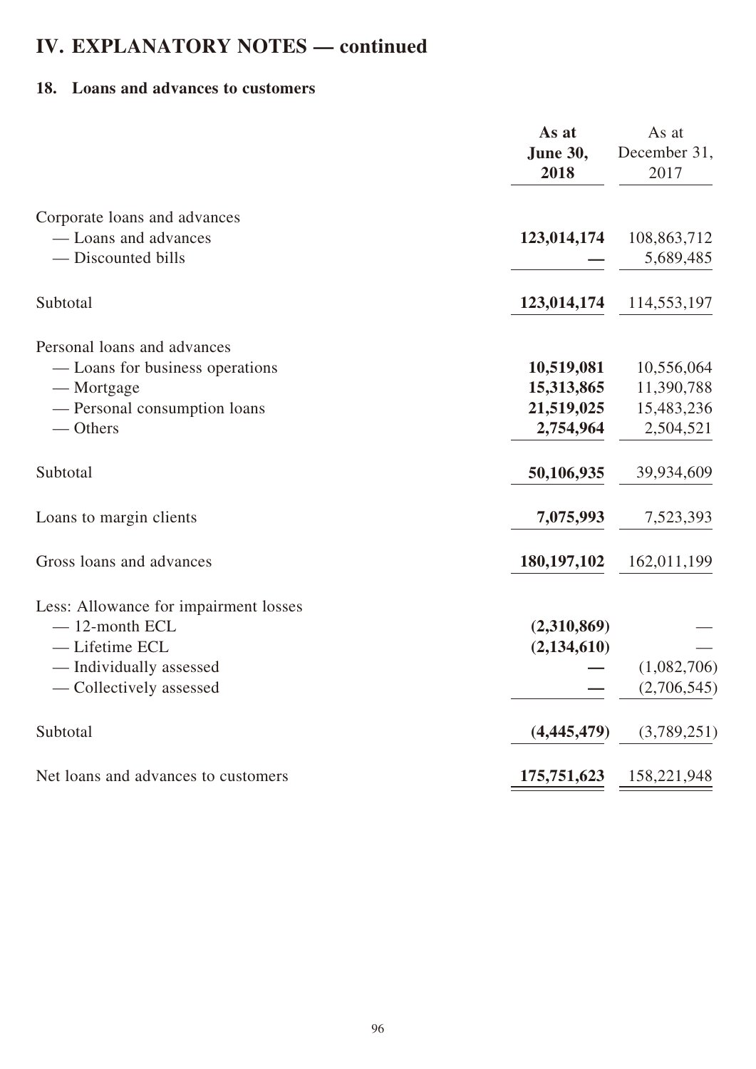# IV. EXPLANATORY NOTES — continued

## 18. Loans and advances to customers

| | **As at June 30, 2018** | As at December 31, 2017 |
|---|---|---|
| Corporate loans and advances | | |
| — Loans and advances | **123,014,174** | 108,863,712 |
| — Discounted bills | **—** | 5,689,485 |
| Subtotal | **123,014,174** | 114,553,197 |
| Personal loans and advances | | |
| — Loans for business operations | **10,519,081** | 10,556,064 |
| — Mortgage | **15,313,865** | 11,390,788 |
| — Personal consumption loans | **21,519,025** | 15,483,236 |
| — Others | **2,754,964** | 2,504,521 |
| Subtotal | **50,106,935** | 39,934,609 |
| Loans to margin clients | **7,075,993** | 7,523,393 |
| Gross loans and advances | **180,197,102** | 162,011,199 |
| Less: Allowance for impairment losses | | |
| — 12-month ECL | **(2,310,869)** | — |
| — Lifetime ECL | **(2,134,610)** | — |
| — Individually assessed | **—** | (1,082,706) |
| — Collectively assessed | **—** | (2,706,545) |
| Subtotal | **(4,445,479)** | (3,789,251) |
| Net loans and advances to customers | **175,751,623** | 158,221,948 |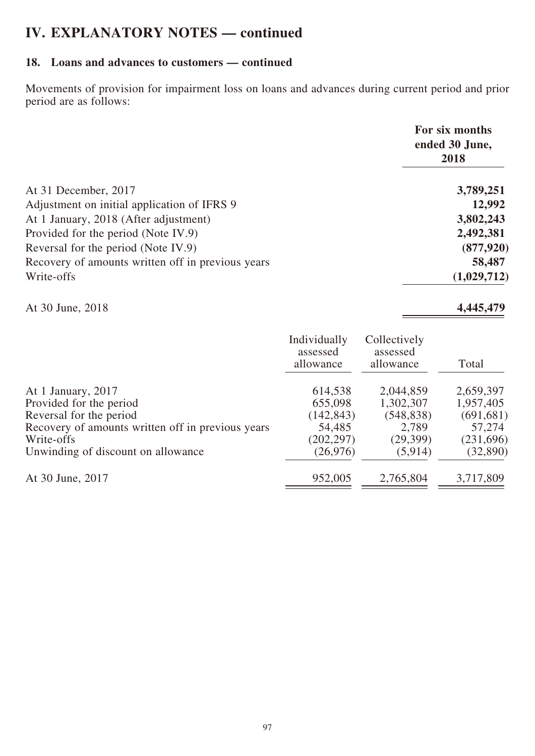# IV. EXPLANATORY NOTES — continued

## 18. Loans and advances to customers — continued

Movements of provision for impairment loss on loans and advances during current period and prior period are as follows:

| | **For six months ended 30 June, 2018** |
|---|---|
| At 31 December, 2017 | **3,789,251** |
| Adjustment on initial application of IFRS 9 | **12,992** |
| At 1 January, 2018 (After adjustment) | **3,802,243** |
| Provided for the period (Note IV.9) | **2,492,381** |
| Reversal for the period (Note IV.9) | **(877,920)** |
| Recovery of amounts written off in previous years | **58,487** |
| Write-offs | **(1,029,712)** |
| At 30 June, 2018 | **4,445,479** |

| | Individually assessed allowance | Collectively assessed allowance | Total |
|---|---|---|---|
| At 1 January, 2017 | 614,538 | 2,044,859 | 2,659,397 |
| Provided for the period | 655,098 | 1,302,307 | 1,957,405 |
| Reversal for the period | (142,843) | (548,838) | (691,681) |
| Recovery of amounts written off in previous years | 54,485 | 2,789 | 57,274 |
| Write-offs | (202,297) | (29,399) | (231,696) |
| Unwinding of discount on allowance | (26,976) | (5,914) | (32,890) |
| At 30 June, 2017 | 952,005 | 2,765,804 | 3,717,809 |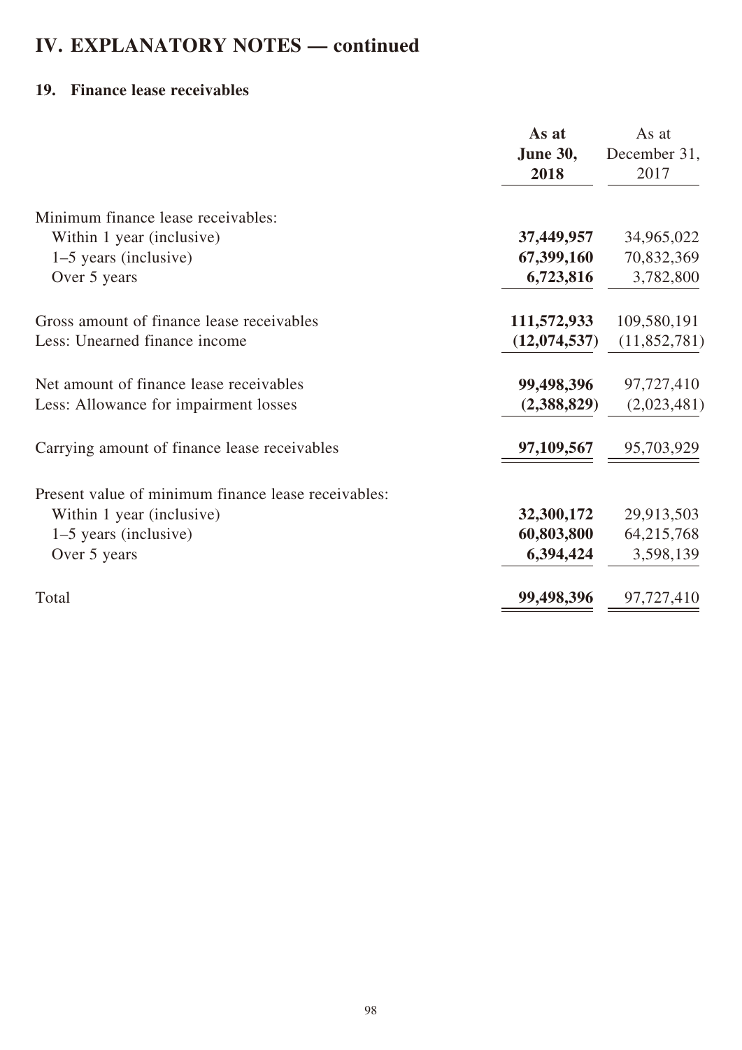# IV. EXPLANATORY NOTES — continued

## 19. Finance lease receivables

| | **As at June 30, 2018** | As at December 31, 2017 |
|---|---|---|
| Minimum finance lease receivables: | | |
| Within 1 year (inclusive) | **37,449,957** | 34,965,022 |
| 1–5 years (inclusive) | **67,399,160** | 70,832,369 |
| Over 5 years | **6,723,816** | 3,782,800 |
| Gross amount of finance lease receivables | **111,572,933** | 109,580,191 |
| Less: Unearned finance income | **(12,074,537)** | (11,852,781) |
| Net amount of finance lease receivables | **99,498,396** | 97,727,410 |
| Less: Allowance for impairment losses | **(2,388,829)** | (2,023,481) |
| Carrying amount of finance lease receivables | **97,109,567** | 95,703,929 |
| Present value of minimum finance lease receivables: | | |
| Within 1 year (inclusive) | **32,300,172** | 29,913,503 |
| 1–5 years (inclusive) | **60,803,800** | 64,215,768 |
| Over 5 years | **6,394,424** | 3,598,139 |
| Total | **99,498,396** | 97,727,410 |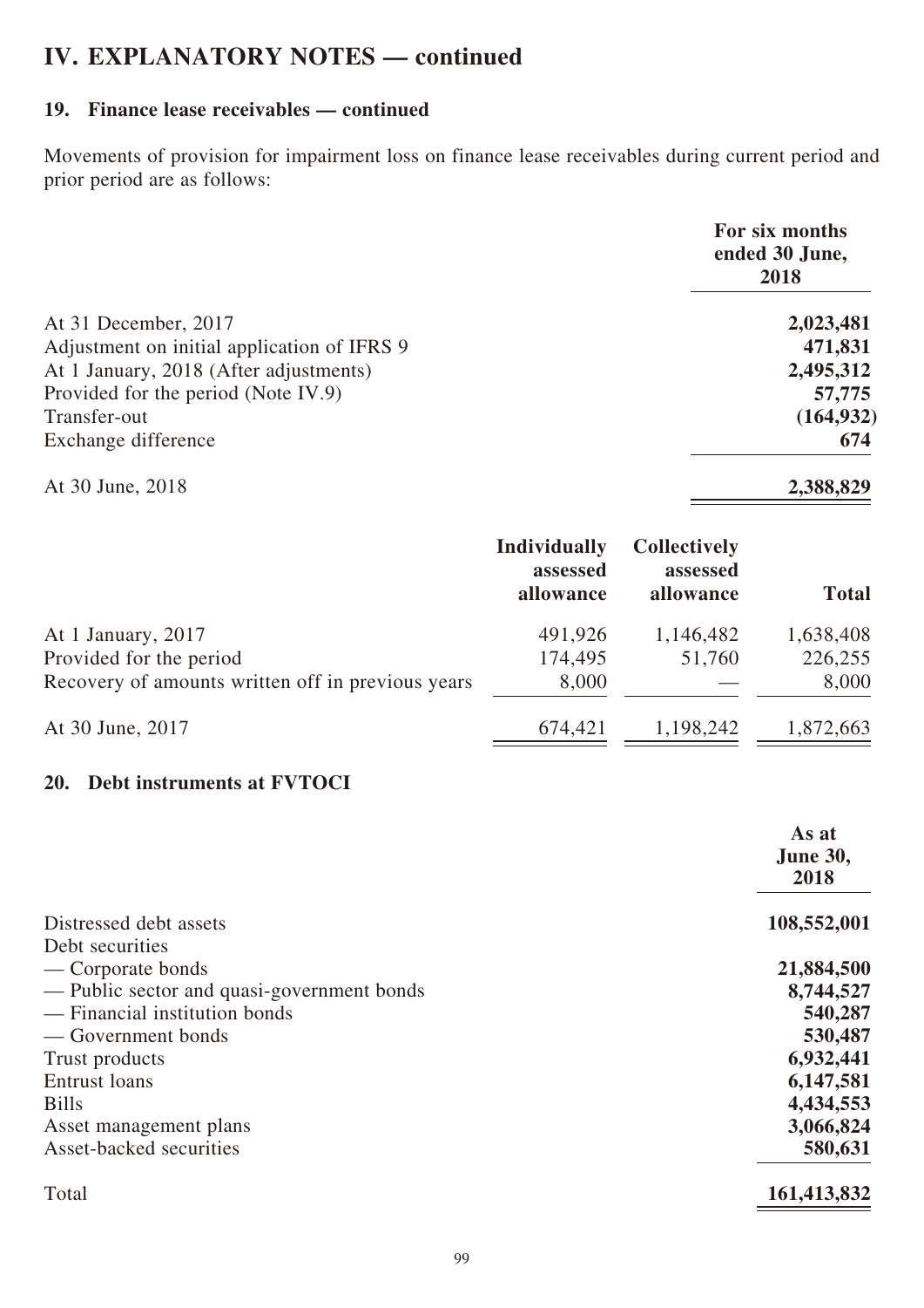# IV. EXPLANATORY NOTES — continued

## 19. Finance lease receivables — continued

Movements of provision for impairment loss on finance lease receivables during current period and prior period are as follows:

| | For six months ended 30 June, 2018 |
|---|---|
| At 31 December, 2017 | **2,023,481** |
| Adjustment on initial application of IFRS 9 | **471,831** |
| At 1 January, 2018 (After adjustments) | **2,495,312** |
| Provided for the period (Note IV.9) | **57,775** |
| Transfer-out | **(164,932)** |
| Exchange difference | **674** |
| At 30 June, 2018 | **2,388,829** |

| | Individually assessed allowance | Collectively assessed allowance | Total |
|---|---|---|---|
| At 1 January, 2017 | 491,926 | 1,146,482 | 1,638,408 |
| Provided for the period | 174,495 | 51,760 | 226,255 |
| Recovery of amounts written off in previous years | 8,000 | — | 8,000 |
| At 30 June, 2017 | 674,421 | 1,198,242 | 1,872,663 |

## 20. Debt instruments at FVTOCI

| | As at June 30, 2018 |
|---|---|
| Distressed debt assets | **108,552,001** |
| Debt securities | |
| — Corporate bonds | **21,884,500** |
| — Public sector and quasi-government bonds | **8,744,527** |
| — Financial institution bonds | **540,287** |
| — Government bonds | **530,487** |
| Trust products | **6,932,441** |
| Entrust loans | **6,147,581** |
| Bills | **4,434,553** |
| Asset management plans | **3,066,824** |
| Asset-backed securities | **580,631** |
| Total | **161,413,832** |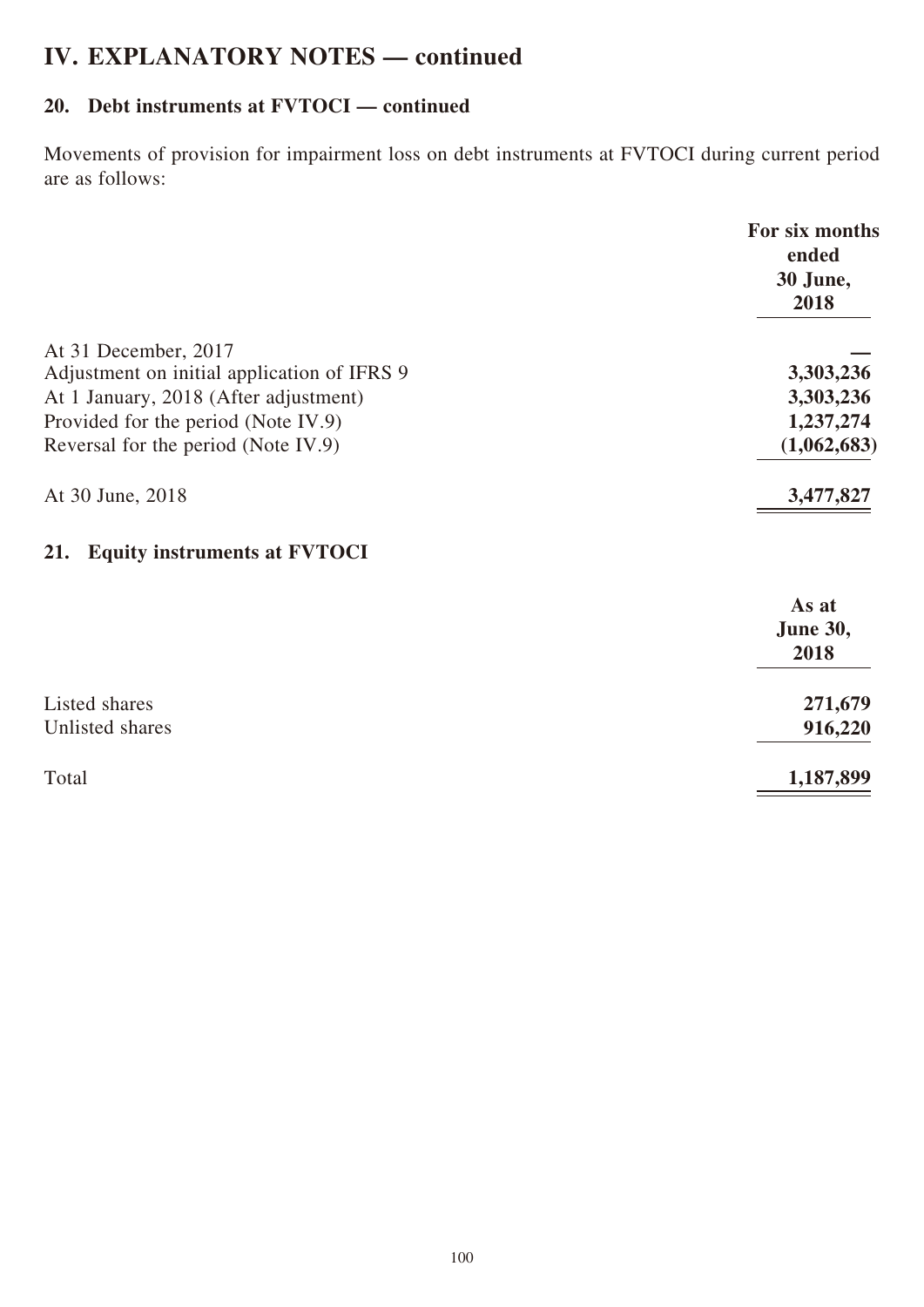# IV. EXPLANATORY NOTES — continued

## 20. Debt instruments at FVTOCI — continued

Movements of provision for impairment loss on debt instruments at FVTOCI during current period are as follows:

| | For six months ended 30 June, 2018 |
|---|---|
| At 31 December, 2017 | — |
| Adjustment on initial application of IFRS 9 | 3,303,236 |
| At 1 January, 2018 (After adjustment) | 3,303,236 |
| Provided for the period (Note IV.9) | 1,237,274 |
| Reversal for the period (Note IV.9) | (1,062,683) |
| At 30 June, 2018 | 3,477,827 |

## 21. Equity instruments at FVTOCI

| | As at June 30, 2018 |
|---|---|
| Listed shares | 271,679 |
| Unlisted shares | 916,220 |
| Total | 1,187,899 |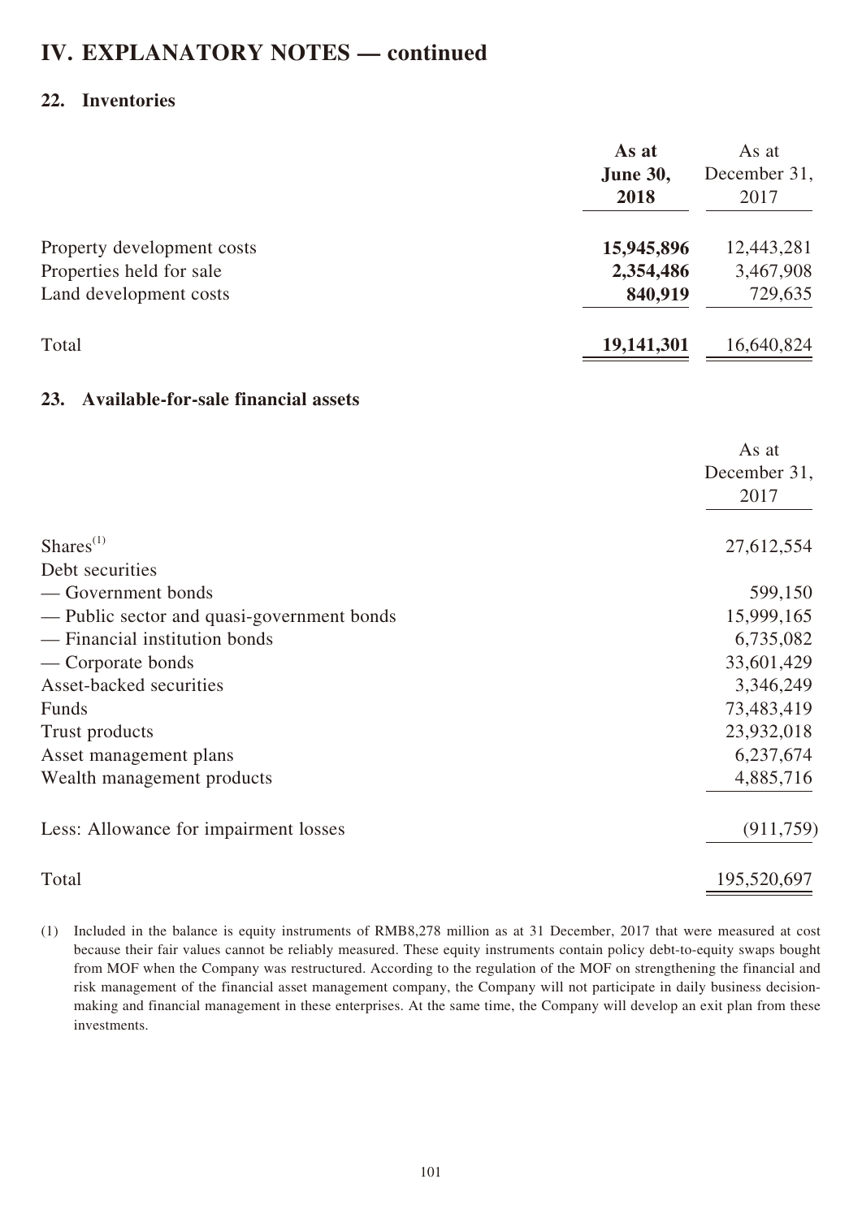# IV. EXPLANATORY NOTES — continued

## 22. Inventories

| | **As at June 30, 2018** | As at December 31, 2017 |
|---|---|---|
| Property development costs | **15,945,896** | 12,443,281 |
| Properties held for sale | **2,354,486** | 3,467,908 |
| Land development costs | **840,919** | 729,635 |
| Total | **19,141,301** | 16,640,824 |

## 23. Available-for-sale financial assets

| | As at December 31, 2017 |
|---|---|
| Shares[(1)] | 27,612,554 |
| Debt securities | |
| — Government bonds | 599,150 |
| — Public sector and quasi-government bonds | 15,999,165 |
| — Financial institution bonds | 6,735,082 |
| — Corporate bonds | 33,601,429 |
| Asset-backed securities | 3,346,249 |
| Funds | 73,483,419 |
| Trust products | 23,932,018 |
| Asset management plans | 6,237,674 |
| Wealth management products | 4,885,716 |
| Less: Allowance for impairment losses | (911,759) |
| Total | 195,520,697 |

(1) Included in the balance is equity instruments of RMB8,278 million as at 31 December, 2017 that were measured at cost because their fair values cannot be reliably measured. These equity instruments contain policy debt-to-equity swaps bought from MOF when the Company was restructured. According to the regulation of the MOF on strengthening the financial and risk management of the financial asset management company, the Company will not participate in daily business decision-making and financial management in these enterprises. At the same time, the Company will develop an exit plan from these investments.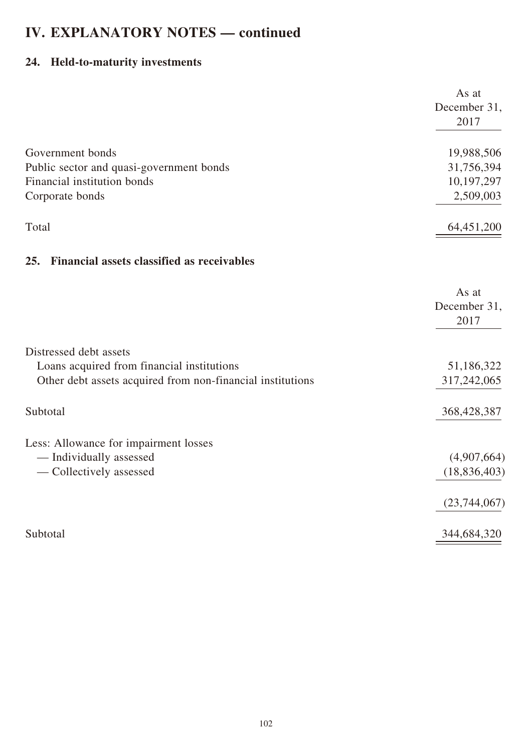# IV. EXPLANATORY NOTES — continued

## 24. Held-to-maturity investments

| | As at December 31, 2017 |
|---|---|
| Government bonds | 19,988,506 |
| Public sector and quasi-government bonds | 31,756,394 |
| Financial institution bonds | 10,197,297 |
| Corporate bonds | 2,509,003 |
| Total | 64,451,200 |

## 25. Financial assets classified as receivables

| | As at December 31, 2017 |
|---|---|
| Distressed debt assets | |
| Loans acquired from financial institutions | 51,186,322 |
| Other debt assets acquired from non-financial institutions | 317,242,065 |
| Subtotal | 368,428,387 |
| Less: Allowance for impairment losses | |
| — Individually assessed | (4,907,664) |
| — Collectively assessed | (18,836,403) |
| | (23,744,067) |
| Subtotal | 344,684,320 |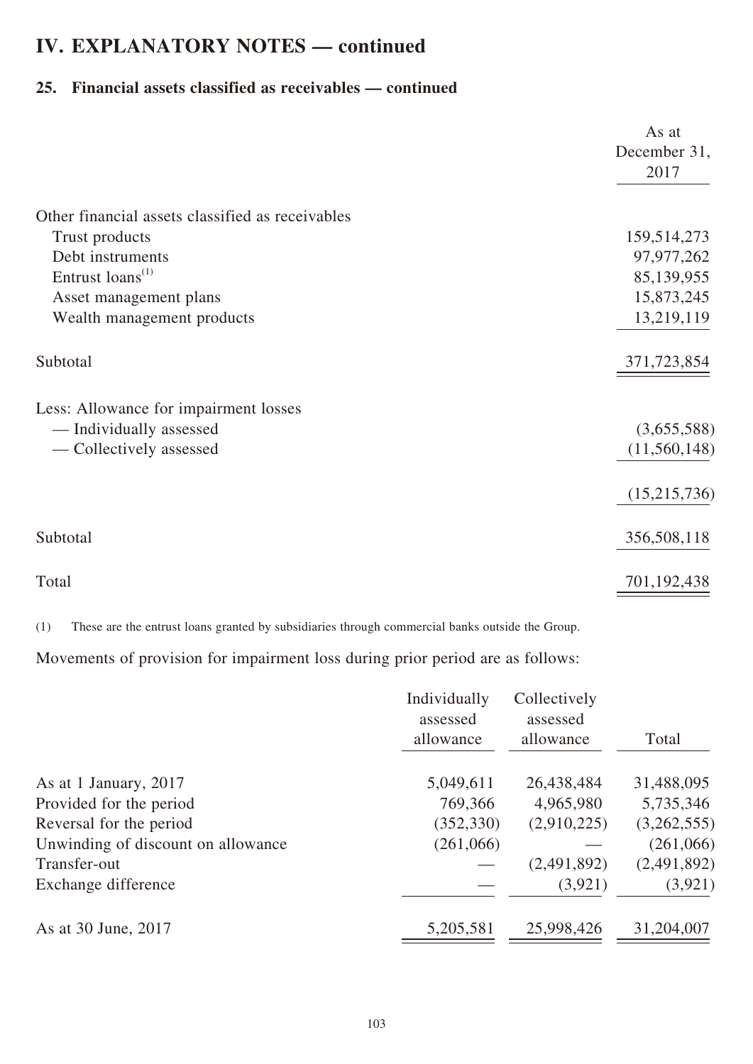# IV. EXPLANATORY NOTES — continued

## 25. Financial assets classified as receivables — continued

| | As at December 31, 2017 |
|---|---|
| Other financial assets classified as receivables | |
| Trust products | 159,514,273 |
| Debt instruments | 97,977,262 |
| Entrust loans[(1)] | 85,139,955 |
| Asset management plans | 15,873,245 |
| Wealth management products | 13,219,119 |
| Subtotal | 371,723,854 |
| Less: Allowance for impairment losses | |
| — Individually assessed | (3,655,588) |
| — Collectively assessed | (11,560,148) |
| | (15,215,736) |
| Subtotal | 356,508,118 |
| Total | 701,192,438 |

(1) These are the entrust loans granted by subsidiaries through commercial banks outside the Group.

Movements of provision for impairment loss during prior period are as follows:

| | Individually assessed allowance | Collectively assessed allowance | Total |
|---|---|---|---|
| As at 1 January, 2017 | 5,049,611 | 26,438,484 | 31,488,095 |
| Provided for the period | 769,366 | 4,965,980 | 5,735,346 |
| Reversal for the period | (352,330) | (2,910,225) | (3,262,555) |
| Unwinding of discount on allowance | (261,066) | — | (261,066) |
| Transfer-out | — | (2,491,892) | (2,491,892) |
| Exchange difference | — | (3,921) | (3,921) |
| As at 30 June, 2017 | 5,205,581 | 25,998,426 | 31,204,007 |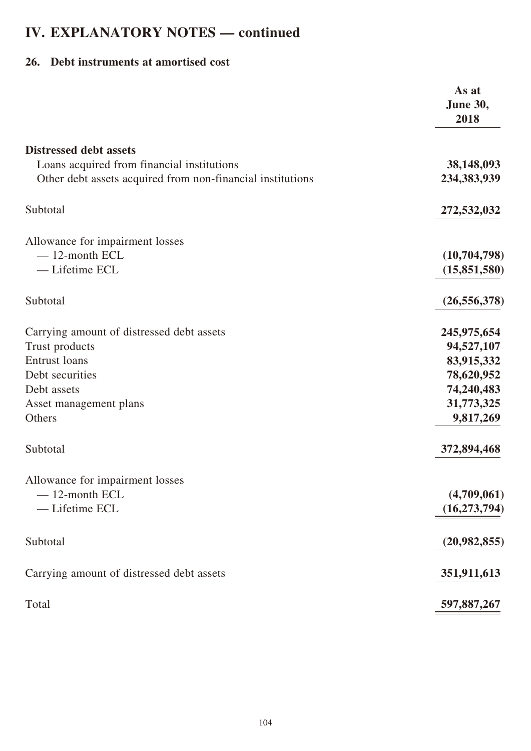# IV. EXPLANATORY NOTES — continued

## 26. Debt instruments at amortised cost

| | As at June 30, 2018 |
|---|---|
| **Distressed debt assets** | |
| Loans acquired from financial institutions | **38,148,093** |
| Other debt assets acquired from non-financial institutions | **234,383,939** |
| Subtotal | **272,532,032** |
| Allowance for impairment losses | |
| — 12-month ECL | **(10,704,798)** |
| — Lifetime ECL | **(15,851,580)** |
| Subtotal | **(26,556,378)** |
| Carrying amount of distressed debt assets | **245,975,654** |
| Trust products | **94,527,107** |
| Entrust loans | **83,915,332** |
| Debt securities | **78,620,952** |
| Debt assets | **74,240,483** |
| Asset management plans | **31,773,325** |
| Others | **9,817,269** |
| Subtotal | **372,894,468** |
| Allowance for impairment losses | |
| — 12-month ECL | **(4,709,061)** |
| — Lifetime ECL | **(16,273,794)** |
| Subtotal | **(20,982,855)** |
| Carrying amount of distressed debt assets | **351,911,613** |
| Total | **597,887,267** |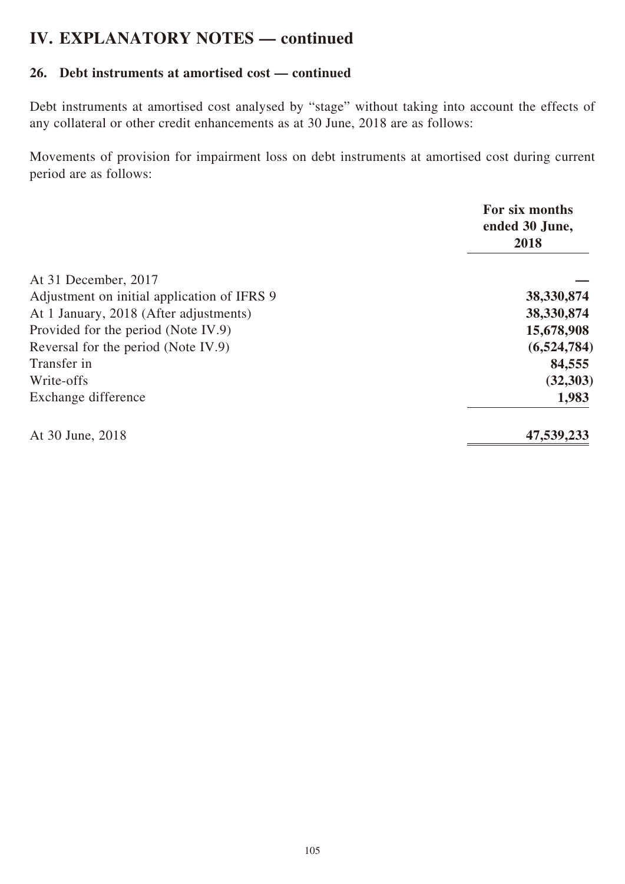# IV. EXPLANATORY NOTES — continued

## 26. Debt instruments at amortised cost — continued

Debt instruments at amortised cost analysed by "stage" without taking into account the effects of any collateral or other credit enhancements as at 30 June, 2018 are as follows:

Movements of provision for impairment loss on debt instruments at amortised cost during current period are as follows:

| | For six months ended 30 June, 2018 |
|---|---|
| At 31 December, 2017 | — |
| Adjustment on initial application of IFRS 9 | 38,330,874 |
| At 1 January, 2018 (After adjustments) | 38,330,874 |
| Provided for the period (Note IV.9) | 15,678,908 |
| Reversal for the period (Note IV.9) | (6,524,784) |
| Transfer in | 84,555 |
| Write-offs | (32,303) |
| Exchange difference | 1,983 |
| At 30 June, 2018 | 47,539,233 |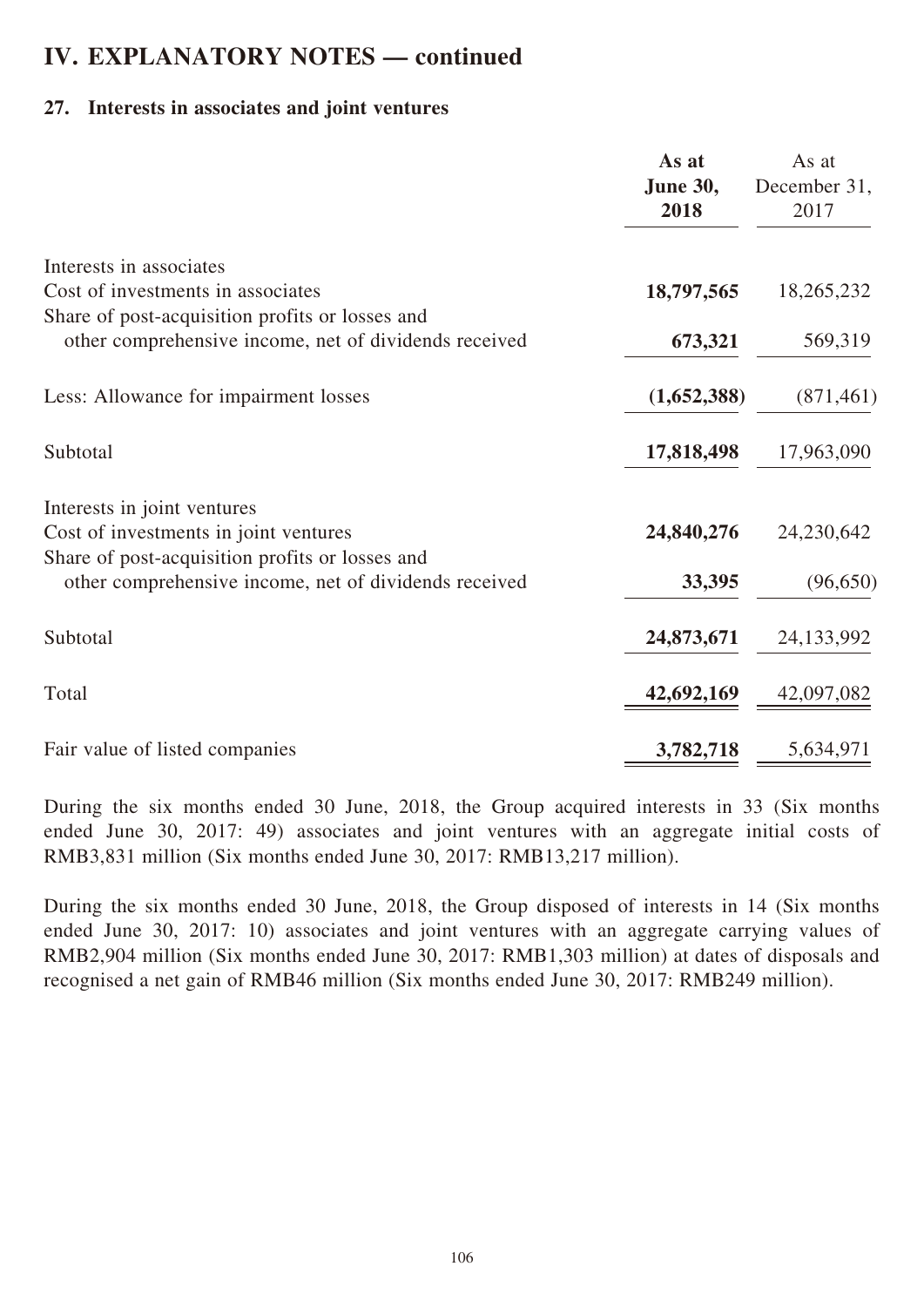# IV. EXPLANATORY NOTES — continued

## 27. Interests in associates and joint ventures

| | **As at June 30, 2018** | As at December 31, 2017 |
|---|---|---|
| Interests in associates | | |
| Cost of investments in associates | **18,797,565** | 18,265,232 |
| Share of post-acquisition profits or losses and other comprehensive income, net of dividends received | **673,321** | 569,319 |
| Less: Allowance for impairment losses | **(1,652,388)** | (871,461) |
| Subtotal | **17,818,498** | 17,963,090 |
| Interests in joint ventures | | |
| Cost of investments in joint ventures | **24,840,276** | 24,230,642 |
| Share of post-acquisition profits or losses and other comprehensive income, net of dividends received | **33,395** | (96,650) |
| Subtotal | **24,873,671** | 24,133,992 |
| Total | **42,692,169** | 42,097,082 |
| Fair value of listed companies | **3,782,718** | 5,634,971 |

During the six months ended 30 June, 2018, the Group acquired interests in 33 (Six months ended June 30, 2017: 49) associates and joint ventures with an aggregate initial costs of RMB3,831 million (Six months ended June 30, 2017: RMB13,217 million).

During the six months ended 30 June, 2018, the Group disposed of interests in 14 (Six months ended June 30, 2017: 10) associates and joint ventures with an aggregate carrying values of RMB2,904 million (Six months ended June 30, 2017: RMB1,303 million) at dates of disposals and recognised a net gain of RMB46 million (Six months ended June 30, 2017: RMB249 million).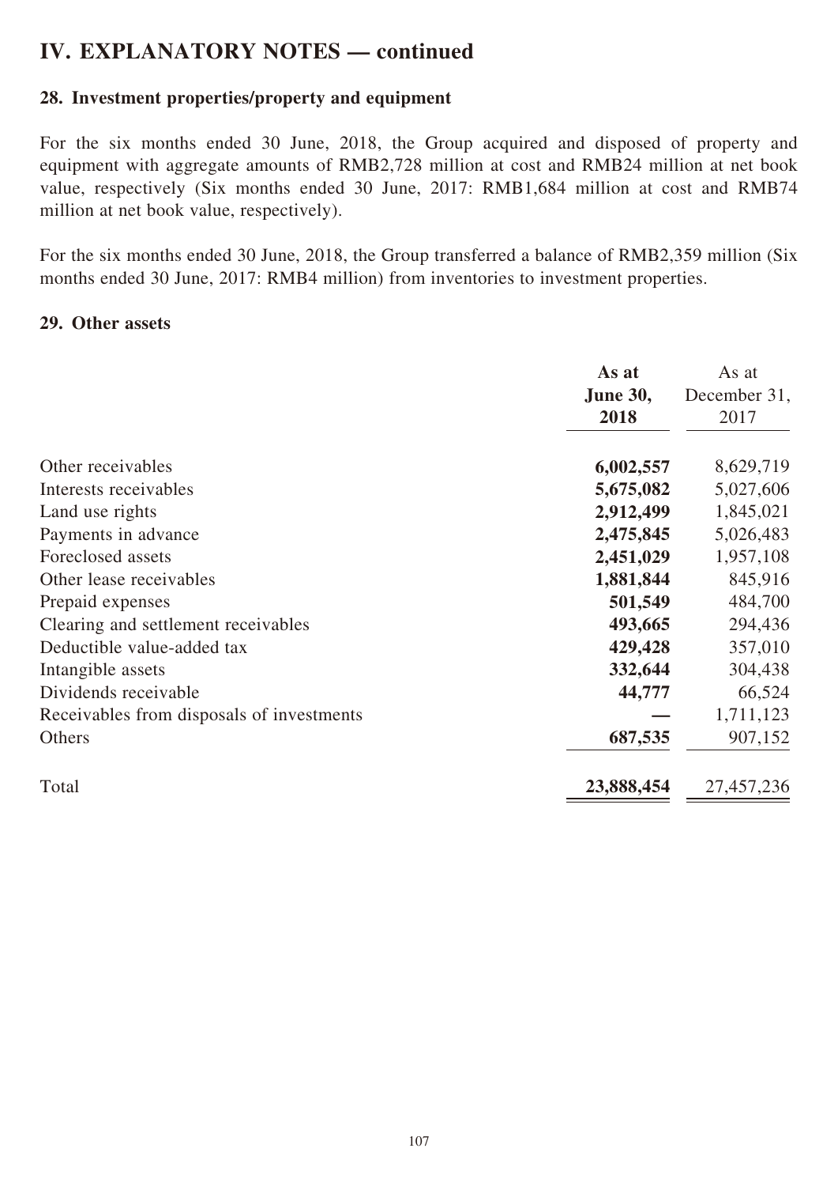# IV. EXPLANATORY NOTES — continued

## 28. Investment properties/property and equipment

For the six months ended 30 June, 2018, the Group acquired and disposed of property and equipment with aggregate amounts of RMB2,728 million at cost and RMB24 million at net book value, respectively (Six months ended 30 June, 2017: RMB1,684 million at cost and RMB74 million at net book value, respectively).

For the six months ended 30 June, 2018, the Group transferred a balance of RMB2,359 million (Six months ended 30 June, 2017: RMB4 million) from inventories to investment properties.

## 29. Other assets

| | **As at June 30, 2018** | As at December 31, 2017 |
|---|---|---|
| Other receivables | **6,002,557** | 8,629,719 |
| Interests receivables | **5,675,082** | 5,027,606 |
| Land use rights | **2,912,499** | 1,845,021 |
| Payments in advance | **2,475,845** | 5,026,483 |
| Foreclosed assets | **2,451,029** | 1,957,108 |
| Other lease receivables | **1,881,844** | 845,916 |
| Prepaid expenses | **501,549** | 484,700 |
| Clearing and settlement receivables | **493,665** | 294,436 |
| Deductible value-added tax | **429,428** | 357,010 |
| Intangible assets | **332,644** | 304,438 |
| Dividends receivable | **44,777** | 66,524 |
| Receivables from disposals of investments | **—** | 1,711,123 |
| Others | **687,535** | 907,152 |
| Total | **23,888,454** | 27,457,236 |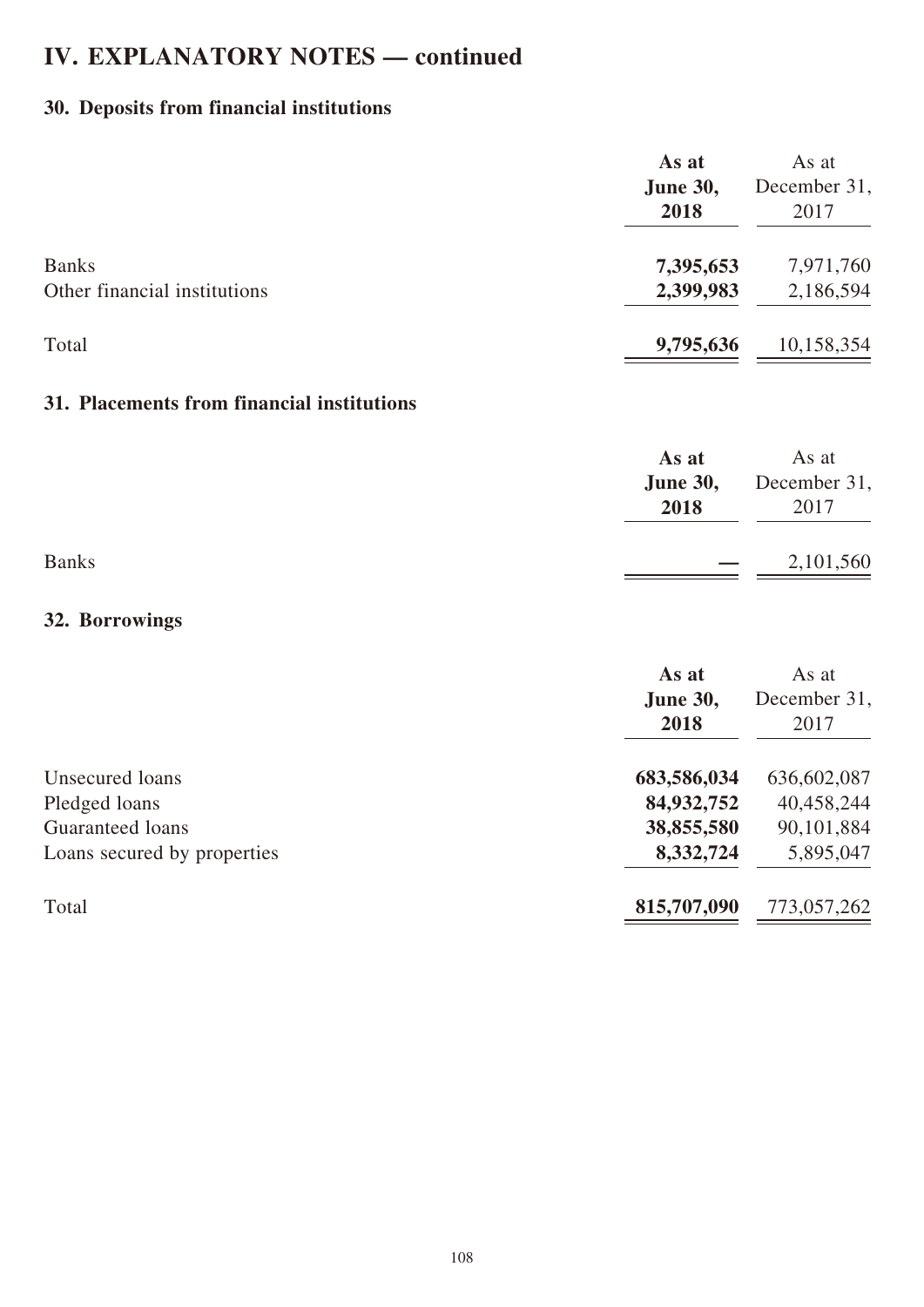# IV. EXPLANATORY NOTES — continued

## 30. Deposits from financial institutions

| | As at June 30, 2018 | As at December 31, 2017 |
|---|---|---|
| Banks | **7,395,653** | 7,971,760 |
| Other financial institutions | **2,399,983** | 2,186,594 |
| Total | **9,795,636** | 10,158,354 |

## 31. Placements from financial institutions

| | As at June 30, 2018 | As at December 31, 2017 |
|---|---|---|
| Banks | **—** | 2,101,560 |

## 32. Borrowings

| | As at June 30, 2018 | As at December 31, 2017 |
|---|---|---|
| Unsecured loans | **683,586,034** | 636,602,087 |
| Pledged loans | **84,932,752** | 40,458,244 |
| Guaranteed loans | **38,855,580** | 90,101,884 |
| Loans secured by properties | **8,332,724** | 5,895,047 |
| Total | **815,707,090** | 773,057,262 |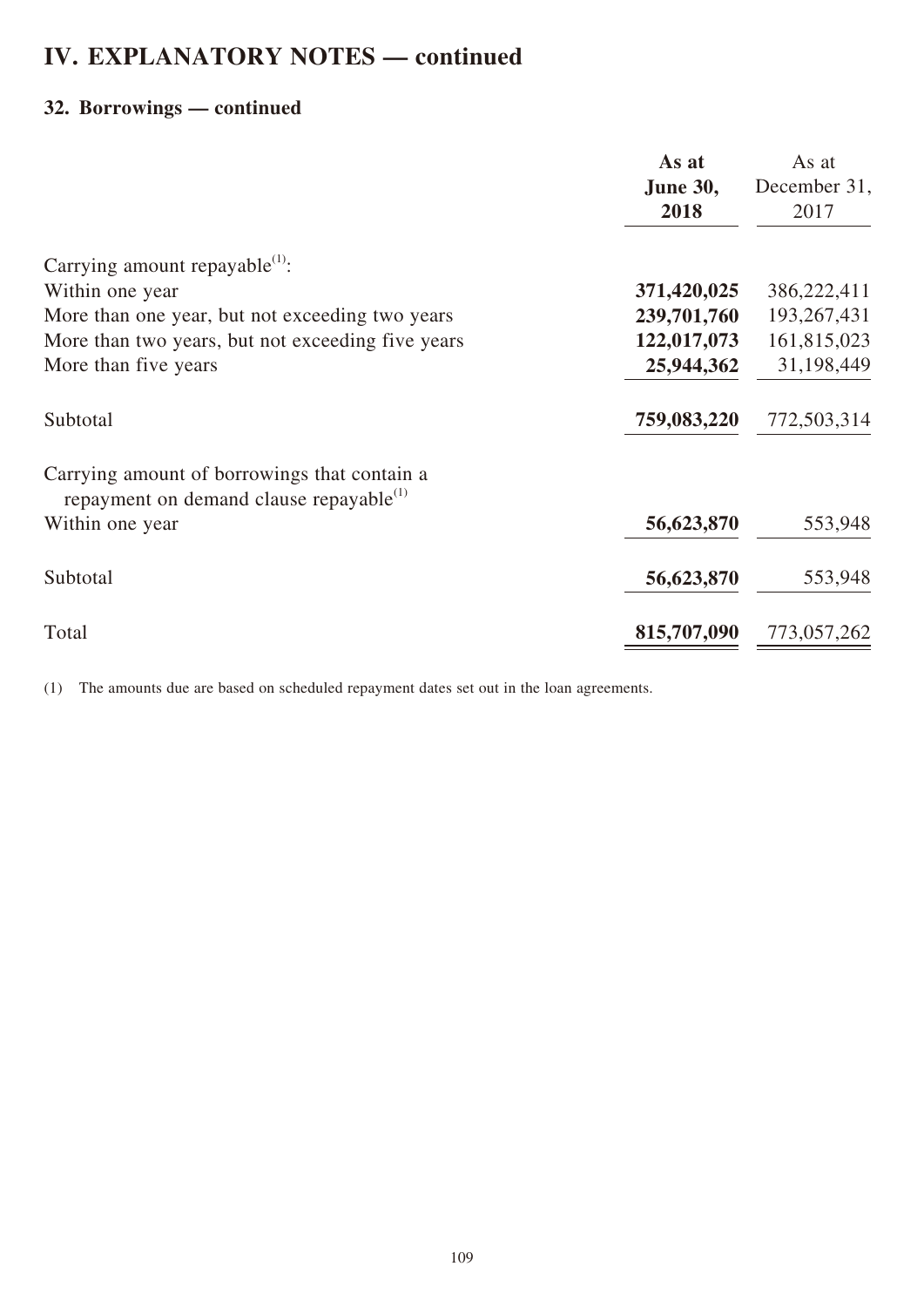# IV. EXPLANATORY NOTES — continued

## 32. Borrowings — continued

| | **As at June 30, 2018** | As at December 31, 2017 |
|---|---|---|
| Carrying amount repayable[(1)]: | | |
| Within one year | **371,420,025** | 386,222,411 |
| More than one year, but not exceeding two years | **239,701,760** | 193,267,431 |
| More than two years, but not exceeding five years | **122,017,073** | 161,815,023 |
| More than five years | **25,944,362** | 31,198,449 |
| Subtotal | **759,083,220** | 772,503,314 |
| Carrying amount of borrowings that contain a repayment on demand clause repayable[(1)] | | |
| Within one year | **56,623,870** | 553,948 |
| Subtotal | **56,623,870** | 553,948 |
| Total | **815,707,090** | 773,057,262 |

(1) The amounts due are based on scheduled repayment dates set out in the loan agreements.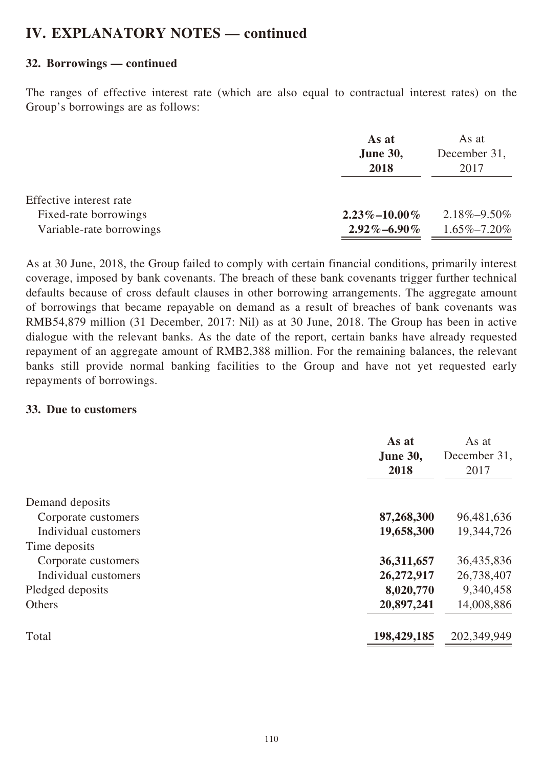# IV. EXPLANATORY NOTES — continued

### 32. Borrowings — continued

The ranges of effective interest rate (which are also equal to contractual interest rates) on the Group's borrowings are as follows:

| | As at June 30, 2018 | As at December 31, 2017 |
|---|---|---|
| Effective interest rate | | |
| Fixed-rate borrowings | **2.23%–10.00%** | 2.18%–9.50% |
| Variable-rate borrowings | **2.92%–6.90%** | 1.65%–7.20% |

As at 30 June, 2018, the Group failed to comply with certain financial conditions, primarily interest coverage, imposed by bank covenants. The breach of these bank covenants trigger further technical defaults because of cross default clauses in other borrowing arrangements. The aggregate amount of borrowings that became repayable on demand as a result of breaches of bank covenants was RMB54,879 million (31 December, 2017: Nil) as at 30 June, 2018. The Group has been in active dialogue with the relevant banks. As the date of the report, certain banks have already requested repayment of an aggregate amount of RMB2,388 million. For the remaining balances, the relevant banks still provide normal banking facilities to the Group and have not yet requested early repayments of borrowings.

### 33. Due to customers

| | As at June 30, 2018 | As at December 31, 2017 |
|---|---|---|
| Demand deposits | | |
| Corporate customers | **87,268,300** | 96,481,636 |
| Individual customers | **19,658,300** | 19,344,726 |
| Time deposits | | |
| Corporate customers | **36,311,657** | 36,435,836 |
| Individual customers | **26,272,917** | 26,738,407 |
| Pledged deposits | **8,020,770** | 9,340,458 |
| Others | **20,897,241** | 14,008,886 |
| Total | **198,429,185** | 202,349,949 |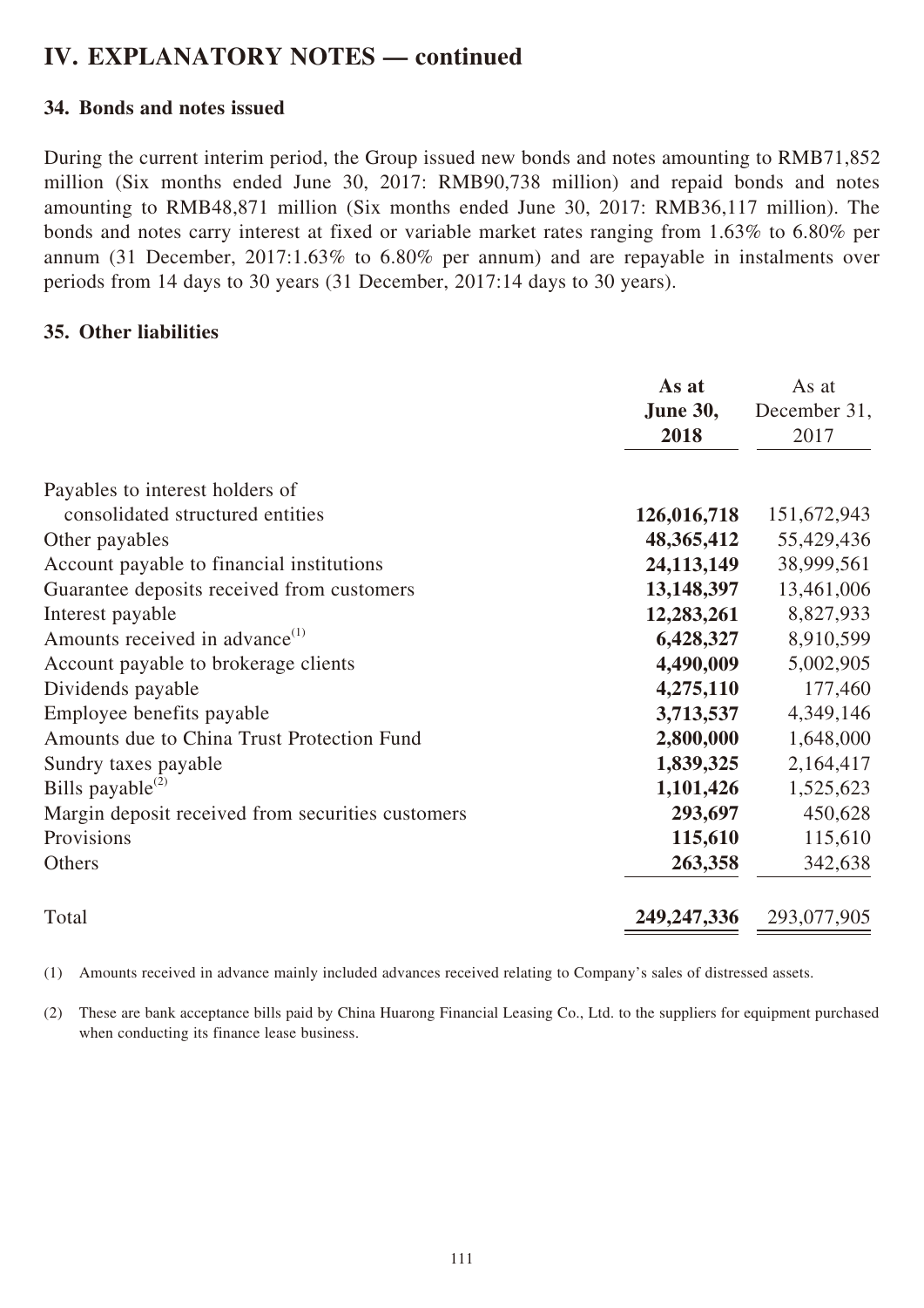# IV. EXPLANATORY NOTES — continued

### 34. Bonds and notes issued

During the current interim period, the Group issued new bonds and notes amounting to RMB71,852 million (Six months ended June 30, 2017: RMB90,738 million) and repaid bonds and notes amounting to RMB48,871 million (Six months ended June 30, 2017: RMB36,117 million). The bonds and notes carry interest at fixed or variable market rates ranging from 1.63% to 6.80% per annum (31 December, 2017:1.63% to 6.80% per annum) and are repayable in instalments over periods from 14 days to 30 years (31 December, 2017:14 days to 30 years).

### 35. Other liabilities

| | **As at June 30, 2018** | As at December 31, 2017 |
|---|---|---|
| Payables to interest holders of consolidated structured entities | **126,016,718** | 151,672,943 |
| Other payables | **48,365,412** | 55,429,436 |
| Account payable to financial institutions | **24,113,149** | 38,999,561 |
| Guarantee deposits received from customers | **13,148,397** | 13,461,006 |
| Interest payable | **12,283,261** | 8,827,933 |
| Amounts received in advance(1) | **6,428,327** | 8,910,599 |
| Account payable to brokerage clients | **4,490,009** | 5,002,905 |
| Dividends payable | **4,275,110** | 177,460 |
| Employee benefits payable | **3,713,537** | 4,349,146 |
| Amounts due to China Trust Protection Fund | **2,800,000** | 1,648,000 |
| Sundry taxes payable | **1,839,325** | 2,164,417 |
| Bills payable(2) | **1,101,426** | 1,525,623 |
| Margin deposit received from securities customers | **293,697** | 450,628 |
| Provisions | **115,610** | 115,610 |
| Others | **263,358** | 342,638 |
| Total | **249,247,336** | 293,077,905 |

(1) Amounts received in advance mainly included advances received relating to Company's sales of distressed assets.

(2) These are bank acceptance bills paid by China Huarong Financial Leasing Co., Ltd. to the suppliers for equipment purchased when conducting its finance lease business.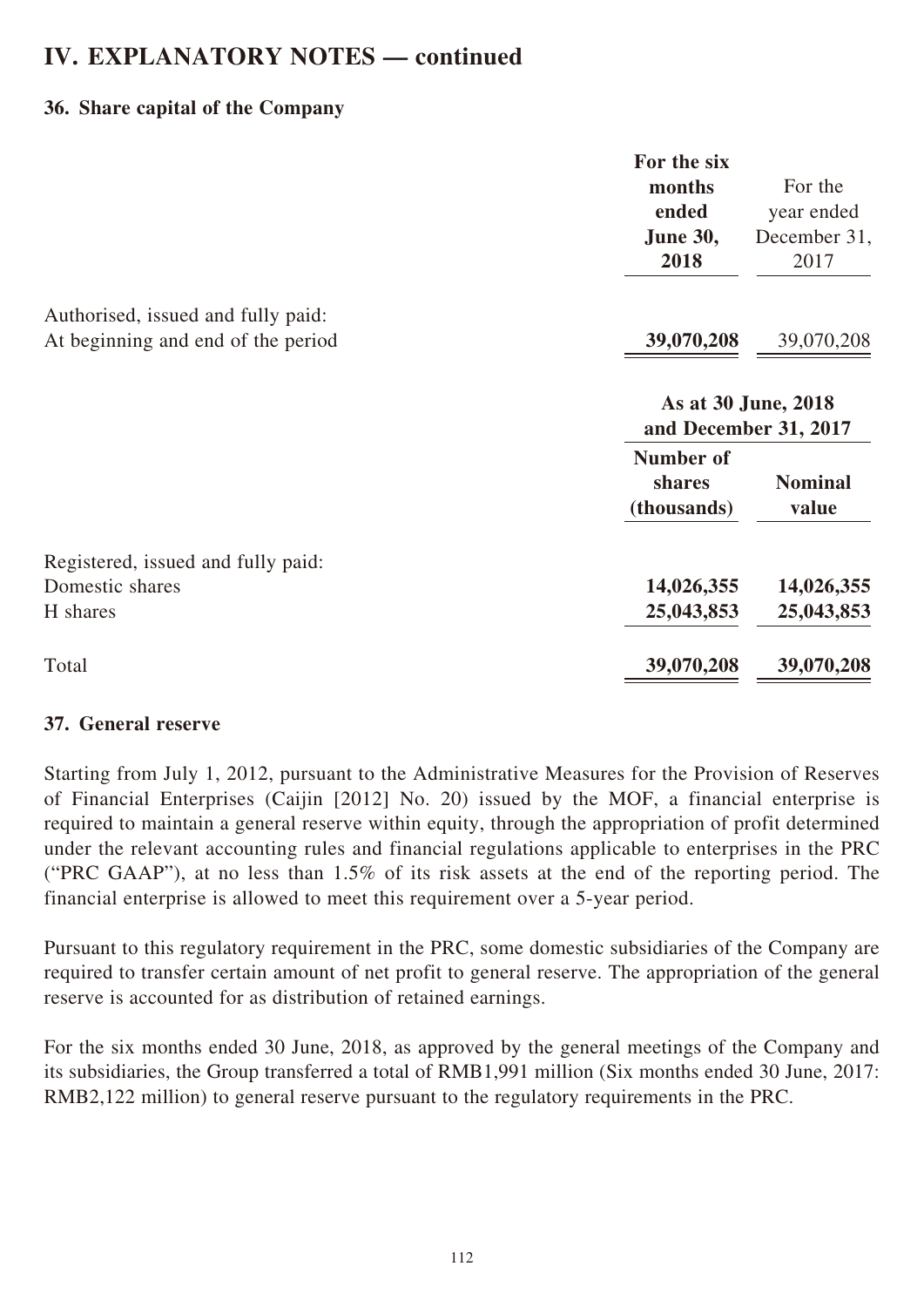# IV. EXPLANATORY NOTES — continued

## 36. Share capital of the Company

| | For the six months ended June 30, 2018 | For the year ended December 31, 2017 |
|---|---|---|
| Authorised, issued and fully paid: | | |
| At beginning and end of the period | **39,070,208** | 39,070,208 |

| | As at 30 June, 2018 and December 31, 2017 | |
|---|---|---|
| | **Number of shares (thousands)** | **Nominal value** |
| Registered, issued and fully paid: | | |
| Domestic shares | **14,026,355** | **14,026,355** |
| H shares | **25,043,853** | **25,043,853** |
| Total | **39,070,208** | **39,070,208** |

## 37. General reserve

Starting from July 1, 2012, pursuant to the Administrative Measures for the Provision of Reserves of Financial Enterprises (Caijin [2012] No. 20) issued by the MOF, a financial enterprise is required to maintain a general reserve within equity, through the appropriation of profit determined under the relevant accounting rules and financial regulations applicable to enterprises in the PRC ("PRC GAAP"), at no less than 1.5% of its risk assets at the end of the reporting period. The financial enterprise is allowed to meet this requirement over a 5-year period.

Pursuant to this regulatory requirement in the PRC, some domestic subsidiaries of the Company are required to transfer certain amount of net profit to general reserve. The appropriation of the general reserve is accounted for as distribution of retained earnings.

For the six months ended 30 June, 2018, as approved by the general meetings of the Company and its subsidiaries, the Group transferred a total of RMB1,991 million (Six months ended 30 June, 2017: RMB2,122 million) to general reserve pursuant to the regulatory requirements in the PRC.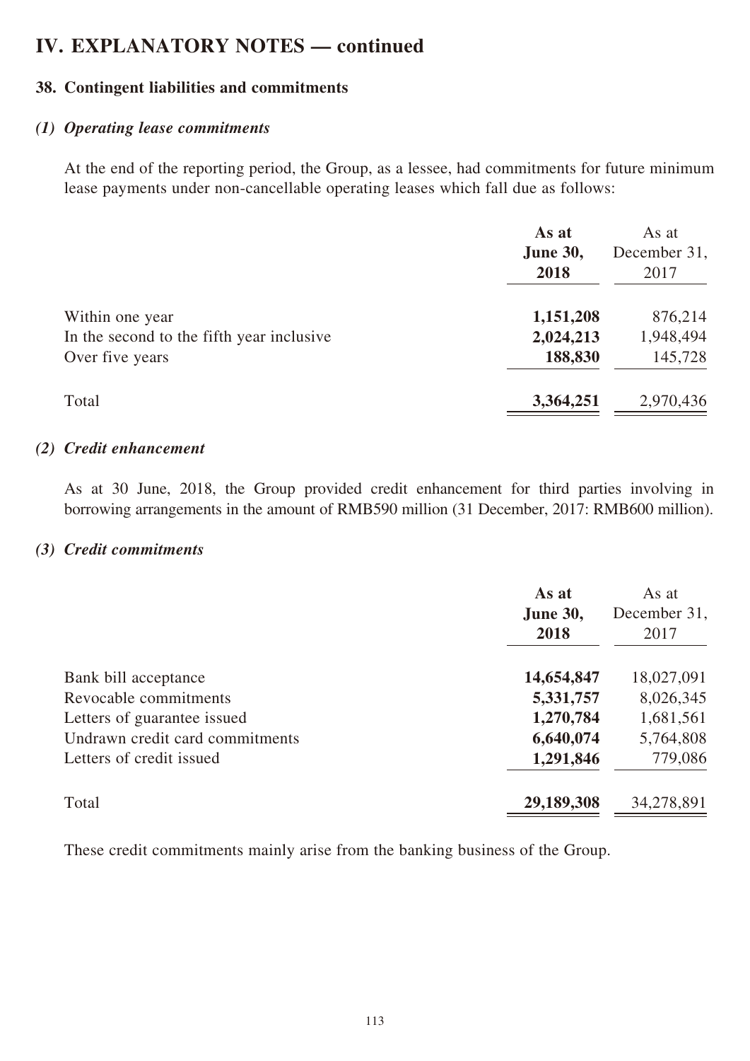# IV. EXPLANATORY NOTES — continued

## 38. Contingent liabilities and commitments

### *(1) Operating lease commitments*

At the end of the reporting period, the Group, as a lessee, had commitments for future minimum lease payments under non-cancellable operating leases which fall due as follows:

| | **As at June 30, 2018** | As at December 31, 2017 |
|---|---|---|
| Within one year | **1,151,208** | 876,214 |
| In the second to the fifth year inclusive | **2,024,213** | 1,948,494 |
| Over five years | **188,830** | 145,728 |
| Total | **3,364,251** | 2,970,436 |

### *(2) Credit enhancement*

As at 30 June, 2018, the Group provided credit enhancement for third parties involving in borrowing arrangements in the amount of RMB590 million (31 December, 2017: RMB600 million).

### *(3) Credit commitments*

| | **As at June 30, 2018** | As at December 31, 2017 |
|---|---|---|
| Bank bill acceptance | **14,654,847** | 18,027,091 |
| Revocable commitments | **5,331,757** | 8,026,345 |
| Letters of guarantee issued | **1,270,784** | 1,681,561 |
| Undrawn credit card commitments | **6,640,074** | 5,764,808 |
| Letters of credit issued | **1,291,846** | 779,086 |
| Total | **29,189,308** | 34,278,891 |

These credit commitments mainly arise from the banking business of the Group.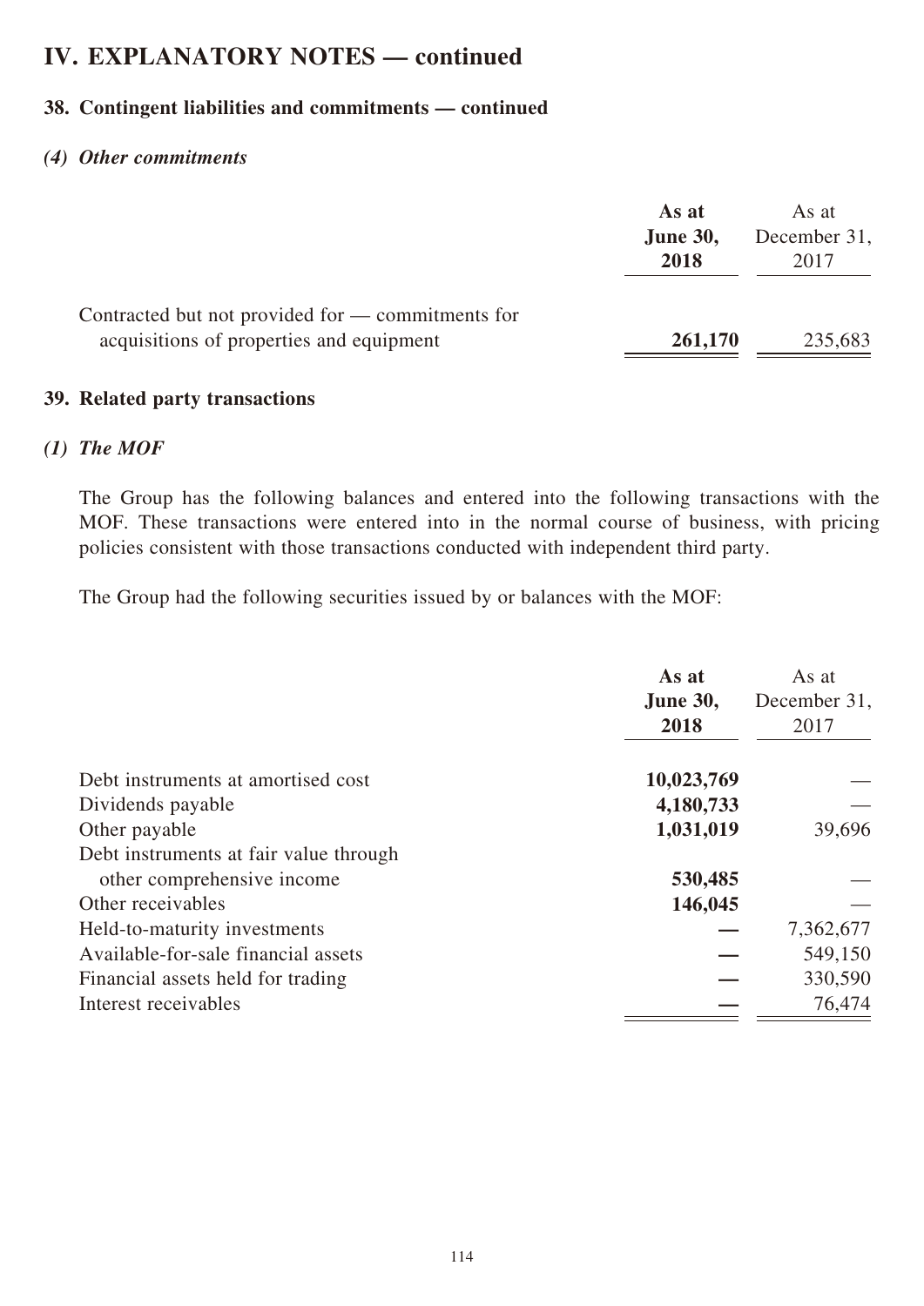# IV. EXPLANATORY NOTES — continued

## 38. Contingent liabilities and commitments — continued

### *(4) Other commitments*

| | As at June 30, 2018 | As at December 31, 2017 |
|---|---|---|
| Contracted but not provided for — commitments for acquisitions of properties and equipment | **261,170** | 235,683 |

## 39. Related party transactions

### *(1) The MOF*

The Group has the following balances and entered into the following transactions with the MOF. These transactions were entered into in the normal course of business, with pricing policies consistent with those transactions conducted with independent third party.

The Group had the following securities issued by or balances with the MOF:

| | As at June 30, 2018 | As at December 31, 2017 |
|---|---|---|
| Debt instruments at amortised cost | **10,023,769** | — |
| Dividends payable | **4,180,733** | — |
| Other payable | **1,031,019** | 39,696 |
| Debt instruments at fair value through other comprehensive income | **530,485** | — |
| Other receivables | **146,045** | — |
| Held-to-maturity investments | **—** | 7,362,677 |
| Available-for-sale financial assets | **—** | 549,150 |
| Financial assets held for trading | **—** | 330,590 |
| Interest receivables | **—** | 76,474 |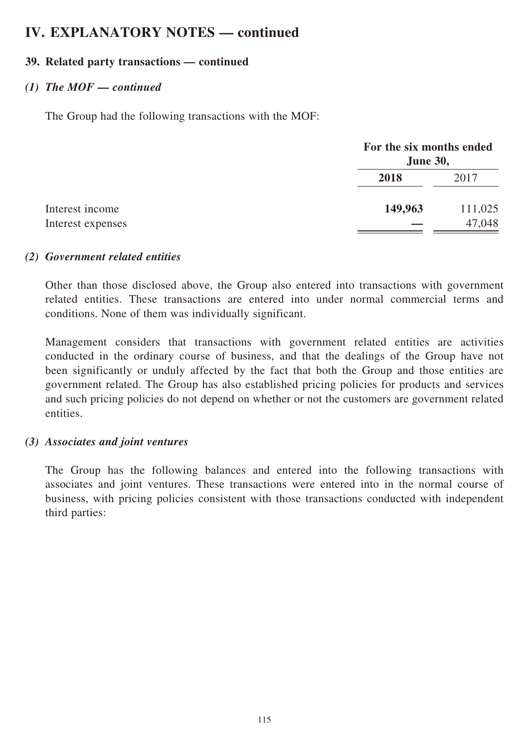# IV. EXPLANATORY NOTES — continued

## 39. Related party transactions — continued

### *(1) The MOF — continued*

The Group had the following transactions with the MOF:

| | For the six months ended June 30, | |
|---|---|---|
| | **2018** | 2017 |
| Interest income | **149,963** | 111,025 |
| Interest expenses | **—** | 47,048 |

### *(2) Government related entities*

Other than those disclosed above, the Group also entered into transactions with government related entities. These transactions are entered into under normal commercial terms and conditions. None of them was individually significant.

Management considers that transactions with government related entities are activities conducted in the ordinary course of business, and that the dealings of the Group have not been significantly or unduly affected by the fact that both the Group and those entities are government related. The Group has also established pricing policies for products and services and such pricing policies do not depend on whether or not the customers are government related entities.

### *(3) Associates and joint ventures*

The Group has the following balances and entered into the following transactions with associates and joint ventures. These transactions were entered into in the normal course of business, with pricing policies consistent with those transactions conducted with independent third parties: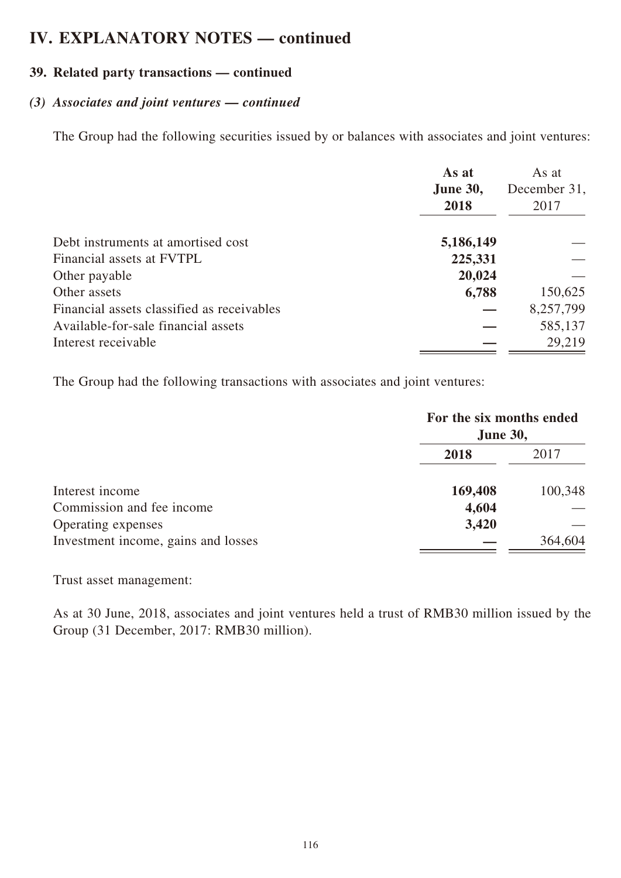# IV. EXPLANATORY NOTES — continued

## 39. Related party transactions — continued

### *(3) Associates and joint ventures — continued*

The Group had the following securities issued by or balances with associates and joint ventures:

| | As at June 30, 2018 | As at December 31, 2017 |
|---|---|---|
| Debt instruments at amortised cost | **5,186,149** | — |
| Financial assets at FVTPL | **225,331** | — |
| Other payable | **20,024** | — |
| Other assets | **6,788** | 150,625 |
| Financial assets classified as receivables | **—** | 8,257,799 |
| Available-for-sale financial assets | **—** | 585,137 |
| Interest receivable | **—** | 29,219 |

The Group had the following transactions with associates and joint ventures:

| | For the six months ended June 30, | |
|---|---|---|
| | **2018** | 2017 |
| Interest income | **169,408** | 100,348 |
| Commission and fee income | **4,604** | — |
| Operating expenses | **3,420** | — |
| Investment income, gains and losses | **—** | 364,604 |

Trust asset management:

As at 30 June, 2018, associates and joint ventures held a trust of RMB30 million issued by the Group (31 December, 2017: RMB30 million).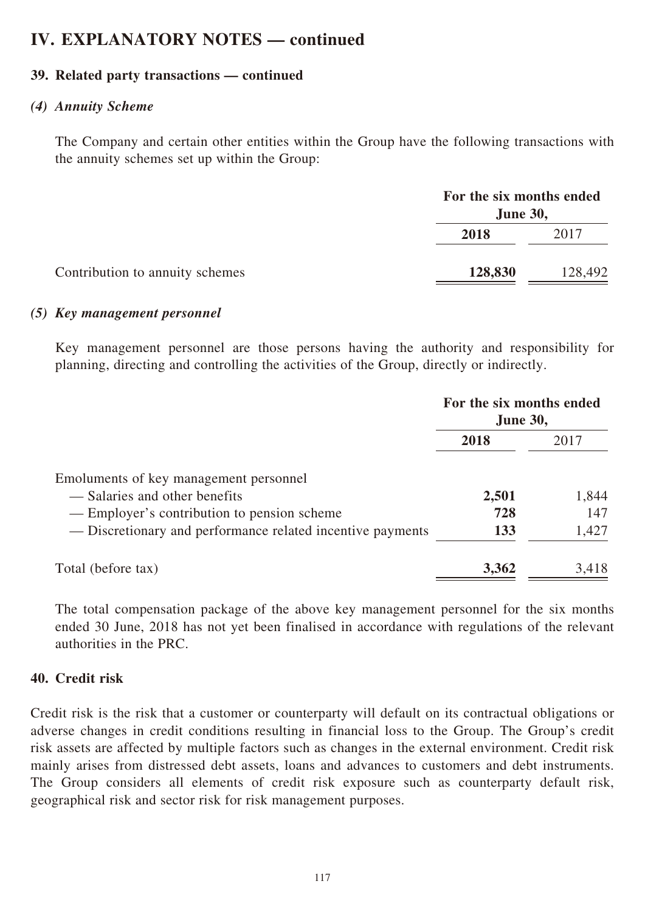# IV. EXPLANATORY NOTES — continued

## 39. Related party transactions — continued

### *(4) Annuity Scheme*

The Company and certain other entities within the Group have the following transactions with the annuity schemes set up within the Group:

| | For the six months ended June 30, | |
|---|---|---|
| | **2018** | 2017 |
| Contribution to annuity schemes | **128,830** | 128,492 |

### *(5) Key management personnel*

Key management personnel are those persons having the authority and responsibility for planning, directing and controlling the activities of the Group, directly or indirectly.

| | For the six months ended June 30, | |
|---|---|---|
| | **2018** | 2017 |
| Emoluments of key management personnel | | |
| — Salaries and other benefits | **2,501** | 1,844 |
| — Employer's contribution to pension scheme | **728** | 147 |
| — Discretionary and performance related incentive payments | **133** | 1,427 |
| Total (before tax) | **3,362** | 3,418 |

The total compensation package of the above key management personnel for the six months ended 30 June, 2018 has not yet been finalised in accordance with regulations of the relevant authorities in the PRC.

## 40. Credit risk

Credit risk is the risk that a customer or counterparty will default on its contractual obligations or adverse changes in credit conditions resulting in financial loss to the Group. The Group's credit risk assets are affected by multiple factors such as changes in the external environment. Credit risk mainly arises from distressed debt assets, loans and advances to customers and debt instruments. The Group considers all elements of credit risk exposure such as counterparty default risk, geographical risk and sector risk for risk management purposes.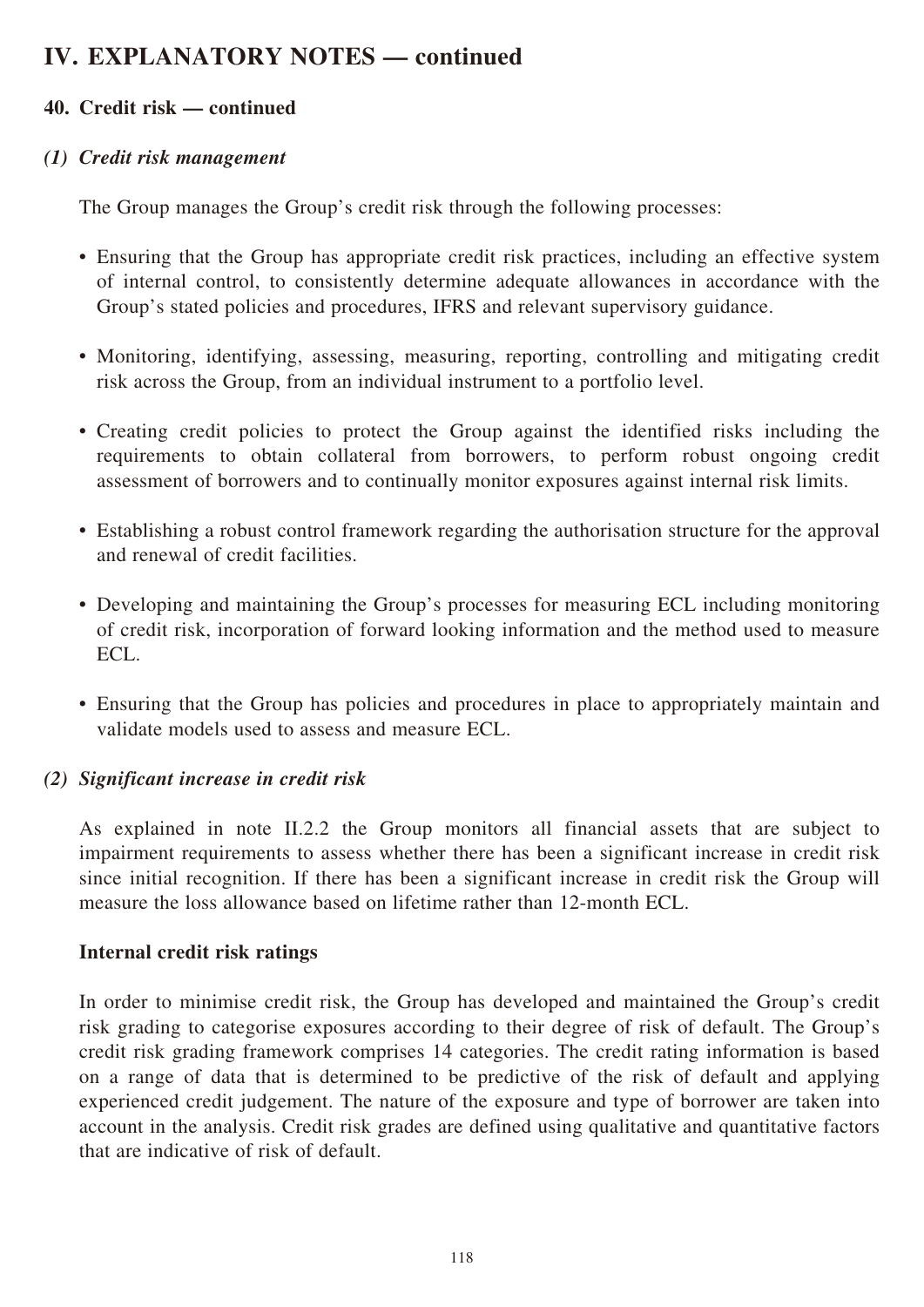# IV. EXPLANATORY NOTES — continued

## 40. Credit risk — continued

### *(1) Credit risk management*

The Group manages the Group's credit risk through the following processes:

- Ensuring that the Group has appropriate credit risk practices, including an effective system of internal control, to consistently determine adequate allowances in accordance with the Group's stated policies and procedures, IFRS and relevant supervisory guidance.
- Monitoring, identifying, assessing, measuring, reporting, controlling and mitigating credit risk across the Group, from an individual instrument to a portfolio level.
- Creating credit policies to protect the Group against the identified risks including the requirements to obtain collateral from borrowers, to perform robust ongoing credit assessment of borrowers and to continually monitor exposures against internal risk limits.
- Establishing a robust control framework regarding the authorisation structure for the approval and renewal of credit facilities.
- Developing and maintaining the Group's processes for measuring ECL including monitoring of credit risk, incorporation of forward looking information and the method used to measure ECL.
- Ensuring that the Group has policies and procedures in place to appropriately maintain and validate models used to assess and measure ECL.

### *(2) Significant increase in credit risk*

As explained in note II.2.2 the Group monitors all financial assets that are subject to impairment requirements to assess whether there has been a significant increase in credit risk since initial recognition. If there has been a significant increase in credit risk the Group will measure the loss allowance based on lifetime rather than 12-month ECL.

**Internal credit risk ratings**

In order to minimise credit risk, the Group has developed and maintained the Group's credit risk grading to categorise exposures according to their degree of risk of default. The Group's credit risk grading framework comprises 14 categories. The credit rating information is based on a range of data that is determined to be predictive of the risk of default and applying experienced credit judgement. The nature of the exposure and type of borrower are taken into account in the analysis. Credit risk grades are defined using qualitative and quantitative factors that are indicative of risk of default.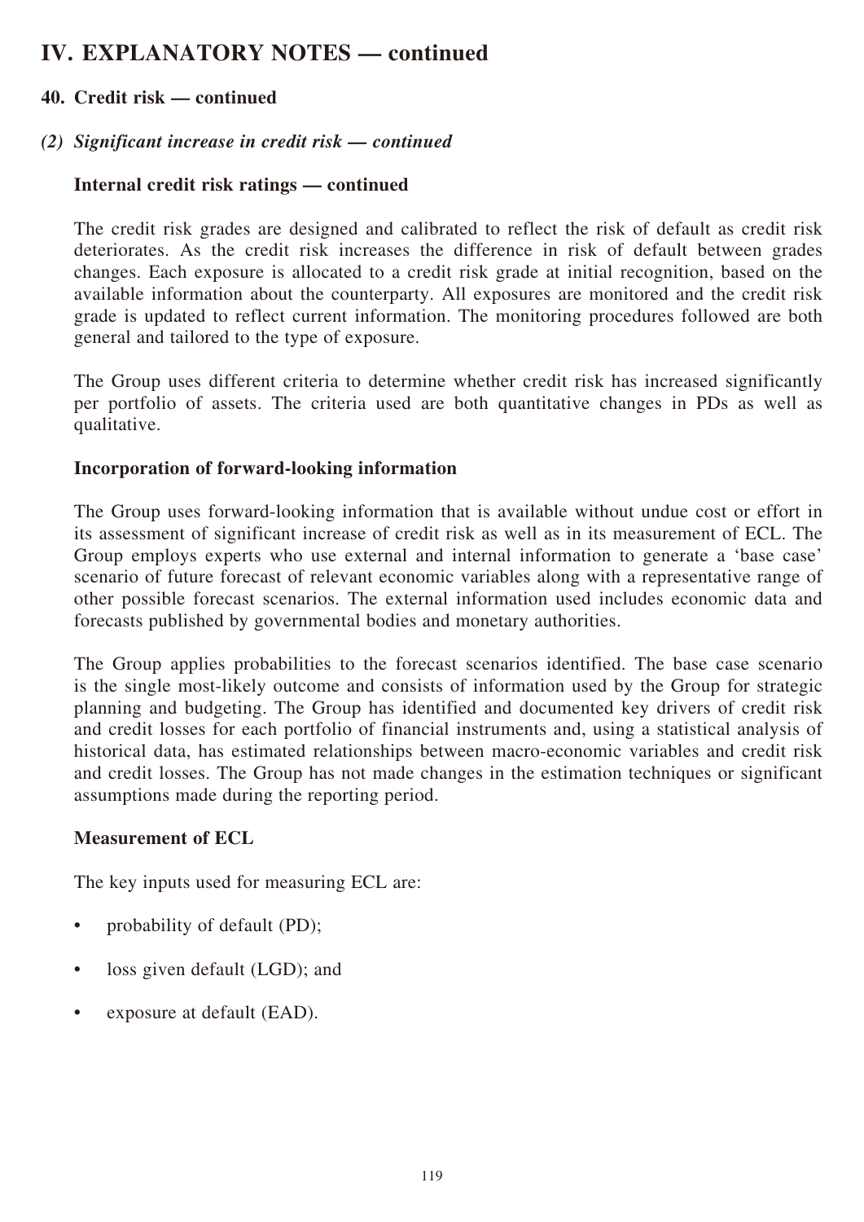# IV. EXPLANATORY NOTES — continued

## 40. Credit risk — continued

### *(2) Significant increase in credit risk — continued*

**Internal credit risk ratings — continued**

The credit risk grades are designed and calibrated to reflect the risk of default as credit risk deteriorates. As the credit risk increases the difference in risk of default between grades changes. Each exposure is allocated to a credit risk grade at initial recognition, based on the available information about the counterparty. All exposures are monitored and the credit risk grade is updated to reflect current information. The monitoring procedures followed are both general and tailored to the type of exposure.

The Group uses different criteria to determine whether credit risk has increased significantly per portfolio of assets. The criteria used are both quantitative changes in PDs as well as qualitative.

**Incorporation of forward-looking information**

The Group uses forward-looking information that is available without undue cost or effort in its assessment of significant increase of credit risk as well as in its measurement of ECL. The Group employs experts who use external and internal information to generate a 'base case' scenario of future forecast of relevant economic variables along with a representative range of other possible forecast scenarios. The external information used includes economic data and forecasts published by governmental bodies and monetary authorities.

The Group applies probabilities to the forecast scenarios identified. The base case scenario is the single most-likely outcome and consists of information used by the Group for strategic planning and budgeting. The Group has identified and documented key drivers of credit risk and credit losses for each portfolio of financial instruments and, using a statistical analysis of historical data, has estimated relationships between macro-economic variables and credit risk and credit losses. The Group has not made changes in the estimation techniques or significant assumptions made during the reporting period.

**Measurement of ECL**

The key inputs used for measuring ECL are:

- probability of default (PD);
- loss given default (LGD); and
- exposure at default (EAD).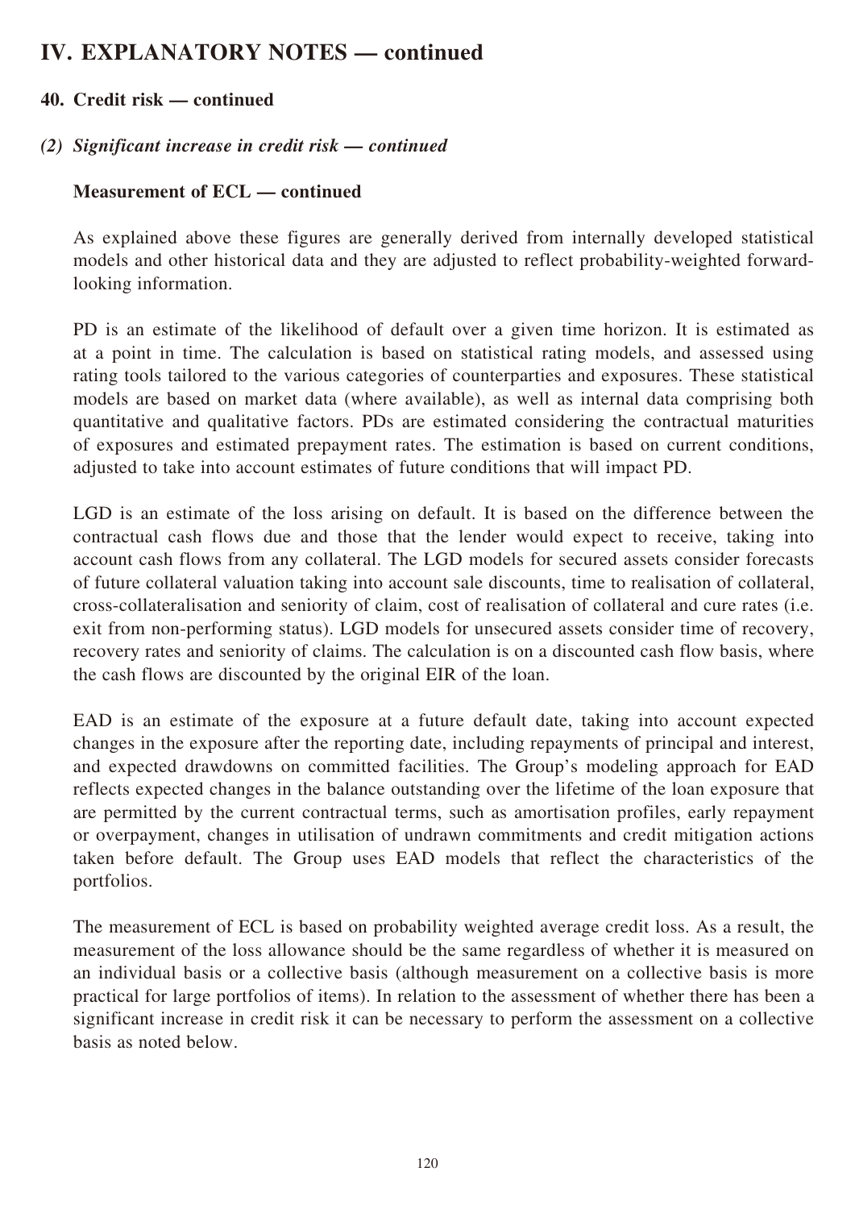# IV. EXPLANATORY NOTES — continued

## 40. Credit risk — continued

### *(2) Significant increase in credit risk — continued*

**Measurement of ECL — continued**

As explained above these figures are generally derived from internally developed statistical models and other historical data and they are adjusted to reflect probability-weighted forward-looking information.

PD is an estimate of the likelihood of default over a given time horizon. It is estimated as at a point in time. The calculation is based on statistical rating models, and assessed using rating tools tailored to the various categories of counterparties and exposures. These statistical models are based on market data (where available), as well as internal data comprising both quantitative and qualitative factors. PDs are estimated considering the contractual maturities of exposures and estimated prepayment rates. The estimation is based on current conditions, adjusted to take into account estimates of future conditions that will impact PD.

LGD is an estimate of the loss arising on default. It is based on the difference between the contractual cash flows due and those that the lender would expect to receive, taking into account cash flows from any collateral. The LGD models for secured assets consider forecasts of future collateral valuation taking into account sale discounts, time to realisation of collateral, cross-collateralisation and seniority of claim, cost of realisation of collateral and cure rates (i.e. exit from non-performing status). LGD models for unsecured assets consider time of recovery, recovery rates and seniority of claims. The calculation is on a discounted cash flow basis, where the cash flows are discounted by the original EIR of the loan.

EAD is an estimate of the exposure at a future default date, taking into account expected changes in the exposure after the reporting date, including repayments of principal and interest, and expected drawdowns on committed facilities. The Group's modeling approach for EAD reflects expected changes in the balance outstanding over the lifetime of the loan exposure that are permitted by the current contractual terms, such as amortisation profiles, early repayment or overpayment, changes in utilisation of undrawn commitments and credit mitigation actions taken before default. The Group uses EAD models that reflect the characteristics of the portfolios.

The measurement of ECL is based on probability weighted average credit loss. As a result, the measurement of the loss allowance should be the same regardless of whether it is measured on an individual basis or a collective basis (although measurement on a collective basis is more practical for large portfolios of items). In relation to the assessment of whether there has been a significant increase in credit risk it can be necessary to perform the assessment on a collective basis as noted below.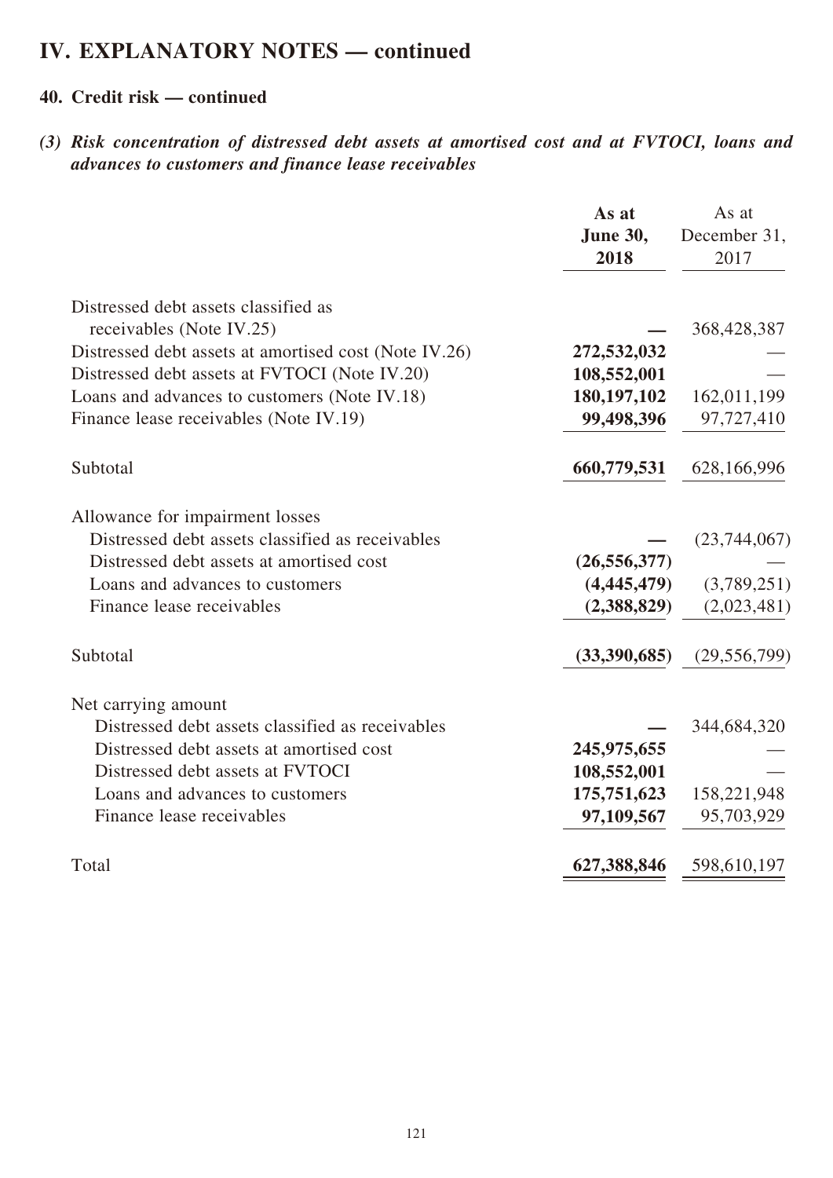# IV. EXPLANATORY NOTES — continued

## 40. Credit risk — continued

### *(3) Risk concentration of distressed debt assets at amortised cost and at FVTOCI, loans and advances to customers and finance lease receivables*

| | **As at June 30, 2018** | As at December 31, 2017 |
|---|---|---|
| Distressed debt assets classified as receivables (Note IV.25) | **—** | 368,428,387 |
| Distressed debt assets at amortised cost (Note IV.26) | **272,532,032** | — |
| Distressed debt assets at FVTOCI (Note IV.20) | **108,552,001** | — |
| Loans and advances to customers (Note IV.18) | **180,197,102** | 162,011,199 |
| Finance lease receivables (Note IV.19) | **99,498,396** | 97,727,410 |
| Subtotal | **660,779,531** | 628,166,996 |
| Allowance for impairment losses | | |
| Distressed debt assets classified as receivables | **—** | (23,744,067) |
| Distressed debt assets at amortised cost | **(26,556,377)** | — |
| Loans and advances to customers | **(4,445,479)** | (3,789,251) |
| Finance lease receivables | **(2,388,829)** | (2,023,481) |
| Subtotal | **(33,390,685)** | (29,556,799) |
| Net carrying amount | | |
| Distressed debt assets classified as receivables | **—** | 344,684,320 |
| Distressed debt assets at amortised cost | **245,975,655** | — |
| Distressed debt assets at FVTOCI | **108,552,001** | — |
| Loans and advances to customers | **175,751,623** | 158,221,948 |
| Finance lease receivables | **97,109,567** | 95,703,929 |
| Total | **627,388,846** | 598,610,197 |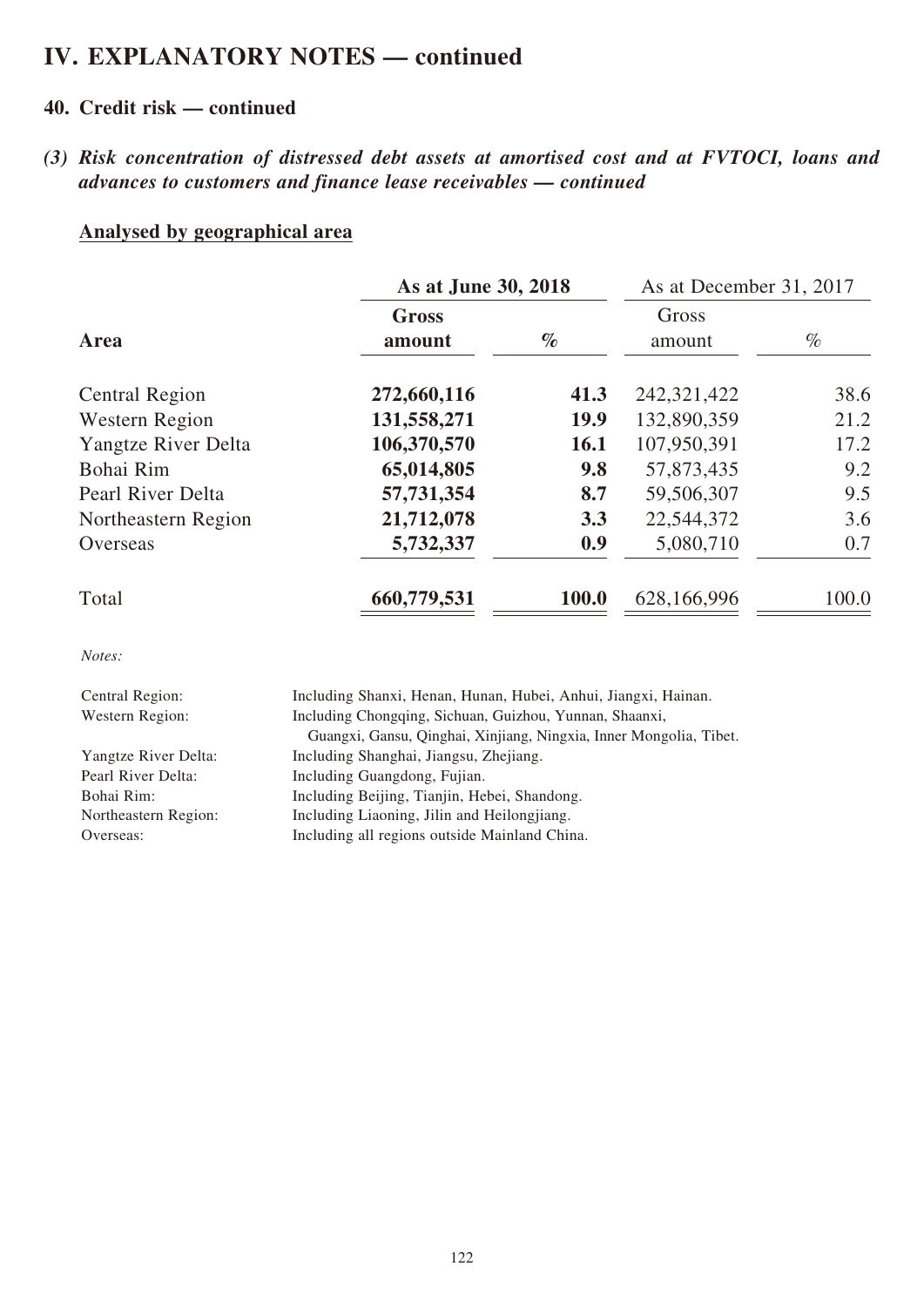# IV. EXPLANATORY NOTES — continued

## 40. Credit risk — continued

### *(3) Risk concentration of distressed debt assets at amortised cost and at FVTOCI, loans and advances to customers and finance lease receivables — continued*

**Analysed by geographical area**

| Area | **As at June 30, 2018** | | As at December 31, 2017 | |
|---|---|---|---|---|
| | **Gross amount** | **%** | Gross amount | % |
| Central Region | **272,660,116** | **41.3** | 242,321,422 | 38.6 |
| Western Region | **131,558,271** | **19.9** | 132,890,359 | 21.2 |
| Yangtze River Delta | **106,370,570** | **16.1** | 107,950,391 | 17.2 |
| Bohai Rim | **65,014,805** | **9.8** | 57,873,435 | 9.2 |
| Pearl River Delta | **57,731,354** | **8.7** | 59,506,307 | 9.5 |
| Northeastern Region | **21,712,078** | **3.3** | 22,544,372 | 3.6 |
| Overseas | **5,732,337** | **0.9** | 5,080,710 | 0.7 |
| Total | **660,779,531** | **100.0** | 628,166,996 | 100.0 |

*Notes:*

| | |
|---|---|
| Central Region: | Including Shanxi, Henan, Hunan, Hubei, Anhui, Jiangxi, Hainan. |
| Western Region: | Including Chongqing, Sichuan, Guizhou, Yunnan, Shaanxi, Guangxi, Gansu, Qinghai, Xinjiang, Ningxia, Inner Mongolia, Tibet. |
| Yangtze River Delta: | Including Shanghai, Jiangsu, Zhejiang. |
| Pearl River Delta: | Including Guangdong, Fujian. |
| Bohai Rim: | Including Beijing, Tianjin, Hebei, Shandong. |
| Northeastern Region: | Including Liaoning, Jilin and Heilongjiang. |
| Overseas: | Including all regions outside Mainland China. |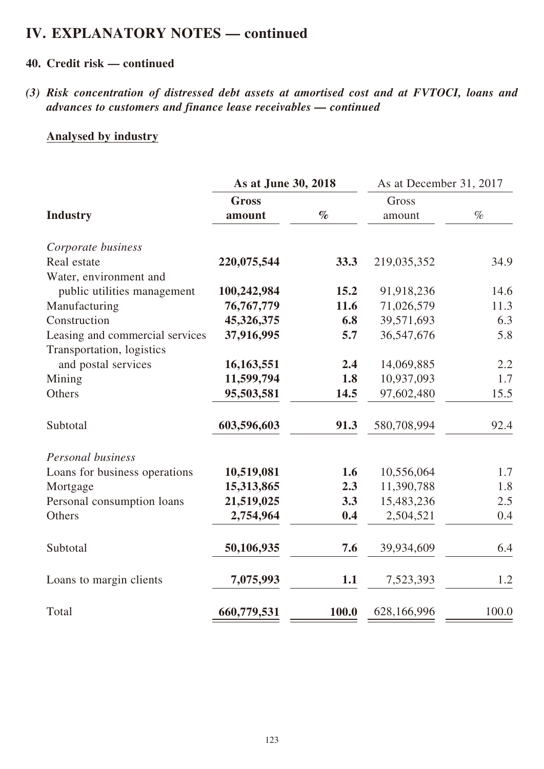# IV. EXPLANATORY NOTES — continued

## 40. Credit risk — continued

### *(3) Risk concentration of distressed debt assets at amortised cost and at FVTOCI, loans and advances to customers and finance lease receivables — continued*

**Analysed by industry**

| Industry | **As at June 30, 2018** | | As at December 31, 2017 | |
|---|---|---|---|---|
| | **Gross amount** | **%** | Gross amount | % |
| *Corporate business* | | | | |
| Real estate | **220,075,544** | **33.3** | 219,035,352 | 34.9 |
| Water, environment and public utilities management | **100,242,984** | **15.2** | 91,918,236 | 14.6 |
| Manufacturing | **76,767,779** | **11.6** | 71,026,579 | 11.3 |
| Construction | **45,326,375** | **6.8** | 39,571,693 | 6.3 |
| Leasing and commercial services | **37,916,995** | **5.7** | 36,547,676 | 5.8 |
| Transportation, logistics and postal services | **16,163,551** | **2.4** | 14,069,885 | 2.2 |
| Mining | **11,599,794** | **1.8** | 10,937,093 | 1.7 |
| Others | **95,503,581** | **14.5** | 97,602,480 | 15.5 |
| Subtotal | **603,596,603** | **91.3** | 580,708,994 | 92.4 |
| *Personal business* | | | | |
| Loans for business operations | **10,519,081** | **1.6** | 10,556,064 | 1.7 |
| Mortgage | **15,313,865** | **2.3** | 11,390,788 | 1.8 |
| Personal consumption loans | **21,519,025** | **3.3** | 15,483,236 | 2.5 |
| Others | **2,754,964** | **0.4** | 2,504,521 | 0.4 |
| Subtotal | **50,106,935** | **7.6** | 39,934,609 | 6.4 |
| Loans to margin clients | **7,075,993** | **1.1** | 7,523,393 | 1.2 |
| Total | **660,779,531** | **100.0** | 628,166,996 | 100.0 |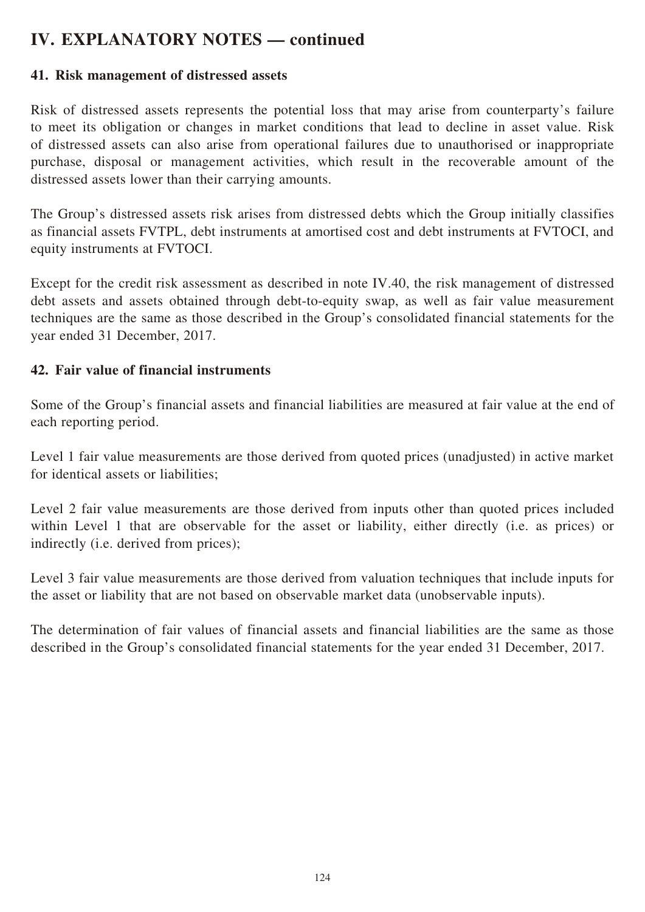# IV. EXPLANATORY NOTES — continued

### 41. Risk management of distressed assets

Risk of distressed assets represents the potential loss that may arise from counterparty's failure to meet its obligation or changes in market conditions that lead to decline in asset value. Risk of distressed assets can also arise from operational failures due to unauthorised or inappropriate purchase, disposal or management activities, which result in the recoverable amount of the distressed assets lower than their carrying amounts.

The Group's distressed assets risk arises from distressed debts which the Group initially classifies as financial assets FVTPL, debt instruments at amortised cost and debt instruments at FVTOCI, and equity instruments at FVTOCI.

Except for the credit risk assessment as described in note IV.40, the risk management of distressed debt assets and assets obtained through debt-to-equity swap, as well as fair value measurement techniques are the same as those described in the Group's consolidated financial statements for the year ended 31 December, 2017.

### 42. Fair value of financial instruments

Some of the Group's financial assets and financial liabilities are measured at fair value at the end of each reporting period.

Level 1 fair value measurements are those derived from quoted prices (unadjusted) in active market for identical assets or liabilities;

Level 2 fair value measurements are those derived from inputs other than quoted prices included within Level 1 that are observable for the asset or liability, either directly (i.e. as prices) or indirectly (i.e. derived from prices);

Level 3 fair value measurements are those derived from valuation techniques that include inputs for the asset or liability that are not based on observable market data (unobservable inputs).

The determination of fair values of financial assets and financial liabilities are the same as those described in the Group's consolidated financial statements for the year ended 31 December, 2017.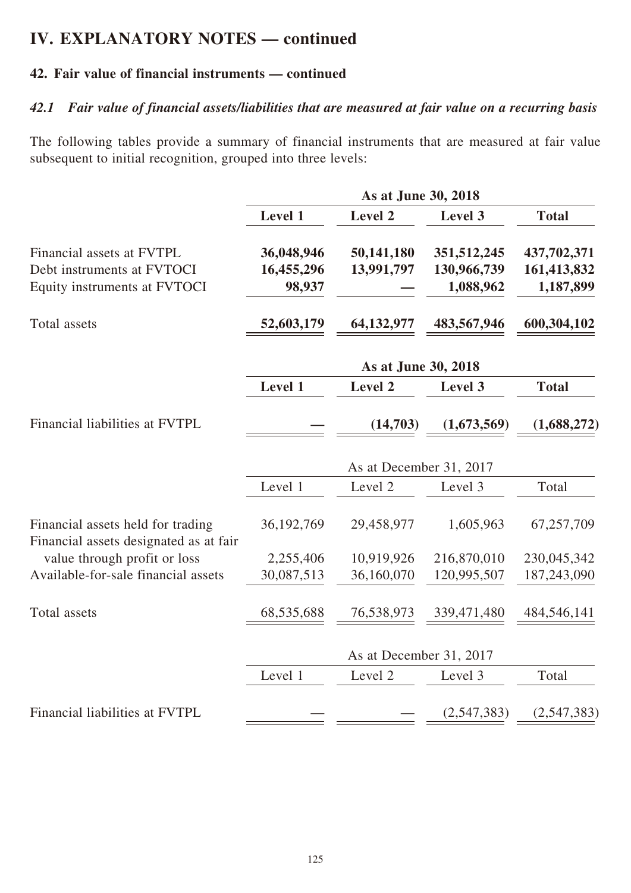# IV. EXPLANATORY NOTES — continued

## 42. Fair value of financial instruments — continued

### *42.1 Fair value of financial assets/liabilities that are measured at fair value on a recurring basis*

The following tables provide a summary of financial instruments that are measured at fair value subsequent to initial recognition, grouped into three levels:

| | As at June 30, 2018 | | | |
|---|---|---|---|---|
| | **Level 1** | **Level 2** | **Level 3** | **Total** |
| Financial assets at FVTPL | **36,048,946** | **50,141,180** | **351,512,245** | **437,702,371** |
| Debt instruments at FVTOCI | **16,455,296** | **13,991,797** | **130,966,739** | **161,413,832** |
| Equity instruments at FVTOCI | **98,937** | **—** | **1,088,962** | **1,187,899** |
| Total assets | **52,603,179** | **64,132,977** | **483,567,946** | **600,304,102** |

| | As at June 30, 2018 | | | |
|---|---|---|---|---|
| | **Level 1** | **Level 2** | **Level 3** | **Total** |
| Financial liabilities at FVTPL | **—** | **(14,703)** | **(1,673,569)** | **(1,688,272)** |

| | As at December 31, 2017 | | | |
|---|---|---|---|---|
| | Level 1 | Level 2 | Level 3 | Total |
| Financial assets held for trading | 36,192,769 | 29,458,977 | 1,605,963 | 67,257,709 |
| Financial assets designated as at fair value through profit or loss | 2,255,406 | 10,919,926 | 216,870,010 | 230,045,342 |
| Available-for-sale financial assets | 30,087,513 | 36,160,070 | 120,995,507 | 187,243,090 |
| Total assets | 68,535,688 | 76,538,973 | 339,471,480 | 484,546,141 |

| | As at December 31, 2017 | | | |
|---|---|---|---|---|
| | Level 1 | Level 2 | Level 3 | Total |
| Financial liabilities at FVTPL | — | — | (2,547,383) | (2,547,383) |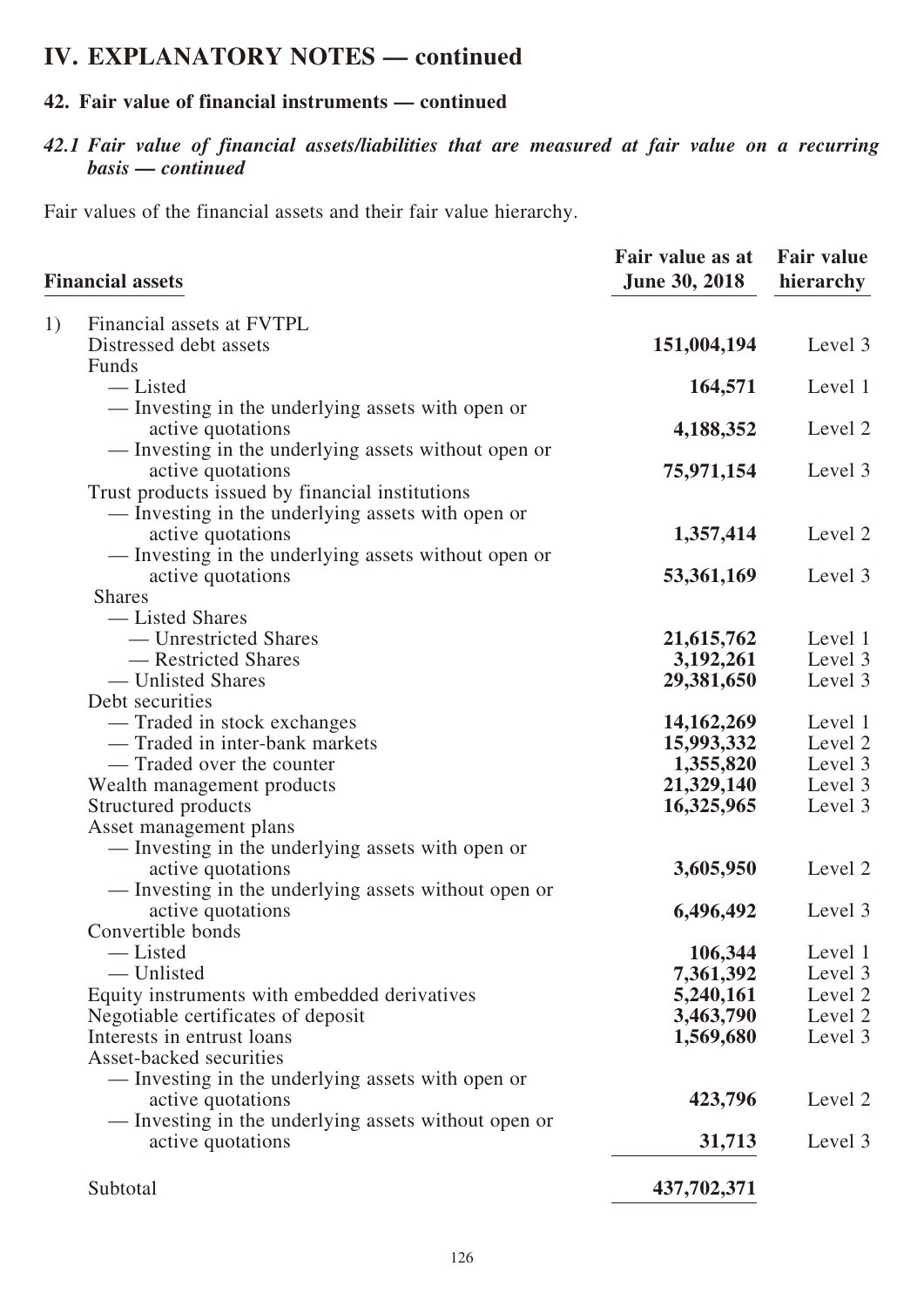# IV. EXPLANATORY NOTES — continued

## 42. Fair value of financial instruments — continued

### *42.1 Fair value of financial assets/liabilities that are measured at fair value on a recurring basis — continued*

Fair values of the financial assets and their fair value hierarchy.

| **Financial assets** | **Fair value as at June 30, 2018** | **Fair value hierarchy** |
|---|---|---|
| 1) Financial assets at FVTPL | | |
| Distressed debt assets | **151,004,194** | Level 3 |
| Funds | | |
| — Listed | **164,571** | Level 1 |
| — Investing in the underlying assets with open or active quotations | **4,188,352** | Level 2 |
| — Investing in the underlying assets without open or active quotations | **75,971,154** | Level 3 |
| Trust products issued by financial institutions | | |
| — Investing in the underlying assets with open or active quotations | **1,357,414** | Level 2 |
| — Investing in the underlying assets without open or active quotations | **53,361,169** | Level 3 |
| Shares | | |
| — Listed Shares | | |
| — Unrestricted Shares | **21,615,762** | Level 1 |
| — Restricted Shares | **3,192,261** | Level 3 |
| — Unlisted Shares | **29,381,650** | Level 3 |
| Debt securities | | |
| — Traded in stock exchanges | **14,162,269** | Level 1 |
| — Traded in inter-bank markets | **15,993,332** | Level 2 |
| — Traded over the counter | **1,355,820** | Level 3 |
| Wealth management products | **21,329,140** | Level 3 |
| Structured products | **16,325,965** | Level 3 |
| Asset management plans | | |
| — Investing in the underlying assets with open or active quotations | **3,605,950** | Level 2 |
| — Investing in the underlying assets without open or active quotations | **6,496,492** | Level 3 |
| Convertible bonds | | |
| — Listed | **106,344** | Level 1 |
| — Unlisted | **7,361,392** | Level 3 |
| Equity instruments with embedded derivatives | **5,240,161** | Level 2 |
| Negotiable certificates of deposit | **3,463,790** | Level 2 |
| Interests in entrust loans | **1,569,680** | Level 3 |
| Asset-backed securities | | |
| — Investing in the underlying assets with open or active quotations | **423,796** | Level 2 |
| — Investing in the underlying assets without open or active quotations | **31,713** | Level 3 |
| Subtotal | **437,702,371** | |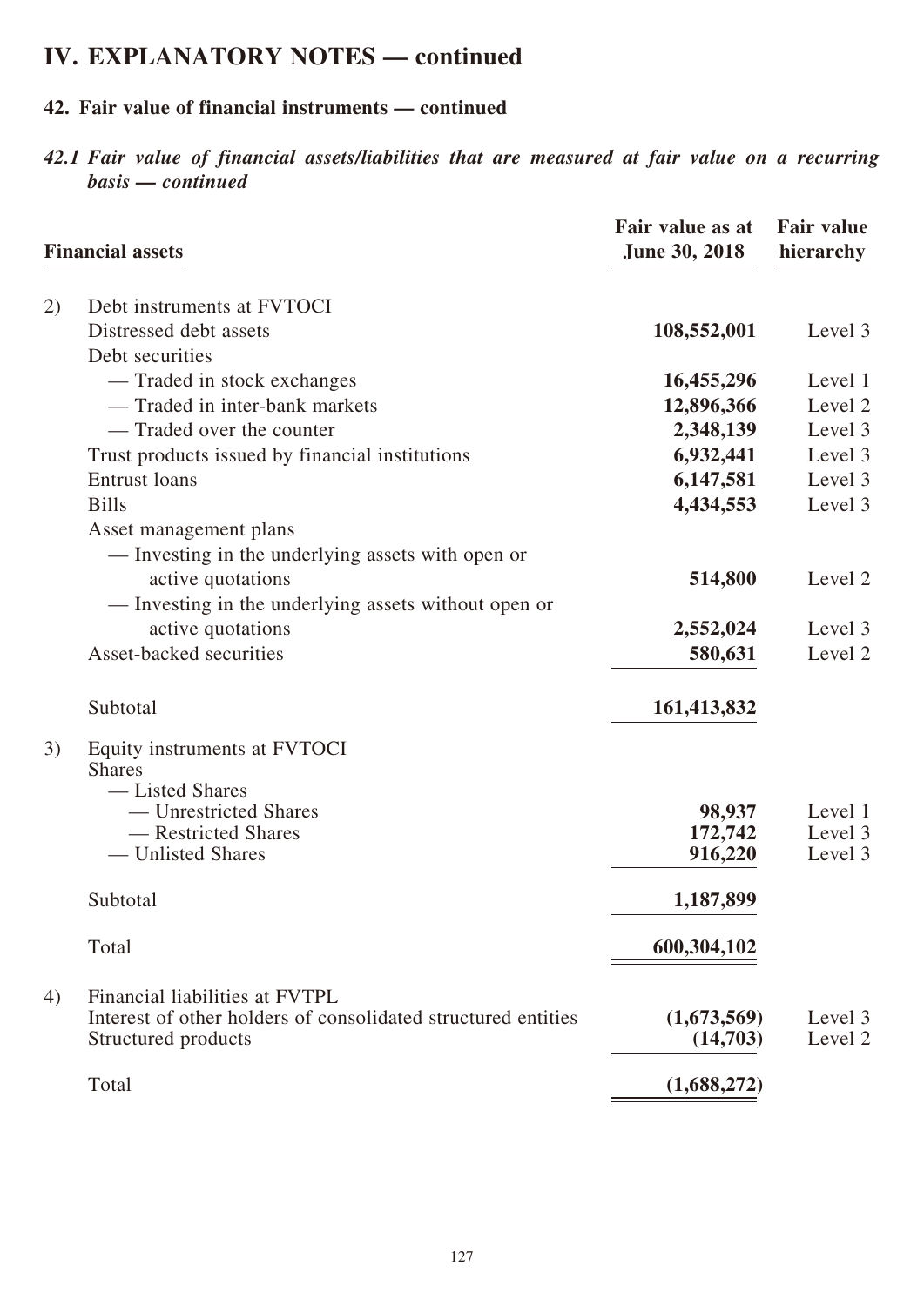# IV. EXPLANATORY NOTES — continued

## 42. Fair value of financial instruments — continued

### *42.1 Fair value of financial assets/liabilities that are measured at fair value on a recurring basis — continued*

| | Financial assets | Fair value as at June 30, 2018 | Fair value hierarchy |
|---|---|---|---|
| 2) | Debt instruments at FVTOCI | | |
| | Distressed debt assets | **108,552,001** | Level 3 |
| | Debt securities | | |
| | — Traded in stock exchanges | **16,455,296** | Level 1 |
| | — Traded in inter-bank markets | **12,896,366** | Level 2 |
| | — Traded over the counter | **2,348,139** | Level 3 |
| | Trust products issued by financial institutions | **6,932,441** | Level 3 |
| | Entrust loans | **6,147,581** | Level 3 |
| | Bills | **4,434,553** | Level 3 |
| | Asset management plans | | |
| | — Investing in the underlying assets with open or active quotations | **514,800** | Level 2 |
| | — Investing in the underlying assets without open or active quotations | **2,552,024** | Level 3 |
| | Asset-backed securities | **580,631** | Level 2 |
| | Subtotal | **161,413,832** | |
| 3) | Equity instruments at FVTOCI | | |
| | Shares | | |
| | — Listed Shares | | |
| | — Unrestricted Shares | **98,937** | Level 1 |
| | — Restricted Shares | **172,742** | Level 3 |
| | — Unlisted Shares | **916,220** | Level 3 |
| | Subtotal | **1,187,899** | |
| | Total | **600,304,102** | |
| 4) | Financial liabilities at FVTPL | | |
| | Interest of other holders of consolidated structured entities | **(1,673,569)** | Level 3 |
| | Structured products | **(14,703)** | Level 2 |
| | Total | **(1,688,272)** | |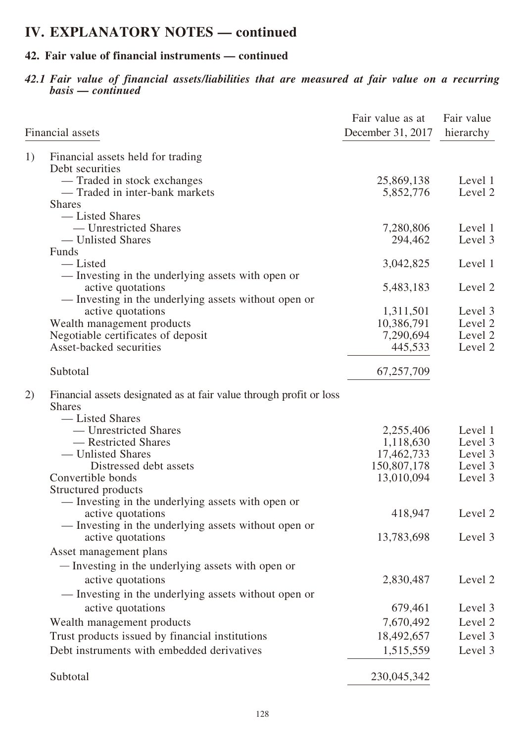# IV. EXPLANATORY NOTES — continued

## 42. Fair value of financial instruments — continued

### *42.1 Fair value of financial assets/liabilities that are measured at fair value on a recurring basis — continued*

| Financial assets | Fair value as at December 31, 2017 | Fair value hierarchy |
|---|---|---|
| 1) Financial assets held for trading | | |
| Debt securities | | |
| — Traded in stock exchanges | 25,869,138 | Level 1 |
| — Traded in inter-bank markets | 5,852,776 | Level 2 |
| Shares | | |
| — Listed Shares | | |
| — Unrestricted Shares | 7,280,806 | Level 1 |
| — Unlisted Shares | 294,462 | Level 3 |
| Funds | | |
| — Listed | 3,042,825 | Level 1 |
| — Investing in the underlying assets with open or active quotations | 5,483,183 | Level 2 |
| — Investing in the underlying assets without open or active quotations | 1,311,501 | Level 3 |
| Wealth management products | 10,386,791 | Level 2 |
| Negotiable certificates of deposit | 7,290,694 | Level 2 |
| Asset-backed securities | 445,533 | Level 2 |
| Subtotal | 67,257,709 | |
| 2) Financial assets designated as at fair value through profit or loss | | |
| Shares | | |
| — Listed Shares | | |
| — Unrestricted Shares | 2,255,406 | Level 1 |
| — Restricted Shares | 1,118,630 | Level 3 |
| — Unlisted Shares | 17,462,733 | Level 3 |
| Distressed debt assets | 150,807,178 | Level 3 |
| Convertible bonds | 13,010,094 | Level 3 |
| Structured products | | |
| — Investing in the underlying assets with open or active quotations | 418,947 | Level 2 |
| — Investing in the underlying assets without open or active quotations | 13,783,698 | Level 3 |
| Asset management plans | | |
| — Investing in the underlying assets with open or active quotations | 2,830,487 | Level 2 |
| — Investing in the underlying assets without open or active quotations | 679,461 | Level 3 |
| Wealth management products | 7,670,492 | Level 2 |
| Trust products issued by financial institutions | 18,492,657 | Level 3 |
| Debt instruments with embedded derivatives | 1,515,559 | Level 3 |
| Subtotal | 230,045,342 | |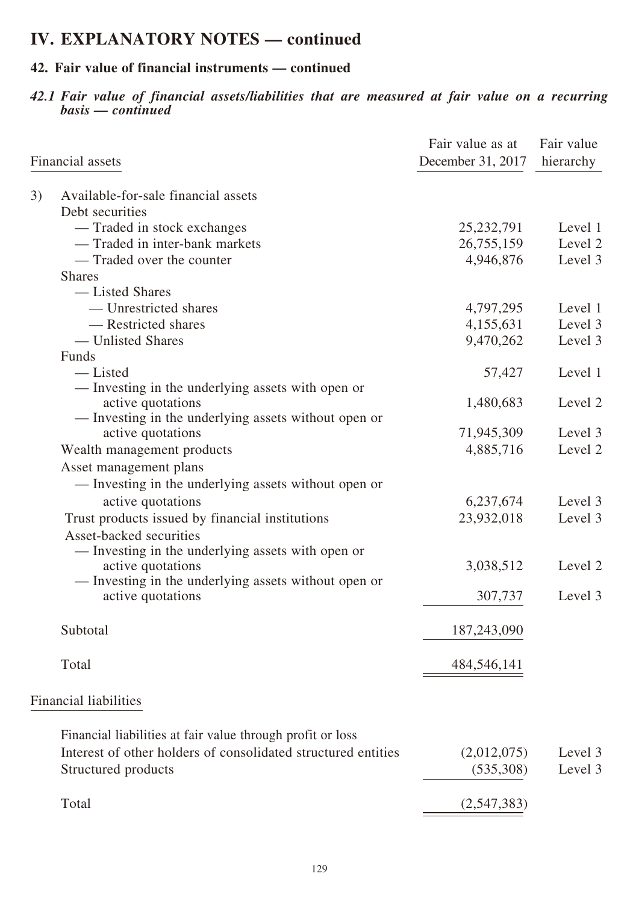# IV. EXPLANATORY NOTES — continued

## 42. Fair value of financial instruments — continued

### *42.1 Fair value of financial assets/liabilities that are measured at fair value on a recurring basis — continued*

| Financial assets | Fair value as at December 31, 2017 | Fair value hierarchy |
|---|---|---|
| 3) Available-for-sale financial assets | | |
| Debt securities | | |
| — Traded in stock exchanges | 25,232,791 | Level 1 |
| — Traded in inter-bank markets | 26,755,159 | Level 2 |
| — Traded over the counter | 4,946,876 | Level 3 |
| Shares | | |
| — Listed Shares | | |
| — Unrestricted shares | 4,797,295 | Level 1 |
| — Restricted shares | 4,155,631 | Level 3 |
| — Unlisted Shares | 9,470,262 | Level 3 |
| Funds | | |
| — Listed | 57,427 | Level 1 |
| — Investing in the underlying assets with open or active quotations | 1,480,683 | Level 2 |
| — Investing in the underlying assets without open or active quotations | 71,945,309 | Level 3 |
| Wealth management products | 4,885,716 | Level 2 |
| Asset management plans | | |
| — Investing in the underlying assets without open or active quotations | 6,237,674 | Level 3 |
| Trust products issued by financial institutions | 23,932,018 | Level 3 |
| Asset-backed securities | | |
| — Investing in the underlying assets with open or active quotations | 3,038,512 | Level 2 |
| — Investing in the underlying assets without open or active quotations | 307,737 | Level 3 |
| Subtotal | 187,243,090 | |
| Total | 484,546,141 | |

| Financial liabilities | | |
|---|---|---|
| Financial liabilities at fair value through profit or loss | | |
| Interest of other holders of consolidated structured entities | (2,012,075) | Level 3 |
| Structured products | (535,308) | Level 3 |
| Total | (2,547,383) | |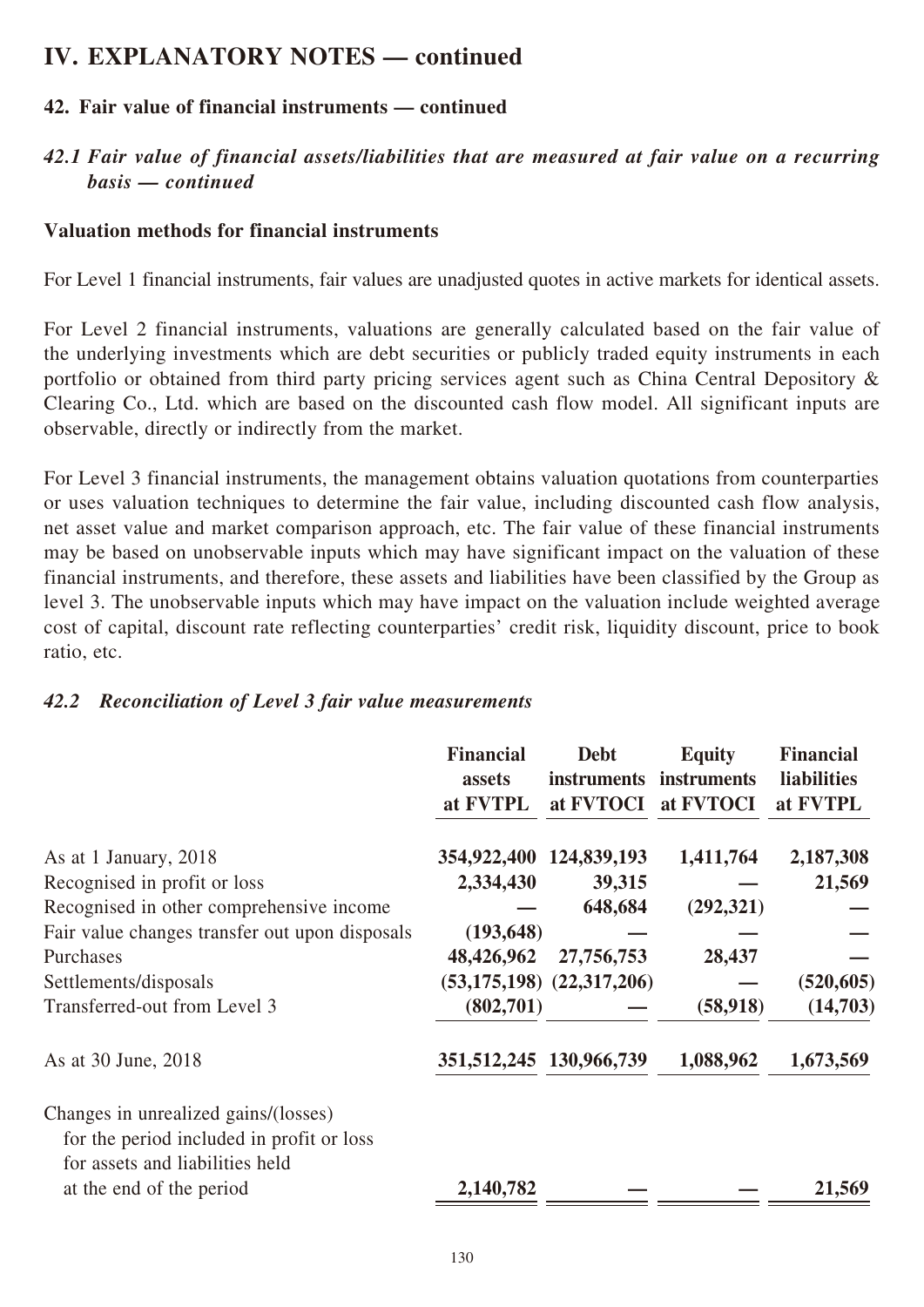# IV. EXPLANATORY NOTES — continued

## 42. Fair value of financial instruments — continued

### *42.1 Fair value of financial assets/liabilities that are measured at fair value on a recurring basis — continued*

**Valuation methods for financial instruments**

For Level 1 financial instruments, fair values are unadjusted quotes in active markets for identical assets.

For Level 2 financial instruments, valuations are generally calculated based on the fair value of the underlying investments which are debt securities or publicly traded equity instruments in each portfolio or obtained from third party pricing services agent such as China Central Depository & Clearing Co., Ltd. which are based on the discounted cash flow model. All significant inputs are observable, directly or indirectly from the market.

For Level 3 financial instruments, the management obtains valuation quotations from counterparties or uses valuation techniques to determine the fair value, including discounted cash flow analysis, net asset value and market comparison approach, etc. The fair value of these financial instruments may be based on unobservable inputs which may have significant impact on the valuation of these financial instruments, and therefore, these assets and liabilities have been classified by the Group as level 3. The unobservable inputs which may have impact on the valuation include weighted average cost of capital, discount rate reflecting counterparties' credit risk, liquidity discount, price to book ratio, etc.

### *42.2 Reconciliation of Level 3 fair value measurements*

| | Financial assets at FVTPL | Debt instruments at FVTOCI | Equity instruments at FVTOCI | Financial liabilities at FVTPL |
|---|---|---|---|---|
| As at 1 January, 2018 | **354,922,400** | **124,839,193** | **1,411,764** | **2,187,308** |
| Recognised in profit or loss | **2,334,430** | **39,315** | **—** | **21,569** |
| Recognised in other comprehensive income | **—** | **648,684** | **(292,321)** | **—** |
| Fair value changes transfer out upon disposals | **(193,648)** | **—** | **—** | **—** |
| Purchases | **48,426,962** | **27,756,753** | **28,437** | **—** |
| Settlements/disposals | **(53,175,198)** | **(22,317,206)** | **—** | **(520,605)** |
| Transferred-out from Level 3 | **(802,701)** | **—** | **(58,918)** | **(14,703)** |
| As at 30 June, 2018 | **351,512,245** | **130,966,739** | **1,088,962** | **1,673,569** |
| Changes in unrealized gains/(losses) for the period included in profit or loss for assets and liabilities held at the end of the period | **2,140,782** | **—** | **—** | **21,569** |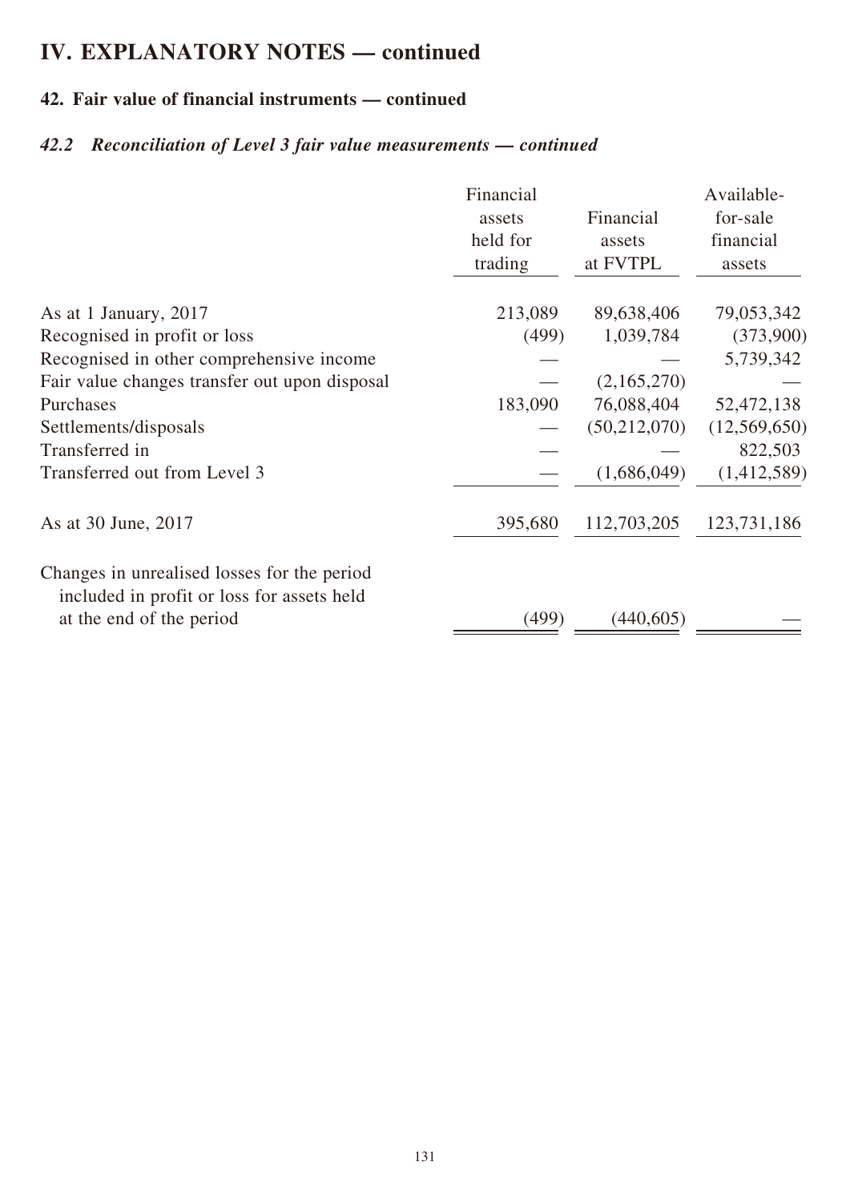# IV. EXPLANATORY NOTES — continued

## 42. Fair value of financial instruments — continued

### *42.2 Reconciliation of Level 3 fair value measurements — continued*

| | Financial assets held for trading | Financial assets at FVTPL | Available-for-sale financial assets |
|---|---|---|---|
| As at 1 January, 2017 | 213,089 | 89,638,406 | 79,053,342 |
| Recognised in profit or loss | (499) | 1,039,784 | (373,900) |
| Recognised in other comprehensive income | — | — | 5,739,342 |
| Fair value changes transfer out upon disposal | — | (2,165,270) | — |
| Purchases | 183,090 | 76,088,404 | 52,472,138 |
| Settlements/disposals | — | (50,212,070) | (12,569,650) |
| Transferred in | — | — | 822,503 |
| Transferred out from Level 3 | — | (1,686,049) | (1,412,589) |
| As at 30 June, 2017 | 395,680 | 112,703,205 | 123,731,186 |
| Changes in unrealised losses for the period included in profit or loss for assets held at the end of the period | (499) | (440,605) | — |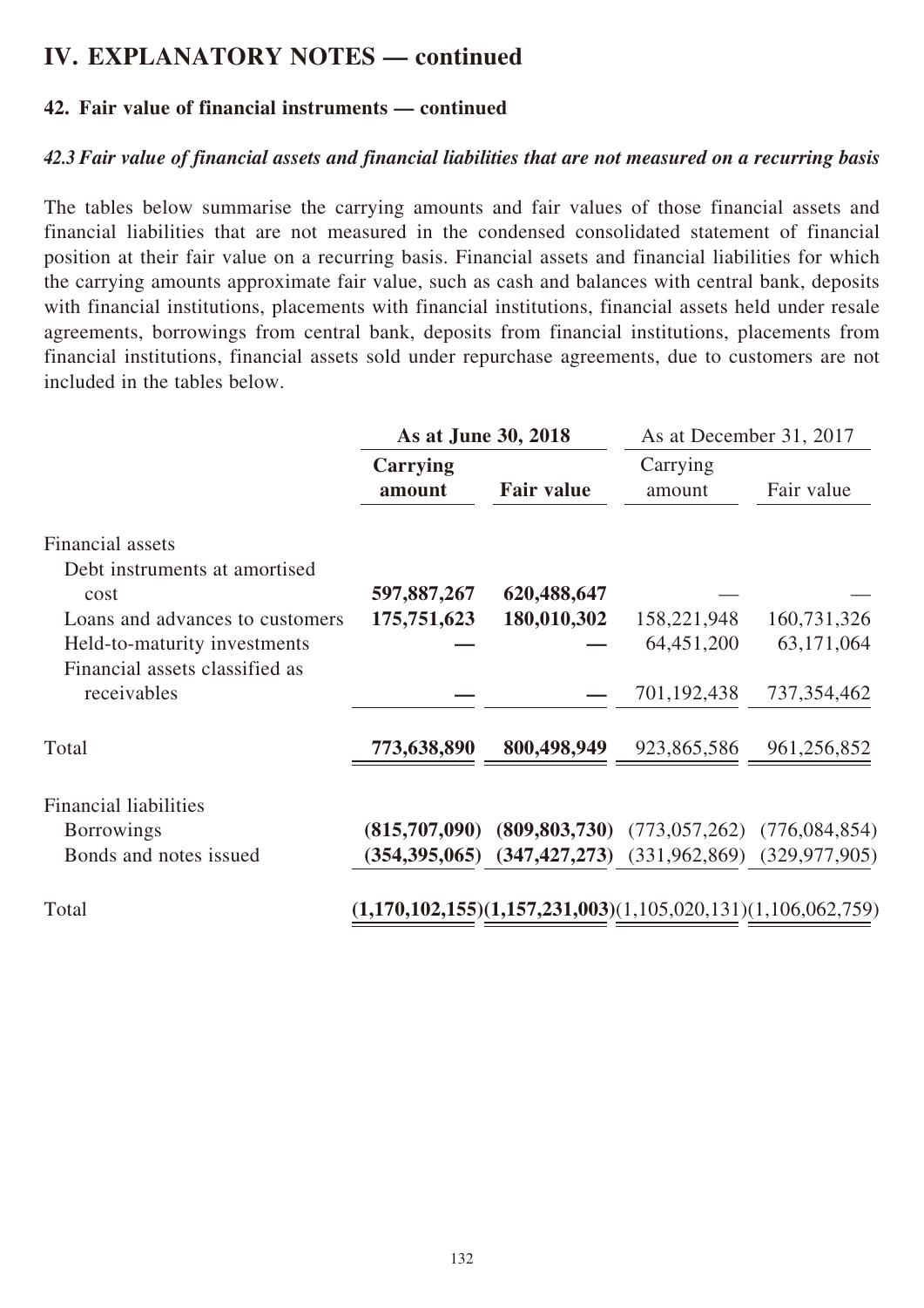# IV. EXPLANATORY NOTES — continued

## 42. Fair value of financial instruments — continued

### *42.3 Fair value of financial assets and financial liabilities that are not measured on a recurring basis*

The tables below summarise the carrying amounts and fair values of those financial assets and financial liabilities that are not measured in the condensed consolidated statement of financial position at their fair value on a recurring basis. Financial assets and financial liabilities for which the carrying amounts approximate fair value, such as cash and balances with central bank, deposits with financial institutions, placements with financial institutions, financial assets held under resale agreements, borrowings from central bank, deposits from financial institutions, placements from financial institutions, financial assets sold under repurchase agreements, due to customers are not included in the tables below.

| | **As at June 30, 2018** | | As at December 31, 2017 | |
|---|---|---|---|---|
| | **Carrying amount** | **Fair value** | Carrying amount | Fair value |
| Financial assets | | | | |
| Debt instruments at amortised cost | **597,887,267** | **620,488,647** | — | — |
| Loans and advances to customers | **175,751,623** | **180,010,302** | 158,221,948 | 160,731,326 |
| Held-to-maturity investments | **—** | **—** | 64,451,200 | 63,171,064 |
| Financial assets classified as receivables | **—** | **—** | 701,192,438 | 737,354,462 |
| Total | **773,638,890** | **800,498,949** | 923,865,586 | 961,256,852 |
| Financial liabilities | | | | |
| Borrowings | **(815,707,090)** | **(809,803,730)** | (773,057,262) | (776,084,854) |
| Bonds and notes issued | **(354,395,065)** | **(347,427,273)** | (331,962,869) | (329,977,905) |
| Total | **(1,170,102,155)** | **(1,157,231,003)** | (1,105,020,131) | (1,106,062,759) |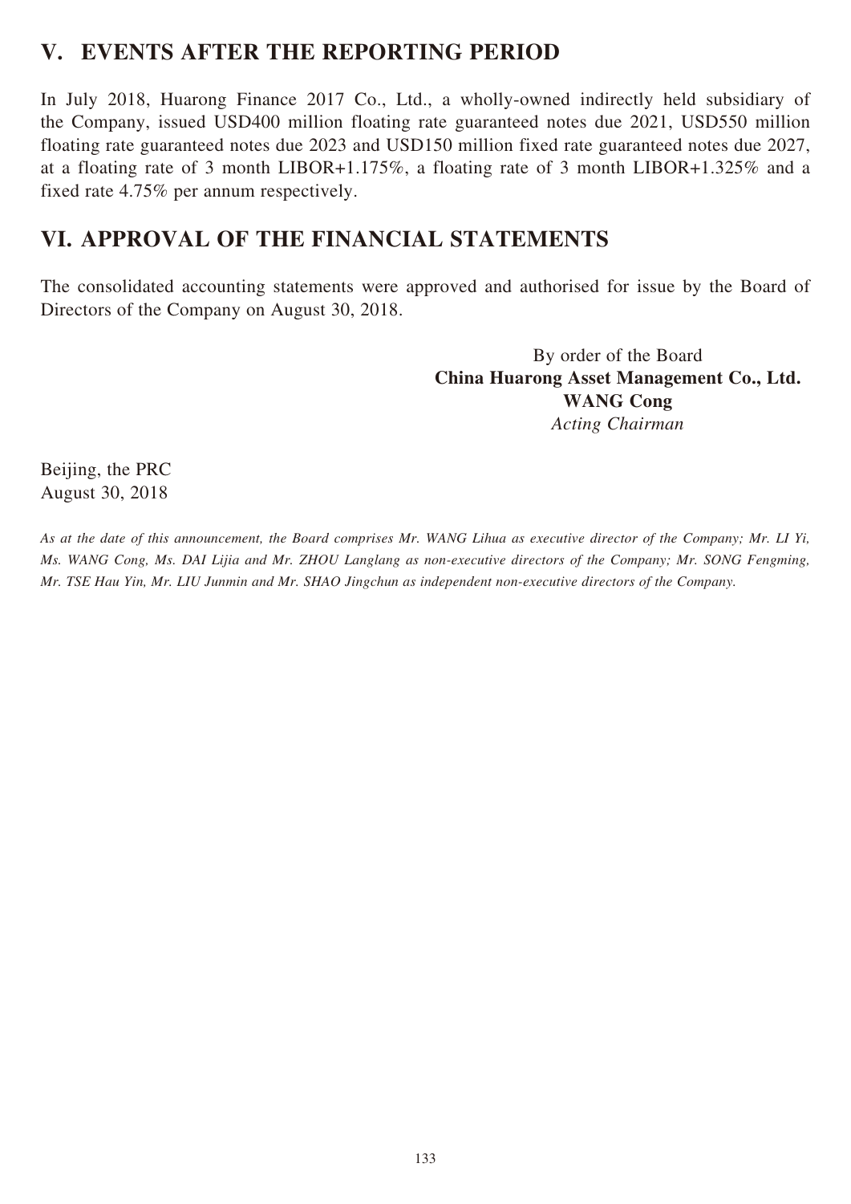## V. EVENTS AFTER THE REPORTING PERIOD

In July 2018, Huarong Finance 2017 Co., Ltd., a wholly-owned indirectly held subsidiary of the Company, issued USD400 million floating rate guaranteed notes due 2021, USD550 million floating rate guaranteed notes due 2023 and USD150 million fixed rate guaranteed notes due 2027, at a floating rate of 3 month LIBOR+1.175%, a floating rate of 3 month LIBOR+1.325% and a fixed rate 4.75% per annum respectively.

## VI. APPROVAL OF THE FINANCIAL STATEMENTS

The consolidated accounting statements were approved and authorised for issue by the Board of Directors of the Company on August 30, 2018.

By order of the Board
**China Huarong Asset Management Co., Ltd.**
**WANG Cong**
*Acting Chairman*

Beijing, the PRC
August 30, 2018

*As at the date of this announcement, the Board comprises Mr. WANG Lihua as executive director of the Company; Mr. LI Yi, Ms. WANG Cong, Ms. DAI Lijia and Mr. ZHOU Langlang as non-executive directors of the Company; Mr. SONG Fengming, Mr. TSE Hau Yin, Mr. LIU Junmin and Mr. SHAO Jingchun as independent non-executive directors of the Company.*